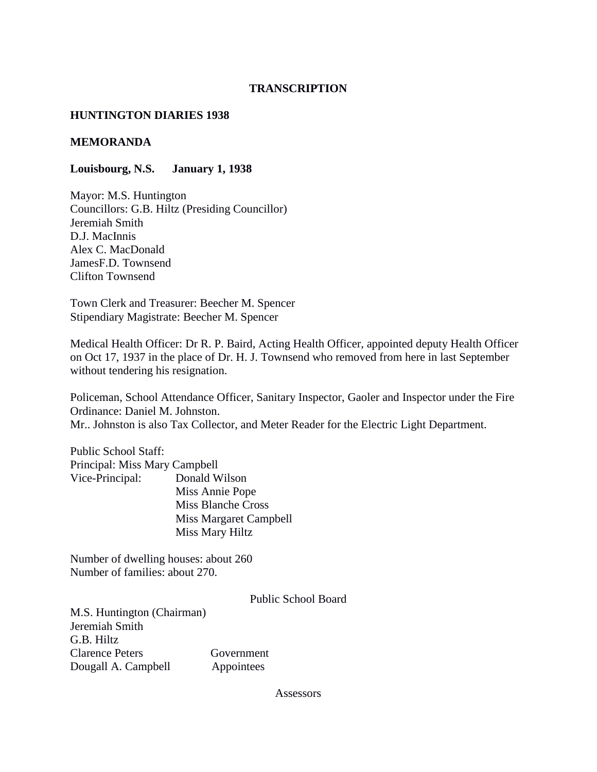**TRANSCRIPTION**

**HUNTINGTON DIARIES 1938**

**MEMORANDA**

**Louisbourg, N.S. January 1, 1938**

Mayor: M.S. Huntington  
Councillors: G.B. Hiltz (Presiding Councillor)  
Jeremiah Smith  
D.J. MacInnis  
Alex C. MacDonald  
JamesF.D. Townsend  
Clifton Townsend

Town Clerk and Treasurer: Beecher M. Spencer  
Stipendiary Magistrate: Beecher M. Spencer

Medical Health Officer: Dr R. P. Baird, Acting Health Officer, appointed deputy Health Officer on Oct 17, 1937 in the place of Dr. H. J. Townsend who removed from here in last September without tendering his resignation.

Policeman, School Attendance Officer, Sanitary Inspector, Gaoler and Inspector under the Fire Ordinance: Daniel M. Johnston.  
Mr.. Johnston is also Tax Collector, and Meter Reader for the Electric Light Department.

Public School Staff:  
Principal: Miss Mary Campbell  
Vice-Principal: Donald Wilson  
Miss Annie Pope  
Miss Blanche Cross  
Miss Margaret Campbell  
Miss Mary Hiltz

Number of dwelling houses: about 260  
Number of families: about 270.

Public School Board

M.S. Huntington (Chairman)  
Jeremiah Smith  
G.B. Hiltz  
Clarence Peters — Government  
Dougall A. Campbell — Appointees

Assessors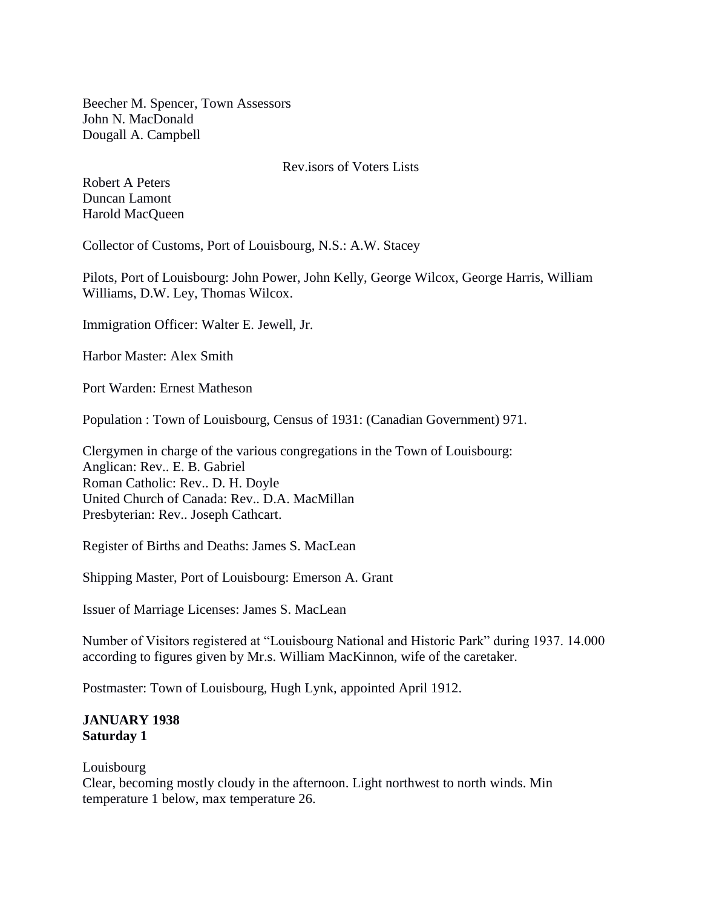Beecher M. Spencer, Town Assessors
John N. MacDonald
Dougall A. Campbell

Rev.isors of Voters Lists

Robert A Peters
Duncan Lamont
Harold MacQueen

Collector of Customs, Port of Louisbourg, N.S.: A.W. Stacey

Pilots, Port of Louisbourg: John Power, John Kelly, George Wilcox, George Harris, William Williams, D.W. Ley, Thomas Wilcox.

Immigration Officer: Walter E. Jewell, Jr.

Harbor Master: Alex Smith

Port Warden: Ernest Matheson

Population : Town of Louisbourg, Census of 1931: (Canadian Government) 971.

Clergymen in charge of the various congregations in the Town of Louisbourg:
Anglican: Rev.. E. B. Gabriel
Roman Catholic: Rev.. D. H. Doyle
United Church of Canada: Rev.. D.A. MacMillan
Presbyterian: Rev.. Joseph Cathcart.

Register of Births and Deaths: James S. MacLean

Shipping Master, Port of Louisbourg: Emerson A. Grant

Issuer of Marriage Licenses: James S. MacLean

Number of Visitors registered at "Louisbourg National and Historic Park" during 1937. 14.000 according to figures given by Mr.s. William MacKinnon, wife of the caretaker.

Postmaster: Town of Louisbourg, Hugh Lynk, appointed April 1912.

**JANUARY 1938**
**Saturday 1**

Louisbourg
Clear, becoming mostly cloudy in the afternoon. Light northwest to north winds. Min temperature 1 below, max temperature 26.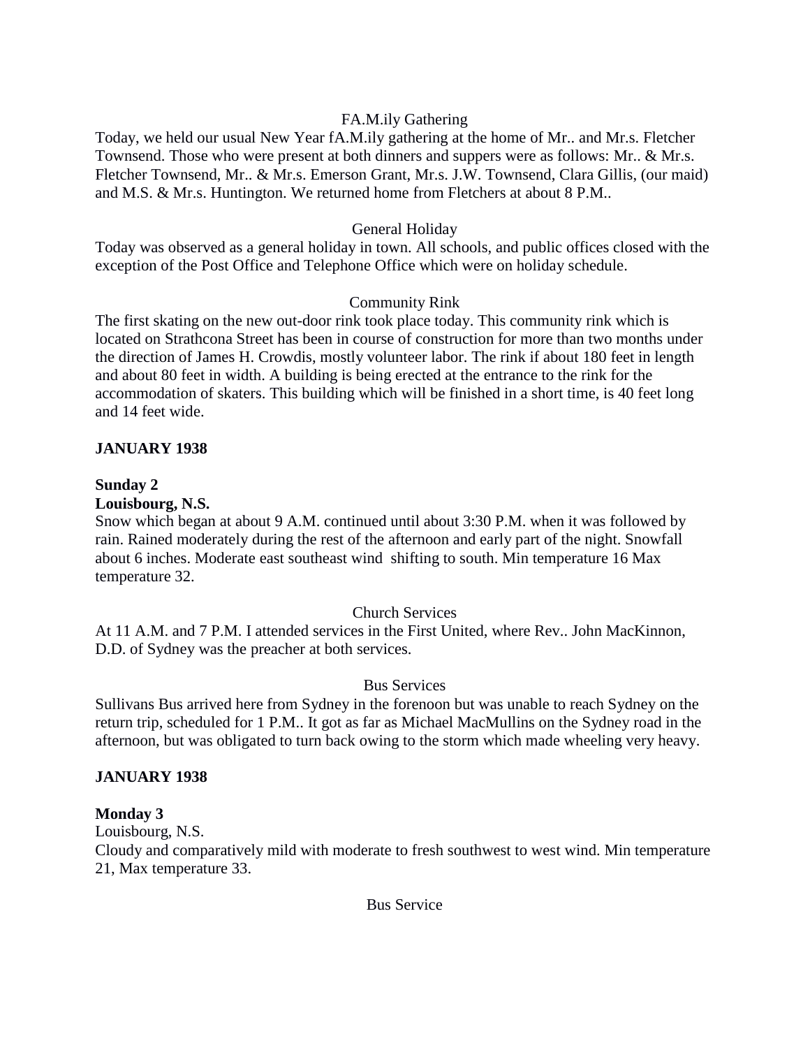FA.M.ily Gathering

Today, we held our usual New Year fA.M.ily gathering at the home of Mr.. and Mr.s. Fletcher Townsend. Those who were present at both dinners and suppers were as follows: Mr.. & Mr.s. Fletcher Townsend, Mr.. & Mr.s. Emerson Grant, Mr.s. J.W. Townsend, Clara Gillis, (our maid) and M.S. & Mr.s. Huntington. We returned home from Fletchers at about 8 P.M..

General Holiday

Today was observed as a general holiday in town. All schools, and public offices closed with the exception of the Post Office and Telephone Office which were on holiday schedule.

Community Rink

The first skating on the new out-door rink took place today. This community rink which is located on Strathcona Street has been in course of construction for more than two months under the direction of James H. Crowdis, mostly volunteer labor. The rink if about 180 feet in length and about 80 feet in width. A building is being erected at the entrance to the rink for the accommodation of skaters. This building which will be finished in a short time, is 40 feet long and 14 feet wide.

**JANUARY 1938**

**Sunday 2**

**Louisbourg, N.S.**

Snow which began at about 9 A.M. continued until about 3:30 P.M. when it was followed by rain. Rained moderately during the rest of the afternoon and early part of the night. Snowfall about 6 inches. Moderate east southeast wind shifting to south. Min temperature 16 Max temperature 32.

Church Services

At 11 A.M. and 7 P.M. I attended services in the First United, where Rev.. John MacKinnon, D.D. of Sydney was the preacher at both services.

Bus Services

Sullivans Bus arrived here from Sydney in the forenoon but was unable to reach Sydney on the return trip, scheduled for 1 P.M.. It got as far as Michael MacMullins on the Sydney road in the afternoon, but was obligated to turn back owing to the storm which made wheeling very heavy.

**JANUARY 1938**

**Monday 3**

Louisbourg, N.S.

Cloudy and comparatively mild with moderate to fresh southwest to west wind. Min temperature 21, Max temperature 33.

Bus Service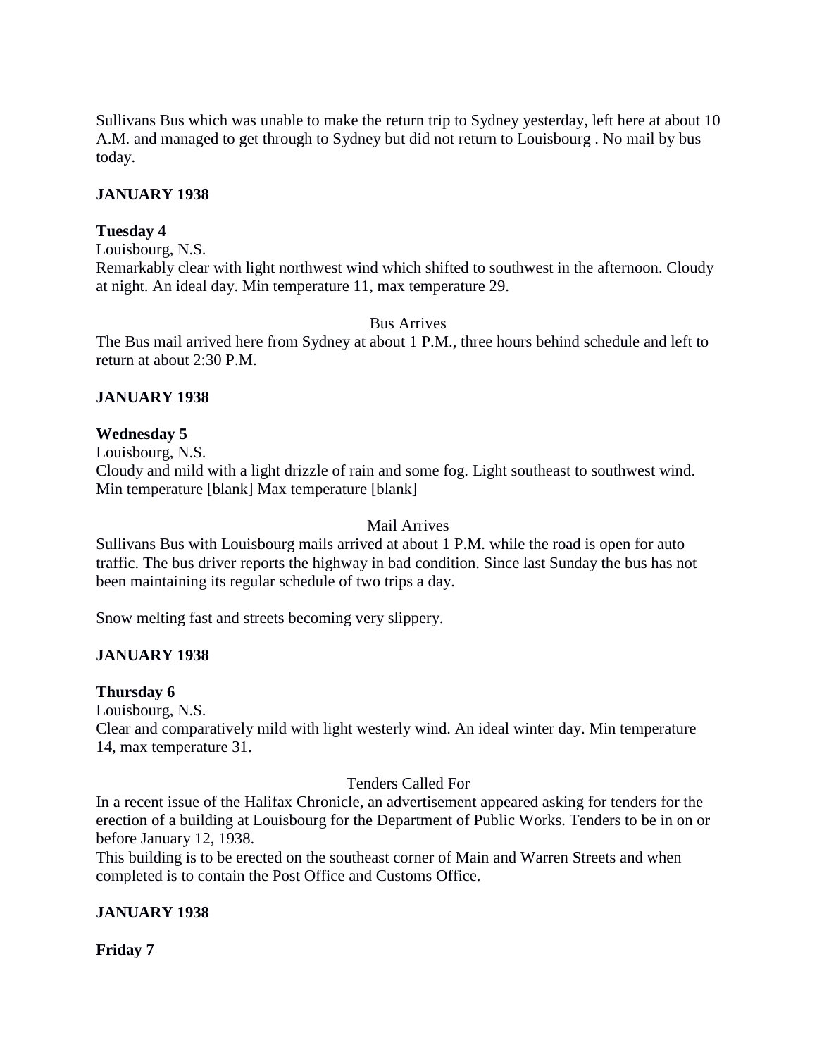Sullivans Bus which was unable to make the return trip to Sydney yesterday, left here at about 10 A.M. and managed to get through to Sydney but did not return to Louisbourg . No mail by bus today.

**JANUARY 1938**

**Tuesday 4**

Louisbourg, N.S.

Remarkably clear with light northwest wind which shifted to southwest in the afternoon. Cloudy at night. An ideal day. Min temperature 11, max temperature 29.

Bus Arrives

The Bus mail arrived here from Sydney at about 1 P.M., three hours behind schedule and left to return at about 2:30 P.M.

**JANUARY 1938**

**Wednesday 5**

Louisbourg, N.S.

Cloudy and mild with a light drizzle of rain and some fog. Light southeast to southwest wind. Min temperature [blank] Max temperature [blank]

Mail Arrives

Sullivans Bus with Louisbourg mails arrived at about 1 P.M. while the road is open for auto traffic. The bus driver reports the highway in bad condition. Since last Sunday the bus has not been maintaining its regular schedule of two trips a day.

Snow melting fast and streets becoming very slippery.

**JANUARY 1938**

**Thursday 6**

Louisbourg, N.S.

Clear and comparatively mild with light westerly wind. An ideal winter day. Min temperature 14, max temperature 31.

Tenders Called For

In a recent issue of the Halifax Chronicle, an advertisement appeared asking for tenders for the erection of a building at Louisbourg for the Department of Public Works. Tenders to be in on or before January 12, 1938.

This building is to be erected on the southeast corner of Main and Warren Streets and when completed is to contain the Post Office and Customs Office.

**JANUARY 1938**

**Friday 7**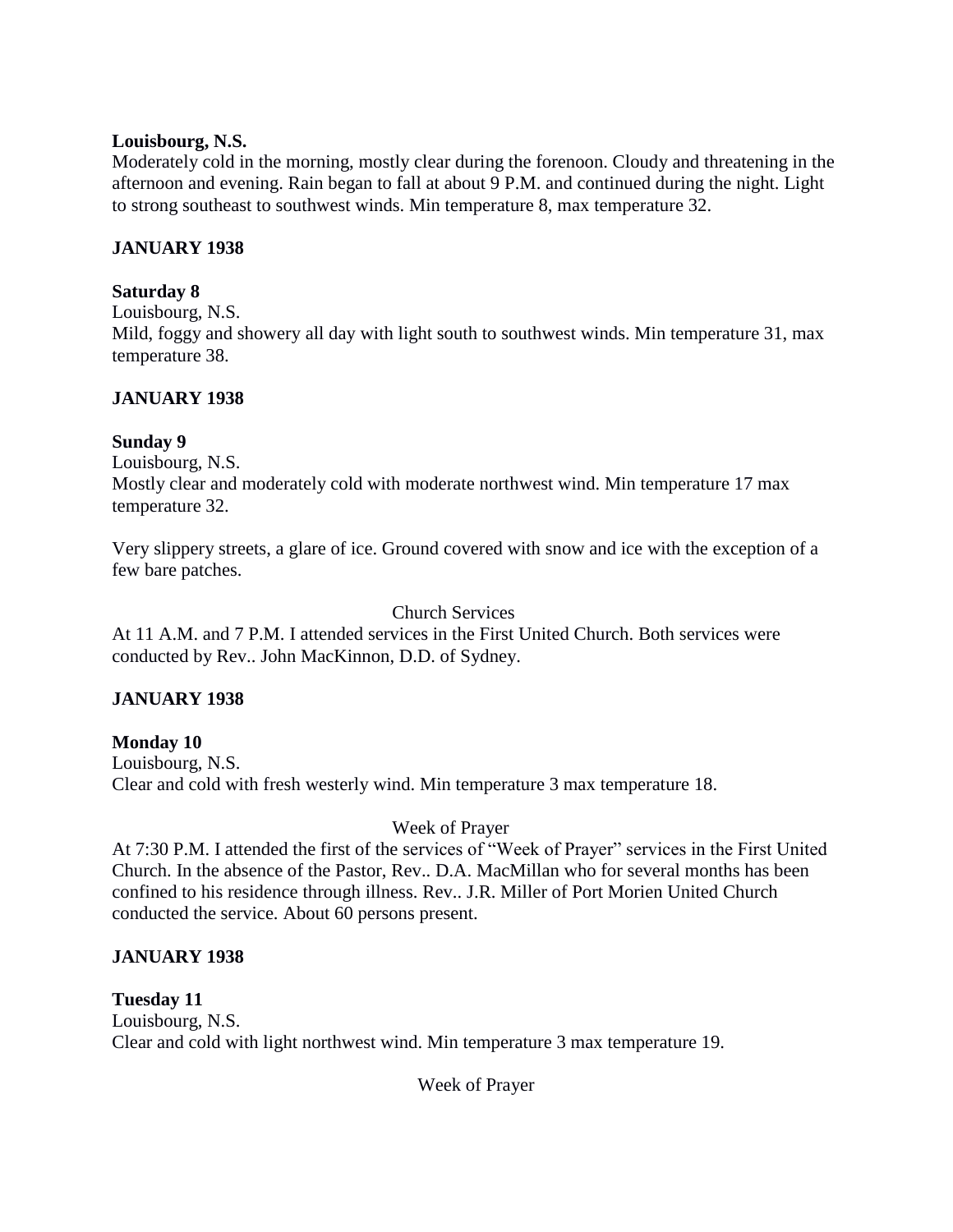**Louisbourg, N.S.**
Moderately cold in the morning, mostly clear during the forenoon. Cloudy and threatening in the afternoon and evening. Rain began to fall at about 9 P.M. and continued during the night. Light to strong southeast to southwest winds. Min temperature 8, max temperature 32.

**JANUARY 1938**

**Saturday 8**
Louisbourg, N.S.
Mild, foggy and showery all day with light south to southwest winds. Min temperature 31, max temperature 38.

**JANUARY 1938**

**Sunday 9**
Louisbourg, N.S.
Mostly clear and moderately cold with moderate northwest wind. Min temperature 17 max temperature 32.

Very slippery streets, a glare of ice. Ground covered with snow and ice with the exception of a few bare patches.

Church Services

At 11 A.M. and 7 P.M. I attended services in the First United Church. Both services were conducted by Rev.. John MacKinnon, D.D. of Sydney.

**JANUARY 1938**

**Monday 10**
Louisbourg, N.S.
Clear and cold with fresh westerly wind. Min temperature 3 max temperature 18.

Week of Prayer

At 7:30 P.M. I attended the first of the services of "Week of Prayer" services in the First United Church. In the absence of the Pastor, Rev.. D.A. MacMillan who for several months has been confined to his residence through illness. Rev.. J.R. Miller of Port Morien United Church conducted the service. About 60 persons present.

**JANUARY 1938**

**Tuesday 11**
Louisbourg, N.S.
Clear and cold with light northwest wind. Min temperature 3 max temperature 19.

Week of Prayer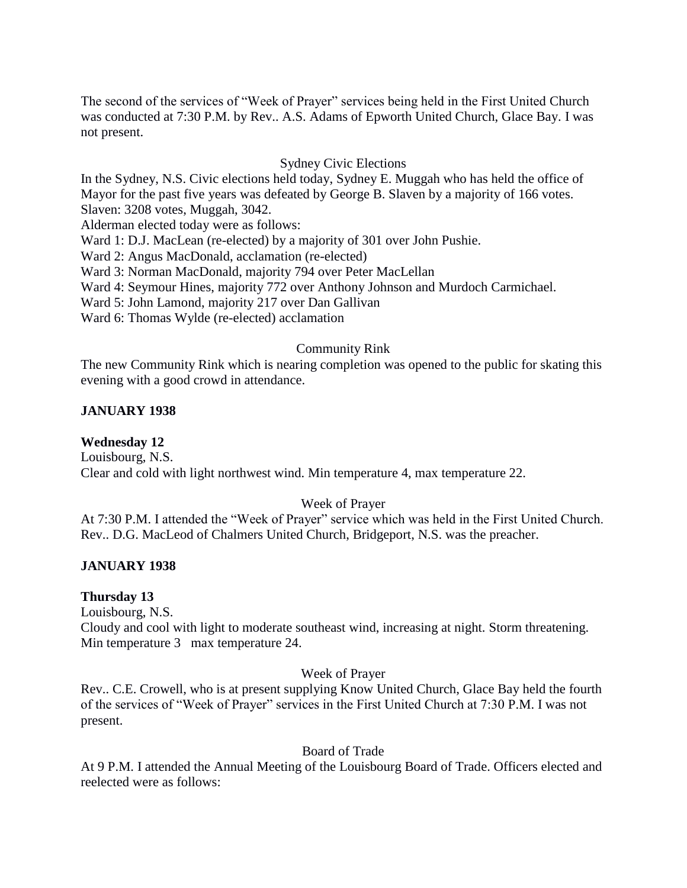The second of the services of "Week of Prayer" services being held in the First United Church was conducted at 7:30 P.M. by Rev.. A.S. Adams of Epworth United Church, Glace Bay. I was not present.

Sydney Civic Elections

In the Sydney, N.S. Civic elections held today, Sydney E. Muggah who has held the office of Mayor for the past five years was defeated by George B. Slaven by a majority of 166 votes. Slaven: 3208 votes, Muggah, 3042.

Alderman elected today were as follows:

Ward 1: D.J. MacLean (re-elected) by a majority of 301 over John Pushie.
Ward 2: Angus MacDonald, acclamation (re-elected)
Ward 3: Norman MacDonald, majority 794 over Peter MacLellan
Ward 4: Seymour Hines, majority 772 over Anthony Johnson and Murdoch Carmichael.
Ward 5: John Lamond, majority 217 over Dan Gallivan
Ward 6: Thomas Wylde (re-elected) acclamation

Community Rink

The new Community Rink which is nearing completion was opened to the public for skating this evening with a good crowd in attendance.

**JANUARY 1938**

**Wednesday 12**

Louisbourg, N.S.
Clear and cold with light northwest wind. Min temperature 4, max temperature 22.

Week of Prayer

At 7:30 P.M. I attended the "Week of Prayer" service which was held in the First United Church. Rev.. D.G. MacLeod of Chalmers United Church, Bridgeport, N.S. was the preacher.

**JANUARY 1938**

**Thursday 13**

Louisbourg, N.S.
Cloudy and cool with light to moderate southeast wind, increasing at night. Storm threatening. Min temperature 3 max temperature 24.

Week of Prayer

Rev.. C.E. Crowell, who is at present supplying Know United Church, Glace Bay held the fourth of the services of "Week of Prayer" services in the First United Church at 7:30 P.M. I was not present.

Board of Trade

At 9 P.M. I attended the Annual Meeting of the Louisbourg Board of Trade. Officers elected and reelected were as follows: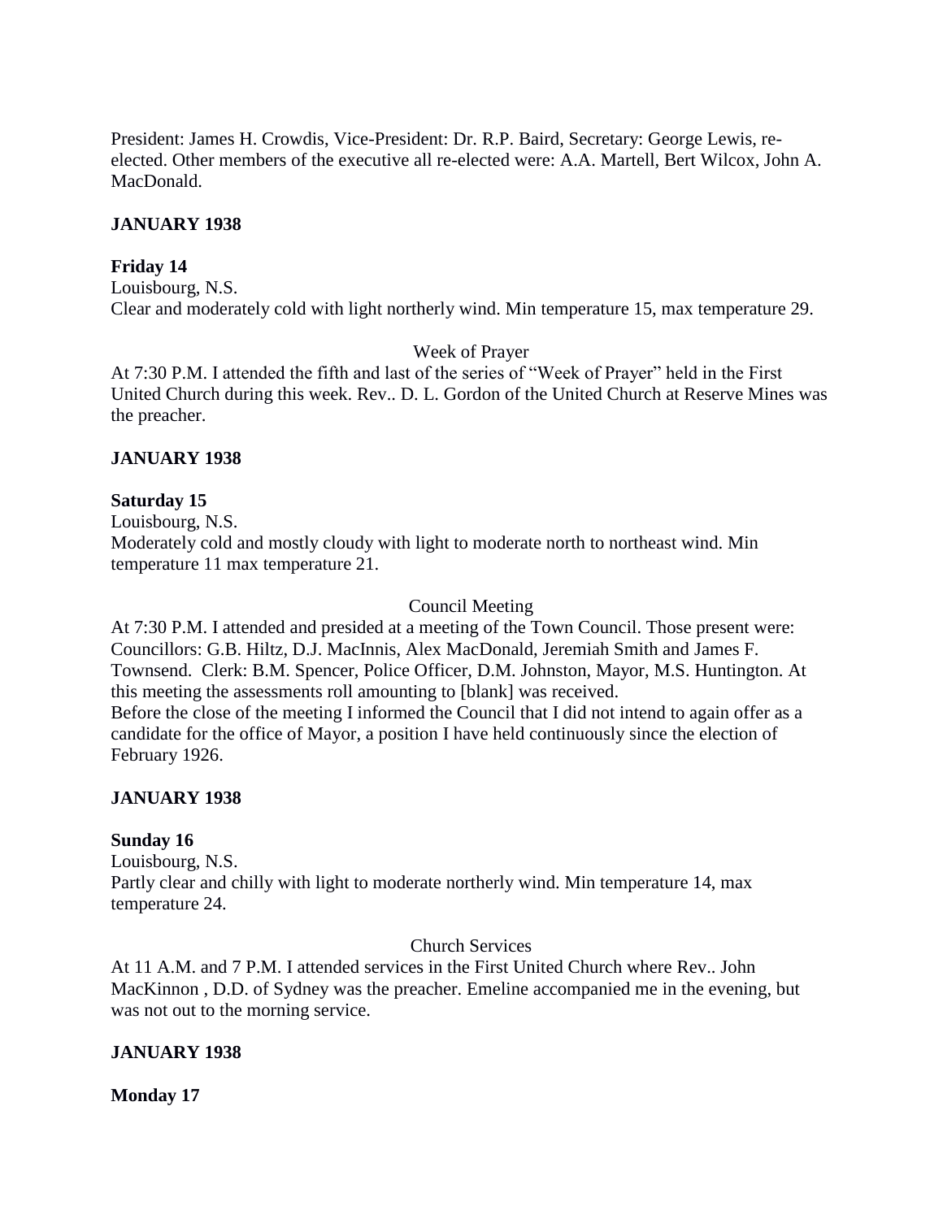President: James H. Crowdis, Vice-President: Dr. R.P. Baird, Secretary: George Lewis, re-elected. Other members of the executive all re-elected were: A.A. Martell, Bert Wilcox, John A. MacDonald.

**JANUARY 1938**

**Friday 14**

Louisbourg, N.S.

Clear and moderately cold with light northerly wind. Min temperature 15, max temperature 29.

Week of Prayer

At 7:30 P.M. I attended the fifth and last of the series of "Week of Prayer" held in the First United Church during this week. Rev.. D. L. Gordon of the United Church at Reserve Mines was the preacher.

**JANUARY 1938**

**Saturday 15**

Louisbourg, N.S.

Moderately cold and mostly cloudy with light to moderate north to northeast wind. Min temperature 11 max temperature 21.

Council Meeting

At 7:30 P.M. I attended and presided at a meeting of the Town Council. Those present were: Councillors: G.B. Hiltz, D.J. MacInnis, Alex MacDonald, Jeremiah Smith and James F. Townsend. Clerk: B.M. Spencer, Police Officer, D.M. Johnston, Mayor, M.S. Huntington. At this meeting the assessments roll amounting to [blank] was received.

Before the close of the meeting I informed the Council that I did not intend to again offer as a candidate for the office of Mayor, a position I have held continuously since the election of February 1926.

**JANUARY 1938**

**Sunday 16**

Louisbourg, N.S.

Partly clear and chilly with light to moderate northerly wind. Min temperature 14, max temperature 24.

Church Services

At 11 A.M. and 7 P.M. I attended services in the First United Church where Rev.. John MacKinnon , D.D. of Sydney was the preacher. Emeline accompanied me in the evening, but was not out to the morning service.

**JANUARY 1938**

**Monday 17**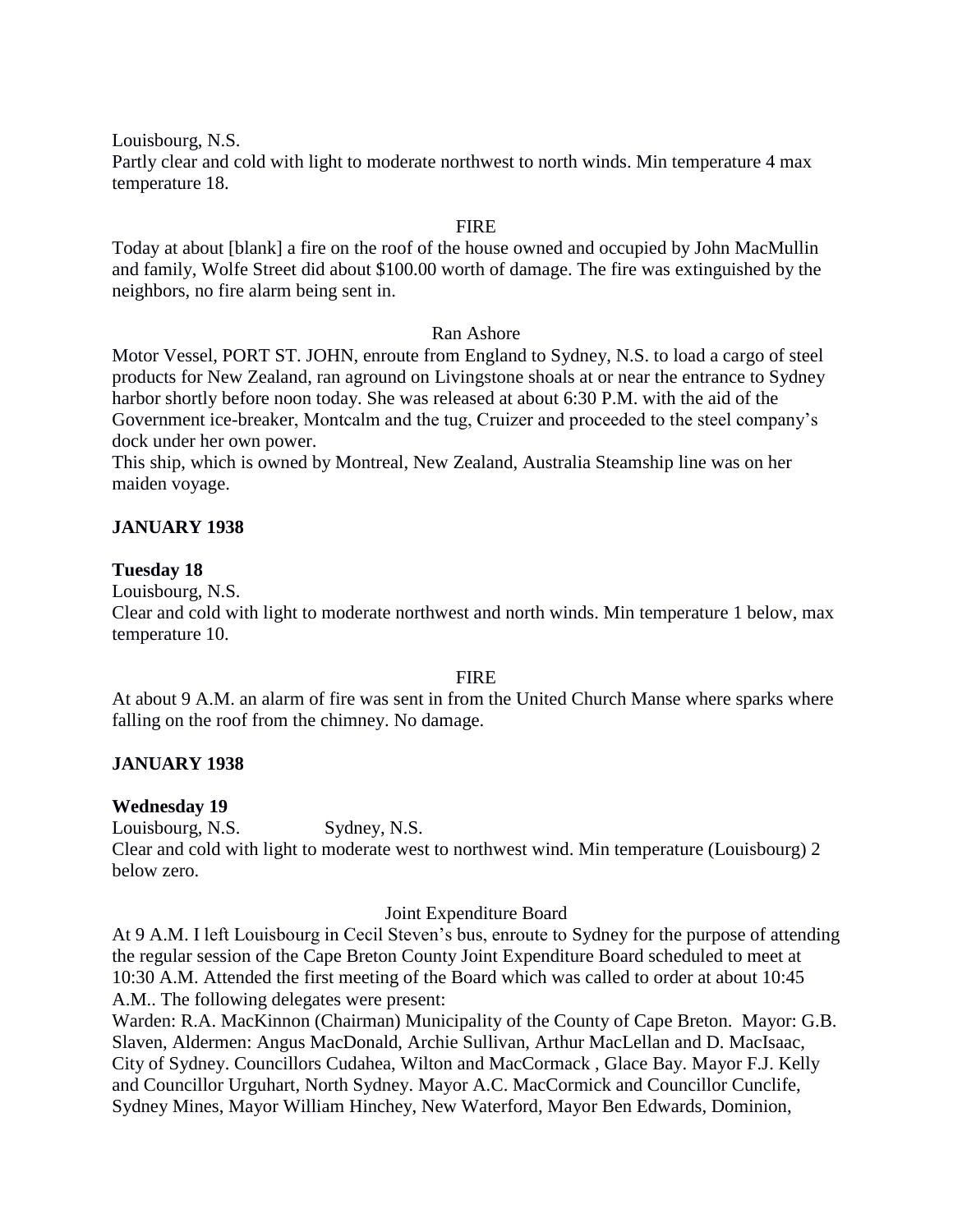Louisbourg, N.S.

Partly clear and cold with light to moderate northwest to north winds. Min temperature 4 max temperature 18.

FIRE

Today at about [blank] a fire on the roof of the house owned and occupied by John MacMullin and family, Wolfe Street did about $100.00 worth of damage. The fire was extinguished by the neighbors, no fire alarm being sent in.

Ran Ashore

Motor Vessel, PORT ST. JOHN, enroute from England to Sydney, N.S. to load a cargo of steel products for New Zealand, ran aground on Livingstone shoals at or near the entrance to Sydney harbor shortly before noon today. She was released at about 6:30 P.M. with the aid of the Government ice-breaker, Montcalm and the tug, Cruizer and proceeded to the steel company's dock under her own power.

This ship, which is owned by Montreal, New Zealand, Australia Steamship line was on her maiden voyage.

**JANUARY 1938**

**Tuesday 18**

Louisbourg, N.S.

Clear and cold with light to moderate northwest and north winds. Min temperature 1 below, max temperature 10.

FIRE

At about 9 A.M. an alarm of fire was sent in from the United Church Manse where sparks where falling on the roof from the chimney. No damage.

**JANUARY 1938**

**Wednesday 19**

Louisbourg, N.S.  Sydney, N.S.

Clear and cold with light to moderate west to northwest wind. Min temperature (Louisbourg) 2 below zero.

Joint Expenditure Board

At 9 A.M. I left Louisbourg in Cecil Steven's bus, enroute to Sydney for the purpose of attending the regular session of the Cape Breton County Joint Expenditure Board scheduled to meet at 10:30 A.M. Attended the first meeting of the Board which was called to order at about 10:45 A.M.. The following delegates were present:

Warden: R.A. MacKinnon (Chairman) Municipality of the County of Cape Breton. Mayor: G.B. Slaven, Aldermen: Angus MacDonald, Archie Sullivan, Arthur MacLellan and D. MacIsaac, City of Sydney. Councillors Cudahea, Wilton and MacCormack , Glace Bay. Mayor F.J. Kelly and Councillor Urguhart, North Sydney. Mayor A.C. MacCormick and Councillor Cunclife, Sydney Mines, Mayor William Hinchey, New Waterford, Mayor Ben Edwards, Dominion,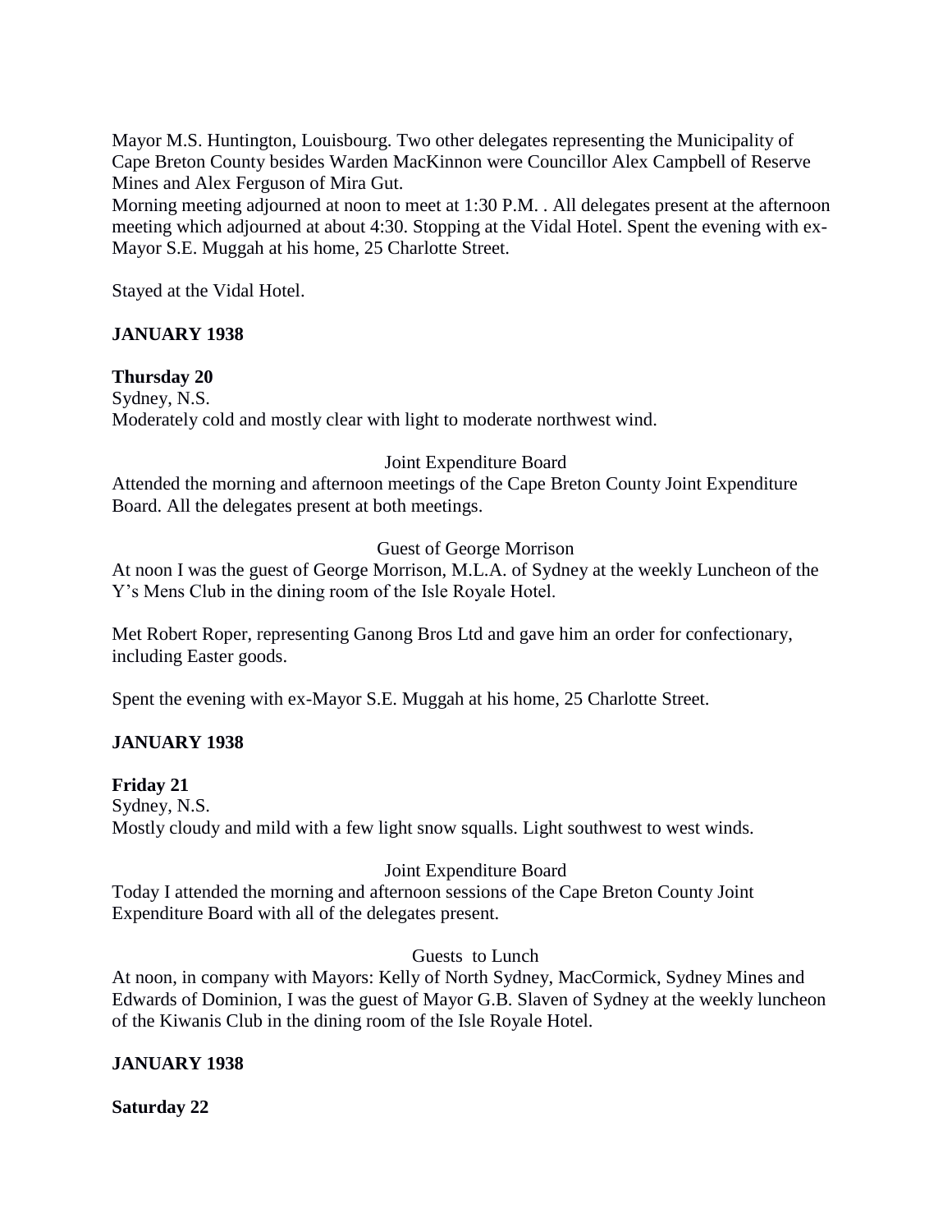Mayor M.S. Huntington, Louisbourg. Two other delegates representing the Municipality of Cape Breton County besides Warden MacKinnon were Councillor Alex Campbell of Reserve Mines and Alex Ferguson of Mira Gut.
Morning meeting adjourned at noon to meet at 1:30 P.M. . All delegates present at the afternoon meeting which adjourned at about 4:30. Stopping at the Vidal Hotel. Spent the evening with ex-Mayor S.E. Muggah at his home, 25 Charlotte Street.

Stayed at the Vidal Hotel.

**JANUARY 1938**

**Thursday 20**
Sydney, N.S.
Moderately cold and mostly clear with light to moderate northwest wind.

Joint Expenditure Board

Attended the morning and afternoon meetings of the Cape Breton County Joint Expenditure Board. All the delegates present at both meetings.

Guest of George Morrison

At noon I was the guest of George Morrison, M.L.A. of Sydney at the weekly Luncheon of the Y's Mens Club in the dining room of the Isle Royale Hotel.

Met Robert Roper, representing Ganong Bros Ltd and gave him an order for confectionary, including Easter goods.

Spent the evening with ex-Mayor S.E. Muggah at his home, 25 Charlotte Street.

**JANUARY 1938**

**Friday 21**
Sydney, N.S.
Mostly cloudy and mild with a few light snow squalls. Light southwest to west winds.

Joint Expenditure Board

Today I attended the morning and afternoon sessions of the Cape Breton County Joint Expenditure Board with all of the delegates present.

Guests to Lunch

At noon, in company with Mayors: Kelly of North Sydney, MacCormick, Sydney Mines and Edwards of Dominion, I was the guest of Mayor G.B. Slaven of Sydney at the weekly luncheon of the Kiwanis Club in the dining room of the Isle Royale Hotel.

**JANUARY 1938**

**Saturday 22**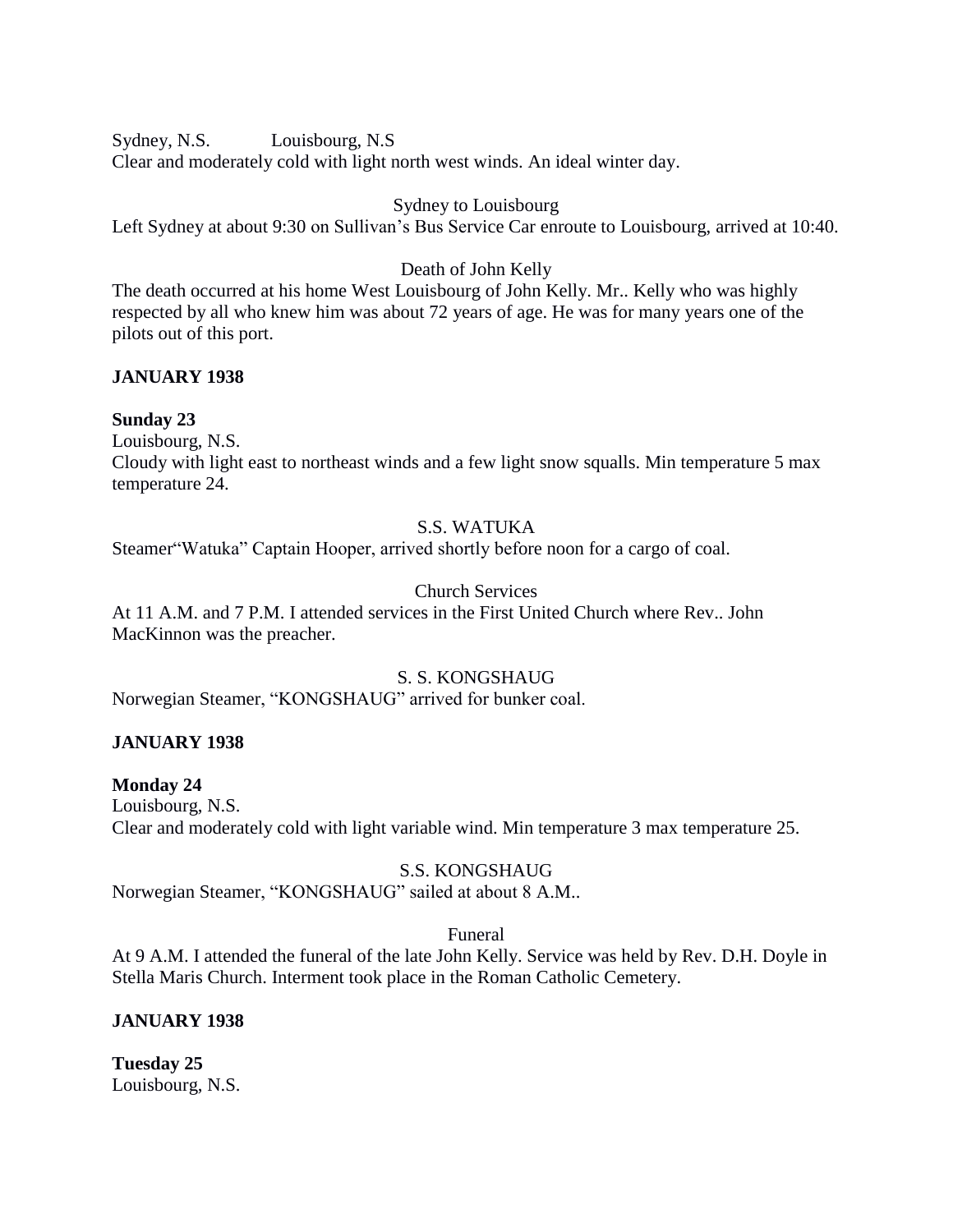Sydney, N.S.            Louisbourg, N.S

Clear and moderately cold with light north west winds. An ideal winter day.

Sydney to Louisbourg

Left Sydney at about 9:30 on Sullivan's Bus Service Car enroute to Louisbourg, arrived at 10:40.

Death of John Kelly

The death occurred at his home West Louisbourg of John Kelly. Mr.. Kelly who was highly respected by all who knew him was about 72 years of age. He was for many years one of the pilots out of this port.

**JANUARY 1938**

**Sunday 23**

Louisbourg, N.S.

Cloudy with light east to northeast winds and a few light snow squalls. Min temperature 5 max temperature 24.

S.S. WATUKA

Steamer"Watuka" Captain Hooper, arrived shortly before noon for a cargo of coal.

Church Services

At 11 A.M. and 7 P.M. I attended services in the First United Church where Rev.. John MacKinnon was the preacher.

S. S. KONGSHAUG

Norwegian Steamer, "KONGSHAUG" arrived for bunker coal.

**JANUARY 1938**

**Monday 24**

Louisbourg, N.S.

Clear and moderately cold with light variable wind. Min temperature 3 max temperature 25.

S.S. KONGSHAUG

Norwegian Steamer, "KONGSHAUG" sailed at about 8 A.M..

Funeral

At 9 A.M. I attended the funeral of the late John Kelly. Service was held by Rev. D.H. Doyle in Stella Maris Church. Interment took place in the Roman Catholic Cemetery.

**JANUARY 1938**

**Tuesday 25**

Louisbourg, N.S.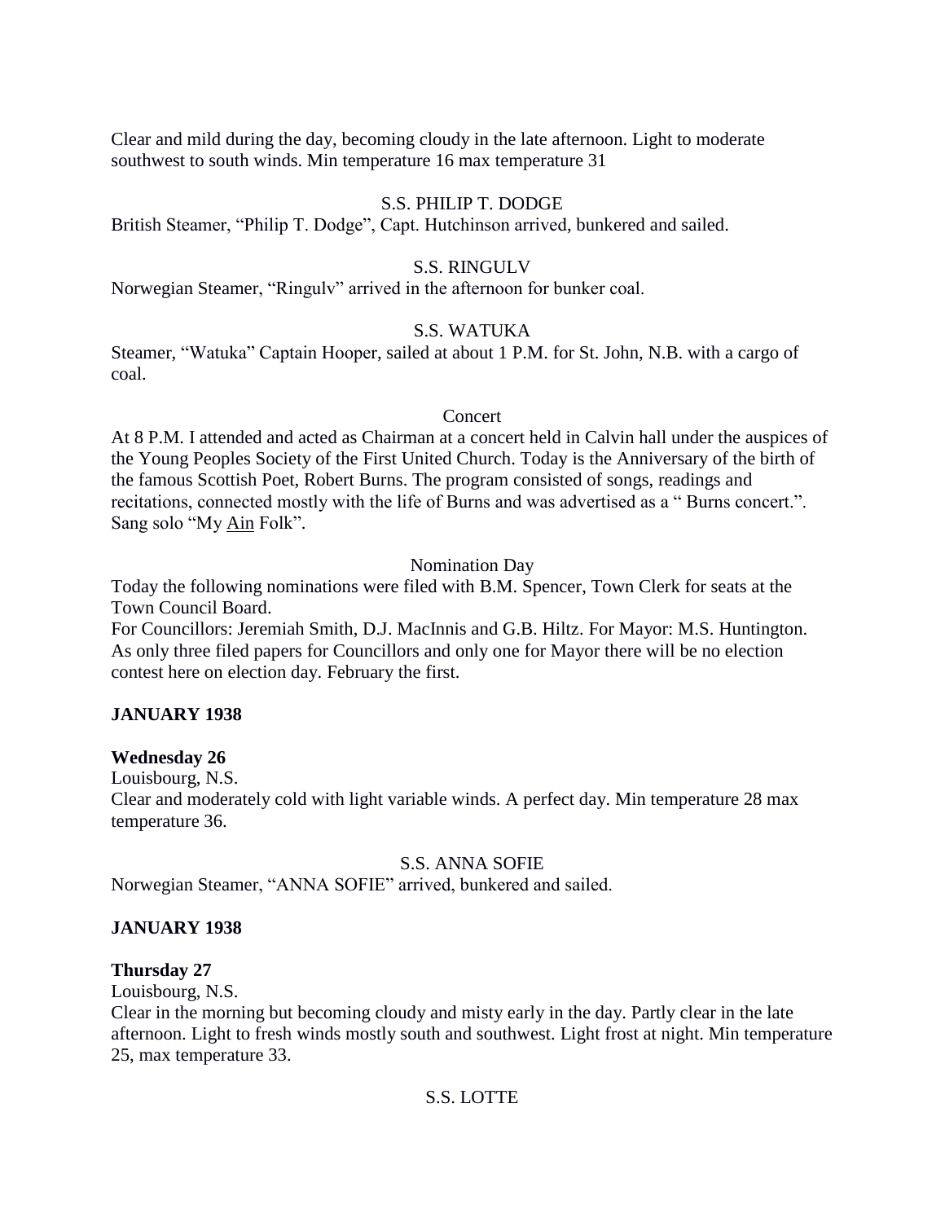Clear and mild during the day, becoming cloudy in the late afternoon. Light to moderate southwest to south winds. Min temperature 16 max temperature 31

S.S. PHILIP T. DODGE

British Steamer, "Philip T. Dodge", Capt. Hutchinson arrived, bunkered and sailed.

S.S. RINGULV

Norwegian Steamer, "Ringulv" arrived in the afternoon for bunker coal.

S.S. WATUKA

Steamer, "Watuka" Captain Hooper, sailed at about 1 P.M. for St. John, N.B. with a cargo of coal.

Concert

At 8 P.M. I attended and acted as Chairman at a concert held in Calvin hall under the auspices of the Young Peoples Society of the First United Church. Today is the Anniversary of the birth of the famous Scottish Poet, Robert Burns. The program consisted of songs, readings and recitations, connected mostly with the life of Burns and was advertised as a " Burns concert.". Sang solo "My Ain Folk".

Nomination Day

Today the following nominations were filed with B.M. Spencer, Town Clerk for seats at the Town Council Board.

For Councillors: Jeremiah Smith, D.J. MacInnis and G.B. Hiltz. For Mayor: M.S. Huntington.

As only three filed papers for Councillors and only one for Mayor there will be no election contest here on election day. February the first.

**JANUARY 1938**

**Wednesday 26**

Louisbourg, N.S.

Clear and moderately cold with light variable winds. A perfect day. Min temperature 28 max temperature 36.

S.S. ANNA SOFIE

Norwegian Steamer, "ANNA SOFIE" arrived, bunkered and sailed.

**JANUARY 1938**

**Thursday 27**

Louisbourg, N.S.

Clear in the morning but becoming cloudy and misty early in the day. Partly clear in the late afternoon. Light to fresh winds mostly south and southwest. Light frost at night. Min temperature 25, max temperature 33.

S.S. LOTTE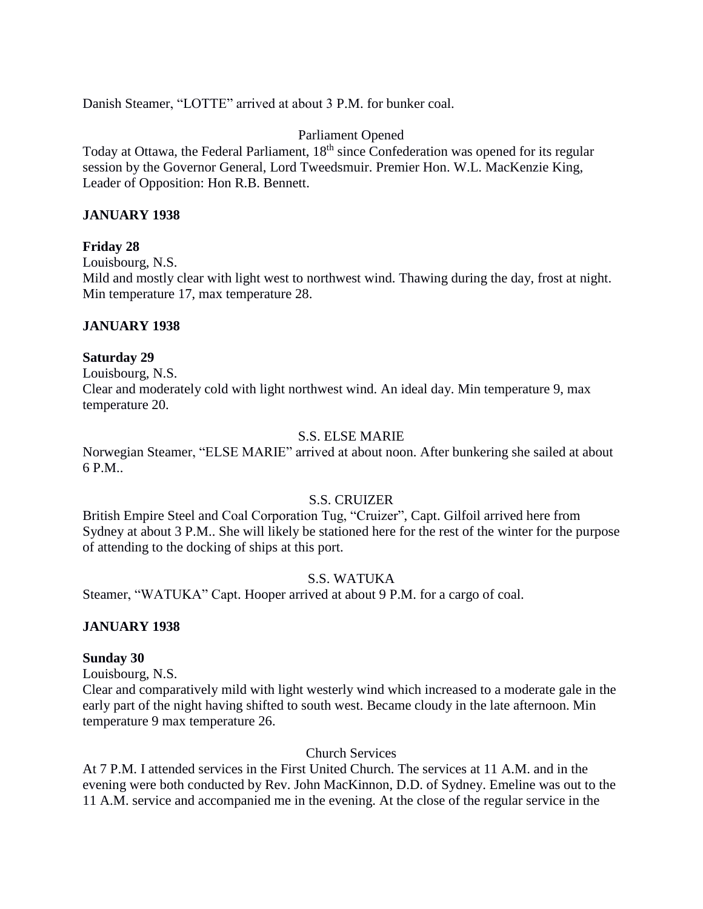Danish Steamer, "LOTTE" arrived at about 3 P.M. for bunker coal.

Parliament Opened

Today at Ottawa, the Federal Parliament, 18th since Confederation was opened for its regular session by the Governor General, Lord Tweedsmuir. Premier Hon. W.L. MacKenzie King, Leader of Opposition: Hon R.B. Bennett.

**JANUARY 1938**

**Friday 28**

Louisbourg, N.S.

Mild and mostly clear with light west to northwest wind. Thawing during the day, frost at night. Min temperature 17, max temperature 28.

**JANUARY 1938**

**Saturday 29**

Louisbourg, N.S.

Clear and moderately cold with light northwest wind. An ideal day. Min temperature 9, max temperature 20.

S.S. ELSE MARIE

Norwegian Steamer, "ELSE MARIE" arrived at about noon. After bunkering she sailed at about 6 P.M..

S.S. CRUIZER

British Empire Steel and Coal Corporation Tug, "Cruizer", Capt. Gilfoil arrived here from Sydney at about 3 P.M.. She will likely be stationed here for the rest of the winter for the purpose of attending to the docking of ships at this port.

S.S. WATUKA

Steamer, "WATUKA" Capt. Hooper arrived at about 9 P.M. for a cargo of coal.

**JANUARY 1938**

**Sunday 30**

Louisbourg, N.S.

Clear and comparatively mild with light westerly wind which increased to a moderate gale in the early part of the night having shifted to south west. Became cloudy in the late afternoon. Min temperature 9 max temperature 26.

Church Services

At 7 P.M. I attended services in the First United Church. The services at 11 A.M. and in the evening were both conducted by Rev. John MacKinnon, D.D. of Sydney. Emeline was out to the 11 A.M. service and accompanied me in the evening. At the close of the regular service in the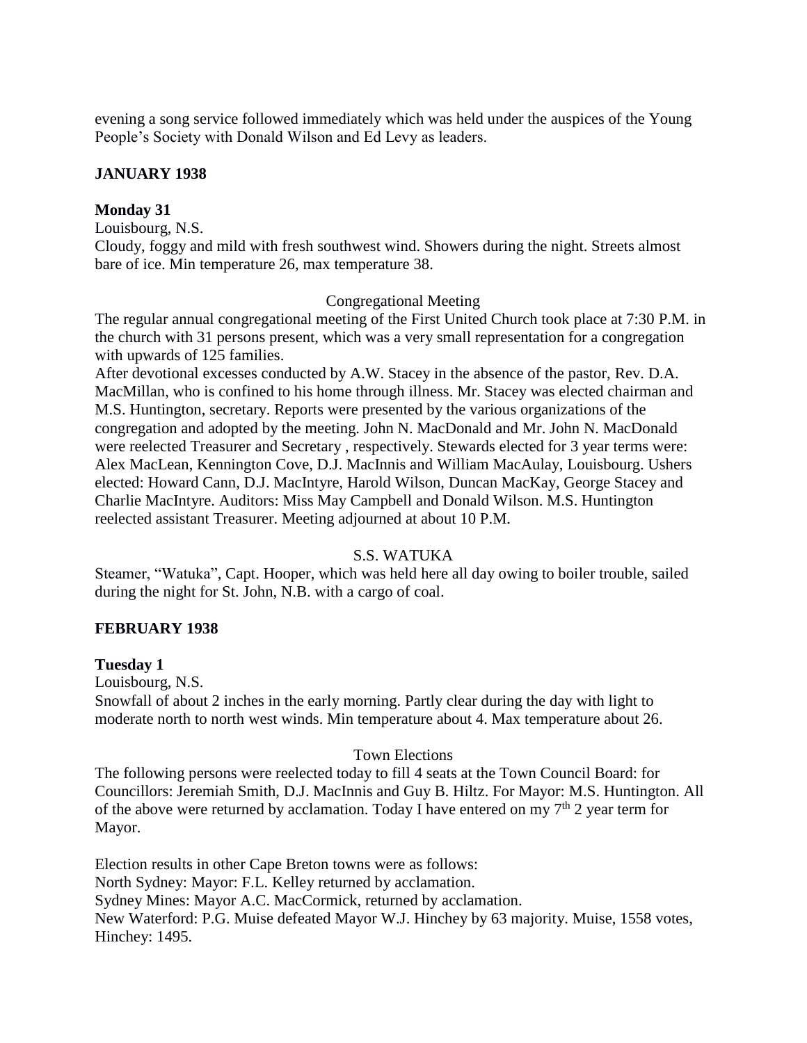evening a song service followed immediately which was held under the auspices of the Young People's Society with Donald Wilson and Ed Levy as leaders.

**JANUARY 1938**

**Monday 31**

Louisbourg, N.S.

Cloudy, foggy and mild with fresh southwest wind. Showers during the night. Streets almost bare of ice. Min temperature 26, max temperature 38.

Congregational Meeting

The regular annual congregational meeting of the First United Church took place at 7:30 P.M. in the church with 31 persons present, which was a very small representation for a congregation with upwards of 125 families.

After devotional excesses conducted by A.W. Stacey in the absence of the pastor, Rev. D.A. MacMillan, who is confined to his home through illness. Mr. Stacey was elected chairman and M.S. Huntington, secretary. Reports were presented by the various organizations of the congregation and adopted by the meeting. John N. MacDonald and Mr. John N. MacDonald were reelected Treasurer and Secretary , respectively. Stewards elected for 3 year terms were: Alex MacLean, Kennington Cove, D.J. MacInnis and William MacAulay, Louisbourg. Ushers elected: Howard Cann, D.J. MacIntyre, Harold Wilson, Duncan MacKay, George Stacey and Charlie MacIntyre. Auditors: Miss May Campbell and Donald Wilson. M.S. Huntington reelected assistant Treasurer. Meeting adjourned at about 10 P.M.

S.S. WATUKA

Steamer, "Watuka", Capt. Hooper, which was held here all day owing to boiler trouble, sailed during the night for St. John, N.B. with a cargo of coal.

**FEBRUARY 1938**

**Tuesday 1**

Louisbourg, N.S.

Snowfall of about 2 inches in the early morning. Partly clear during the day with light to moderate north to north west winds. Min temperature about 4. Max temperature about 26.

Town Elections

The following persons were reelected today to fill 4 seats at the Town Council Board: for Councillors: Jeremiah Smith, D.J. MacInnis and Guy B. Hiltz. For Mayor: M.S. Huntington. All of the above were returned by acclamation. Today I have entered on my 7th 2 year term for Mayor.

Election results in other Cape Breton towns were as follows:

North Sydney: Mayor: F.L. Kelley returned by acclamation.

Sydney Mines: Mayor A.C. MacCormick, returned by acclamation.

New Waterford: P.G. Muise defeated Mayor W.J. Hinchey by 63 majority. Muise, 1558 votes, Hinchey: 1495.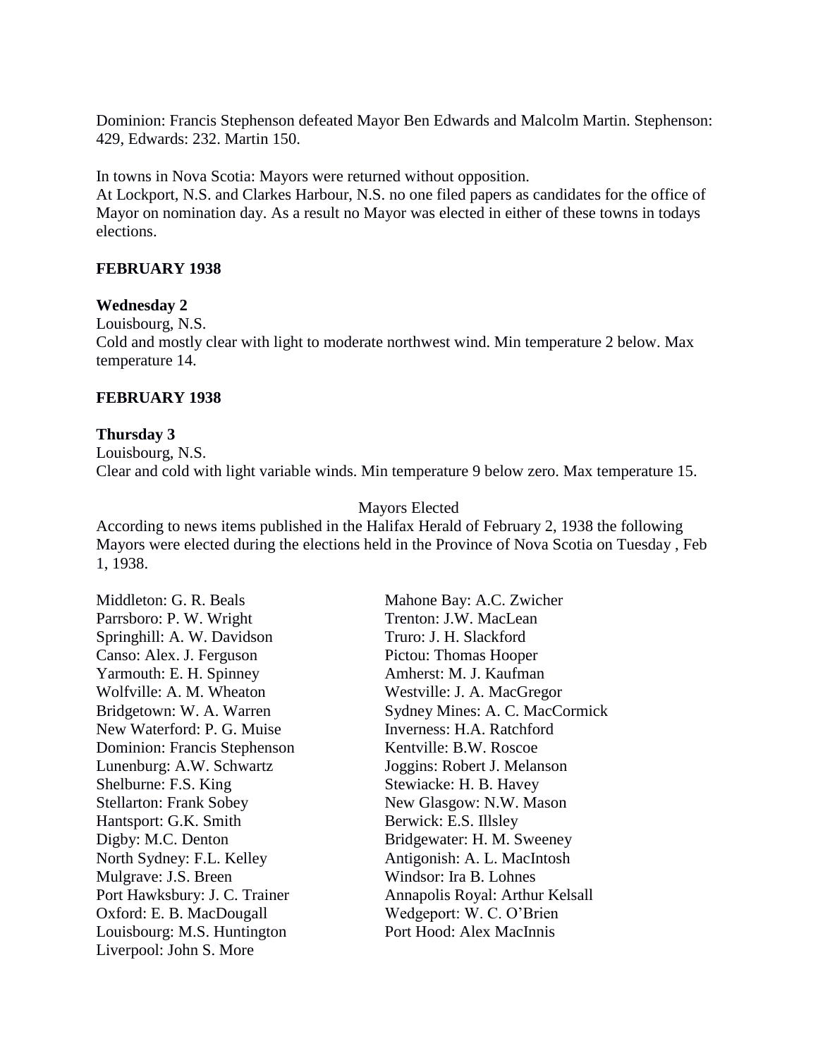Dominion: Francis Stephenson defeated Mayor Ben Edwards and Malcolm Martin. Stephenson: 429, Edwards: 232. Martin 150.

In towns in Nova Scotia: Mayors were returned without opposition.
At Lockport, N.S. and Clarkes Harbour, N.S. no one filed papers as candidates for the office of Mayor on nomination day. As a result no Mayor was elected in either of these towns in todays elections.

**FEBRUARY 1938**

**Wednesday 2**
Louisbourg, N.S.
Cold and mostly clear with light to moderate northwest wind. Min temperature 2 below. Max temperature 14.

**FEBRUARY 1938**

**Thursday 3**
Louisbourg, N.S.
Clear and cold with light variable winds. Min temperature 9 below zero. Max temperature 15.

Mayors Elected

According to news items published in the Halifax Herald of February 2, 1938 the following Mayors were elected during the elections held in the Province of Nova Scotia on Tuesday , Feb 1, 1938.

Middleton: G. R. Beals
Parrsboro: P. W. Wright
Springhill: A. W. Davidson
Canso: Alex. J. Ferguson
Yarmouth: E. H. Spinney
Wolfville: A. M. Wheaton
Bridgetown: W. A. Warren
New Waterford: P. G. Muise
Dominion: Francis Stephenson
Lunenburg: A.W. Schwartz
Shelburne: F.S. King
Stellarton: Frank Sobey
Hantsport: G.K. Smith
Digby: M.C. Denton
North Sydney: F.L. Kelley
Mulgrave: J.S. Breen
Port Hawksbury: J. C. Trainer
Oxford: E. B. MacDougall
Louisbourg: M.S. Huntington
Liverpool: John S. More
Mahone Bay: A.C. Zwicher
Trenton: J.W. MacLean
Truro: J. H. Slackford
Pictou: Thomas Hooper
Amherst: M. J. Kaufman
Westville: J. A. MacGregor
Sydney Mines: A. C. MacCormick
Inverness: H.A. Ratchford
Kentville: B.W. Roscoe
Joggins: Robert J. Melanson
Stewiacke: H. B. Havey
New Glasgow: N.W. Mason
Berwick: E.S. Illsley
Bridgewater: H. M. Sweeney
Antigonish: A. L. MacIntosh
Windsor: Ira B. Lohnes
Annapolis Royal: Arthur Kelsall
Wedgeport: W. C. O'Brien
Port Hood: Alex MacInnis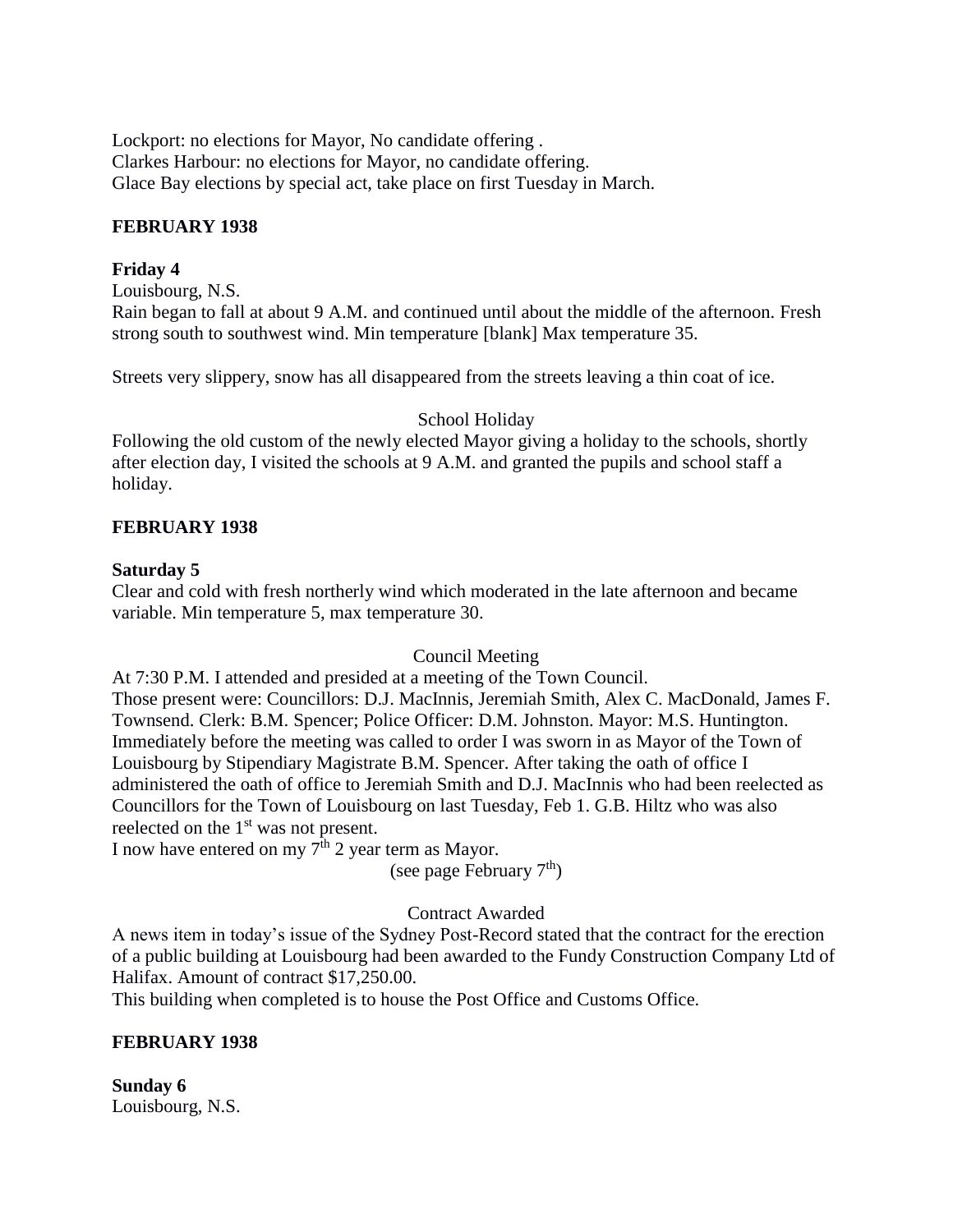Lockport: no elections for Mayor, No candidate offering .
Clarkes Harbour: no elections for Mayor, no candidate offering.
Glace Bay elections by special act, take place on first Tuesday in March.

**FEBRUARY 1938**

**Friday 4**

Louisbourg, N.S.

Rain began to fall at about 9 A.M. and continued until about the middle of the afternoon. Fresh strong south to southwest wind. Min temperature [blank] Max temperature 35.

Streets very slippery, snow has all disappeared from the streets leaving a thin coat of ice.

School Holiday

Following the old custom of the newly elected Mayor giving a holiday to the schools, shortly after election day, I visited the schools at 9 A.M. and granted the pupils and school staff a holiday.

**FEBRUARY 1938**

**Saturday 5**

Clear and cold with fresh northerly wind which moderated in the late afternoon and became variable. Min temperature 5, max temperature 30.

Council Meeting

At 7:30 P.M. I attended and presided at a meeting of the Town Council.
Those present were: Councillors: D.J. MacInnis, Jeremiah Smith, Alex C. MacDonald, James F. Townsend. Clerk: B.M. Spencer; Police Officer: D.M. Johnston. Mayor: M.S. Huntington.
Immediately before the meeting was called to order I was sworn in as Mayor of the Town of Louisbourg by Stipendiary Magistrate B.M. Spencer. After taking the oath of office I administered the oath of office to Jeremiah Smith and D.J. MacInnis who had been reelected as Councillors for the Town of Louisbourg on last Tuesday, Feb 1. G.B. Hiltz who was also reelected on the 1st was not present.
I now have entered on my 7th 2 year term as Mayor.

(see page February 7th)

Contract Awarded

A news item in today's issue of the Sydney Post-Record stated that the contract for the erection of a public building at Louisbourg had been awarded to the Fundy Construction Company Ltd of Halifax. Amount of contract $17,250.00.
This building when completed is to house the Post Office and Customs Office.

**FEBRUARY 1938**

**Sunday 6**

Louisbourg, N.S.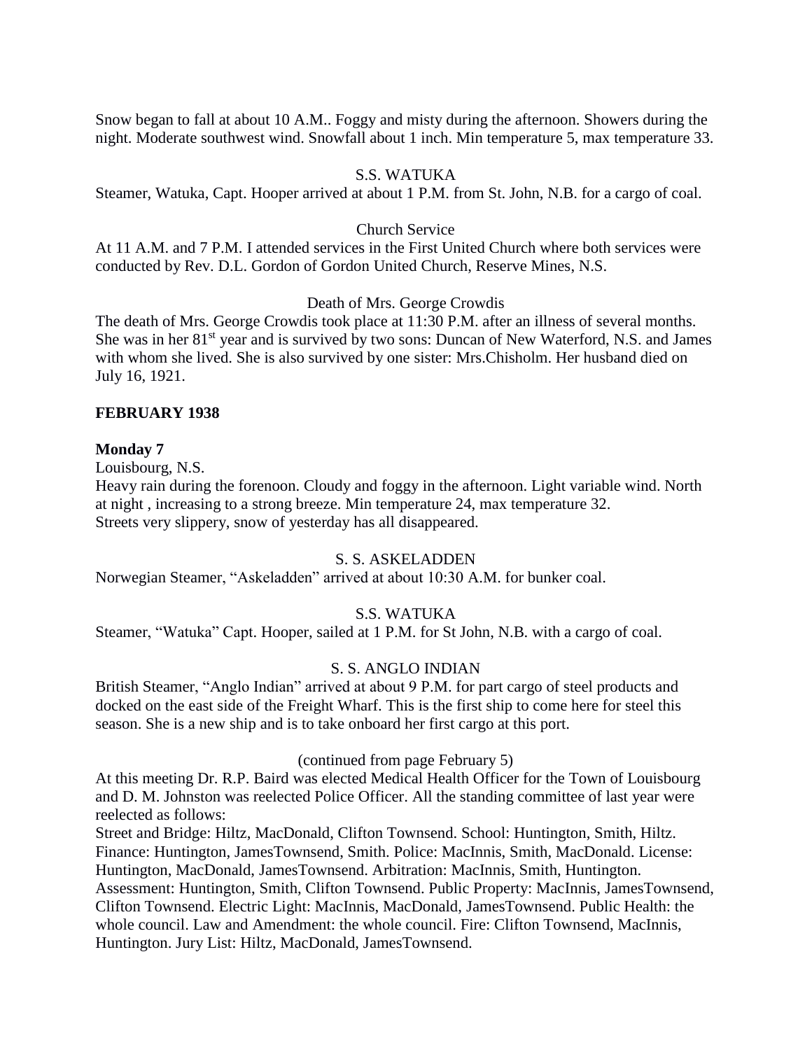Snow began to fall at about 10 A.M.. Foggy and misty during the afternoon. Showers during the night. Moderate southwest wind. Snowfall about 1 inch. Min temperature 5, max temperature 33.

S.S. WATUKA

Steamer, Watuka, Capt. Hooper arrived at about 1 P.M. from St. John, N.B. for a cargo of coal.

Church Service

At 11 A.M. and 7 P.M. I attended services in the First United Church where both services were conducted by Rev. D.L. Gordon of Gordon United Church, Reserve Mines, N.S.

Death of Mrs. George Crowdis

The death of Mrs. George Crowdis took place at 11:30 P.M. after an illness of several months. She was in her 81st year and is survived by two sons: Duncan of New Waterford, N.S. and James with whom she lived. She is also survived by one sister: Mrs.Chisholm. Her husband died on July 16, 1921.

**FEBRUARY 1938**

**Monday 7**

Louisbourg, N.S.

Heavy rain during the forenoon. Cloudy and foggy in the afternoon. Light variable wind. North at night , increasing to a strong breeze. Min temperature 24, max temperature 32.
Streets very slippery, snow of yesterday has all disappeared.

S. S. ASKELADDEN

Norwegian Steamer, "Askeladden" arrived at about 10:30 A.M. for bunker coal.

S.S. WATUKA

Steamer, "Watuka" Capt. Hooper, sailed at 1 P.M. for St John, N.B. with a cargo of coal.

S. S. ANGLO INDIAN

British Steamer, "Anglo Indian" arrived at about 9 P.M. for part cargo of steel products and docked on the east side of the Freight Wharf. This is the first ship to come here for steel this season. She is a new ship and is to take onboard her first cargo at this port.

(continued from page February 5)

At this meeting Dr. R.P. Baird was elected Medical Health Officer for the Town of Louisbourg and D. M. Johnston was reelected Police Officer. All the standing committee of last year were reelected as follows:

Street and Bridge: Hiltz, MacDonald, Clifton Townsend. School: Huntington, Smith, Hiltz. Finance: Huntington, JamesTownsend, Smith. Police: MacInnis, Smith, MacDonald. License: Huntington, MacDonald, JamesTownsend. Arbitration: MacInnis, Smith, Huntington. Assessment: Huntington, Smith, Clifton Townsend. Public Property: MacInnis, JamesTownsend, Clifton Townsend. Electric Light: MacInnis, MacDonald, JamesTownsend. Public Health: the whole council. Law and Amendment: the whole council. Fire: Clifton Townsend, MacInnis, Huntington. Jury List: Hiltz, MacDonald, JamesTownsend.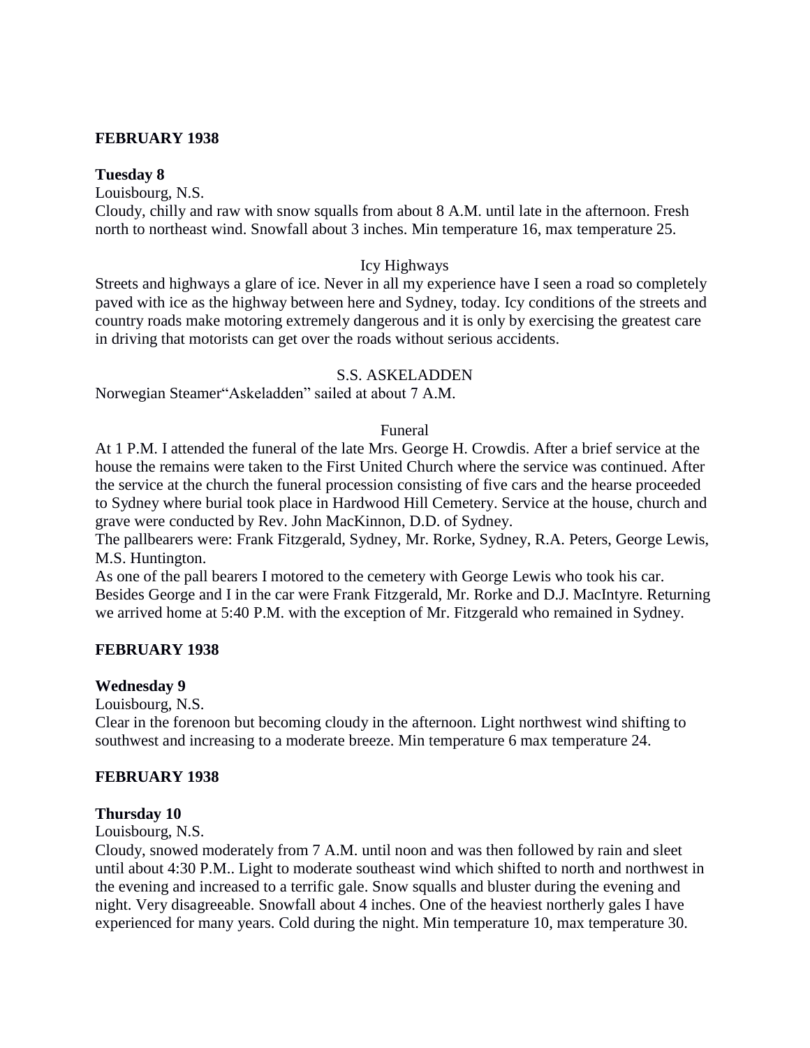**FEBRUARY 1938**

**Tuesday 8**

Louisbourg, N.S.

Cloudy, chilly and raw with snow squalls from about 8 A.M. until late in the afternoon. Fresh north to northeast wind. Snowfall about 3 inches. Min temperature 16, max temperature 25.

Icy Highways

Streets and highways a glare of ice. Never in all my experience have I seen a road so completely paved with ice as the highway between here and Sydney, today. Icy conditions of the streets and country roads make motoring extremely dangerous and it is only by exercising the greatest care in driving that motorists can get over the roads without serious accidents.

S.S. ASKELADDEN

Norwegian Steamer“Askeladden” sailed at about 7 A.M.

Funeral

At 1 P.M. I attended the funeral of the late Mrs. George H. Crowdis. After a brief service at the house the remains were taken to the First United Church where the service was continued. After the service at the church the funeral procession consisting of five cars and the hearse proceeded to Sydney where burial took place in Hardwood Hill Cemetery. Service at the house, church and grave were conducted by Rev. John MacKinnon, D.D. of Sydney.

The pallbearers were: Frank Fitzgerald, Sydney, Mr. Rorke, Sydney, R.A. Peters, George Lewis, M.S. Huntington.

As one of the pall bearers I motored to the cemetery with George Lewis who took his car. Besides George and I in the car were Frank Fitzgerald, Mr. Rorke and D.J. MacIntyre. Returning we arrived home at 5:40 P.M. with the exception of Mr. Fitzgerald who remained in Sydney.

**FEBRUARY 1938**

**Wednesday 9**

Louisbourg, N.S.

Clear in the forenoon but becoming cloudy in the afternoon. Light northwest wind shifting to southwest and increasing to a moderate breeze. Min temperature 6 max temperature 24.

**FEBRUARY 1938**

**Thursday 10**

Louisbourg, N.S.

Cloudy, snowed moderately from 7 A.M. until noon and was then followed by rain and sleet until about 4:30 P.M.. Light to moderate southeast wind which shifted to north and northwest in the evening and increased to a terrific gale. Snow squalls and bluster during the evening and night. Very disagreeable. Snowfall about 4 inches. One of the heaviest northerly gales I have experienced for many years. Cold during the night. Min temperature 10, max temperature 30.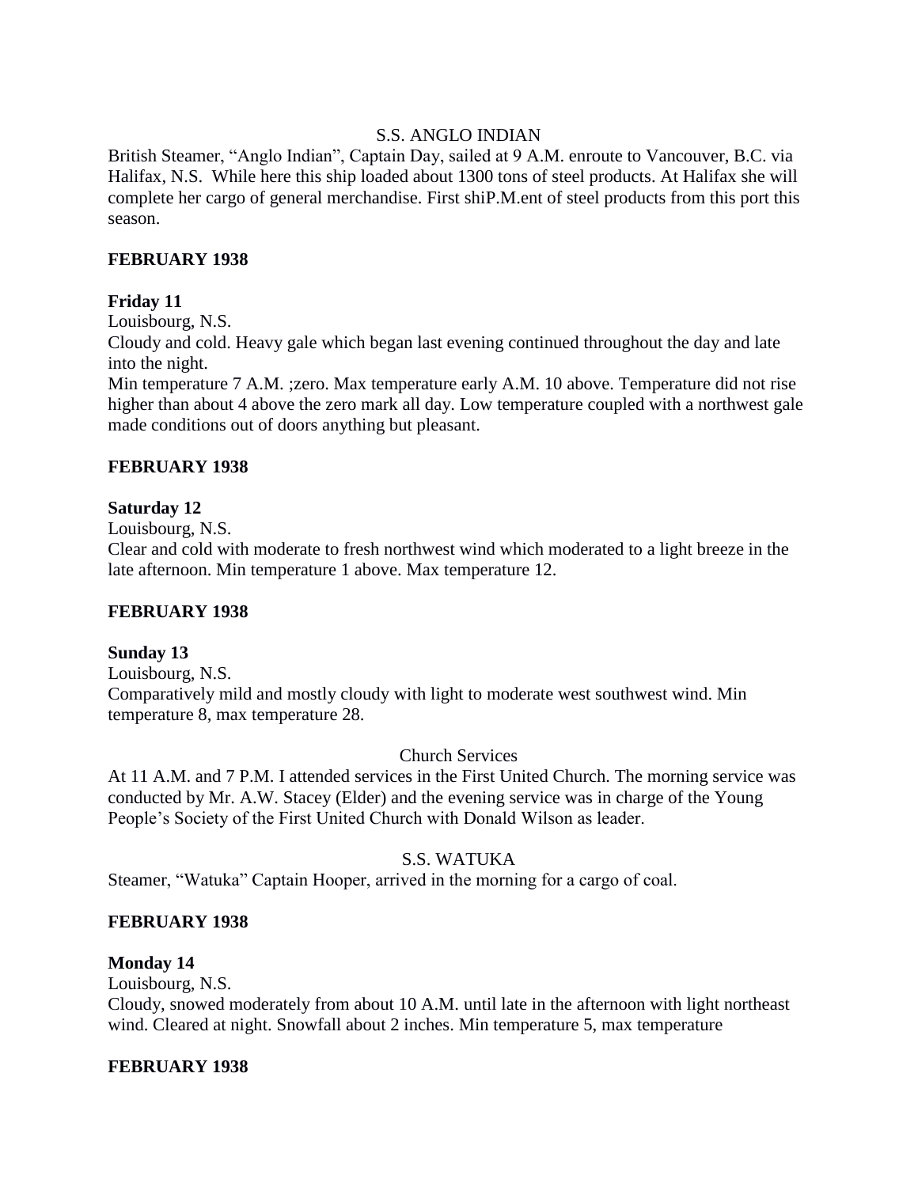S.S. ANGLO INDIAN

British Steamer, "Anglo Indian", Captain Day, sailed at 9 A.M. enroute to Vancouver, B.C. via Halifax, N.S. While here this ship loaded about 1300 tons of steel products. At Halifax she will complete her cargo of general merchandise. First shiP.M.ent of steel products from this port this season.

**FEBRUARY 1938**

**Friday 11**

Louisbourg, N.S.

Cloudy and cold. Heavy gale which began last evening continued throughout the day and late into the night.

Min temperature 7 A.M. ;zero. Max temperature early A.M. 10 above. Temperature did not rise higher than about 4 above the zero mark all day. Low temperature coupled with a northwest gale made conditions out of doors anything but pleasant.

**FEBRUARY 1938**

**Saturday 12**

Louisbourg, N.S.

Clear and cold with moderate to fresh northwest wind which moderated to a light breeze in the late afternoon. Min temperature 1 above. Max temperature 12.

**FEBRUARY 1938**

**Sunday 13**

Louisbourg, N.S.

Comparatively mild and mostly cloudy with light to moderate west southwest wind. Min temperature 8, max temperature 28.

Church Services

At 11 A.M. and 7 P.M. I attended services in the First United Church. The morning service was conducted by Mr. A.W. Stacey (Elder) and the evening service was in charge of the Young People's Society of the First United Church with Donald Wilson as leader.

S.S. WATUKA

Steamer, "Watuka" Captain Hooper, arrived in the morning for a cargo of coal.

**FEBRUARY 1938**

**Monday 14**

Louisbourg, N.S.

Cloudy, snowed moderately from about 10 A.M. until late in the afternoon with light northeast wind. Cleared at night. Snowfall about 2 inches. Min temperature 5, max temperature

**FEBRUARY 1938**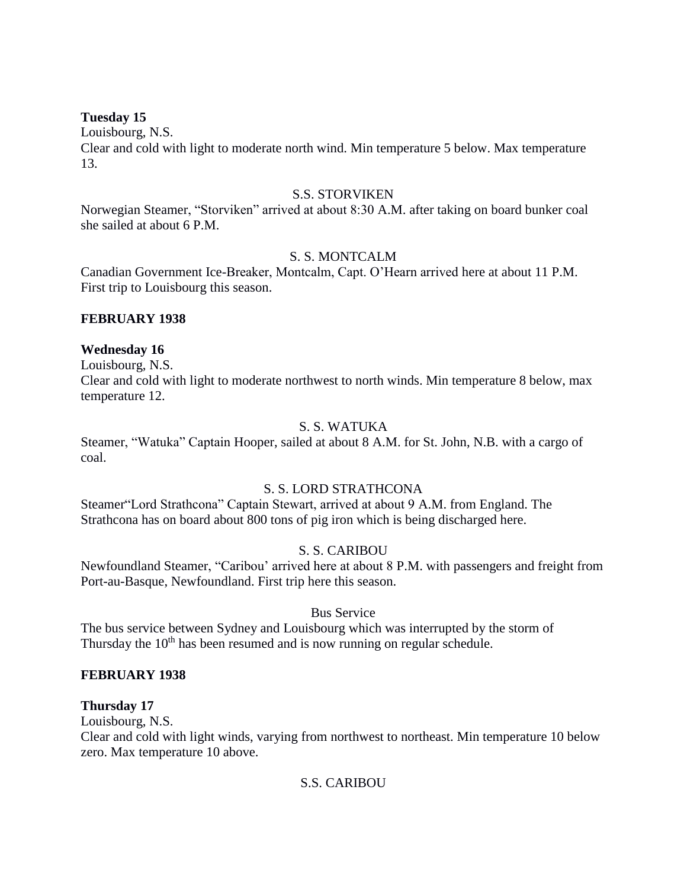**Tuesday 15**
Louisbourg, N.S.
Clear and cold with light to moderate north wind. Min temperature 5 below. Max temperature 13.

S.S. STORVIKEN

Norwegian Steamer, "Storviken" arrived at about 8:30 A.M. after taking on board bunker coal she sailed at about 6 P.M.

S. S. MONTCALM

Canadian Government Ice-Breaker, Montcalm, Capt. O'Hearn arrived here at about 11 P.M. First trip to Louisbourg this season.

**FEBRUARY 1938**

**Wednesday 16**
Louisbourg, N.S.
Clear and cold with light to moderate northwest to north winds. Min temperature 8 below, max temperature 12.

S. S. WATUKA

Steamer, "Watuka" Captain Hooper, sailed at about 8 A.M. for St. John, N.B. with a cargo of coal.

S. S. LORD STRATHCONA

Steamer"Lord Strathcona" Captain Stewart, arrived at about 9 A.M. from England. The Strathcona has on board about 800 tons of pig iron which is being discharged here.

S. S. CARIBOU

Newfoundland Steamer, "Caribou' arrived here at about 8 P.M. with passengers and freight from Port-au-Basque, Newfoundland. First trip here this season.

Bus Service

The bus service between Sydney and Louisbourg which was interrupted by the storm of Thursday the 10th has been resumed and is now running on regular schedule.

**FEBRUARY 1938**

**Thursday 17**
Louisbourg, N.S.
Clear and cold with light winds, varying from northwest to northeast. Min temperature 10 below zero. Max temperature 10 above.

S.S. CARIBOU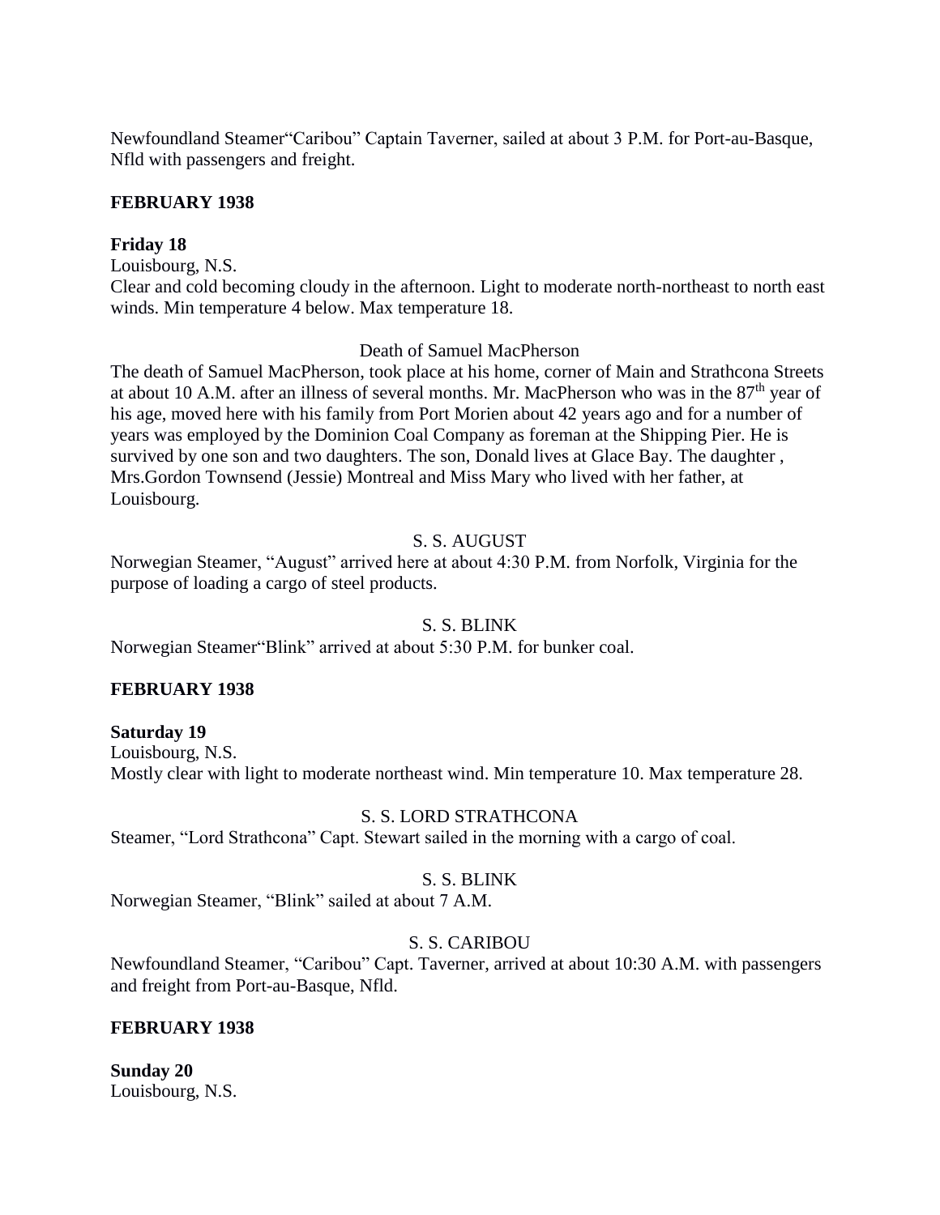Newfoundland Steamer“Caribou” Captain Taverner, sailed at about 3 P.M. for Port-au-Basque, Nfld with passengers and freight.

**FEBRUARY 1938**

**Friday 18**
Louisbourg, N.S.
Clear and cold becoming cloudy in the afternoon. Light to moderate north-northeast to north east winds. Min temperature 4 below. Max temperature 18.

Death of Samuel MacPherson

The death of Samuel MacPherson, took place at his home, corner of Main and Strathcona Streets at about 10 A.M. after an illness of several months. Mr. MacPherson who was in the 87th year of his age, moved here with his family from Port Morien about 42 years ago and for a number of years was employed by the Dominion Coal Company as foreman at the Shipping Pier. He is survived by one son and two daughters. The son, Donald lives at Glace Bay. The daughter , Mrs.Gordon Townsend (Jessie) Montreal and Miss Mary who lived with her father, at Louisbourg.

S. S. AUGUST

Norwegian Steamer, “August” arrived here at about 4:30 P.M. from Norfolk, Virginia for the purpose of loading a cargo of steel products.

S. S. BLINK

Norwegian Steamer“Blink” arrived at about 5:30 P.M. for bunker coal.

**FEBRUARY 1938**

**Saturday 19**
Louisbourg, N.S.
Mostly clear with light to moderate northeast wind. Min temperature 10. Max temperature 28.

S. S. LORD STRATHCONA

Steamer, “Lord Strathcona” Capt. Stewart sailed in the morning with a cargo of coal.

S. S. BLINK

Norwegian Steamer, “Blink” sailed at about 7 A.M.

S. S. CARIBOU

Newfoundland Steamer, “Caribou” Capt. Taverner, arrived at about 10:30 A.M. with passengers and freight from Port-au-Basque, Nfld.

**FEBRUARY 1938**

**Sunday 20**
Louisbourg, N.S.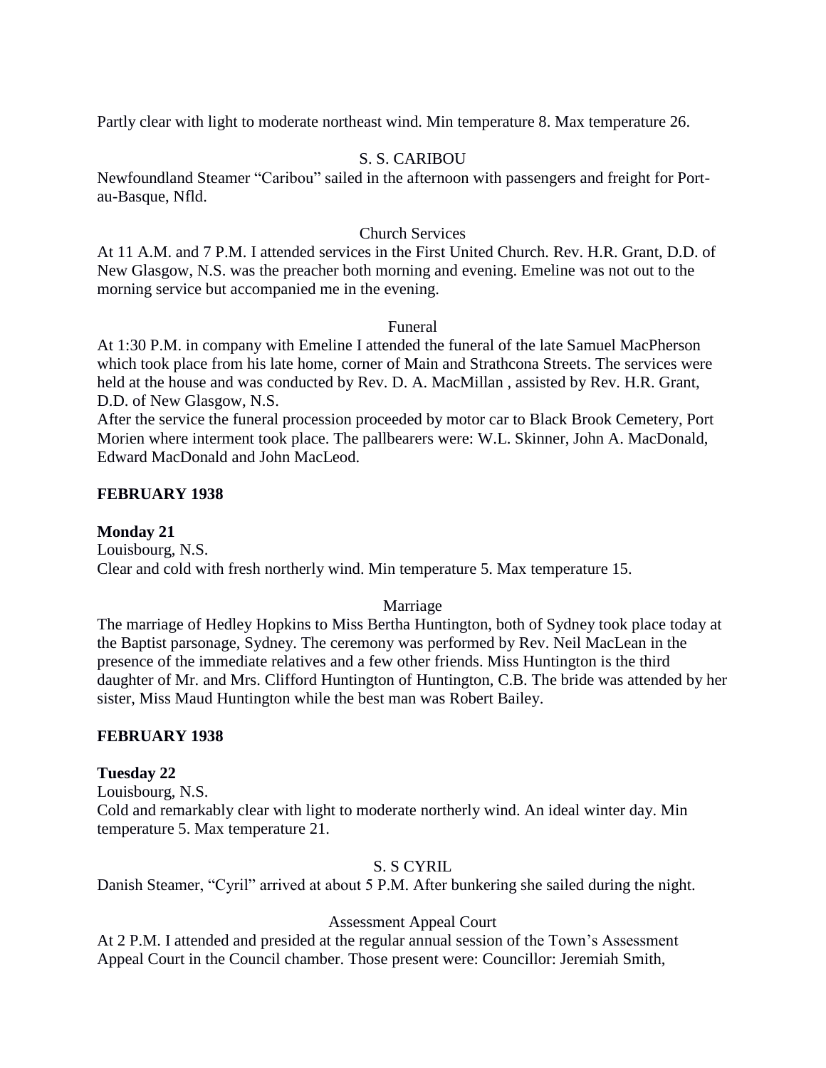Partly clear with light to moderate northeast wind. Min temperature 8. Max temperature 26.

S. S. CARIBOU

Newfoundland Steamer "Caribou" sailed in the afternoon with passengers and freight for Port-au-Basque, Nfld.

Church Services

At 11 A.M. and 7 P.M. I attended services in the First United Church. Rev. H.R. Grant, D.D. of New Glasgow, N.S. was the preacher both morning and evening. Emeline was not out to the morning service but accompanied me in the evening.

Funeral

At 1:30 P.M. in company with Emeline I attended the funeral of the late Samuel MacPherson which took place from his late home, corner of Main and Strathcona Streets. The services were held at the house and was conducted by Rev. D. A. MacMillan , assisted by Rev. H.R. Grant, D.D. of New Glasgow, N.S.
After the service the funeral procession proceeded by motor car to Black Brook Cemetery, Port Morien where interment took place. The pallbearers were: W.L. Skinner, John A. MacDonald, Edward MacDonald and John MacLeod.

**FEBRUARY 1938**

**Monday 21**

Louisbourg, N.S.
Clear and cold with fresh northerly wind. Min temperature 5. Max temperature 15.

Marriage

The marriage of Hedley Hopkins to Miss Bertha Huntington, both of Sydney took place today at the Baptist parsonage, Sydney. The ceremony was performed by Rev. Neil MacLean in the presence of the immediate relatives and a few other friends. Miss Huntington is the third daughter of Mr. and Mrs. Clifford Huntington of Huntington, C.B. The bride was attended by her sister, Miss Maud Huntington while the best man was Robert Bailey.

**FEBRUARY 1938**

**Tuesday 22**

Louisbourg, N.S.
Cold and remarkably clear with light to moderate northerly wind. An ideal winter day. Min temperature 5. Max temperature 21.

S. S CYRIL

Danish Steamer, "Cyril" arrived at about 5 P.M. After bunkering she sailed during the night.

Assessment Appeal Court

At 2 P.M. I attended and presided at the regular annual session of the Town's Assessment Appeal Court in the Council chamber. Those present were: Councillor: Jeremiah Smith,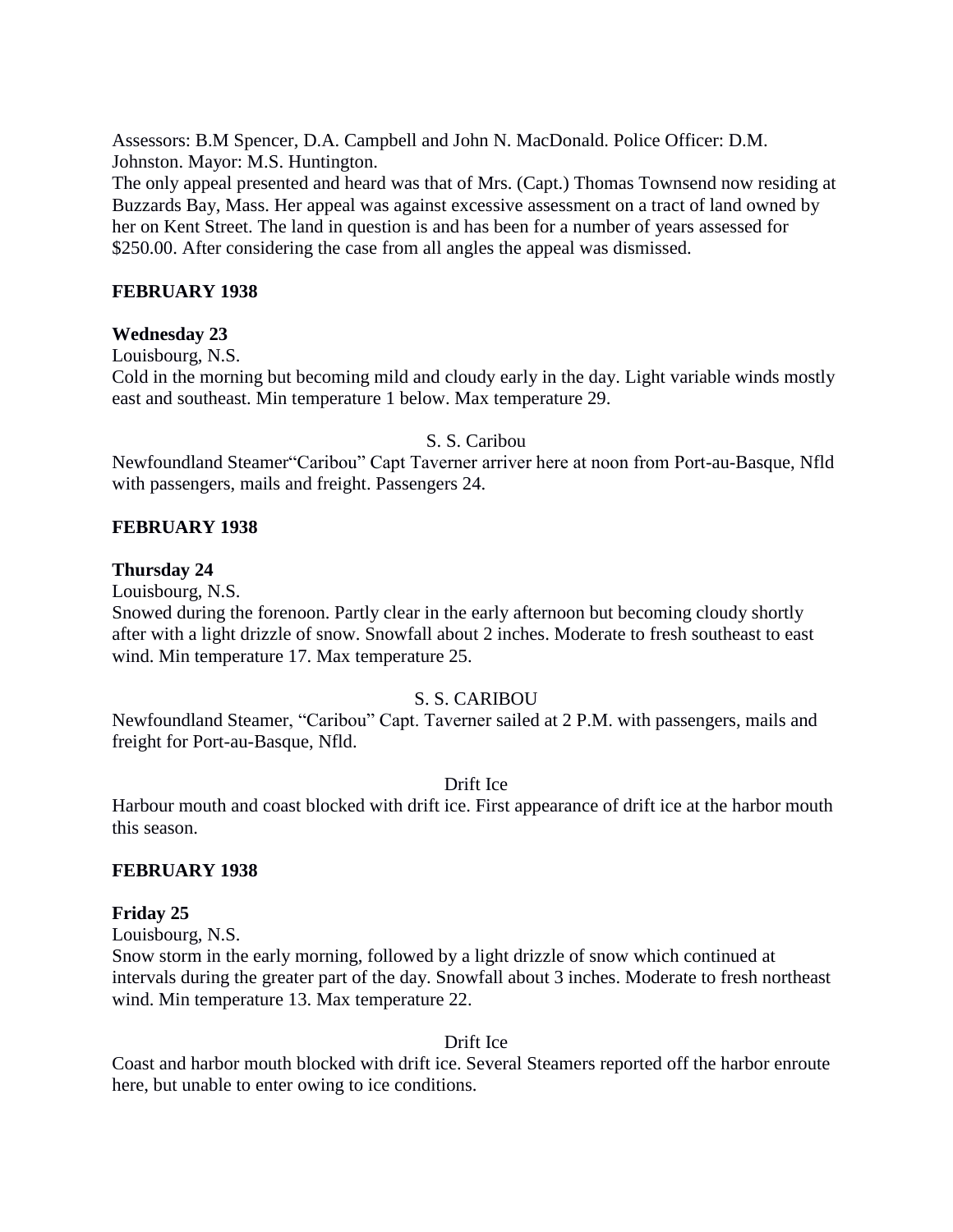Assessors: B.M Spencer, D.A. Campbell and John N. MacDonald. Police Officer: D.M. Johnston. Mayor: M.S. Huntington.
The only appeal presented and heard was that of Mrs. (Capt.) Thomas Townsend now residing at Buzzards Bay, Mass. Her appeal was against excessive assessment on a tract of land owned by her on Kent Street. The land in question is and has been for a number of years assessed for $250.00. After considering the case from all angles the appeal was dismissed.

**FEBRUARY 1938**

**Wednesday 23**

Louisbourg, N.S.
Cold in the morning but becoming mild and cloudy early in the day. Light variable winds mostly east and southeast. Min temperature 1 below. Max temperature 29.

S. S. Caribou

Newfoundland Steamer"Caribou" Capt Taverner arriver here at noon from Port-au-Basque, Nfld with passengers, mails and freight. Passengers 24.

**FEBRUARY 1938**

**Thursday 24**

Louisbourg, N.S.
Snowed during the forenoon. Partly clear in the early afternoon but becoming cloudy shortly after with a light drizzle of snow. Snowfall about 2 inches. Moderate to fresh southeast to east wind. Min temperature 17. Max temperature 25.

S. S. CARIBOU

Newfoundland Steamer, "Caribou" Capt. Taverner sailed at 2 P.M. with passengers, mails and freight for Port-au-Basque, Nfld.

Drift Ice

Harbour mouth and coast blocked with drift ice. First appearance of drift ice at the harbor mouth this season.

**FEBRUARY 1938**

**Friday 25**

Louisbourg, N.S.
Snow storm in the early morning, followed by a light drizzle of snow which continued at intervals during the greater part of the day. Snowfall about 3 inches. Moderate to fresh northeast wind. Min temperature 13. Max temperature 22.

Drift Ice

Coast and harbor mouth blocked with drift ice. Several Steamers reported off the harbor enroute here, but unable to enter owing to ice conditions.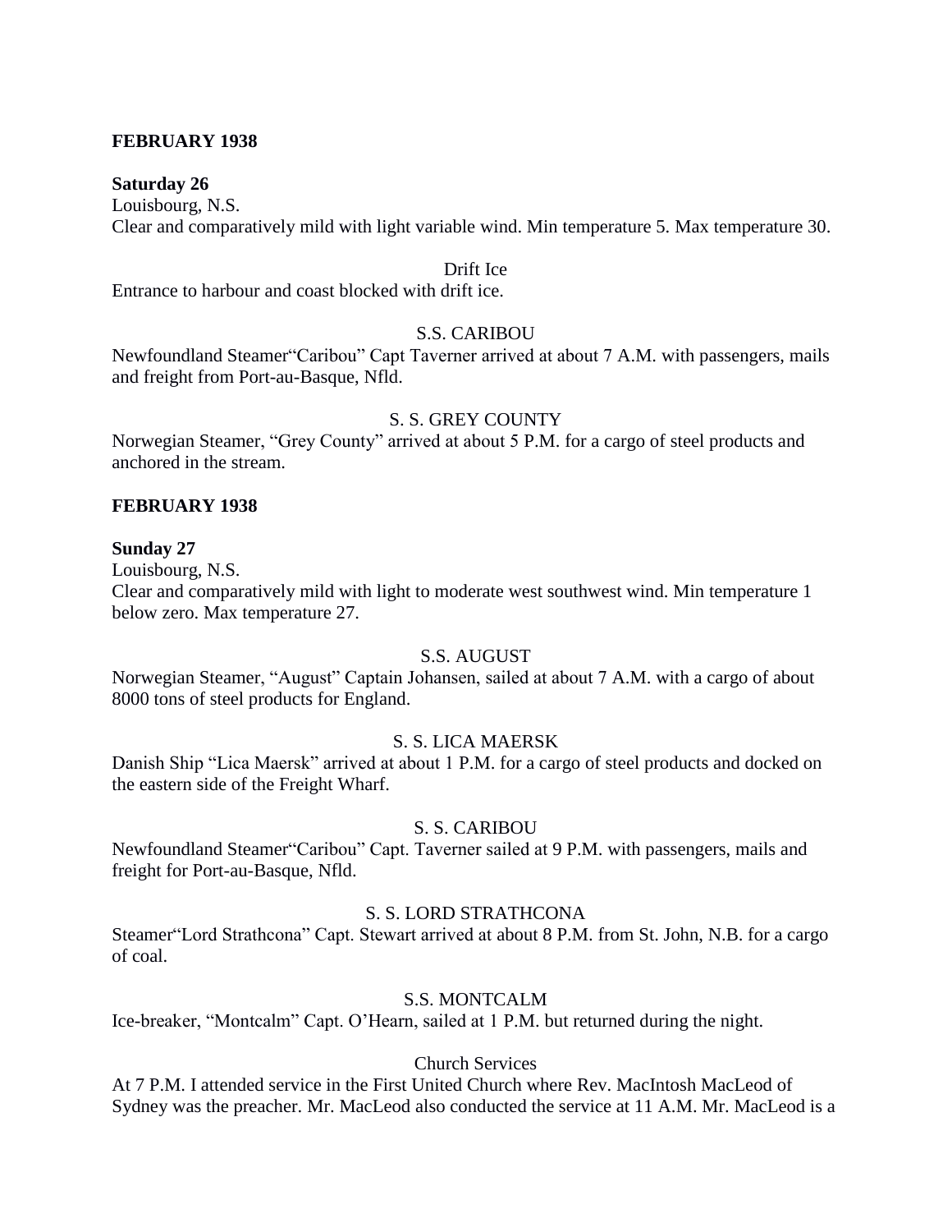**FEBRUARY 1938**

**Saturday 26**

Louisbourg, N.S.

Clear and comparatively mild with light variable wind. Min temperature 5. Max temperature 30.

Drift Ice

Entrance to harbour and coast blocked with drift ice.

S.S. CARIBOU

Newfoundland Steamer"Caribou" Capt Taverner arrived at about 7 A.M. with passengers, mails and freight from Port-au-Basque, Nfld.

S. S. GREY COUNTY

Norwegian Steamer, "Grey County" arrived at about 5 P.M. for a cargo of steel products and anchored in the stream.

**FEBRUARY 1938**

**Sunday 27**

Louisbourg, N.S.

Clear and comparatively mild with light to moderate west southwest wind. Min temperature 1 below zero. Max temperature 27.

S.S. AUGUST

Norwegian Steamer, "August" Captain Johansen, sailed at about 7 A.M. with a cargo of about 8000 tons of steel products for England.

S. S. LICA MAERSK

Danish Ship "Lica Maersk" arrived at about 1 P.M. for a cargo of steel products and docked on the eastern side of the Freight Wharf.

S. S. CARIBOU

Newfoundland Steamer"Caribou" Capt. Taverner sailed at 9 P.M. with passengers, mails and freight for Port-au-Basque, Nfld.

S. S. LORD STRATHCONA

Steamer"Lord Strathcona" Capt. Stewart arrived at about 8 P.M. from St. John, N.B. for a cargo of coal.

S.S. MONTCALM

Ice-breaker, "Montcalm" Capt. O'Hearn, sailed at 1 P.M. but returned during the night.

Church Services

At 7 P.M. I attended service in the First United Church where Rev. MacIntosh MacLeod of Sydney was the preacher. Mr. MacLeod also conducted the service at 11 A.M. Mr. MacLeod is a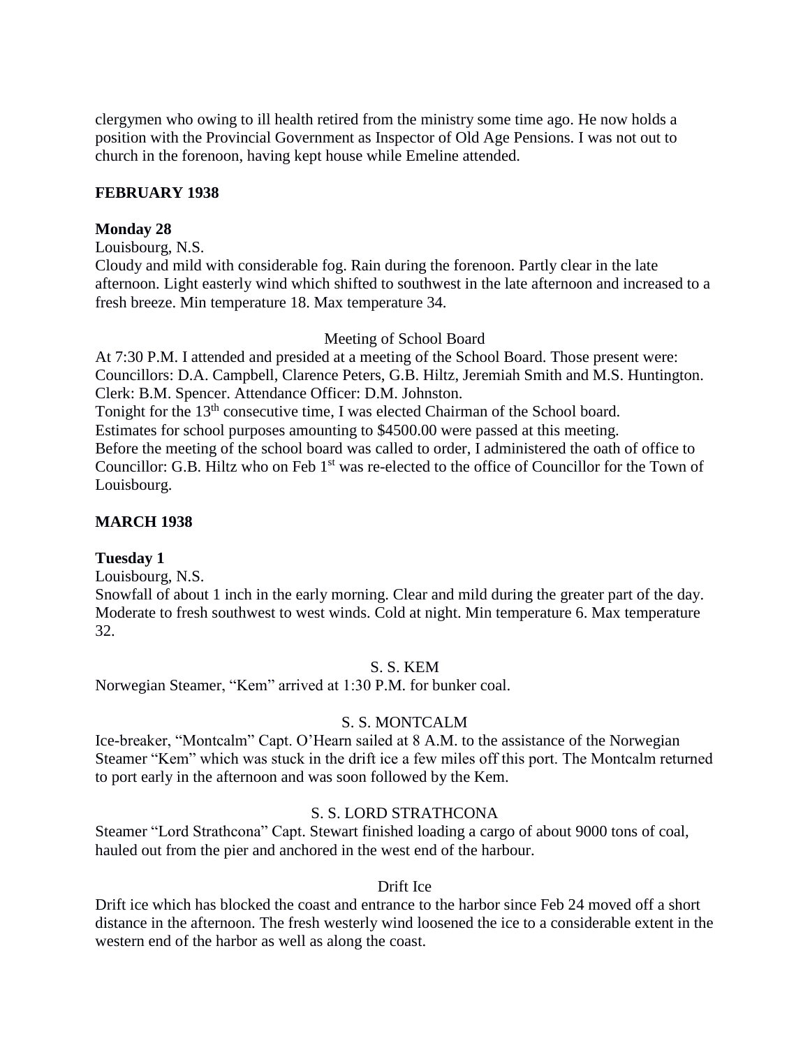clergymen who owing to ill health retired from the ministry some time ago. He now holds a position with the Provincial Government as Inspector of Old Age Pensions. I was not out to church in the forenoon, having kept house while Emeline attended.

## FEBRUARY 1938

### Monday 28

Louisbourg, N.S.

Cloudy and mild with considerable fog. Rain during the forenoon. Partly clear in the late afternoon. Light easterly wind which shifted to southwest in the late afternoon and increased to a fresh breeze. Min temperature 18. Max temperature 34.

Meeting of School Board

At 7:30 P.M. I attended and presided at a meeting of the School Board. Those present were: Councillors: D.A. Campbell, Clarence Peters, G.B. Hiltz, Jeremiah Smith and M.S. Huntington. Clerk: B.M. Spencer. Attendance Officer: D.M. Johnston.

Tonight for the 13th consecutive time, I was elected Chairman of the School board.

Estimates for school purposes amounting to $4500.00 were passed at this meeting.

Before the meeting of the school board was called to order, I administered the oath of office to Councillor: G.B. Hiltz who on Feb 1st was re-elected to the office of Councillor for the Town of Louisbourg.

## MARCH 1938

### Tuesday 1

Louisbourg, N.S.

Snowfall of about 1 inch in the early morning. Clear and mild during the greater part of the day. Moderate to fresh southwest to west winds. Cold at night. Min temperature 6. Max temperature 32.

S. S. KEM

Norwegian Steamer, "Kem" arrived at 1:30 P.M. for bunker coal.

S. S. MONTCALM

Ice-breaker, "Montcalm" Capt. O'Hearn sailed at 8 A.M. to the assistance of the Norwegian Steamer "Kem" which was stuck in the drift ice a few miles off this port. The Montcalm returned to port early in the afternoon and was soon followed by the Kem.

S. S. LORD STRATHCONA

Steamer "Lord Strathcona" Capt. Stewart finished loading a cargo of about 9000 tons of coal, hauled out from the pier and anchored in the west end of the harbour.

Drift Ice

Drift ice which has blocked the coast and entrance to the harbor since Feb 24 moved off a short distance in the afternoon. The fresh westerly wind loosened the ice to a considerable extent in the western end of the harbor as well as along the coast.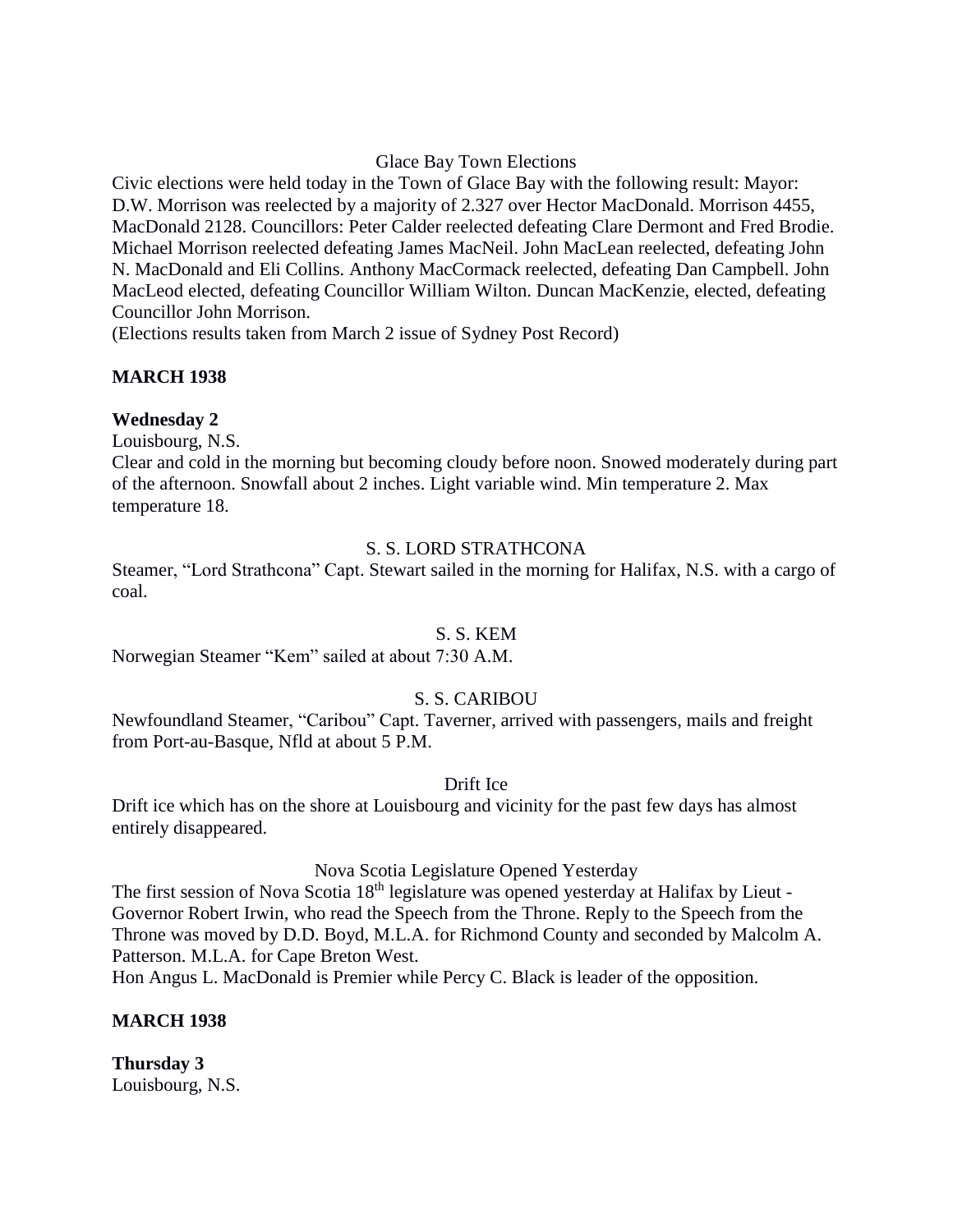Glace Bay Town Elections

Civic elections were held today in the Town of Glace Bay with the following result: Mayor: D.W. Morrison was reelected by a majority of 2.327 over Hector MacDonald. Morrison 4455, MacDonald 2128. Councillors: Peter Calder reelected defeating Clare Dermont and Fred Brodie. Michael Morrison reelected defeating James MacNeil. John MacLean reelected, defeating John N. MacDonald and Eli Collins. Anthony MacCormack reelected, defeating Dan Campbell. John MacLeod elected, defeating Councillor William Wilton. Duncan MacKenzie, elected, defeating Councillor John Morrison.

(Elections results taken from March 2 issue of Sydney Post Record)

**MARCH 1938**

**Wednesday 2**

Louisbourg, N.S.

Clear and cold in the morning but becoming cloudy before noon. Snowed moderately during part of the afternoon. Snowfall about 2 inches. Light variable wind. Min temperature 2. Max temperature 18.

S. S. LORD STRATHCONA

Steamer, "Lord Strathcona" Capt. Stewart sailed in the morning for Halifax, N.S. with a cargo of coal.

S. S. KEM

Norwegian Steamer "Kem" sailed at about 7:30 A.M.

S. S. CARIBOU

Newfoundland Steamer, "Caribou" Capt. Taverner, arrived with passengers, mails and freight from Port-au-Basque, Nfld at about 5 P.M.

Drift Ice

Drift ice which has on the shore at Louisbourg and vicinity for the past few days has almost entirely disappeared.

Nova Scotia Legislature Opened Yesterday

The first session of Nova Scotia 18th legislature was opened yesterday at Halifax by Lieut - Governor Robert Irwin, who read the Speech from the Throne. Reply to the Speech from the Throne was moved by D.D. Boyd, M.L.A. for Richmond County and seconded by Malcolm A. Patterson. M.L.A. for Cape Breton West.

Hon Angus L. MacDonald is Premier while Percy C. Black is leader of the opposition.

**MARCH 1938**

**Thursday 3**

Louisbourg, N.S.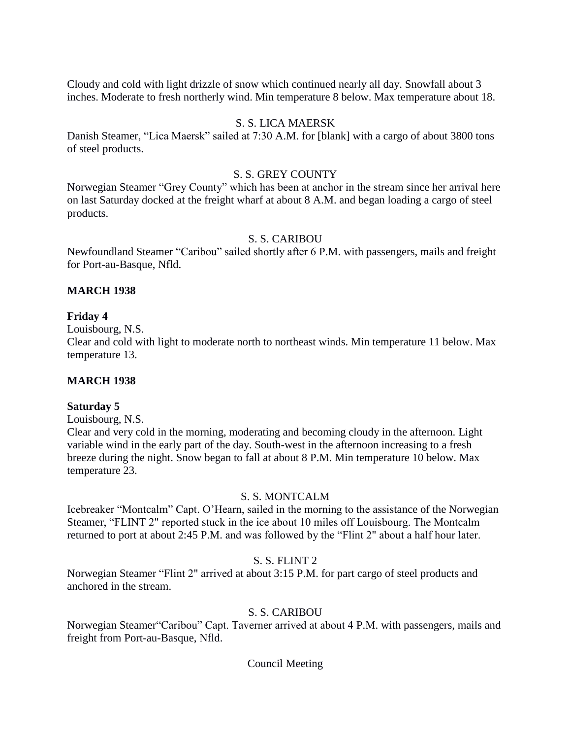Cloudy and cold with light drizzle of snow which continued nearly all day. Snowfall about 3 inches. Moderate to fresh northerly wind. Min temperature 8 below. Max temperature about 18.

S. S. LICA MAERSK

Danish Steamer, "Lica Maersk" sailed at 7:30 A.M. for [blank] with a cargo of about 3800 tons of steel products.

S. S. GREY COUNTY

Norwegian Steamer "Grey County" which has been at anchor in the stream since her arrival here on last Saturday docked at the freight wharf at about 8 A.M. and began loading a cargo of steel products.

S. S. CARIBOU

Newfoundland Steamer "Caribou" sailed shortly after 6 P.M. with passengers, mails and freight for Port-au-Basque, Nfld.

**MARCH 1938**

**Friday 4**

Louisbourg, N.S.

Clear and cold with light to moderate north to northeast winds. Min temperature 11 below. Max temperature 13.

**MARCH 1938**

**Saturday 5**

Louisbourg, N.S.

Clear and very cold in the morning, moderating and becoming cloudy in the afternoon. Light variable wind in the early part of the day. South-west in the afternoon increasing to a fresh breeze during the night. Snow began to fall at about 8 P.M. Min temperature 10 below. Max temperature 23.

S. S. MONTCALM

Icebreaker "Montcalm" Capt. O'Hearn, sailed in the morning to the assistance of the Norwegian Steamer, "FLINT 2" reported stuck in the ice about 10 miles off Louisbourg. The Montcalm returned to port at about 2:45 P.M. and was followed by the "Flint 2" about a half hour later.

S. S. FLINT 2

Norwegian Steamer "Flint 2" arrived at about 3:15 P.M. for part cargo of steel products and anchored in the stream.

S. S. CARIBOU

Norwegian Steamer"Caribou" Capt. Taverner arrived at about 4 P.M. with passengers, mails and freight from Port-au-Basque, Nfld.

Council Meeting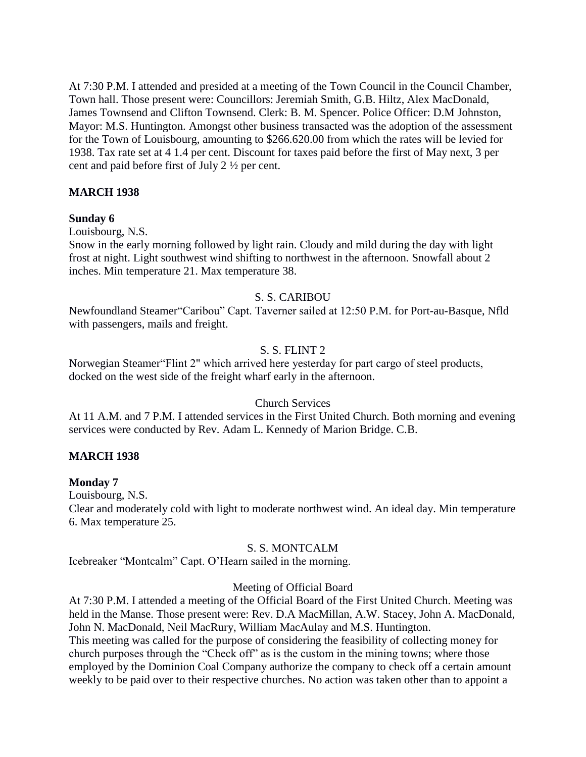At 7:30 P.M. I attended and presided at a meeting of the Town Council in the Council Chamber, Town hall. Those present were: Councillors: Jeremiah Smith, G.B. Hiltz, Alex MacDonald, James Townsend and Clifton Townsend. Clerk: B. M. Spencer. Police Officer: D.M Johnston, Mayor: M.S. Huntington. Amongst other business transacted was the adoption of the assessment for the Town of Louisbourg, amounting to $266.620.00 from which the rates will be levied for 1938. Tax rate set at 4 1.4 per cent. Discount for taxes paid before the first of May next, 3 per cent and paid before first of July 2 ½ per cent.

**MARCH 1938**

**Sunday 6**

Louisbourg, N.S.
Snow in the early morning followed by light rain. Cloudy and mild during the day with light frost at night. Light southwest wind shifting to northwest in the afternoon. Snowfall about 2 inches. Min temperature 21. Max temperature 38.

S. S. CARIBOU

Newfoundland Steamer"Caribou" Capt. Taverner sailed at 12:50 P.M. for Port-au-Basque, Nfld with passengers, mails and freight.

S. S. FLINT 2

Norwegian Steamer"Flint 2" which arrived here yesterday for part cargo of steel products, docked on the west side of the freight wharf early in the afternoon.

Church Services

At 11 A.M. and 7 P.M. I attended services in the First United Church. Both morning and evening services were conducted by Rev. Adam L. Kennedy of Marion Bridge. C.B.

**MARCH 1938**

**Monday 7**

Louisbourg, N.S.
Clear and moderately cold with light to moderate northwest wind. An ideal day. Min temperature 6. Max temperature 25.

S. S. MONTCALM

Icebreaker "Montcalm" Capt. O'Hearn sailed in the morning.

Meeting of Official Board

At 7:30 P.M. I attended a meeting of the Official Board of the First United Church. Meeting was held in the Manse. Those present were: Rev. D.A MacMillan, A.W. Stacey, John A. MacDonald, John N. MacDonald, Neil MacRury, William MacAulay and M.S. Huntington.
This meeting was called for the purpose of considering the feasibility of collecting money for church purposes through the "Check off" as is the custom in the mining towns; where those employed by the Dominion Coal Company authorize the company to check off a certain amount weekly to be paid over to their respective churches. No action was taken other than to appoint a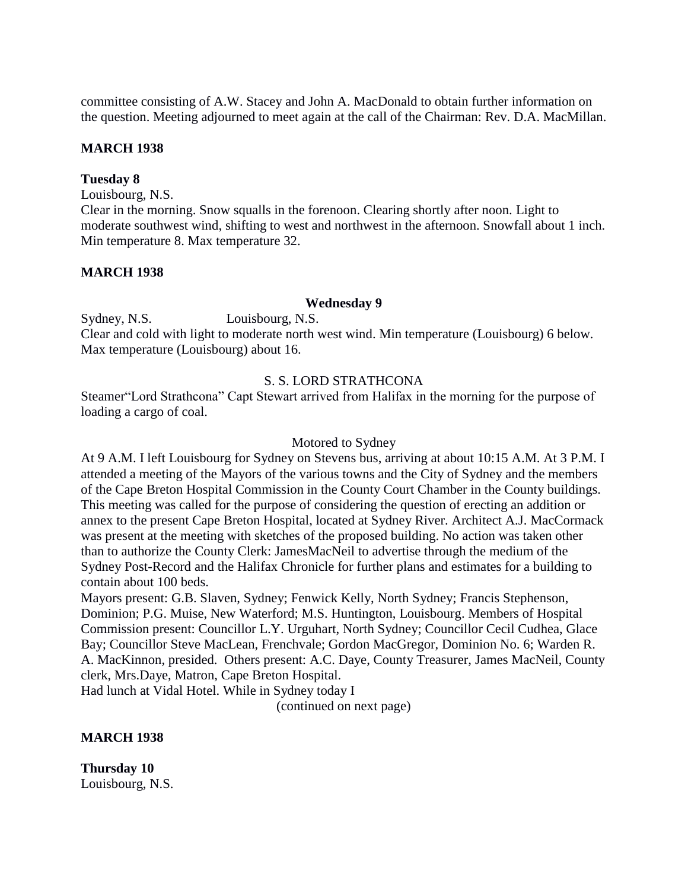committee consisting of A.W. Stacey and John A. MacDonald to obtain further information on the question. Meeting adjourned to meet again at the call of the Chairman: Rev. D.A. MacMillan.

**MARCH 1938**

**Tuesday 8**

Louisbourg, N.S.

Clear in the morning. Snow squalls in the forenoon. Clearing shortly after noon. Light to moderate southwest wind, shifting to west and northwest in the afternoon. Snowfall about 1 inch. Min temperature 8. Max temperature 32.

**MARCH 1938**

**Wednesday 9**

Sydney, N.S. Louisbourg, N.S.

Clear and cold with light to moderate north west wind. Min temperature (Louisbourg) 6 below. Max temperature (Louisbourg) about 16.

S. S. LORD STRATHCONA

Steamer"Lord Strathcona" Capt Stewart arrived from Halifax in the morning for the purpose of loading a cargo of coal.

Motored to Sydney

At 9 A.M. I left Louisbourg for Sydney on Stevens bus, arriving at about 10:15 A.M. At 3 P.M. I attended a meeting of the Mayors of the various towns and the City of Sydney and the members of the Cape Breton Hospital Commission in the County Court Chamber in the County buildings. This meeting was called for the purpose of considering the question of erecting an addition or annex to the present Cape Breton Hospital, located at Sydney River. Architect A.J. MacCormack was present at the meeting with sketches of the proposed building. No action was taken other than to authorize the County Clerk: JamesMacNeil to advertise through the medium of the Sydney Post-Record and the Halifax Chronicle for further plans and estimates for a building to contain about 100 beds.

Mayors present: G.B. Slaven, Sydney; Fenwick Kelly, North Sydney; Francis Stephenson, Dominion; P.G. Muise, New Waterford; M.S. Huntington, Louisbourg. Members of Hospital Commission present: Councillor L.Y. Urguhart, North Sydney; Councillor Cecil Cudhea, Glace Bay; Councillor Steve MacLean, Frenchvale; Gordon MacGregor, Dominion No. 6; Warden R. A. MacKinnon, presided. Others present: A.C. Daye, County Treasurer, James MacNeil, County clerk, Mrs.Daye, Matron, Cape Breton Hospital.

Had lunch at Vidal Hotel. While in Sydney today I

(continued on next page)

**MARCH 1938**

**Thursday 10**

Louisbourg, N.S.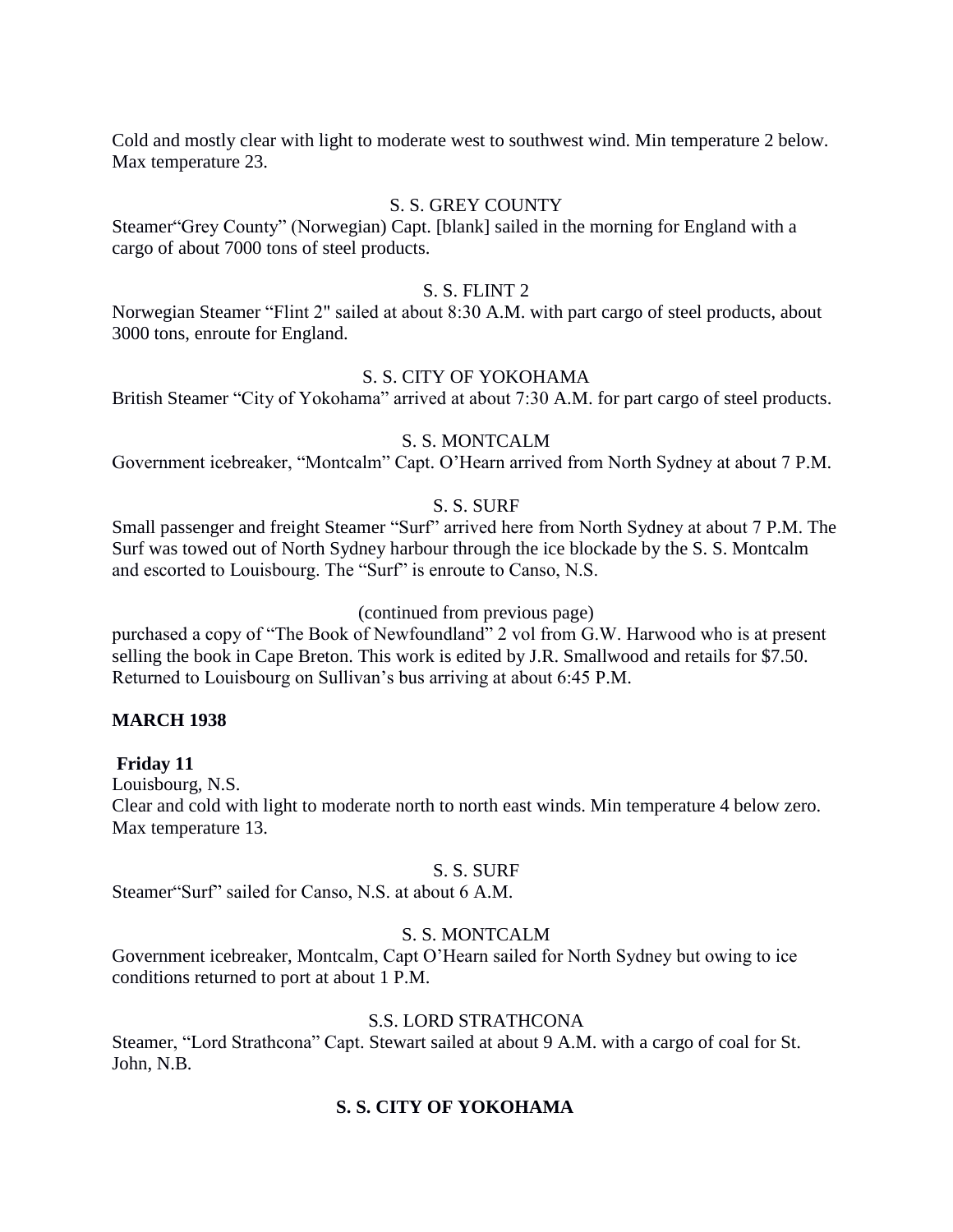Cold and mostly clear with light to moderate west to southwest wind. Min temperature 2 below. Max temperature 23.

S. S. GREY COUNTY

Steamer"Grey County" (Norwegian) Capt. [blank] sailed in the morning for England with a cargo of about 7000 tons of steel products.

S. S. FLINT 2

Norwegian Steamer "Flint 2" sailed at about 8:30 A.M. with part cargo of steel products, about 3000 tons, enroute for England.

S. S. CITY OF YOKOHAMA

British Steamer "City of Yokohama" arrived at about 7:30 A.M. for part cargo of steel products.

S. S. MONTCALM

Government icebreaker, "Montcalm" Capt. O'Hearn arrived from North Sydney at about 7 P.M.

S. S. SURF

Small passenger and freight Steamer "Surf" arrived here from North Sydney at about 7 P.M. The Surf was towed out of North Sydney harbour through the ice blockade by the S. S. Montcalm and escorted to Louisbourg. The "Surf" is enroute to Canso, N.S.

(continued from previous page)

purchased a copy of "The Book of Newfoundland" 2 vol from G.W. Harwood who is at present selling the book in Cape Breton. This work is edited by J.R. Smallwood and retails for $7.50. Returned to Louisbourg on Sullivan's bus arriving at about 6:45 P.M.

**MARCH 1938**

**Friday 11**

Louisbourg, N.S.

Clear and cold with light to moderate north to north east winds. Min temperature 4 below zero. Max temperature 13.

S. S. SURF

Steamer"Surf" sailed for Canso, N.S. at about 6 A.M.

S. S. MONTCALM

Government icebreaker, Montcalm, Capt O'Hearn sailed for North Sydney but owing to ice conditions returned to port at about 1 P.M.

S.S. LORD STRATHCONA

Steamer, "Lord Strathcona" Capt. Stewart sailed at about 9 A.M. with a cargo of coal for St. John, N.B.

**S. S. CITY OF YOKOHAMA**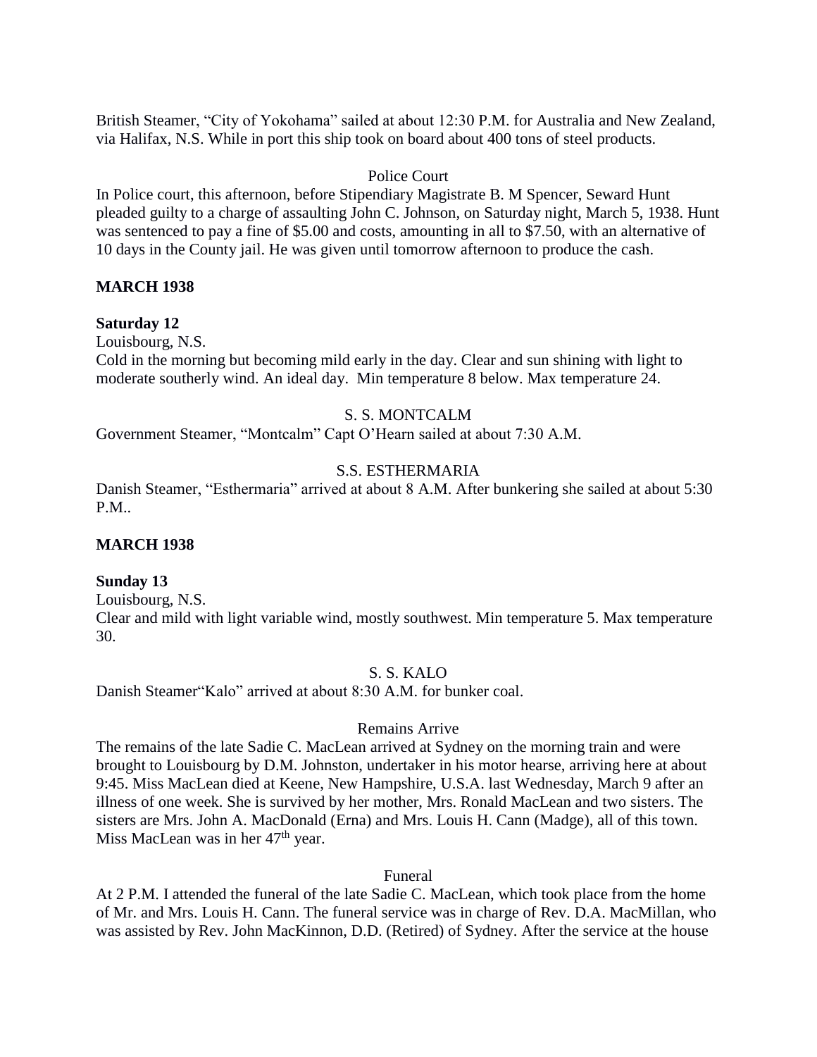British Steamer, “City of Yokohama” sailed at about 12:30 P.M. for Australia and New Zealand, via Halifax, N.S. While in port this ship took on board about 400 tons of steel products.

Police Court

In Police court, this afternoon, before Stipendiary Magistrate B. M Spencer, Seward Hunt pleaded guilty to a charge of assaulting John C. Johnson, on Saturday night, March 5, 1938. Hunt was sentenced to pay a fine of $5.00 and costs, amounting in all to $7.50, with an alternative of 10 days in the County jail. He was given until tomorrow afternoon to produce the cash.

**MARCH 1938**

**Saturday 12**

Louisbourg, N.S.

Cold in the morning but becoming mild early in the day. Clear and sun shining with light to moderate southerly wind. An ideal day. Min temperature 8 below. Max temperature 24.

S. S. MONTCALM

Government Steamer, “Montcalm” Capt O’Hearn sailed at about 7:30 A.M.

S.S. ESTHERMARIA

Danish Steamer, “Esthermaria” arrived at about 8 A.M. After bunkering she sailed at about 5:30 P.M..

**MARCH 1938**

**Sunday 13**

Louisbourg, N.S.

Clear and mild with light variable wind, mostly southwest. Min temperature 5. Max temperature 30.

S. S. KALO

Danish Steamer“Kalo” arrived at about 8:30 A.M. for bunker coal.

Remains Arrive

The remains of the late Sadie C. MacLean arrived at Sydney on the morning train and were brought to Louisbourg by D.M. Johnston, undertaker in his motor hearse, arriving here at about 9:45. Miss MacLean died at Keene, New Hampshire, U.S.A. last Wednesday, March 9 after an illness of one week. She is survived by her mother, Mrs. Ronald MacLean and two sisters. The sisters are Mrs. John A. MacDonald (Erna) and Mrs. Louis H. Cann (Madge), all of this town. Miss MacLean was in her 47th year.

Funeral

At 2 P.M. I attended the funeral of the late Sadie C. MacLean, which took place from the home of Mr. and Mrs. Louis H. Cann. The funeral service was in charge of Rev. D.A. MacMillan, who was assisted by Rev. John MacKinnon, D.D. (Retired) of Sydney. After the service at the house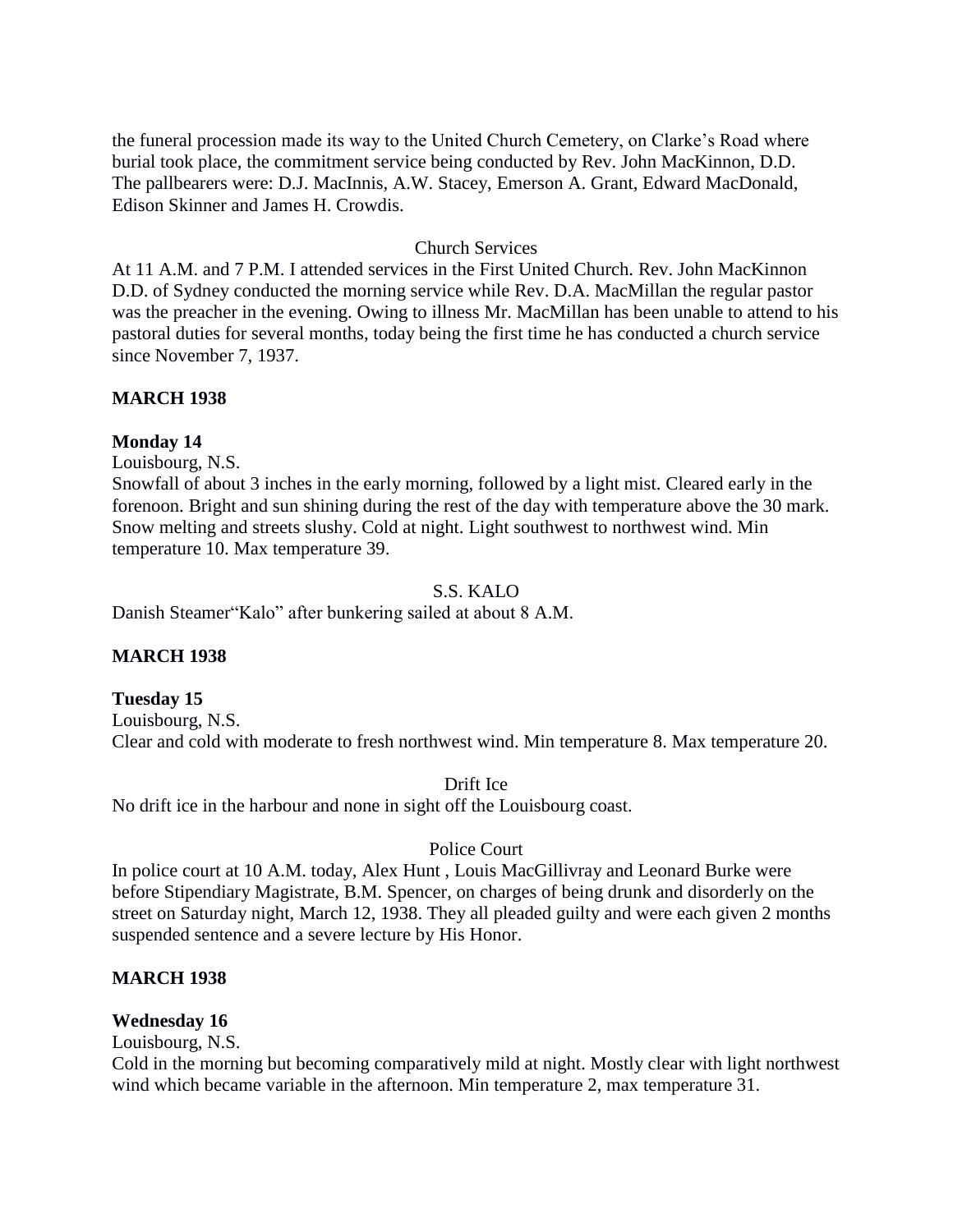the funeral procession made its way to the United Church Cemetery, on Clarke's Road where burial took place, the commitment service being conducted by Rev. John MacKinnon, D.D. The pallbearers were: D.J. MacInnis, A.W. Stacey, Emerson A. Grant, Edward MacDonald, Edison Skinner and James H. Crowdis.

Church Services

At 11 A.M. and 7 P.M. I attended services in the First United Church. Rev. John MacKinnon D.D. of Sydney conducted the morning service while Rev. D.A. MacMillan the regular pastor was the preacher in the evening. Owing to illness Mr. MacMillan has been unable to attend to his pastoral duties for several months, today being the first time he has conducted a church service since November 7, 1937.

**MARCH 1938**

**Monday 14**

Louisbourg, N.S.

Snowfall of about 3 inches in the early morning, followed by a light mist. Cleared early in the forenoon. Bright and sun shining during the rest of the day with temperature above the 30 mark. Snow melting and streets slushy. Cold at night. Light southwest to northwest wind. Min temperature 10. Max temperature 39.

S.S. KALO

Danish Steamer"Kalo" after bunkering sailed at about 8 A.M.

**MARCH 1938**

**Tuesday 15**

Louisbourg, N.S.

Clear and cold with moderate to fresh northwest wind. Min temperature 8. Max temperature 20.

Drift Ice

No drift ice in the harbour and none in sight off the Louisbourg coast.

Police Court

In police court at 10 A.M. today, Alex Hunt , Louis MacGillivray and Leonard Burke were before Stipendiary Magistrate, B.M. Spencer, on charges of being drunk and disorderly on the street on Saturday night, March 12, 1938. They all pleaded guilty and were each given 2 months suspended sentence and a severe lecture by His Honor.

**MARCH 1938**

**Wednesday 16**

Louisbourg, N.S.

Cold in the morning but becoming comparatively mild at night. Mostly clear with light northwest wind which became variable in the afternoon. Min temperature 2, max temperature 31.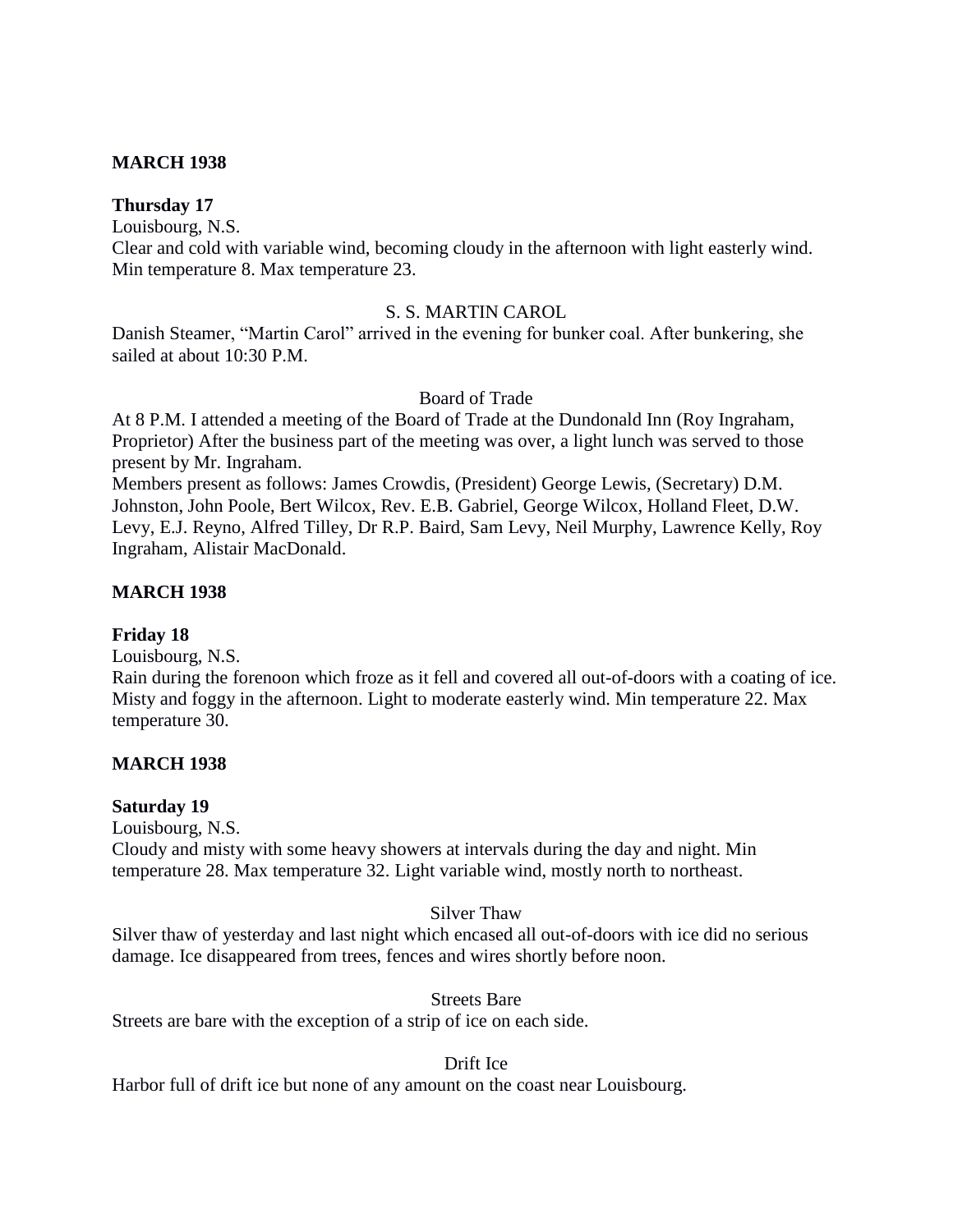**MARCH 1938**

**Thursday 17**

Louisbourg, N.S.

Clear and cold with variable wind, becoming cloudy in the afternoon with light easterly wind. Min temperature 8. Max temperature 23.

S. S. MARTIN CAROL

Danish Steamer, "Martin Carol" arrived in the evening for bunker coal. After bunkering, she sailed at about 10:30 P.M.

Board of Trade

At 8 P.M. I attended a meeting of the Board of Trade at the Dundonald Inn (Roy Ingraham, Proprietor) After the business part of the meeting was over, a light lunch was served to those present by Mr. Ingraham.

Members present as follows: James Crowdis, (President) George Lewis, (Secretary) D.M. Johnston, John Poole, Bert Wilcox, Rev. E.B. Gabriel, George Wilcox, Holland Fleet, D.W. Levy, E.J. Reyno, Alfred Tilley, Dr R.P. Baird, Sam Levy, Neil Murphy, Lawrence Kelly, Roy Ingraham, Alistair MacDonald.

**MARCH 1938**

**Friday 18**

Louisbourg, N.S.

Rain during the forenoon which froze as it fell and covered all out-of-doors with a coating of ice. Misty and foggy in the afternoon. Light to moderate easterly wind. Min temperature 22. Max temperature 30.

**MARCH 1938**

**Saturday 19**

Louisbourg, N.S.

Cloudy and misty with some heavy showers at intervals during the day and night. Min temperature 28. Max temperature 32. Light variable wind, mostly north to northeast.

Silver Thaw

Silver thaw of yesterday and last night which encased all out-of-doors with ice did no serious damage. Ice disappeared from trees, fences and wires shortly before noon.

Streets Bare

Streets are bare with the exception of a strip of ice on each side.

Drift Ice

Harbor full of drift ice but none of any amount on the coast near Louisbourg.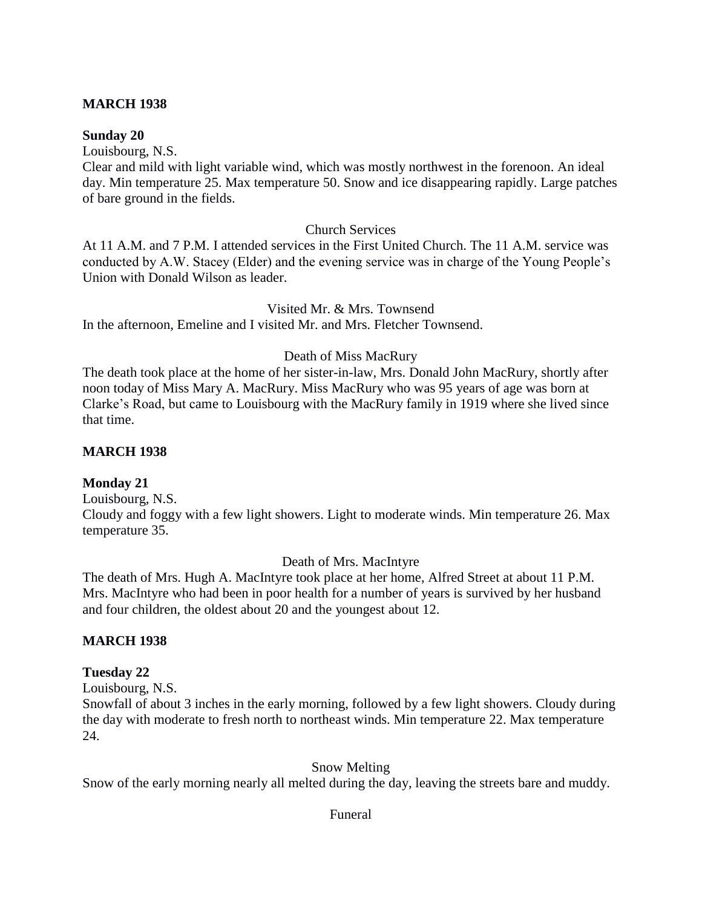**MARCH 1938**

**Sunday 20**

Louisbourg, N.S.

Clear and mild with light variable wind, which was mostly northwest in the forenoon. An ideal day. Min temperature 25. Max temperature 50. Snow and ice disappearing rapidly. Large patches of bare ground in the fields.

Church Services

At 11 A.M. and 7 P.M. I attended services in the First United Church. The 11 A.M. service was conducted by A.W. Stacey (Elder) and the evening service was in charge of the Young People's Union with Donald Wilson as leader.

Visited Mr. & Mrs. Townsend

In the afternoon, Emeline and I visited Mr. and Mrs. Fletcher Townsend.

Death of Miss MacRury

The death took place at the home of her sister-in-law, Mrs. Donald John MacRury, shortly after noon today of Miss Mary A. MacRury. Miss MacRury who was 95 years of age was born at Clarke's Road, but came to Louisbourg with the MacRury family in 1919 where she lived since that time.

**MARCH 1938**

**Monday 21**

Louisbourg, N.S.

Cloudy and foggy with a few light showers. Light to moderate winds. Min temperature 26. Max temperature 35.

Death of Mrs. MacIntyre

The death of Mrs. Hugh A. MacIntyre took place at her home, Alfred Street at about 11 P.M. Mrs. MacIntyre who had been in poor health for a number of years is survived by her husband and four children, the oldest about 20 and the youngest about 12.

**MARCH 1938**

**Tuesday 22**

Louisbourg, N.S.

Snowfall of about 3 inches in the early morning, followed by a few light showers. Cloudy during the day with moderate to fresh north to northeast winds. Min temperature 22. Max temperature 24.

Snow Melting

Snow of the early morning nearly all melted during the day, leaving the streets bare and muddy.

Funeral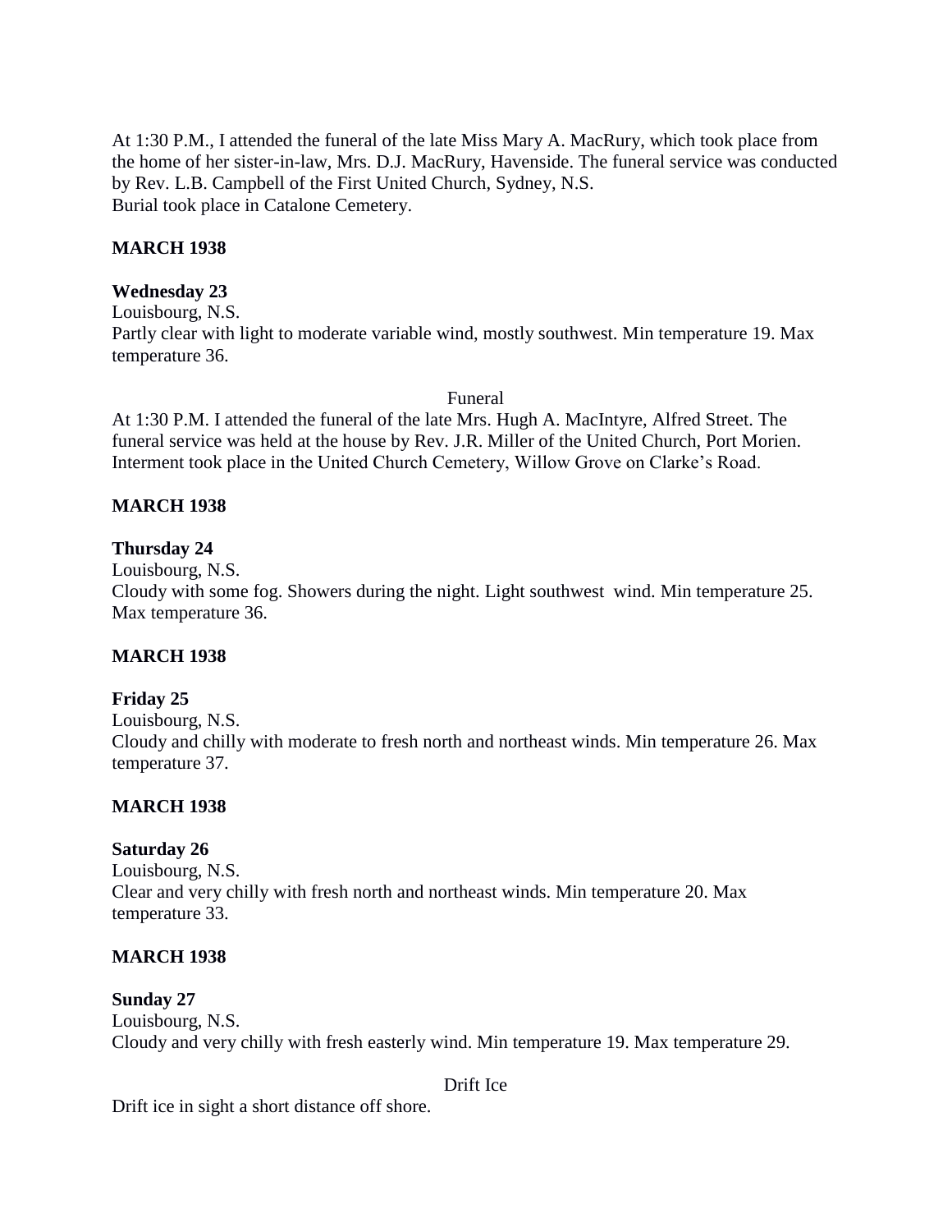At 1:30 P.M., I attended the funeral of the late Miss Mary A. MacRury, which took place from the home of her sister-in-law, Mrs. D.J. MacRury, Havenside. The funeral service was conducted by Rev. L.B. Campbell of the First United Church, Sydney, N.S.
Burial took place in Catalone Cemetery.

**MARCH 1938**

**Wednesday 23**
Louisbourg, N.S.
Partly clear with light to moderate variable wind, mostly southwest. Min temperature 19. Max temperature 36.

Funeral

At 1:30 P.M. I attended the funeral of the late Mrs. Hugh A. MacIntyre, Alfred Street. The funeral service was held at the house by Rev. J.R. Miller of the United Church, Port Morien. Interment took place in the United Church Cemetery, Willow Grove on Clarke's Road.

**MARCH 1938**

**Thursday 24**
Louisbourg, N.S.
Cloudy with some fog. Showers during the night. Light southwest wind. Min temperature 25. Max temperature 36.

**MARCH 1938**

**Friday 25**
Louisbourg, N.S.
Cloudy and chilly with moderate to fresh north and northeast winds. Min temperature 26. Max temperature 37.

**MARCH 1938**

**Saturday 26**
Louisbourg, N.S.
Clear and very chilly with fresh north and northeast winds. Min temperature 20. Max temperature 33.

**MARCH 1938**

**Sunday 27**
Louisbourg, N.S.
Cloudy and very chilly with fresh easterly wind. Min temperature 19. Max temperature 29.

Drift Ice

Drift ice in sight a short distance off shore.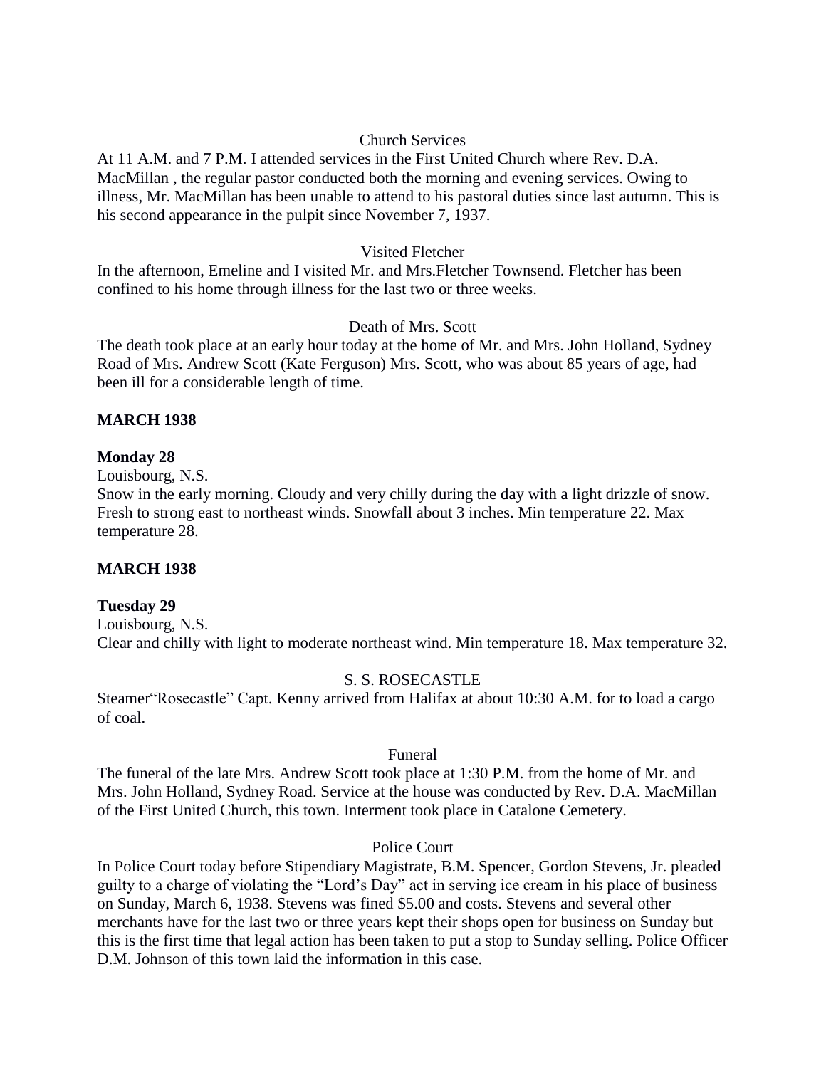Church Services

At 11 A.M. and 7 P.M. I attended services in the First United Church where Rev. D.A. MacMillan , the regular pastor conducted both the morning and evening services. Owing to illness, Mr. MacMillan has been unable to attend to his pastoral duties since last autumn. This is his second appearance in the pulpit since November 7, 1937.

Visited Fletcher

In the afternoon, Emeline and I visited Mr. and Mrs.Fletcher Townsend. Fletcher has been confined to his home through illness for the last two or three weeks.

Death of Mrs. Scott

The death took place at an early hour today at the home of Mr. and Mrs. John Holland, Sydney Road of Mrs. Andrew Scott (Kate Ferguson) Mrs. Scott, who was about 85 years of age, had been ill for a considerable length of time.

**MARCH 1938**

**Monday 28**

Louisbourg, N.S.

Snow in the early morning. Cloudy and very chilly during the day with a light drizzle of snow. Fresh to strong east to northeast winds. Snowfall about 3 inches. Min temperature 22. Max temperature 28.

**MARCH 1938**

**Tuesday 29**

Louisbourg, N.S.

Clear and chilly with light to moderate northeast wind. Min temperature 18. Max temperature 32.

S. S. ROSECASTLE

Steamer"Rosecastle" Capt. Kenny arrived from Halifax at about 10:30 A.M. for to load a cargo of coal.

Funeral

The funeral of the late Mrs. Andrew Scott took place at 1:30 P.M. from the home of Mr. and Mrs. John Holland, Sydney Road. Service at the house was conducted by Rev. D.A. MacMillan of the First United Church, this town. Interment took place in Catalone Cemetery.

Police Court

In Police Court today before Stipendiary Magistrate, B.M. Spencer, Gordon Stevens, Jr. pleaded guilty to a charge of violating the "Lord's Day" act in serving ice cream in his place of business on Sunday, March 6, 1938. Stevens was fined $5.00 and costs. Stevens and several other merchants have for the last two or three years kept their shops open for business on Sunday but this is the first time that legal action has been taken to put a stop to Sunday selling. Police Officer D.M. Johnson of this town laid the information in this case.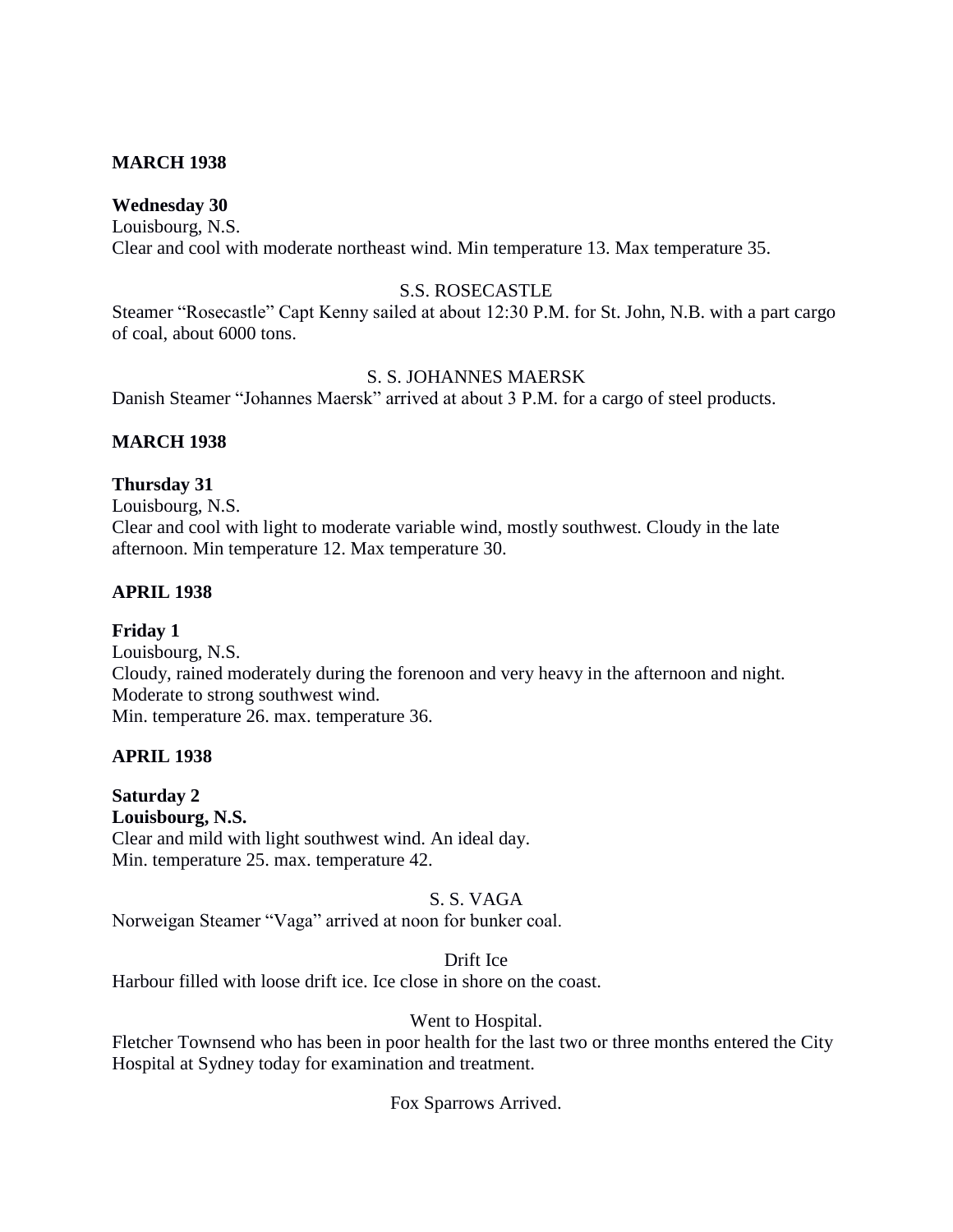**MARCH 1938**

**Wednesday 30**
Louisbourg, N.S.
Clear and cool with moderate northeast wind. Min temperature 13. Max temperature 35.

S.S. ROSECASTLE

Steamer "Rosecastle" Capt Kenny sailed at about 12:30 P.M. for St. John, N.B. with a part cargo of coal, about 6000 tons.

S. S. JOHANNES MAERSK

Danish Steamer "Johannes Maersk" arrived at about 3 P.M. for a cargo of steel products.

**MARCH 1938**

**Thursday 31**
Louisbourg, N.S.
Clear and cool with light to moderate variable wind, mostly southwest. Cloudy in the late afternoon. Min temperature 12. Max temperature 30.

**APRIL 1938**

**Friday 1**
Louisbourg, N.S.
Cloudy, rained moderately during the forenoon and very heavy in the afternoon and night. Moderate to strong southwest wind.
Min. temperature 26. max. temperature 36.

**APRIL 1938**

**Saturday 2**
**Louisbourg, N.S.**
Clear and mild with light southwest wind. An ideal day.
Min. temperature 25. max. temperature 42.

S. S. VAGA

Norweigan Steamer "Vaga" arrived at noon for bunker coal.

Drift Ice

Harbour filled with loose drift ice. Ice close in shore on the coast.

Went to Hospital.

Fletcher Townsend who has been in poor health for the last two or three months entered the City Hospital at Sydney today for examination and treatment.

Fox Sparrows Arrived.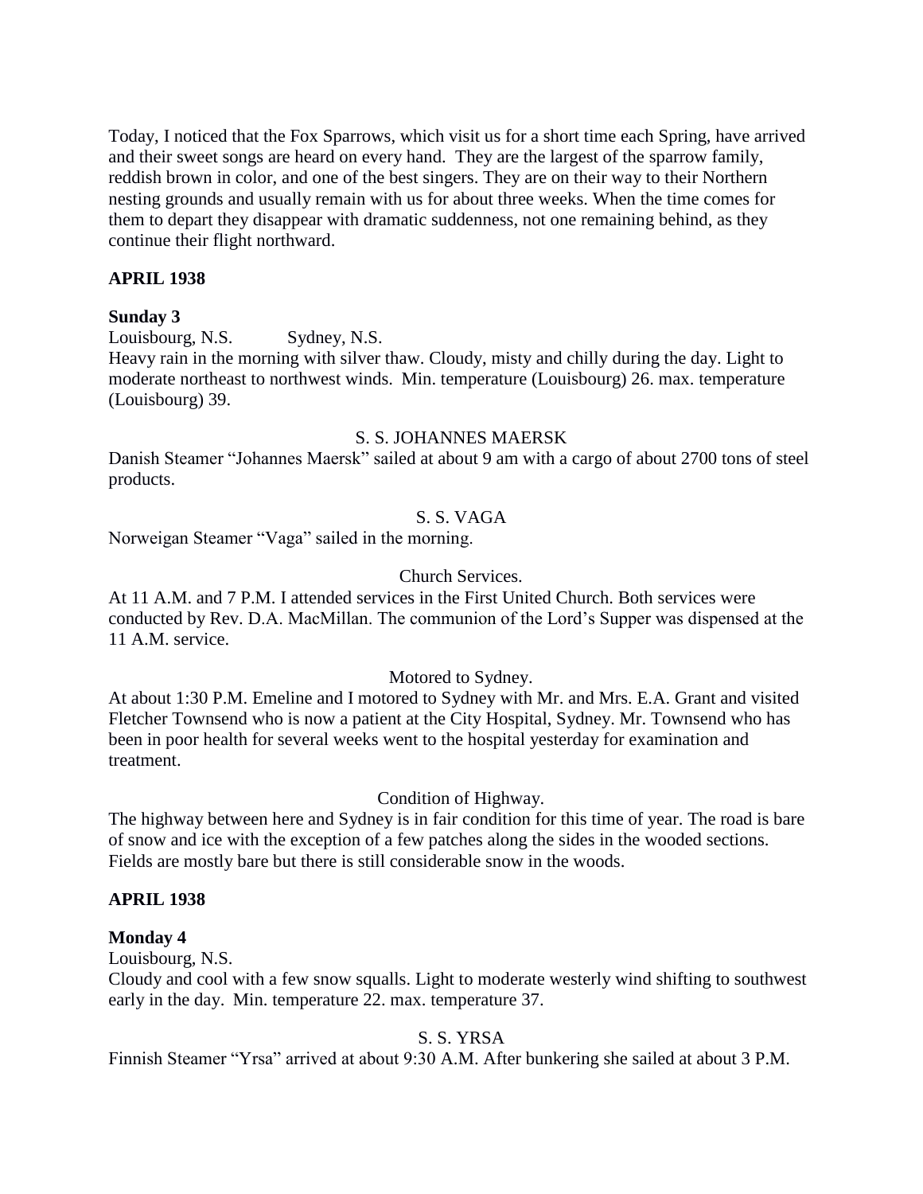Today, I noticed that the Fox Sparrows, which visit us for a short time each Spring, have arrived and their sweet songs are heard on every hand. They are the largest of the sparrow family, reddish brown in color, and one of the best singers. They are on their way to their Northern nesting grounds and usually remain with us for about three weeks. When the time comes for them to depart they disappear with dramatic suddenness, not one remaining behind, as they continue their flight northward.

**APRIL 1938**

**Sunday 3**

Louisbourg, N.S.          Sydney, N.S.

Heavy rain in the morning with silver thaw. Cloudy, misty and chilly during the day. Light to moderate northeast to northwest winds. Min. temperature (Louisbourg) 26. max. temperature (Louisbourg) 39.

S. S. JOHANNES MAERSK

Danish Steamer "Johannes Maersk" sailed at about 9 am with a cargo of about 2700 tons of steel products.

S. S. VAGA

Norweigan Steamer "Vaga" sailed in the morning.

Church Services.

At 11 A.M. and 7 P.M. I attended services in the First United Church. Both services were conducted by Rev. D.A. MacMillan. The communion of the Lord's Supper was dispensed at the 11 A.M. service.

Motored to Sydney.

At about 1:30 P.M. Emeline and I motored to Sydney with Mr. and Mrs. E.A. Grant and visited Fletcher Townsend who is now a patient at the City Hospital, Sydney. Mr. Townsend who has been in poor health for several weeks went to the hospital yesterday for examination and treatment.

Condition of Highway.

The highway between here and Sydney is in fair condition for this time of year. The road is bare of snow and ice with the exception of a few patches along the sides in the wooded sections. Fields are mostly bare but there is still considerable snow in the woods.

**APRIL 1938**

**Monday 4**

Louisbourg, N.S.

Cloudy and cool with a few snow squalls. Light to moderate westerly wind shifting to southwest early in the day. Min. temperature 22. max. temperature 37.

S. S. YRSA

Finnish Steamer "Yrsa" arrived at about 9:30 A.M. After bunkering she sailed at about 3 P.M.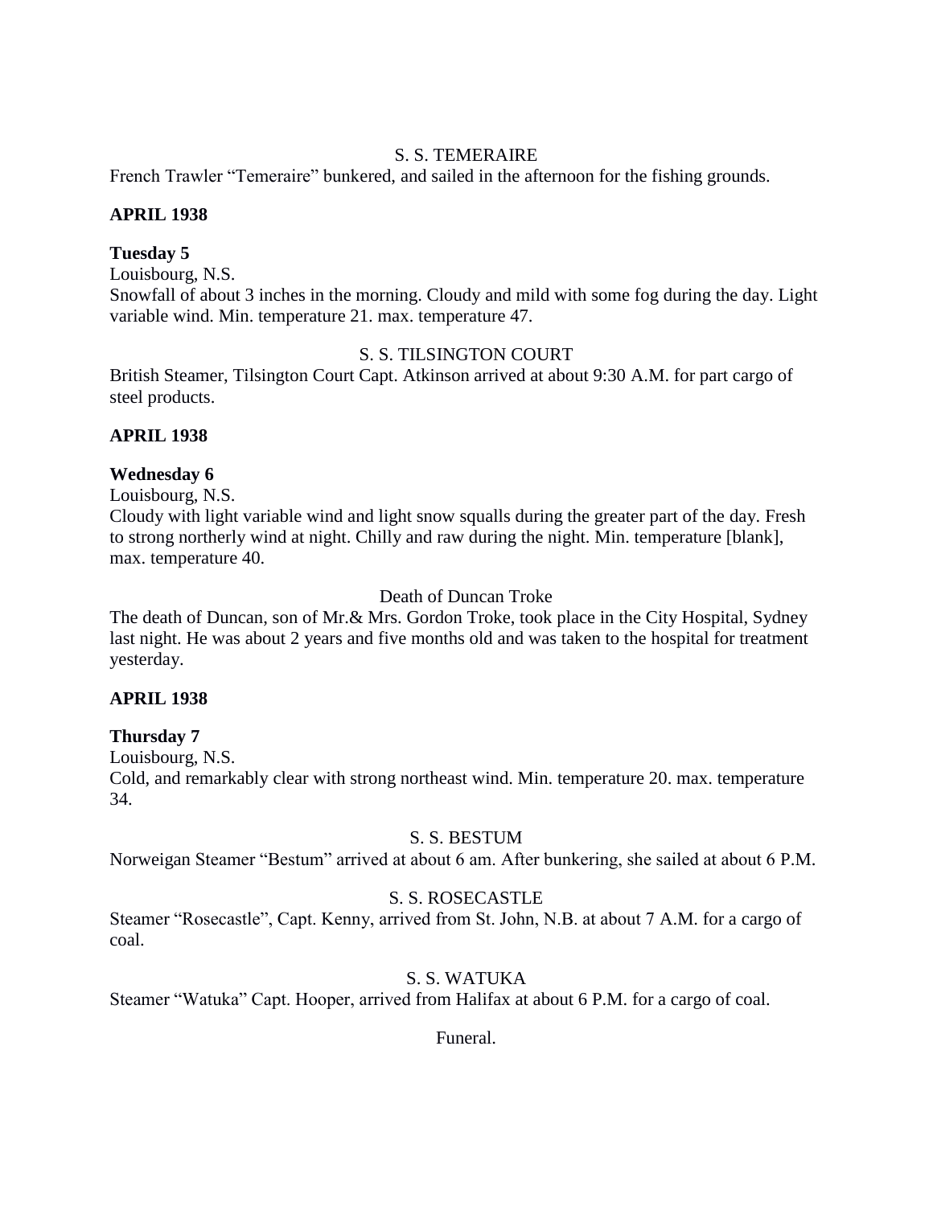S. S. TEMERAIRE

French Trawler "Temeraire" bunkered, and sailed in the afternoon for the fishing grounds.

**APRIL 1938**

**Tuesday 5**

Louisbourg, N.S.

Snowfall of about 3 inches in the morning. Cloudy and mild with some fog during the day. Light variable wind. Min. temperature 21. max. temperature 47.

S. S. TILSINGTON COURT

British Steamer, Tilsington Court Capt. Atkinson arrived at about 9:30 A.M. for part cargo of steel products.

**APRIL 1938**

**Wednesday 6**

Louisbourg, N.S.

Cloudy with light variable wind and light snow squalls during the greater part of the day. Fresh to strong northerly wind at night. Chilly and raw during the night. Min. temperature [blank], max. temperature 40.

Death of Duncan Troke

The death of Duncan, son of Mr.& Mrs. Gordon Troke, took place in the City Hospital, Sydney last night. He was about 2 years and five months old and was taken to the hospital for treatment yesterday.

**APRIL 1938**

**Thursday 7**

Louisbourg, N.S.

Cold, and remarkably clear with strong northeast wind. Min. temperature 20. max. temperature 34.

S. S. BESTUM

Norweigan Steamer "Bestum" arrived at about 6 am. After bunkering, she sailed at about 6 P.M.

S. S. ROSECASTLE

Steamer "Rosecastle", Capt. Kenny, arrived from St. John, N.B. at about 7 A.M. for a cargo of coal.

S. S. WATUKA

Steamer "Watuka" Capt. Hooper, arrived from Halifax at about 6 P.M. for a cargo of coal.

Funeral.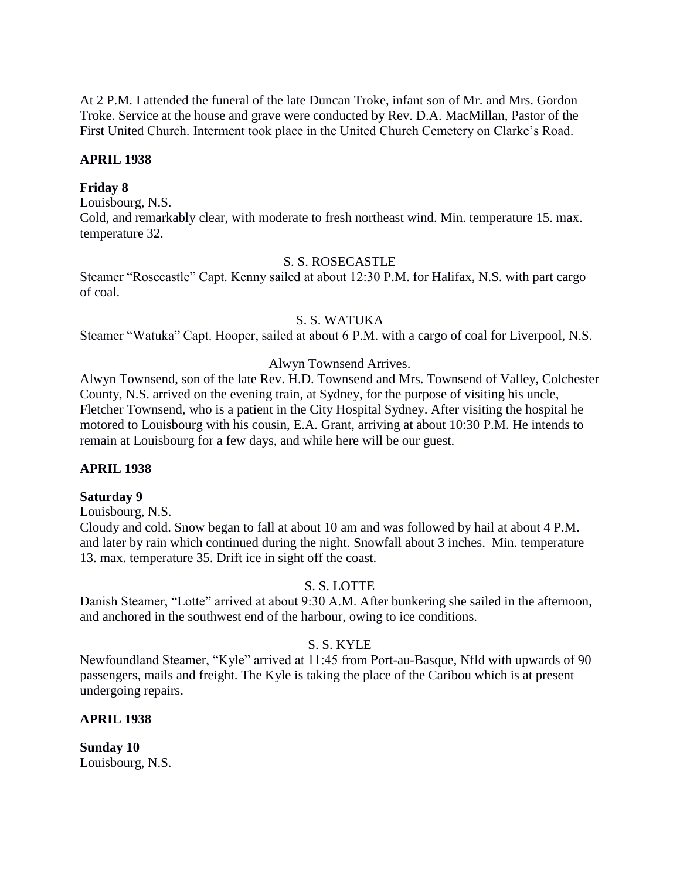At 2 P.M. I attended the funeral of the late Duncan Troke, infant son of Mr. and Mrs. Gordon Troke. Service at the house and grave were conducted by Rev. D.A. MacMillan, Pastor of the First United Church. Interment took place in the United Church Cemetery on Clarke's Road.

**APRIL 1938**

**Friday 8**

Louisbourg, N.S.

Cold, and remarkably clear, with moderate to fresh northeast wind. Min. temperature 15. max. temperature 32.

S. S. ROSECASTLE

Steamer "Rosecastle" Capt. Kenny sailed at about 12:30 P.M. for Halifax, N.S. with part cargo of coal.

S. S. WATUKA

Steamer "Watuka" Capt. Hooper, sailed at about 6 P.M. with a cargo of coal for Liverpool, N.S.

Alwyn Townsend Arrives.

Alwyn Townsend, son of the late Rev. H.D. Townsend and Mrs. Townsend of Valley, Colchester County, N.S. arrived on the evening train, at Sydney, for the purpose of visiting his uncle, Fletcher Townsend, who is a patient in the City Hospital Sydney. After visiting the hospital he motored to Louisbourg with his cousin, E.A. Grant, arriving at about 10:30 P.M. He intends to remain at Louisbourg for a few days, and while here will be our guest.

**APRIL 1938**

**Saturday 9**

Louisbourg, N.S.

Cloudy and cold. Snow began to fall at about 10 am and was followed by hail at about 4 P.M. and later by rain which continued during the night. Snowfall about 3 inches. Min. temperature 13. max. temperature 35. Drift ice in sight off the coast.

S. S. LOTTE

Danish Steamer, "Lotte" arrived at about 9:30 A.M. After bunkering she sailed in the afternoon, and anchored in the southwest end of the harbour, owing to ice conditions.

S. S. KYLE

Newfoundland Steamer, "Kyle" arrived at 11:45 from Port-au-Basque, Nfld with upwards of 90 passengers, mails and freight. The Kyle is taking the place of the Caribou which is at present undergoing repairs.

**APRIL 1938**

**Sunday 10**

Louisbourg, N.S.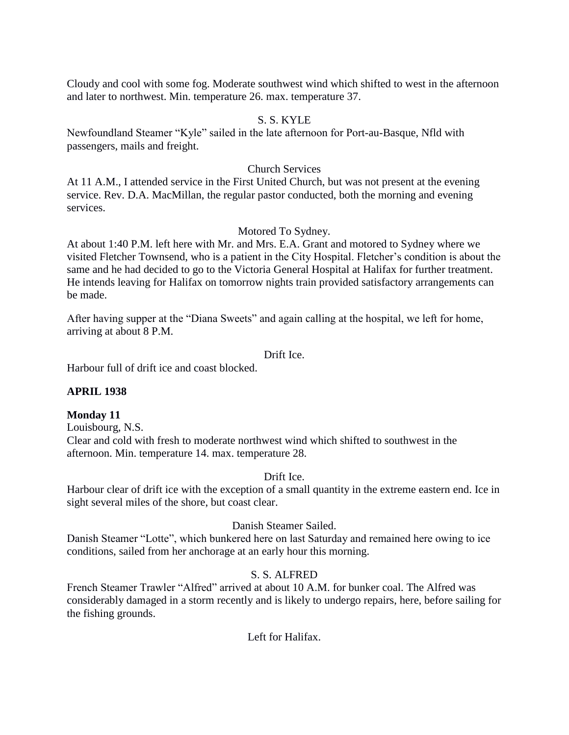Cloudy and cool with some fog. Moderate southwest wind which shifted to west in the afternoon and later to northwest. Min. temperature 26. max. temperature 37.

S. S. KYLE

Newfoundland Steamer "Kyle" sailed in the late afternoon for Port-au-Basque, Nfld with passengers, mails and freight.

Church Services

At 11 A.M., I attended service in the First United Church, but was not present at the evening service. Rev. D.A. MacMillan, the regular pastor conducted, both the morning and evening services.

Motored To Sydney.

At about 1:40 P.M. left here with Mr. and Mrs. E.A. Grant and motored to Sydney where we visited Fletcher Townsend, who is a patient in the City Hospital. Fletcher's condition is about the same and he had decided to go to the Victoria General Hospital at Halifax for further treatment. He intends leaving for Halifax on tomorrow nights train provided satisfactory arrangements can be made.

After having supper at the "Diana Sweets" and again calling at the hospital, we left for home, arriving at about 8 P.M.

Drift Ice.

Harbour full of drift ice and coast blocked.

**APRIL 1938**

**Monday 11**

Louisbourg, N.S.

Clear and cold with fresh to moderate northwest wind which shifted to southwest in the afternoon. Min. temperature 14. max. temperature 28.

Drift Ice.

Harbour clear of drift ice with the exception of a small quantity in the extreme eastern end. Ice in sight several miles of the shore, but coast clear.

Danish Steamer Sailed.

Danish Steamer "Lotte", which bunkered here on last Saturday and remained here owing to ice conditions, sailed from her anchorage at an early hour this morning.

S. S. ALFRED

French Steamer Trawler "Alfred" arrived at about 10 A.M. for bunker coal. The Alfred was considerably damaged in a storm recently and is likely to undergo repairs, here, before sailing for the fishing grounds.

Left for Halifax.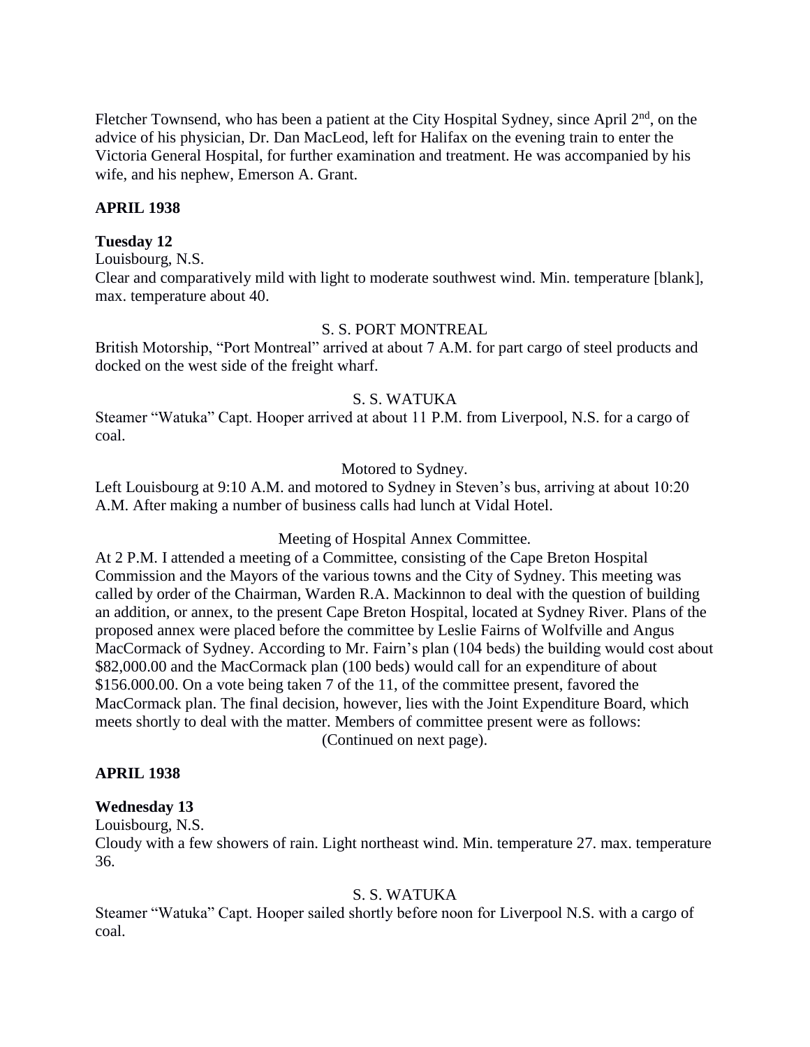Fletcher Townsend, who has been a patient at the City Hospital Sydney, since April 2nd, on the advice of his physician, Dr. Dan MacLeod, left for Halifax on the evening train to enter the Victoria General Hospital, for further examination and treatment. He was accompanied by his wife, and his nephew, Emerson A. Grant.

**APRIL 1938**

**Tuesday 12**

Louisbourg, N.S.

Clear and comparatively mild with light to moderate southwest wind. Min. temperature [blank], max. temperature about 40.

S. S. PORT MONTREAL

British Motorship, "Port Montreal" arrived at about 7 A.M. for part cargo of steel products and docked on the west side of the freight wharf.

S. S. WATUKA

Steamer "Watuka" Capt. Hooper arrived at about 11 P.M. from Liverpool, N.S. for a cargo of coal.

Motored to Sydney.

Left Louisbourg at 9:10 A.M. and motored to Sydney in Steven's bus, arriving at about 10:20 A.M. After making a number of business calls had lunch at Vidal Hotel.

Meeting of Hospital Annex Committee.

At 2 P.M. I attended a meeting of a Committee, consisting of the Cape Breton Hospital Commission and the Mayors of the various towns and the City of Sydney. This meeting was called by order of the Chairman, Warden R.A. Mackinnon to deal with the question of building an addition, or annex, to the present Cape Breton Hospital, located at Sydney River. Plans of the proposed annex were placed before the committee by Leslie Fairns of Wolfville and Angus MacCormack of Sydney. According to Mr. Fairn's plan (104 beds) the building would cost about $82,000.00 and the MacCormack plan (100 beds) would call for an expenditure of about $156.000.00. On a vote being taken 7 of the 11, of the committee present, favored the MacCormack plan. The final decision, however, lies with the Joint Expenditure Board, which meets shortly to deal with the matter. Members of committee present were as follows:

(Continued on next page).

**APRIL 1938**

**Wednesday 13**

Louisbourg, N.S.

Cloudy with a few showers of rain. Light northeast wind. Min. temperature 27. max. temperature 36.

S. S. WATUKA

Steamer "Watuka" Capt. Hooper sailed shortly before noon for Liverpool N.S. with a cargo of coal.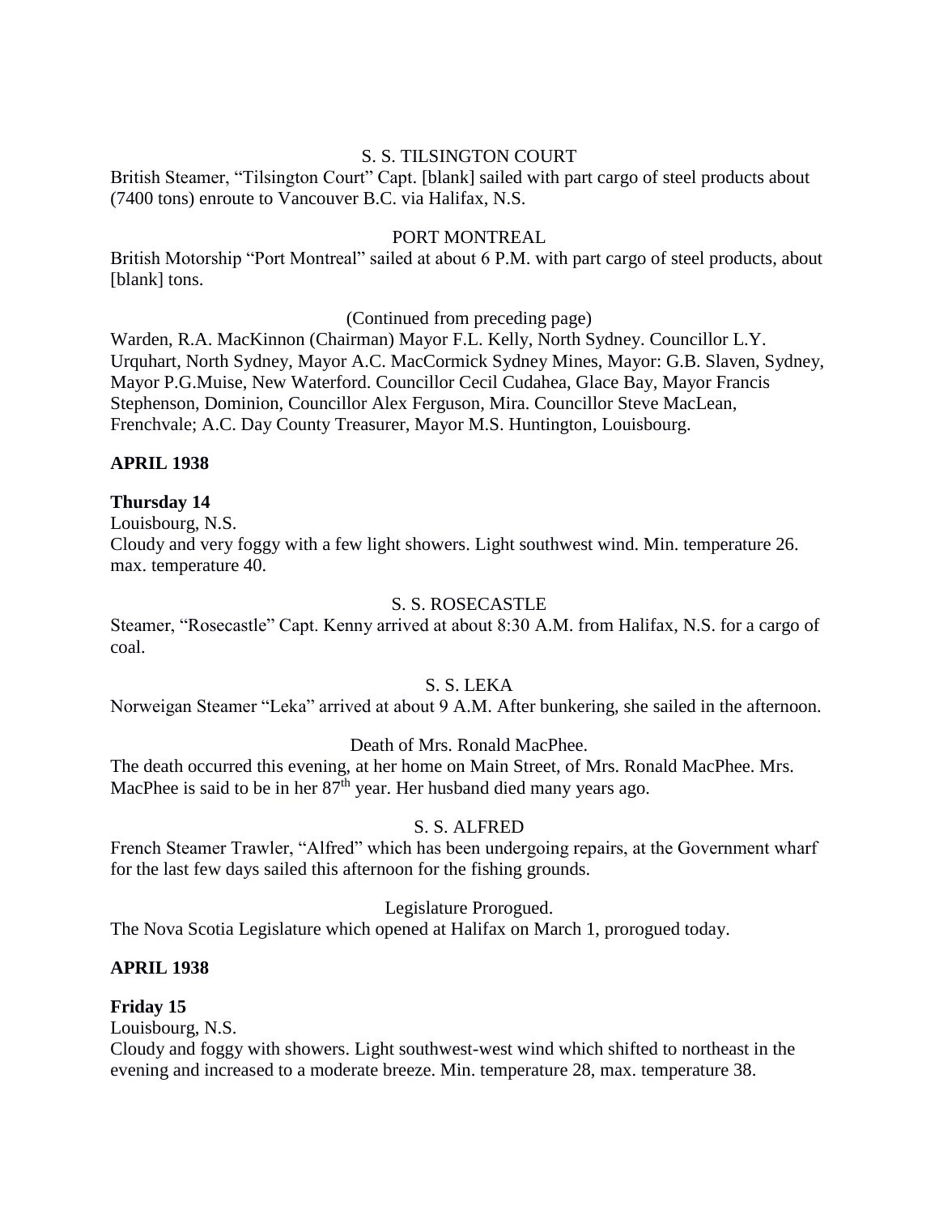S. S. TILSINGTON COURT

British Steamer, "Tilsington Court" Capt. [blank] sailed with part cargo of steel products about (7400 tons) enroute to Vancouver B.C. via Halifax, N.S.

PORT MONTREAL

British Motorship "Port Montreal" sailed at about 6 P.M. with part cargo of steel products, about [blank] tons.

(Continued from preceding page)

Warden, R.A. MacKinnon (Chairman) Mayor F.L. Kelly, North Sydney. Councillor L.Y. Urquhart, North Sydney, Mayor A.C. MacCormick Sydney Mines, Mayor: G.B. Slaven, Sydney, Mayor P.G.Muise, New Waterford. Councillor Cecil Cudahea, Glace Bay, Mayor Francis Stephenson, Dominion, Councillor Alex Ferguson, Mira. Councillor Steve MacLean, Frenchvale; A.C. Day County Treasurer, Mayor M.S. Huntington, Louisbourg.

**APRIL 1938**

**Thursday 14**

Louisbourg, N.S.

Cloudy and very foggy with a few light showers. Light southwest wind. Min. temperature 26. max. temperature 40.

S. S. ROSECASTLE

Steamer, "Rosecastle" Capt. Kenny arrived at about 8:30 A.M. from Halifax, N.S. for a cargo of coal.

S. S. LEKA

Norweigan Steamer "Leka" arrived at about 9 A.M. After bunkering, she sailed in the afternoon.

Death of Mrs. Ronald MacPhee.

The death occurred this evening, at her home on Main Street, of Mrs. Ronald MacPhee. Mrs. MacPhee is said to be in her 87th year. Her husband died many years ago.

S. S. ALFRED

French Steamer Trawler, "Alfred" which has been undergoing repairs, at the Government wharf for the last few days sailed this afternoon for the fishing grounds.

Legislature Prorogued.

The Nova Scotia Legislature which opened at Halifax on March 1, prorogued today.

**APRIL 1938**

**Friday 15**

Louisbourg, N.S.

Cloudy and foggy with showers. Light southwest-west wind which shifted to northeast in the evening and increased to a moderate breeze. Min. temperature 28, max. temperature 38.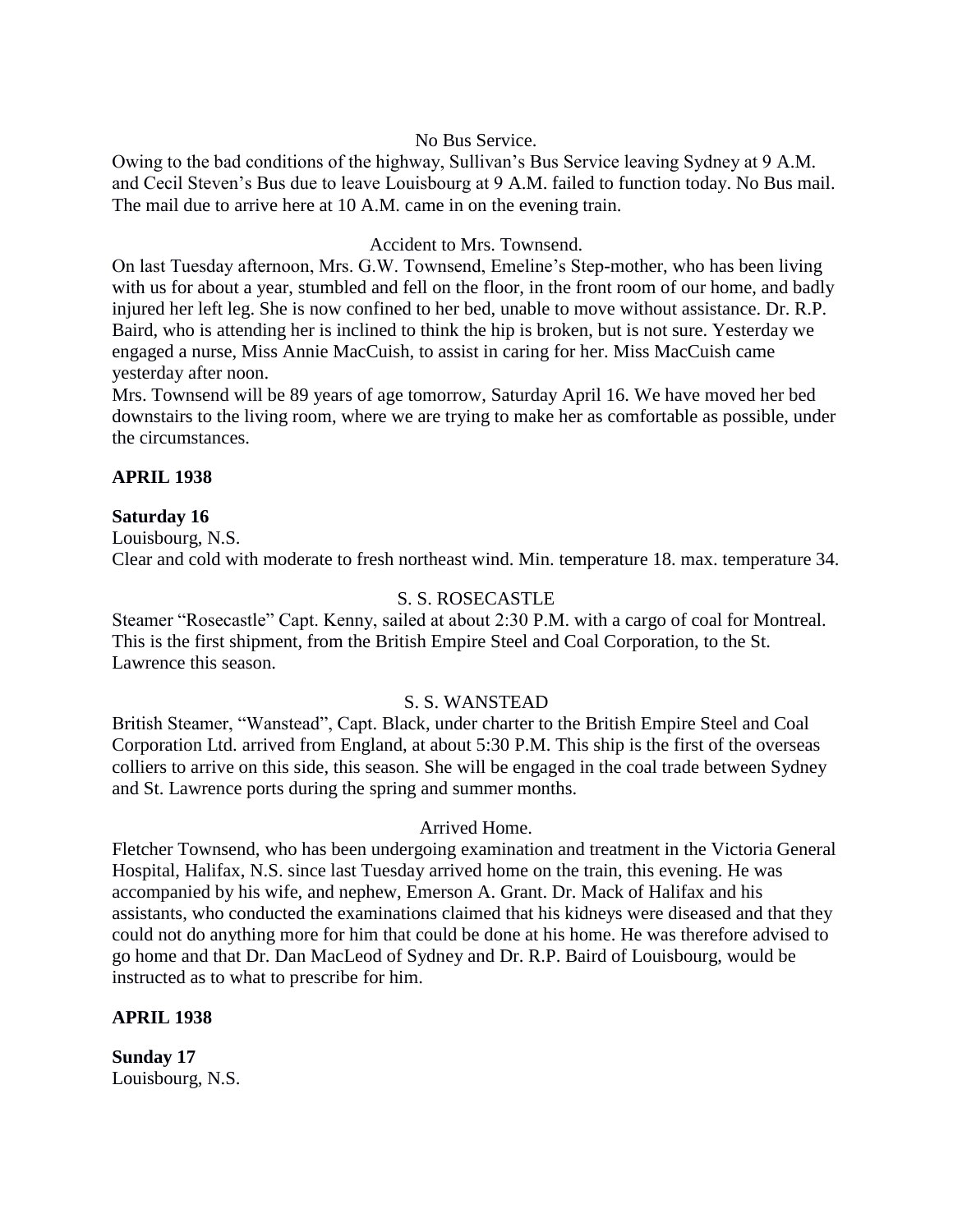No Bus Service.

Owing to the bad conditions of the highway, Sullivan's Bus Service leaving Sydney at 9 A.M. and Cecil Steven's Bus due to leave Louisbourg at 9 A.M. failed to function today. No Bus mail. The mail due to arrive here at 10 A.M. came in on the evening train.

Accident to Mrs. Townsend.

On last Tuesday afternoon, Mrs. G.W. Townsend, Emeline's Step-mother, who has been living with us for about a year, stumbled and fell on the floor, in the front room of our home, and badly injured her left leg. She is now confined to her bed, unable to move without assistance. Dr. R.P. Baird, who is attending her is inclined to think the hip is broken, but is not sure. Yesterday we engaged a nurse, Miss Annie MacCuish, to assist in caring for her. Miss MacCuish came yesterday after noon.

Mrs. Townsend will be 89 years of age tomorrow, Saturday April 16. We have moved her bed downstairs to the living room, where we are trying to make her as comfortable as possible, under the circumstances.

**APRIL 1938**

**Saturday 16**

Louisbourg, N.S.

Clear and cold with moderate to fresh northeast wind. Min. temperature 18. max. temperature 34.

S. S. ROSECASTLE

Steamer "Rosecastle" Capt. Kenny, sailed at about 2:30 P.M. with a cargo of coal for Montreal. This is the first shipment, from the British Empire Steel and Coal Corporation, to the St. Lawrence this season.

S. S. WANSTEAD

British Steamer, "Wanstead", Capt. Black, under charter to the British Empire Steel and Coal Corporation Ltd. arrived from England, at about 5:30 P.M. This ship is the first of the overseas colliers to arrive on this side, this season. She will be engaged in the coal trade between Sydney and St. Lawrence ports during the spring and summer months.

Arrived Home.

Fletcher Townsend, who has been undergoing examination and treatment in the Victoria General Hospital, Halifax, N.S. since last Tuesday arrived home on the train, this evening. He was accompanied by his wife, and nephew, Emerson A. Grant. Dr. Mack of Halifax and his assistants, who conducted the examinations claimed that his kidneys were diseased and that they could not do anything more for him that could be done at his home. He was therefore advised to go home and that Dr. Dan MacLeod of Sydney and Dr. R.P. Baird of Louisbourg, would be instructed as to what to prescribe for him.

**APRIL 1938**

**Sunday 17**

Louisbourg, N.S.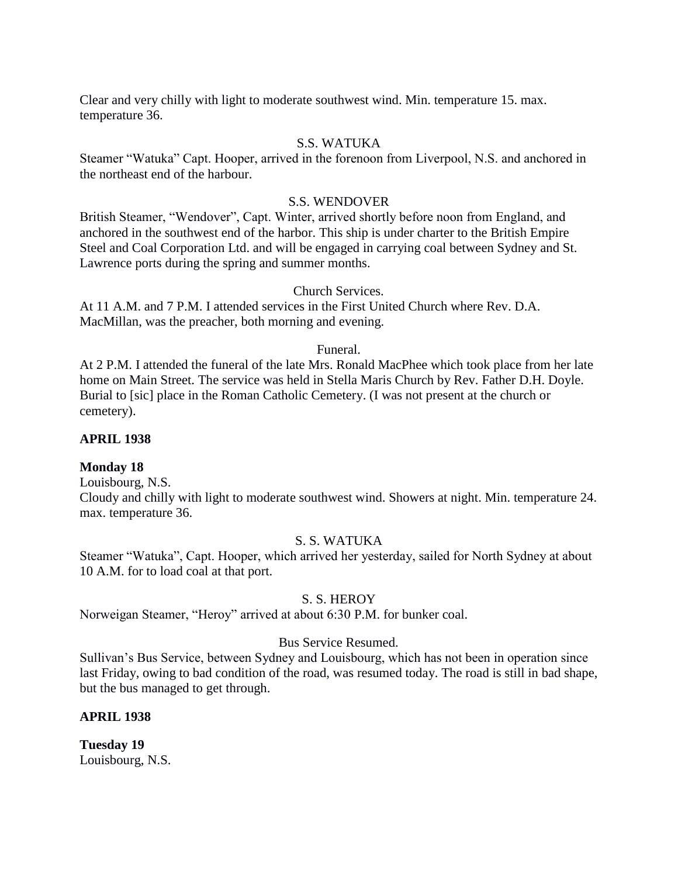Clear and very chilly with light to moderate southwest wind. Min. temperature 15. max. temperature 36.

S.S. WATUKA

Steamer "Watuka" Capt. Hooper, arrived in the forenoon from Liverpool, N.S. and anchored in the northeast end of the harbour.

S.S. WENDOVER

British Steamer, "Wendover", Capt. Winter, arrived shortly before noon from England, and anchored in the southwest end of the harbor. This ship is under charter to the British Empire Steel and Coal Corporation Ltd. and will be engaged in carrying coal between Sydney and St. Lawrence ports during the spring and summer months.

Church Services.

At 11 A.M. and 7 P.M. I attended services in the First United Church where Rev. D.A. MacMillan, was the preacher, both morning and evening.

Funeral.

At 2 P.M. I attended the funeral of the late Mrs. Ronald MacPhee which took place from her late home on Main Street. The service was held in Stella Maris Church by Rev. Father D.H. Doyle. Burial to [sic] place in the Roman Catholic Cemetery. (I was not present at the church or cemetery).

**APRIL 1938**

**Monday 18**

Louisbourg, N.S.

Cloudy and chilly with light to moderate southwest wind. Showers at night. Min. temperature 24. max. temperature 36.

S. S. WATUKA

Steamer "Watuka", Capt. Hooper, which arrived her yesterday, sailed for North Sydney at about 10 A.M. for to load coal at that port.

S. S. HEROY

Norweigan Steamer, "Heroy" arrived at about 6:30 P.M. for bunker coal.

Bus Service Resumed.

Sullivan's Bus Service, between Sydney and Louisbourg, which has not been in operation since last Friday, owing to bad condition of the road, was resumed today. The road is still in bad shape, but the bus managed to get through.

**APRIL 1938**

**Tuesday 19**

Louisbourg, N.S.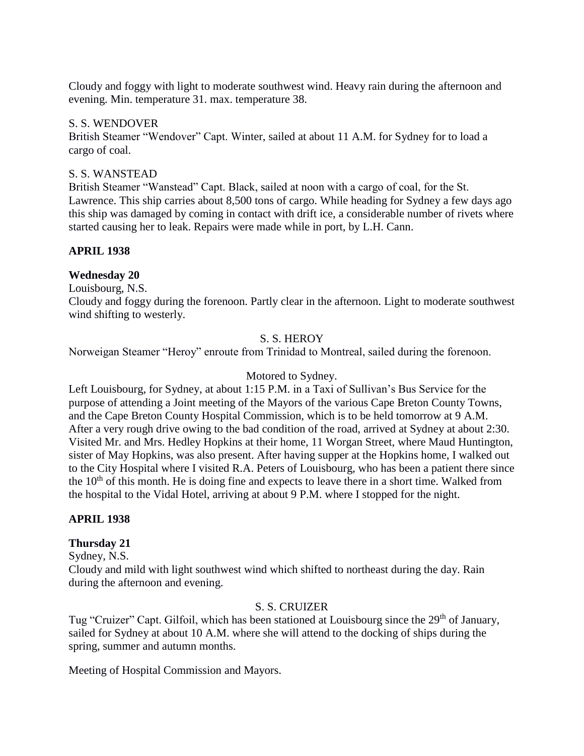Cloudy and foggy with light to moderate southwest wind. Heavy rain during the afternoon and evening. Min. temperature 31. max. temperature 38.

S. S. WENDOVER

British Steamer "Wendover" Capt. Winter, sailed at about 11 A.M. for Sydney for to load a cargo of coal.

S. S. WANSTEAD

British Steamer "Wanstead" Capt. Black, sailed at noon with a cargo of coal, for the St. Lawrence. This ship carries about 8,500 tons of cargo. While heading for Sydney a few days ago this ship was damaged by coming in contact with drift ice, a considerable number of rivets where started causing her to leak. Repairs were made while in port, by L.H. Cann.

**APRIL 1938**

**Wednesday 20**

Louisbourg, N.S.

Cloudy and foggy during the forenoon. Partly clear in the afternoon. Light to moderate southwest wind shifting to westerly.

S. S. HEROY

Norweigan Steamer "Heroy" enroute from Trinidad to Montreal, sailed during the forenoon.

Motored to Sydney.

Left Louisbourg, for Sydney, at about 1:15 P.M. in a Taxi of Sullivan's Bus Service for the purpose of attending a Joint meeting of the Mayors of the various Cape Breton County Towns, and the Cape Breton County Hospital Commission, which is to be held tomorrow at 9 A.M. After a very rough drive owing to the bad condition of the road, arrived at Sydney at about 2:30. Visited Mr. and Mrs. Hedley Hopkins at their home, 11 Worgan Street, where Maud Huntington, sister of May Hopkins, was also present. After having supper at the Hopkins home, I walked out to the City Hospital where I visited R.A. Peters of Louisbourg, who has been a patient there since the 10th of this month. He is doing fine and expects to leave there in a short time. Walked from the hospital to the Vidal Hotel, arriving at about 9 P.M. where I stopped for the night.

**APRIL 1938**

**Thursday 21**

Sydney, N.S.

Cloudy and mild with light southwest wind which shifted to northeast during the day. Rain during the afternoon and evening.

S. S. CRUIZER

Tug "Cruizer" Capt. Gilfoil, which has been stationed at Louisbourg since the 29th of January, sailed for Sydney at about 10 A.M. where she will attend to the docking of ships during the spring, summer and autumn months.

Meeting of Hospital Commission and Mayors.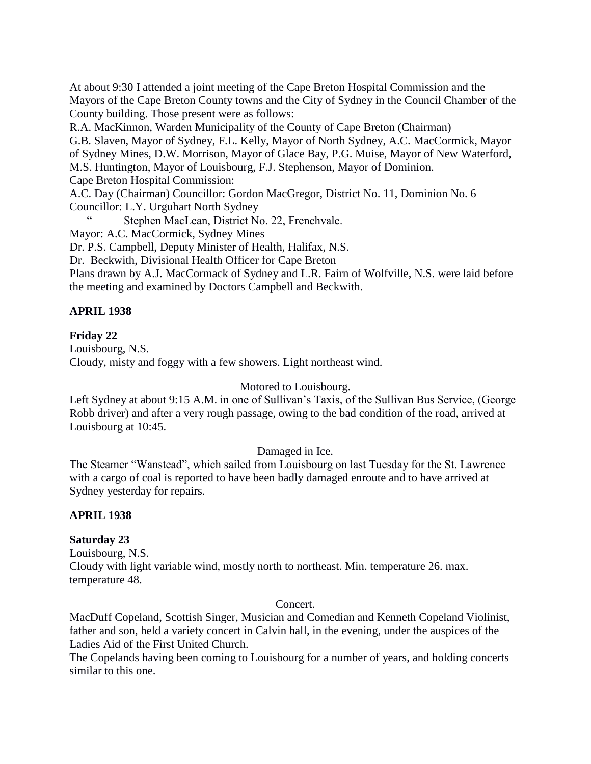At about 9:30 I attended a joint meeting of the Cape Breton Hospital Commission and the Mayors of the Cape Breton County towns and the City of Sydney in the Council Chamber of the County building. Those present were as follows:

R.A. MacKinnon, Warden Municipality of the County of Cape Breton (Chairman)

G.B. Slaven, Mayor of Sydney, F.L. Kelly, Mayor of North Sydney, A.C. MacCormick, Mayor of Sydney Mines, D.W. Morrison, Mayor of Glace Bay, P.G. Muise, Mayor of New Waterford, M.S. Huntington, Mayor of Louisbourg, F.J. Stephenson, Mayor of Dominion.

Cape Breton Hospital Commission:

A.C. Day (Chairman) Councillor: Gordon MacGregor, District No. 11, Dominion No. 6

Councillor: L.Y. Urguhart North Sydney

" Stephen MacLean, District No. 22, Frenchvale.

Mayor: A.C. MacCormick, Sydney Mines

Dr. P.S. Campbell, Deputy Minister of Health, Halifax, N.S.

Dr. Beckwith, Divisional Health Officer for Cape Breton

Plans drawn by A.J. MacCormack of Sydney and L.R. Fairn of Wolfville, N.S. were laid before the meeting and examined by Doctors Campbell and Beckwith.

**APRIL 1938**

**Friday 22**

Louisbourg, N.S.

Cloudy, misty and foggy with a few showers. Light northeast wind.

Motored to Louisbourg.

Left Sydney at about 9:15 A.M. in one of Sullivan's Taxis, of the Sullivan Bus Service, (George Robb driver) and after a very rough passage, owing to the bad condition of the road, arrived at Louisbourg at 10:45.

Damaged in Ice.

The Steamer "Wanstead", which sailed from Louisbourg on last Tuesday for the St. Lawrence with a cargo of coal is reported to have been badly damaged enroute and to have arrived at Sydney yesterday for repairs.

**APRIL 1938**

**Saturday 23**

Louisbourg, N.S.

Cloudy with light variable wind, mostly north to northeast. Min. temperature 26. max. temperature 48.

Concert.

MacDuff Copeland, Scottish Singer, Musician and Comedian and Kenneth Copeland Violinist, father and son, held a variety concert in Calvin hall, in the evening, under the auspices of the Ladies Aid of the First United Church.

The Copelands having been coming to Louisbourg for a number of years, and holding concerts similar to this one.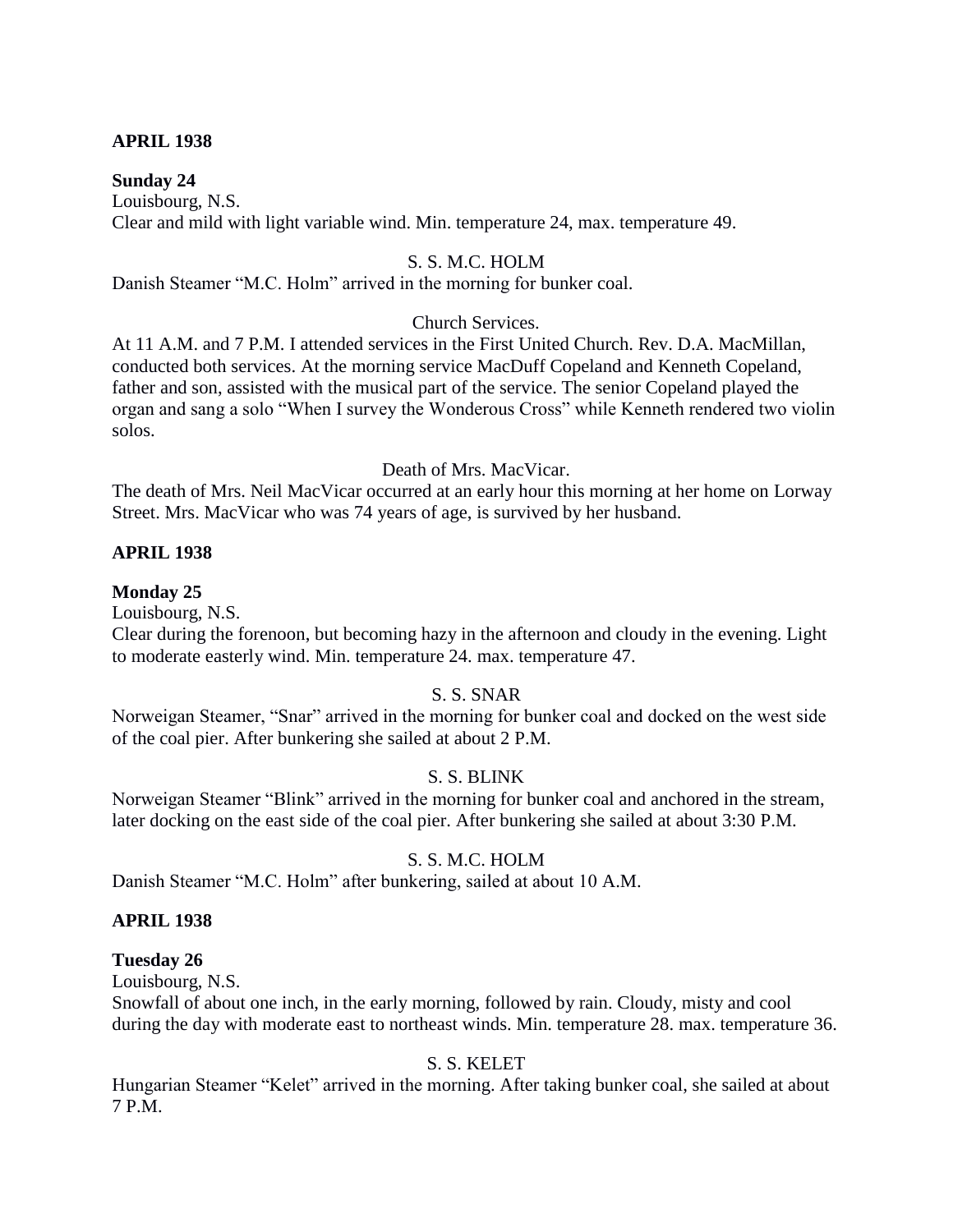**APRIL 1938**

**Sunday 24**

Louisbourg, N.S.

Clear and mild with light variable wind. Min. temperature 24, max. temperature 49.

S. S. M.C. HOLM

Danish Steamer "M.C. Holm" arrived in the morning for bunker coal.

Church Services.

At 11 A.M. and 7 P.M. I attended services in the First United Church. Rev. D.A. MacMillan, conducted both services. At the morning service MacDuff Copeland and Kenneth Copeland, father and son, assisted with the musical part of the service. The senior Copeland played the organ and sang a solo "When I survey the Wonderous Cross" while Kenneth rendered two violin solos.

Death of Mrs. MacVicar.

The death of Mrs. Neil MacVicar occurred at an early hour this morning at her home on Lorway Street. Mrs. MacVicar who was 74 years of age, is survived by her husband.

**APRIL 1938**

**Monday 25**

Louisbourg, N.S.

Clear during the forenoon, but becoming hazy in the afternoon and cloudy in the evening. Light to moderate easterly wind. Min. temperature 24. max. temperature 47.

S. S. SNAR

Norweigan Steamer, "Snar" arrived in the morning for bunker coal and docked on the west side of the coal pier. After bunkering she sailed at about 2 P.M.

S. S. BLINK

Norweigan Steamer "Blink" arrived in the morning for bunker coal and anchored in the stream, later docking on the east side of the coal pier. After bunkering she sailed at about 3:30 P.M.

S. S. M.C. HOLM

Danish Steamer "M.C. Holm" after bunkering, sailed at about 10 A.M.

**APRIL 1938**

**Tuesday 26**

Louisbourg, N.S.

Snowfall of about one inch, in the early morning, followed by rain. Cloudy, misty and cool during the day with moderate east to northeast winds. Min. temperature 28. max. temperature 36.

S. S. KELET

Hungarian Steamer "Kelet" arrived in the morning. After taking bunker coal, she sailed at about 7 P.M.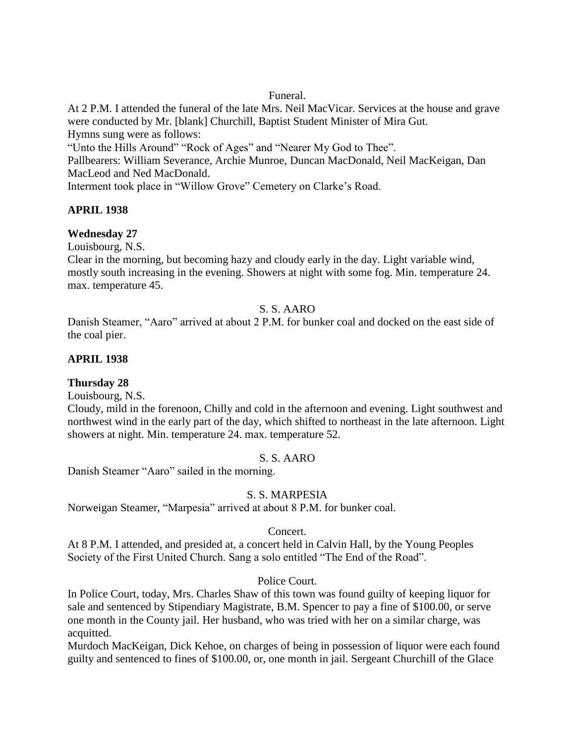Funeral.

At 2 P.M. I attended the funeral of the late Mrs. Neil MacVicar. Services at the house and grave were conducted by Mr. [blank] Churchill, Baptist Student Minister of Mira Gut.
Hymns sung were as follows:
"Unto the Hills Around" "Rock of Ages" and "Nearer My God to Thee".
Pallbearers: William Severance, Archie Munroe, Duncan MacDonald, Neil MacKeigan, Dan MacLeod and Ned MacDonald.
Interment took place in "Willow Grove" Cemetery on Clarke's Road.

**APRIL 1938**

**Wednesday 27**

Louisbourg, N.S.
Clear in the morning, but becoming hazy and cloudy early in the day. Light variable wind, mostly south increasing in the evening. Showers at night with some fog. Min. temperature 24. max. temperature 45.

S. S. AARO

Danish Steamer, "Aaro" arrived at about 2 P.M. for bunker coal and docked on the east side of the coal pier.

**APRIL 1938**

**Thursday 28**

Louisbourg, N.S.
Cloudy, mild in the forenoon, Chilly and cold in the afternoon and evening. Light southwest and northwest wind in the early part of the day, which shifted to northeast in the late afternoon. Light showers at night. Min. temperature 24. max. temperature 52.

S. S. AARO

Danish Steamer "Aaro" sailed in the morning.

S. S. MARPESIA

Norweigan Steamer, "Marpesia" arrived at about 8 P.M. for bunker coal.

Concert.

At 8 P.M. I attended, and presided at, a concert held in Calvin Hall, by the Young Peoples Society of the First United Church. Sang a solo entitled "The End of the Road".

Police Court.

In Police Court, today, Mrs. Charles Shaw of this town was found guilty of keeping liquor for sale and sentenced by Stipendiary Magistrate, B.M. Spencer to pay a fine of $100.00, or serve one month in the County jail. Her husband, who was tried with her on a similar charge, was acquitted.
Murdoch MacKeigan, Dick Kehoe, on charges of being in possession of liquor were each found guilty and sentenced to fines of $100.00, or, one month in jail. Sergeant Churchill of the Glace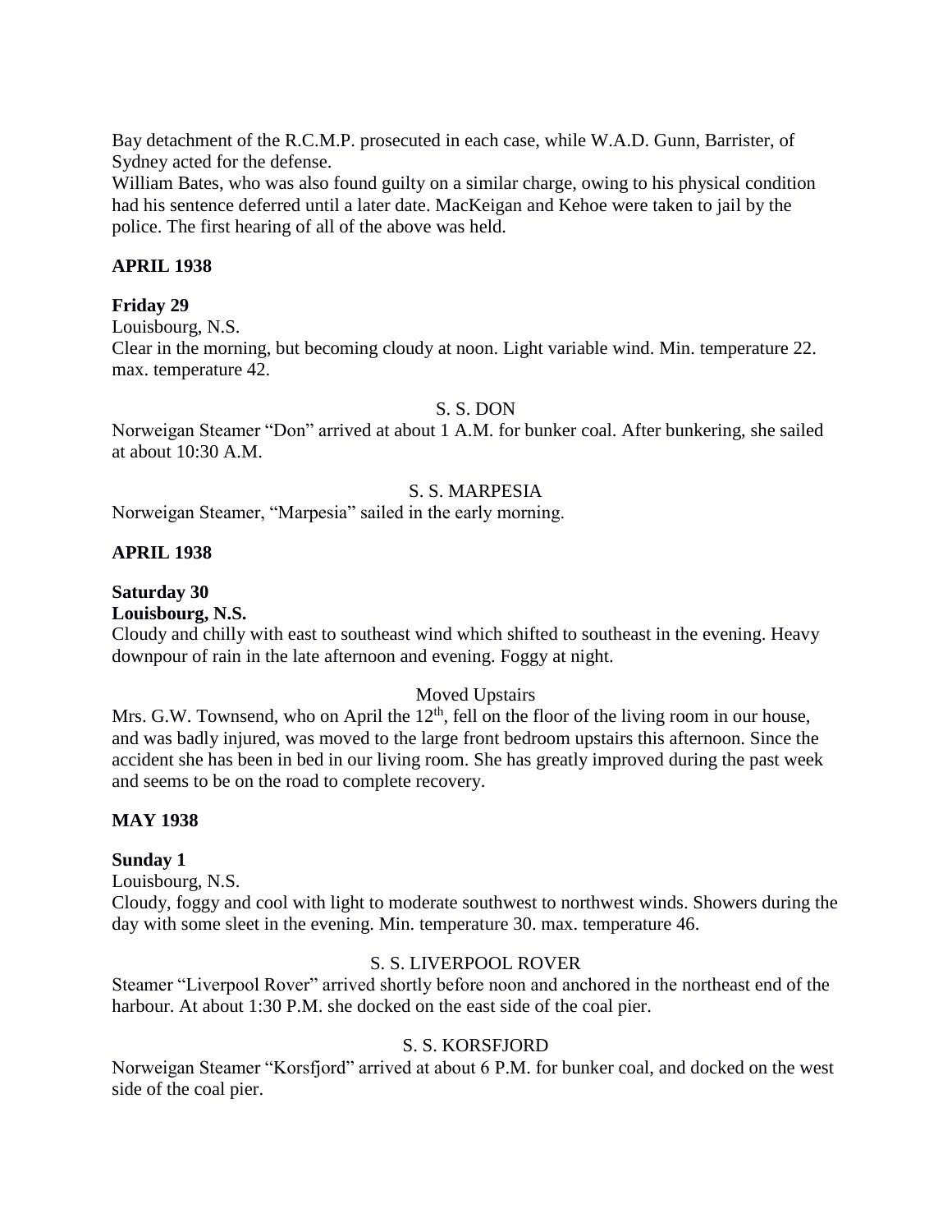Bay detachment of the R.C.M.P. prosecuted in each case, while W.A.D. Gunn, Barrister, of Sydney acted for the defense.

William Bates, who was also found guilty on a similar charge, owing to his physical condition had his sentence deferred until a later date. MacKeigan and Kehoe were taken to jail by the police. The first hearing of all of the above was held.

**APRIL 1938**

**Friday 29**

Louisbourg, N.S.

Clear in the morning, but becoming cloudy at noon. Light variable wind. Min. temperature 22. max. temperature 42.

S. S. DON

Norweigan Steamer "Don" arrived at about 1 A.M. for bunker coal. After bunkering, she sailed at about 10:30 A.M.

S. S. MARPESIA

Norweigan Steamer, "Marpesia" sailed in the early morning.

**APRIL 1938**

**Saturday 30**

**Louisbourg, N.S.**

Cloudy and chilly with east to southeast wind which shifted to southeast in the evening. Heavy downpour of rain in the late afternoon and evening. Foggy at night.

Moved Upstairs

Mrs. G.W. Townsend, who on April the 12th, fell on the floor of the living room in our house, and was badly injured, was moved to the large front bedroom upstairs this afternoon. Since the accident she has been in bed in our living room. She has greatly improved during the past week and seems to be on the road to complete recovery.

**MAY 1938**

**Sunday 1**

Louisbourg, N.S.

Cloudy, foggy and cool with light to moderate southwest to northwest winds. Showers during the day with some sleet in the evening. Min. temperature 30. max. temperature 46.

S. S. LIVERPOOL ROVER

Steamer "Liverpool Rover" arrived shortly before noon and anchored in the northeast end of the harbour. At about 1:30 P.M. she docked on the east side of the coal pier.

S. S. KORSFJORD

Norweigan Steamer "Korsfjord" arrived at about 6 P.M. for bunker coal, and docked on the west side of the coal pier.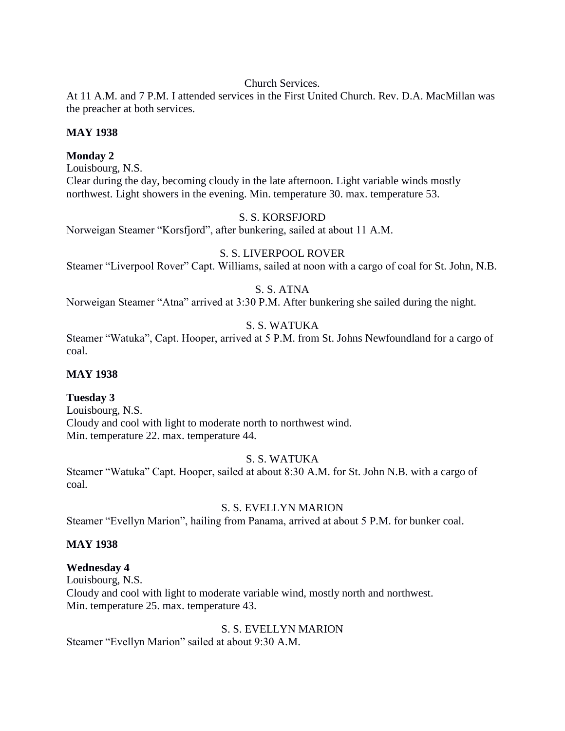Church Services.

At 11 A.M. and 7 P.M. I attended services in the First United Church. Rev. D.A. MacMillan was the preacher at both services.

**MAY 1938**

**Monday 2**

Louisbourg, N.S.

Clear during the day, becoming cloudy in the late afternoon. Light variable winds mostly northwest. Light showers in the evening. Min. temperature 30. max. temperature 53.

S. S. KORSFJORD

Norweigan Steamer "Korsfjord", after bunkering, sailed at about 11 A.M.

S. S. LIVERPOOL ROVER

Steamer "Liverpool Rover" Capt. Williams, sailed at noon with a cargo of coal for St. John, N.B.

S. S. ATNA

Norweigan Steamer "Atna" arrived at 3:30 P.M. After bunkering she sailed during the night.

S. S. WATUKA

Steamer "Watuka", Capt. Hooper, arrived at 5 P.M. from St. Johns Newfoundland for a cargo of coal.

**MAY 1938**

**Tuesday 3**

Louisbourg, N.S.

Cloudy and cool with light to moderate north to northwest wind.

Min. temperature 22. max. temperature 44.

S. S. WATUKA

Steamer "Watuka" Capt. Hooper, sailed at about 8:30 A.M. for St. John N.B. with a cargo of coal.

S. S. EVELLYN MARION

Steamer "Evellyn Marion", hailing from Panama, arrived at about 5 P.M. for bunker coal.

**MAY 1938**

**Wednesday 4**

Louisbourg, N.S.

Cloudy and cool with light to moderate variable wind, mostly north and northwest.

Min. temperature 25. max. temperature 43.

S. S. EVELLYN MARION

Steamer "Evellyn Marion" sailed at about 9:30 A.M.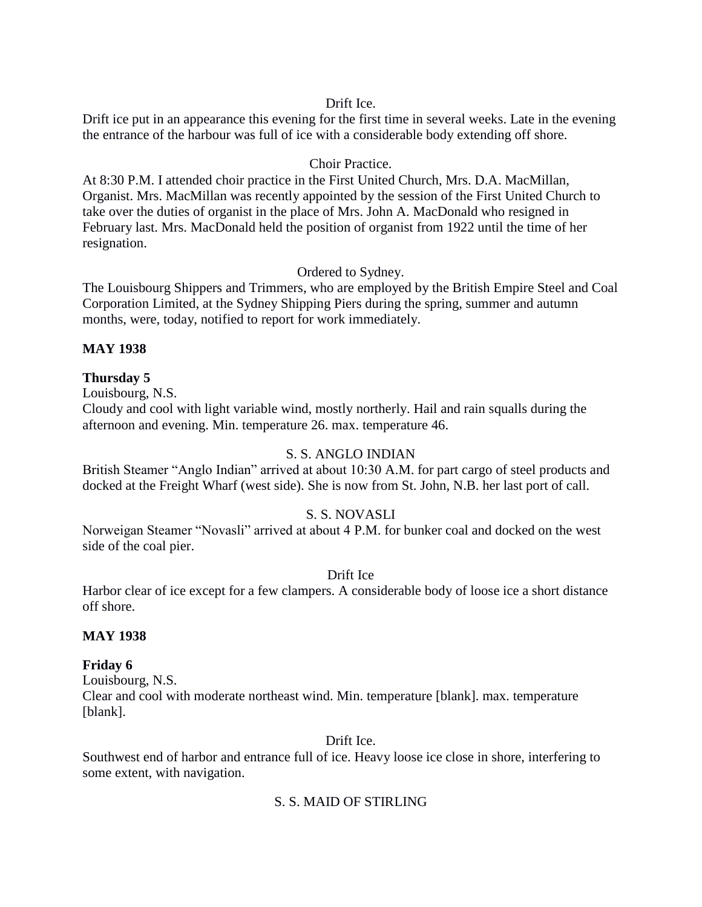Drift Ice.

Drift ice put in an appearance this evening for the first time in several weeks. Late in the evening the entrance of the harbour was full of ice with a considerable body extending off shore.

Choir Practice.

At 8:30 P.M. I attended choir practice in the First United Church, Mrs. D.A. MacMillan, Organist. Mrs. MacMillan was recently appointed by the session of the First United Church to take over the duties of organist in the place of Mrs. John A. MacDonald who resigned in February last. Mrs. MacDonald held the position of organist from 1922 until the time of her resignation.

Ordered to Sydney.

The Louisbourg Shippers and Trimmers, who are employed by the British Empire Steel and Coal Corporation Limited, at the Sydney Shipping Piers during the spring, summer and autumn months, were, today, notified to report for work immediately.

**MAY 1938**

**Thursday 5**

Louisbourg, N.S.

Cloudy and cool with light variable wind, mostly northerly. Hail and rain squalls during the afternoon and evening. Min. temperature 26. max. temperature 46.

S. S. ANGLO INDIAN

British Steamer "Anglo Indian" arrived at about 10:30 A.M. for part cargo of steel products and docked at the Freight Wharf (west side). She is now from St. John, N.B. her last port of call.

S. S. NOVASLI

Norweigan Steamer "Novasli" arrived at about 4 P.M. for bunker coal and docked on the west side of the coal pier.

Drift Ice

Harbor clear of ice except for a few clampers. A considerable body of loose ice a short distance off shore.

**MAY 1938**

**Friday 6**

Louisbourg, N.S.

Clear and cool with moderate northeast wind. Min. temperature [blank]. max. temperature [blank].

Drift Ice.

Southwest end of harbor and entrance full of ice. Heavy loose ice close in shore, interfering to some extent, with navigation.

S. S. MAID OF STIRLING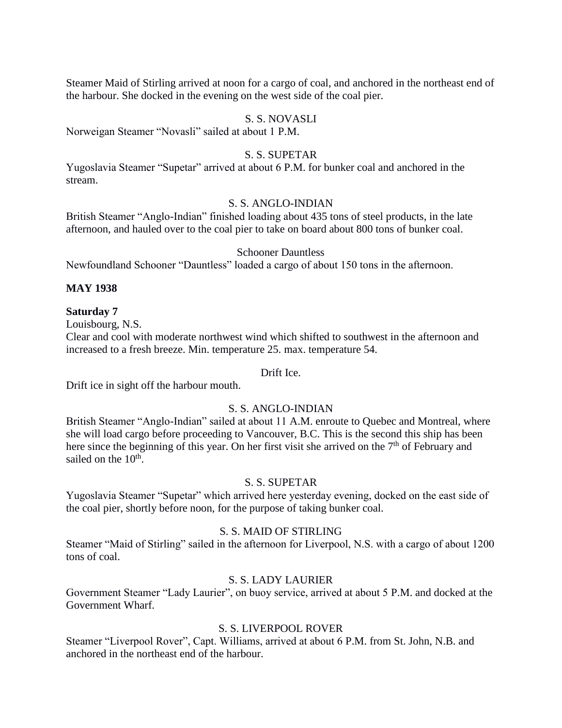Steamer Maid of Stirling arrived at noon for a cargo of coal, and anchored in the northeast end of the harbour. She docked in the evening on the west side of the coal pier.

S. S. NOVASLI

Norweigan Steamer "Novasli" sailed at about 1 P.M.

S. S. SUPETAR

Yugoslavia Steamer "Supetar" arrived at about 6 P.M. for bunker coal and anchored in the stream.

S. S. ANGLO-INDIAN

British Steamer "Anglo-Indian" finished loading about 435 tons of steel products, in the late afternoon, and hauled over to the coal pier to take on board about 800 tons of bunker coal.

Schooner Dauntless

Newfoundland Schooner "Dauntless" loaded a cargo of about 150 tons in the afternoon.

**MAY 1938**

**Saturday 7**

Louisbourg, N.S.

Clear and cool with moderate northwest wind which shifted to southwest in the afternoon and increased to a fresh breeze. Min. temperature 25. max. temperature 54.

Drift Ice.

Drift ice in sight off the harbour mouth.

S. S. ANGLO-INDIAN

British Steamer "Anglo-Indian" sailed at about 11 A.M. enroute to Quebec and Montreal, where she will load cargo before proceeding to Vancouver, B.C. This is the second this ship has been here since the beginning of this year. On her first visit she arrived on the 7th of February and sailed on the 10th.

S. S. SUPETAR

Yugoslavia Steamer "Supetar" which arrived here yesterday evening, docked on the east side of the coal pier, shortly before noon, for the purpose of taking bunker coal.

S. S. MAID OF STIRLING

Steamer "Maid of Stirling" sailed in the afternoon for Liverpool, N.S. with a cargo of about 1200 tons of coal.

S. S. LADY LAURIER

Government Steamer "Lady Laurier", on buoy service, arrived at about 5 P.M. and docked at the Government Wharf.

S. S. LIVERPOOL ROVER

Steamer "Liverpool Rover", Capt. Williams, arrived at about 6 P.M. from St. John, N.B. and anchored in the northeast end of the harbour.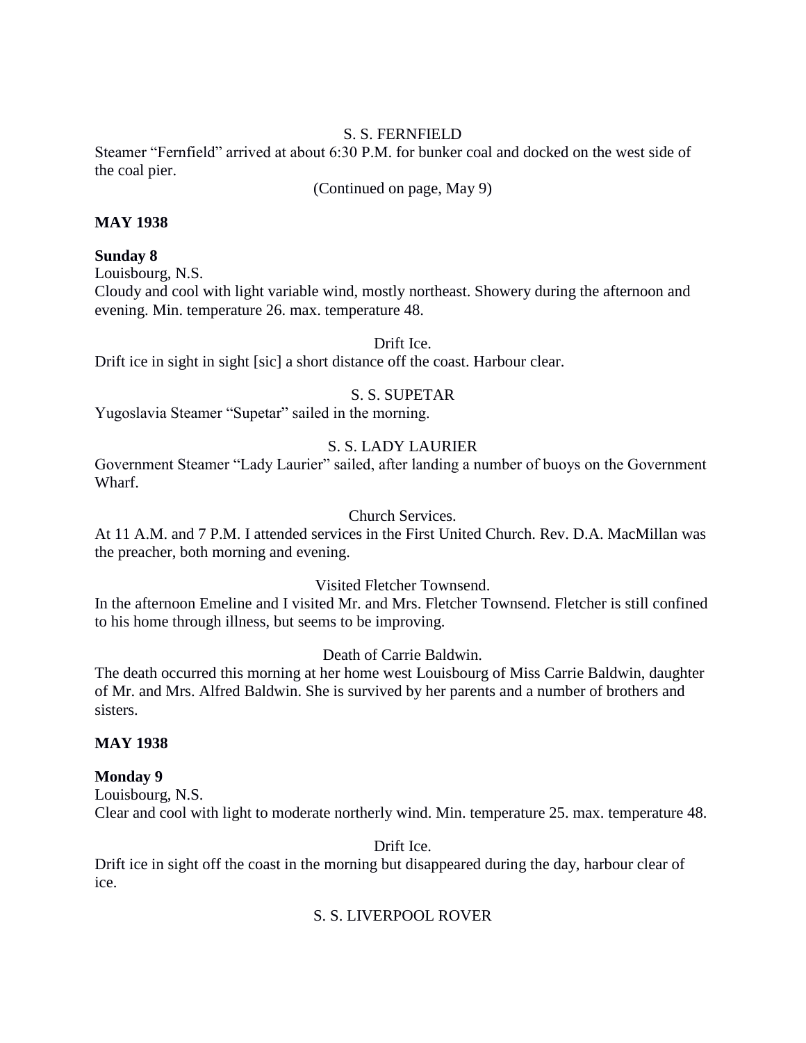S. S. FERNFIELD

Steamer "Fernfield" arrived at about 6:30 P.M. for bunker coal and docked on the west side of the coal pier.

(Continued on page, May 9)

**MAY 1938**

**Sunday 8**

Louisbourg, N.S.

Cloudy and cool with light variable wind, mostly northeast. Showery during the afternoon and evening. Min. temperature 26. max. temperature 48.

Drift Ice.

Drift ice in sight in sight [sic] a short distance off the coast. Harbour clear.

S. S. SUPETAR

Yugoslavia Steamer "Supetar" sailed in the morning.

S. S. LADY LAURIER

Government Steamer "Lady Laurier" sailed, after landing a number of buoys on the Government Wharf.

Church Services.

At 11 A.M. and 7 P.M. I attended services in the First United Church. Rev. D.A. MacMillan was the preacher, both morning and evening.

Visited Fletcher Townsend.

In the afternoon Emeline and I visited Mr. and Mrs. Fletcher Townsend. Fletcher is still confined to his home through illness, but seems to be improving.

Death of Carrie Baldwin.

The death occurred this morning at her home west Louisbourg of Miss Carrie Baldwin, daughter of Mr. and Mrs. Alfred Baldwin. She is survived by her parents and a number of brothers and sisters.

**MAY 1938**

**Monday 9**

Louisbourg, N.S.

Clear and cool with light to moderate northerly wind. Min. temperature 25. max. temperature 48.

Drift Ice.

Drift ice in sight off the coast in the morning but disappeared during the day, harbour clear of ice.

S. S. LIVERPOOL ROVER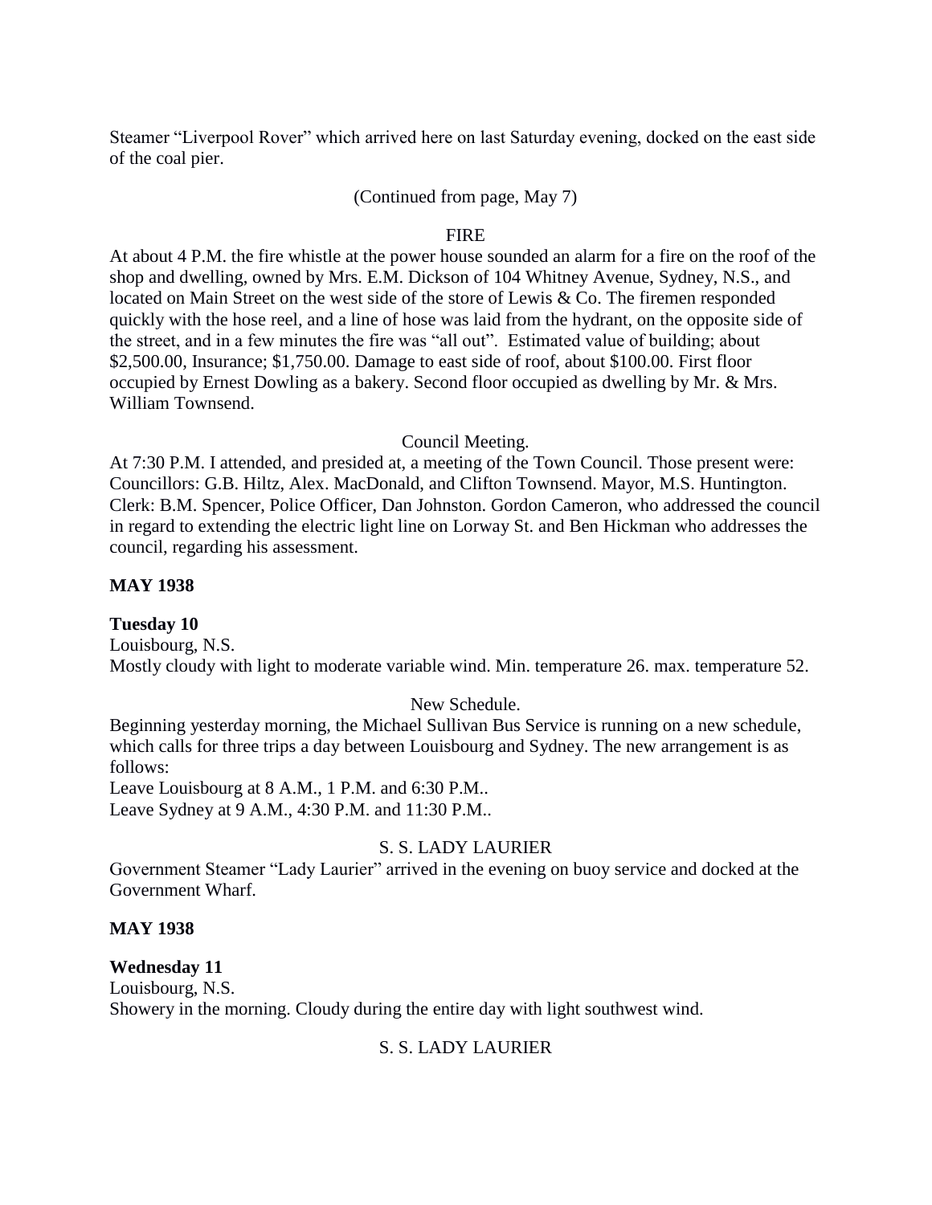Steamer "Liverpool Rover" which arrived here on last Saturday evening, docked on the east side of the coal pier.

(Continued from page, May 7)

FIRE

At about 4 P.M. the fire whistle at the power house sounded an alarm for a fire on the roof of the shop and dwelling, owned by Mrs. E.M. Dickson of 104 Whitney Avenue, Sydney, N.S., and located on Main Street on the west side of the store of Lewis & Co. The firemen responded quickly with the hose reel, and a line of hose was laid from the hydrant, on the opposite side of the street, and in a few minutes the fire was "all out". Estimated value of building; about $2,500.00, Insurance; $1,750.00. Damage to east side of roof, about $100.00. First floor occupied by Ernest Dowling as a bakery. Second floor occupied as dwelling by Mr. & Mrs. William Townsend.

Council Meeting.

At 7:30 P.M. I attended, and presided at, a meeting of the Town Council. Those present were: Councillors: G.B. Hiltz, Alex. MacDonald, and Clifton Townsend. Mayor, M.S. Huntington. Clerk: B.M. Spencer, Police Officer, Dan Johnston. Gordon Cameron, who addressed the council in regard to extending the electric light line on Lorway St. and Ben Hickman who addresses the council, regarding his assessment.

**MAY 1938**

**Tuesday 10**

Louisbourg, N.S.

Mostly cloudy with light to moderate variable wind. Min. temperature 26. max. temperature 52.

New Schedule.

Beginning yesterday morning, the Michael Sullivan Bus Service is running on a new schedule, which calls for three trips a day between Louisbourg and Sydney. The new arrangement is as follows:

Leave Louisbourg at 8 A.M., 1 P.M. and 6:30 P.M..

Leave Sydney at 9 A.M., 4:30 P.M. and 11:30 P.M..

S. S. LADY LAURIER

Government Steamer "Lady Laurier" arrived in the evening on buoy service and docked at the Government Wharf.

**MAY 1938**

**Wednesday 11**

Louisbourg, N.S.

Showery in the morning. Cloudy during the entire day with light southwest wind.

S. S. LADY LAURIER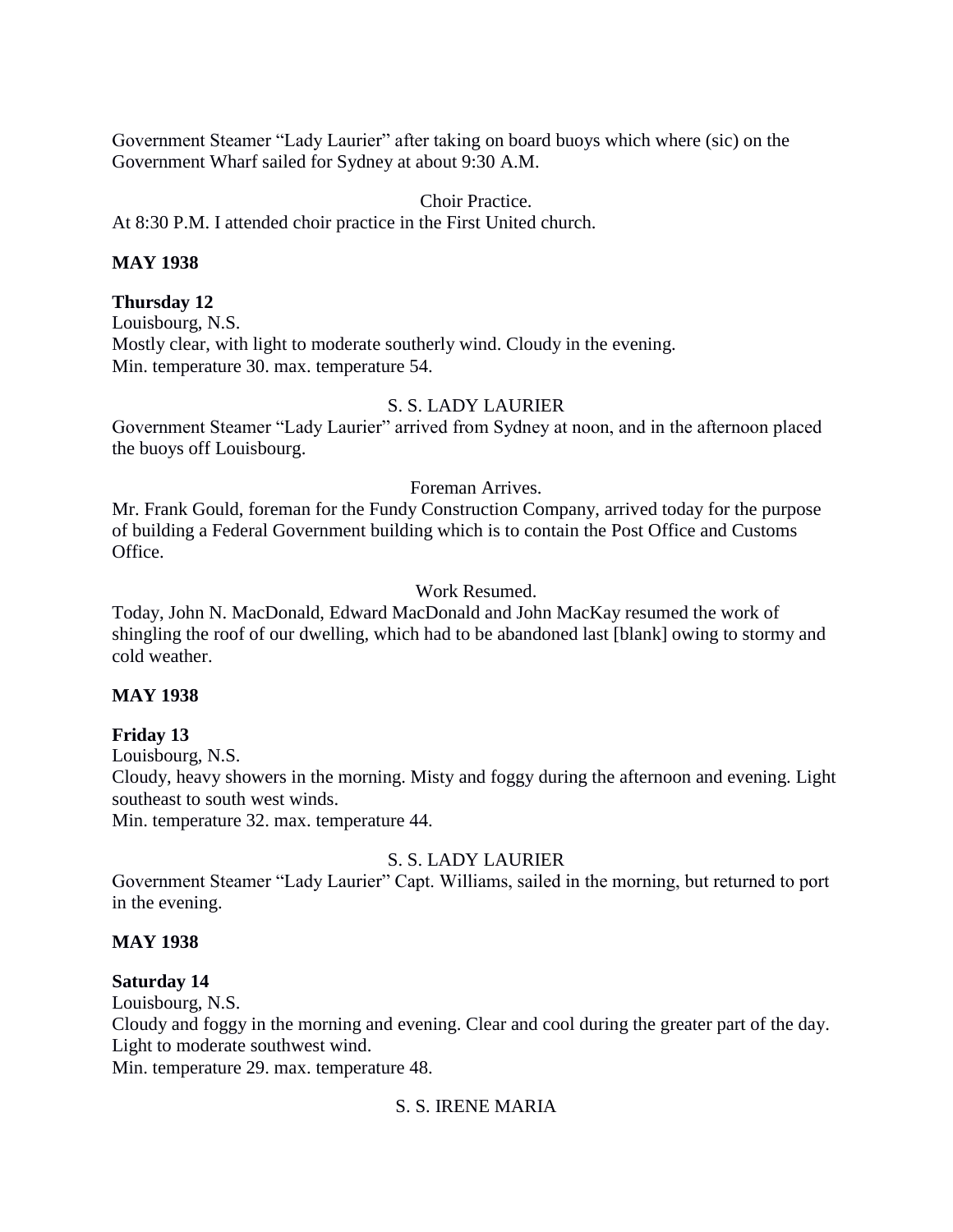Government Steamer "Lady Laurier" after taking on board buoys which where (sic) on the Government Wharf sailed for Sydney at about 9:30 A.M.

Choir Practice.

At 8:30 P.M. I attended choir practice in the First United church.

**MAY 1938**

**Thursday 12**

Louisbourg, N.S.

Mostly clear, with light to moderate southerly wind. Cloudy in the evening.

Min. temperature 30. max. temperature 54.

S. S. LADY LAURIER

Government Steamer "Lady Laurier" arrived from Sydney at noon, and in the afternoon placed the buoys off Louisbourg.

Foreman Arrives.

Mr. Frank Gould, foreman for the Fundy Construction Company, arrived today for the purpose of building a Federal Government building which is to contain the Post Office and Customs Office.

Work Resumed.

Today, John N. MacDonald, Edward MacDonald and John MacKay resumed the work of shingling the roof of our dwelling, which had to be abandoned last [blank] owing to stormy and cold weather.

**MAY 1938**

**Friday 13**

Louisbourg, N.S.

Cloudy, heavy showers in the morning. Misty and foggy during the afternoon and evening. Light southeast to south west winds.

Min. temperature 32. max. temperature 44.

S. S. LADY LAURIER

Government Steamer "Lady Laurier" Capt. Williams, sailed in the morning, but returned to port in the evening.

**MAY 1938**

**Saturday 14**

Louisbourg, N.S.

Cloudy and foggy in the morning and evening. Clear and cool during the greater part of the day. Light to moderate southwest wind.

Min. temperature 29. max. temperature 48.

S. S. IRENE MARIA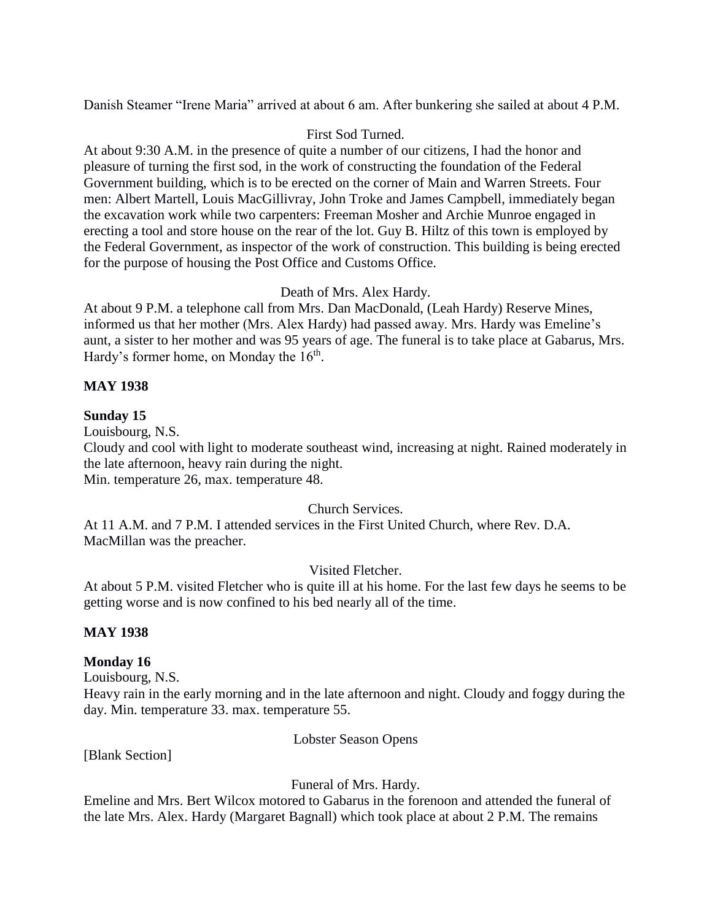Danish Steamer "Irene Maria" arrived at about 6 am. After bunkering she sailed at about 4 P.M.

First Sod Turned.

At about 9:30 A.M. in the presence of quite a number of our citizens, I had the honor and pleasure of turning the first sod, in the work of constructing the foundation of the Federal Government building, which is to be erected on the corner of Main and Warren Streets. Four men: Albert Martell, Louis MacGillivray, John Troke and James Campbell, immediately began the excavation work while two carpenters: Freeman Mosher and Archie Munroe engaged in erecting a tool and store house on the rear of the lot. Guy B. Hiltz of this town is employed by the Federal Government, as inspector of the work of construction. This building is being erected for the purpose of housing the Post Office and Customs Office.

Death of Mrs. Alex Hardy.

At about 9 P.M. a telephone call from Mrs. Dan MacDonald, (Leah Hardy) Reserve Mines, informed us that her mother (Mrs. Alex Hardy) had passed away. Mrs. Hardy was Emeline's aunt, a sister to her mother and was 95 years of age. The funeral is to take place at Gabarus, Mrs. Hardy's former home, on Monday the 16th.

**MAY 1938**

**Sunday 15**

Louisbourg, N.S.

Cloudy and cool with light to moderate southeast wind, increasing at night. Rained moderately in the late afternoon, heavy rain during the night.

Min. temperature 26, max. temperature 48.

Church Services.

At 11 A.M. and 7 P.M. I attended services in the First United Church, where Rev. D.A. MacMillan was the preacher.

Visited Fletcher.

At about 5 P.M. visited Fletcher who is quite ill at his home. For the last few days he seems to be getting worse and is now confined to his bed nearly all of the time.

**MAY 1938**

**Monday 16**

Louisbourg, N.S.

Heavy rain in the early morning and in the late afternoon and night. Cloudy and foggy during the day. Min. temperature 33. max. temperature 55.

Lobster Season Opens

[Blank Section]

Funeral of Mrs. Hardy.

Emeline and Mrs. Bert Wilcox motored to Gabarus in the forenoon and attended the funeral of the late Mrs. Alex. Hardy (Margaret Bagnall) which took place at about 2 P.M. The remains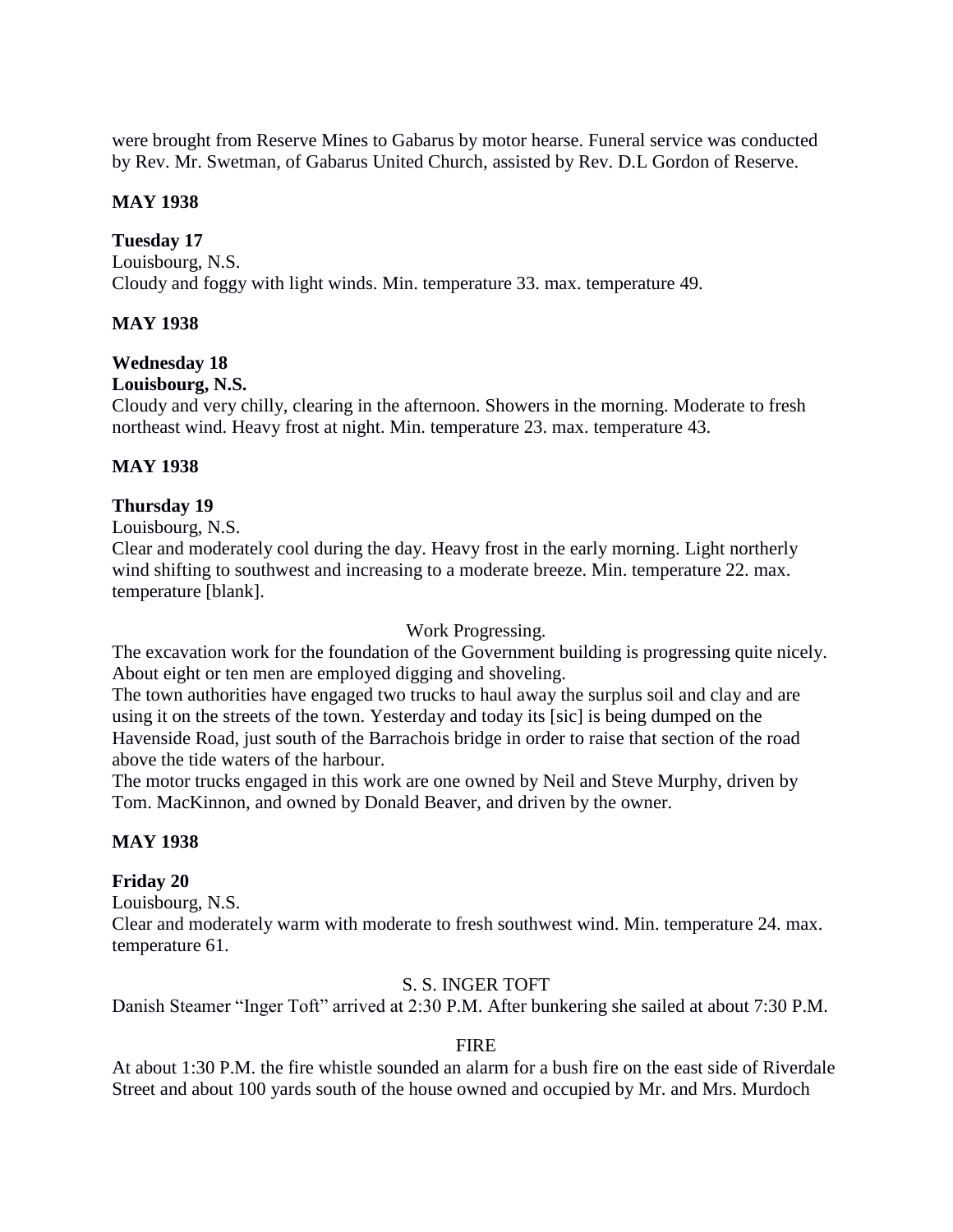were brought from Reserve Mines to Gabarus by motor hearse. Funeral service was conducted by Rev. Mr. Swetman, of Gabarus United Church, assisted by Rev. D.L Gordon of Reserve.

**MAY 1938**

**Tuesday 17**
Louisbourg, N.S.
Cloudy and foggy with light winds. Min. temperature 33. max. temperature 49.

**MAY 1938**

**Wednesday 18**
**Louisbourg, N.S.**
Cloudy and very chilly, clearing in the afternoon. Showers in the morning. Moderate to fresh northeast wind. Heavy frost at night. Min. temperature 23. max. temperature 43.

**MAY 1938**

**Thursday 19**
Louisbourg, N.S.
Clear and moderately cool during the day. Heavy frost in the early morning. Light northerly wind shifting to southwest and increasing to a moderate breeze. Min. temperature 22. max. temperature [blank].

Work Progressing.

The excavation work for the foundation of the Government building is progressing quite nicely. About eight or ten men are employed digging and shoveling.

The town authorities have engaged two trucks to haul away the surplus soil and clay and are using it on the streets of the town. Yesterday and today its [sic] is being dumped on the Havenside Road, just south of the Barrachois bridge in order to raise that section of the road above the tide waters of the harbour.

The motor trucks engaged in this work are one owned by Neil and Steve Murphy, driven by Tom. MacKinnon, and owned by Donald Beaver, and driven by the owner.

**MAY 1938**

**Friday 20**
Louisbourg, N.S.
Clear and moderately warm with moderate to fresh southwest wind. Min. temperature 24. max. temperature 61.

S. S. INGER TOFT

Danish Steamer "Inger Toft" arrived at 2:30 P.M. After bunkering she sailed at about 7:30 P.M.

FIRE

At about 1:30 P.M. the fire whistle sounded an alarm for a bush fire on the east side of Riverdale Street and about 100 yards south of the house owned and occupied by Mr. and Mrs. Murdoch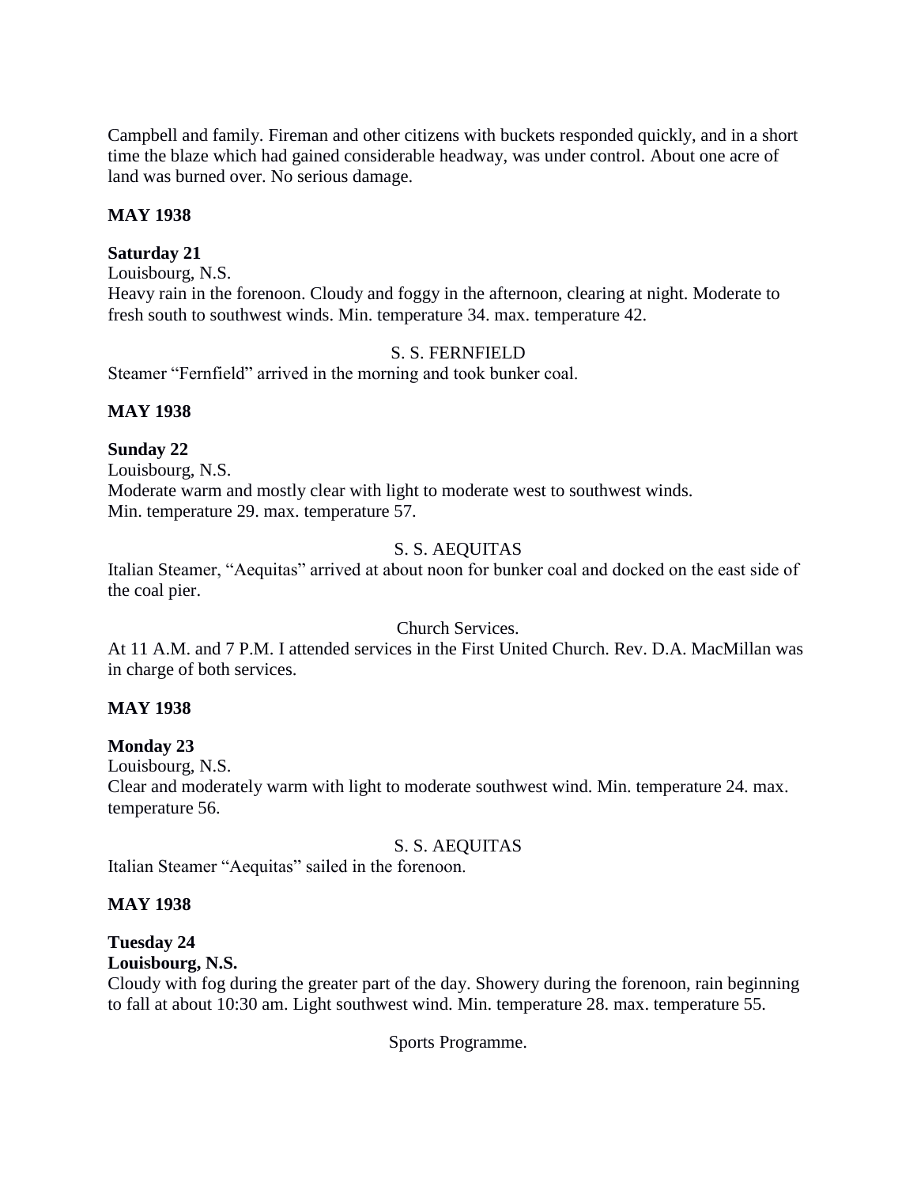Campbell and family. Fireman and other citizens with buckets responded quickly, and in a short time the blaze which had gained considerable headway, was under control. About one acre of land was burned over. No serious damage.

**MAY 1938**

**Saturday 21**

Louisbourg, N.S.

Heavy rain in the forenoon. Cloudy and foggy in the afternoon, clearing at night. Moderate to fresh south to southwest winds. Min. temperature 34. max. temperature 42.

S. S. FERNFIELD

Steamer "Fernfield" arrived in the morning and took bunker coal.

**MAY 1938**

**Sunday 22**

Louisbourg, N.S.

Moderate warm and mostly clear with light to moderate west to southwest winds.
Min. temperature 29. max. temperature 57.

S. S. AEQUITAS

Italian Steamer, "Aequitas" arrived at about noon for bunker coal and docked on the east side of the coal pier.

Church Services.

At 11 A.M. and 7 P.M. I attended services in the First United Church. Rev. D.A. MacMillan was in charge of both services.

**MAY 1938**

**Monday 23**

Louisbourg, N.S.

Clear and moderately warm with light to moderate southwest wind. Min. temperature 24. max. temperature 56.

S. S. AEQUITAS

Italian Steamer "Aequitas" sailed in the forenoon.

**MAY 1938**

**Tuesday 24**

**Louisbourg, N.S.**

Cloudy with fog during the greater part of the day. Showery during the forenoon, rain beginning to fall at about 10:30 am. Light southwest wind. Min. temperature 28. max. temperature 55.

Sports Programme.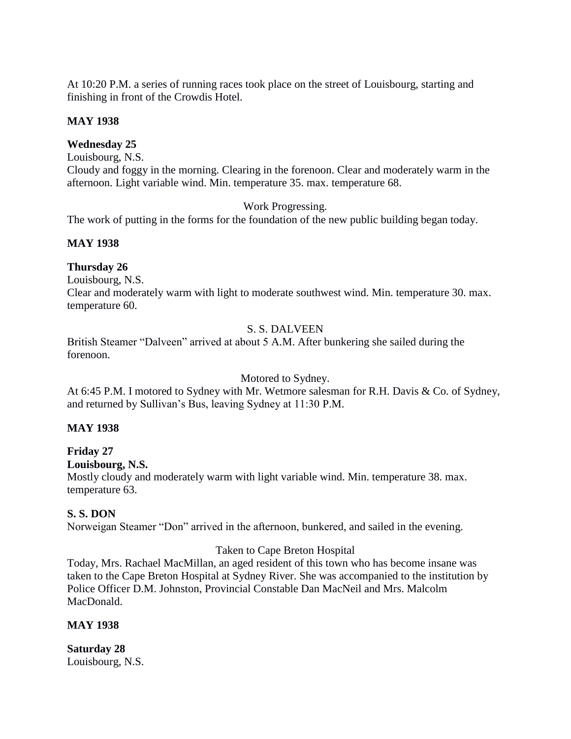At 10:20 P.M. a series of running races took place on the street of Louisbourg, starting and finishing in front of the Crowdis Hotel.

**MAY 1938**

**Wednesday 25**

Louisbourg, N.S.

Cloudy and foggy in the morning. Clearing in the forenoon. Clear and moderately warm in the afternoon. Light variable wind. Min. temperature 35. max. temperature 68.

Work Progressing.

The work of putting in the forms for the foundation of the new public building began today.

**MAY 1938**

**Thursday 26**

Louisbourg, N.S.

Clear and moderately warm with light to moderate southwest wind. Min. temperature 30. max. temperature 60.

S. S. DALVEEN

British Steamer "Dalveen" arrived at about 5 A.M. After bunkering she sailed during the forenoon.

Motored to Sydney.

At 6:45 P.M. I motored to Sydney with Mr. Wetmore salesman for R.H. Davis & Co. of Sydney, and returned by Sullivan's Bus, leaving Sydney at 11:30 P.M.

**MAY 1938**

**Friday 27**

**Louisbourg, N.S.**

Mostly cloudy and moderately warm with light variable wind. Min. temperature 38. max. temperature 63.

**S. S. DON**

Norweigan Steamer "Don" arrived in the afternoon, bunkered, and sailed in the evening.

Taken to Cape Breton Hospital

Today, Mrs. Rachael MacMillan, an aged resident of this town who has become insane was taken to the Cape Breton Hospital at Sydney River. She was accompanied to the institution by Police Officer D.M. Johnston, Provincial Constable Dan MacNeil and Mrs. Malcolm MacDonald.

**MAY 1938**

**Saturday 28**

Louisbourg, N.S.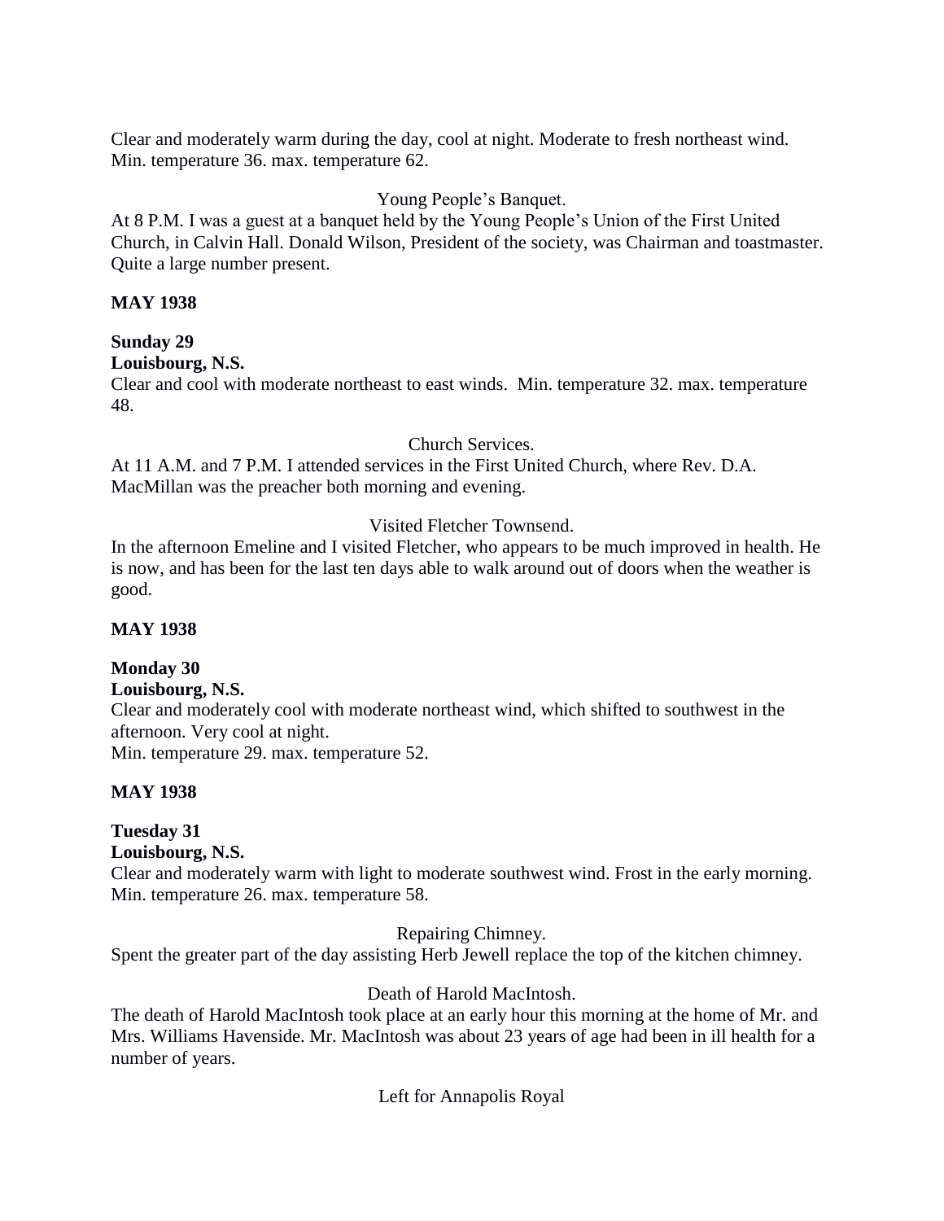Clear and moderately warm during the day, cool at night. Moderate to fresh northeast wind. Min. temperature 36. max. temperature 62.

Young People's Banquet.

At 8 P.M. I was a guest at a banquet held by the Young People's Union of the First United Church, in Calvin Hall. Donald Wilson, President of the society, was Chairman and toastmaster. Quite a large number present.

**MAY 1938**

**Sunday 29**
**Louisbourg, N.S.**

Clear and cool with moderate northeast to east winds. Min. temperature 32. max. temperature 48.

Church Services.

At 11 A.M. and 7 P.M. I attended services in the First United Church, where Rev. D.A. MacMillan was the preacher both morning and evening.

Visited Fletcher Townsend.

In the afternoon Emeline and I visited Fletcher, who appears to be much improved in health. He is now, and has been for the last ten days able to walk around out of doors when the weather is good.

**MAY 1938**

**Monday 30**
**Louisbourg, N.S.**

Clear and moderately cool with moderate northeast wind, which shifted to southwest in the afternoon. Very cool at night.
Min. temperature 29. max. temperature 52.

**MAY 1938**

**Tuesday 31**
**Louisbourg, N.S.**

Clear and moderately warm with light to moderate southwest wind. Frost in the early morning. Min. temperature 26. max. temperature 58.

Repairing Chimney.

Spent the greater part of the day assisting Herb Jewell replace the top of the kitchen chimney.

Death of Harold MacIntosh.

The death of Harold MacIntosh took place at an early hour this morning at the home of Mr. and Mrs. Williams Havenside. Mr. MacIntosh was about 23 years of age had been in ill health for a number of years.

Left for Annapolis Royal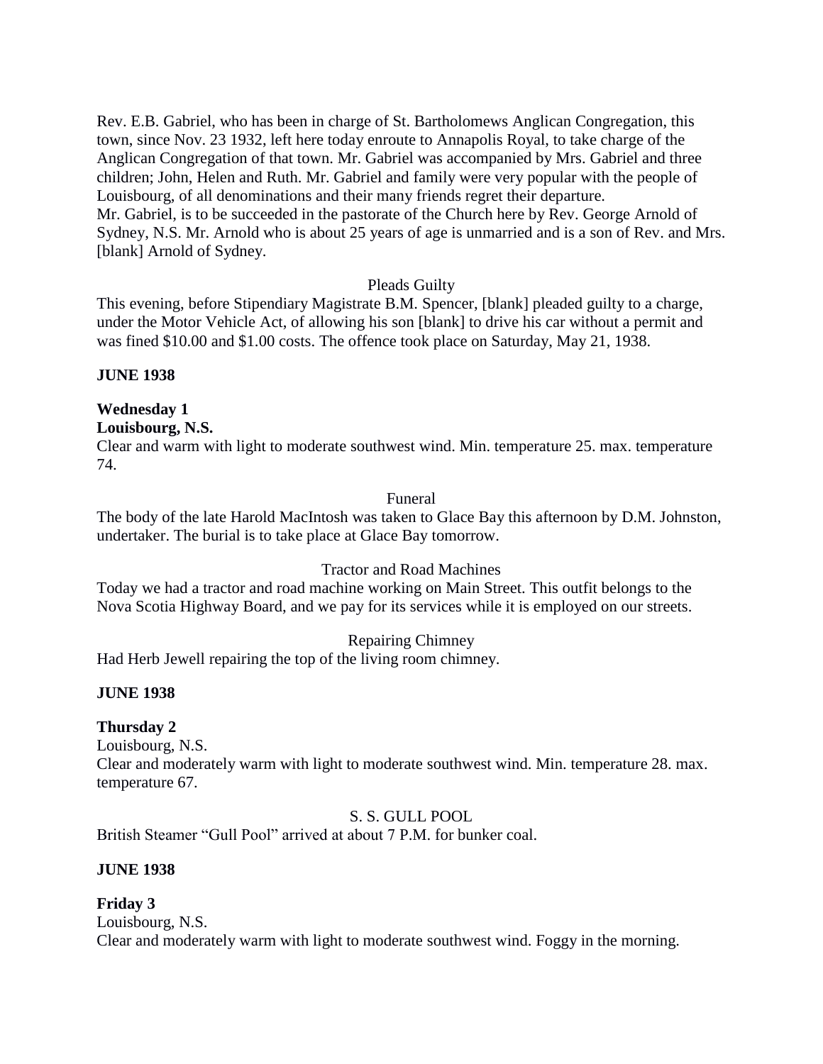Rev. E.B. Gabriel, who has been in charge of St. Bartholomews Anglican Congregation, this town, since Nov. 23 1932, left here today enroute to Annapolis Royal, to take charge of the Anglican Congregation of that town. Mr. Gabriel was accompanied by Mrs. Gabriel and three children; John, Helen and Ruth. Mr. Gabriel and family were very popular with the people of Louisbourg, of all denominations and their many friends regret their departure.
Mr. Gabriel, is to be succeeded in the pastorate of the Church here by Rev. George Arnold of Sydney, N.S. Mr. Arnold who is about 25 years of age is unmarried and is a son of Rev. and Mrs. [blank] Arnold of Sydney.

Pleads Guilty

This evening, before Stipendiary Magistrate B.M. Spencer, [blank] pleaded guilty to a charge, under the Motor Vehicle Act, of allowing his son [blank] to drive his car without a permit and was fined $10.00 and $1.00 costs. The offence took place on Saturday, May 21, 1938.

**JUNE 1938**

**Wednesday 1**
**Louisbourg, N.S.**
Clear and warm with light to moderate southwest wind. Min. temperature 25. max. temperature 74.

Funeral

The body of the late Harold MacIntosh was taken to Glace Bay this afternoon by D.M. Johnston, undertaker. The burial is to take place at Glace Bay tomorrow.

Tractor and Road Machines

Today we had a tractor and road machine working on Main Street. This outfit belongs to the Nova Scotia Highway Board, and we pay for its services while it is employed on our streets.

Repairing Chimney

Had Herb Jewell repairing the top of the living room chimney.

**JUNE 1938**

**Thursday 2**
Louisbourg, N.S.
Clear and moderately warm with light to moderate southwest wind. Min. temperature 28. max. temperature 67.

S. S. GULL POOL

British Steamer "Gull Pool" arrived at about 7 P.M. for bunker coal.

**JUNE 1938**

**Friday 3**
Louisbourg, N.S.
Clear and moderately warm with light to moderate southwest wind. Foggy in the morning.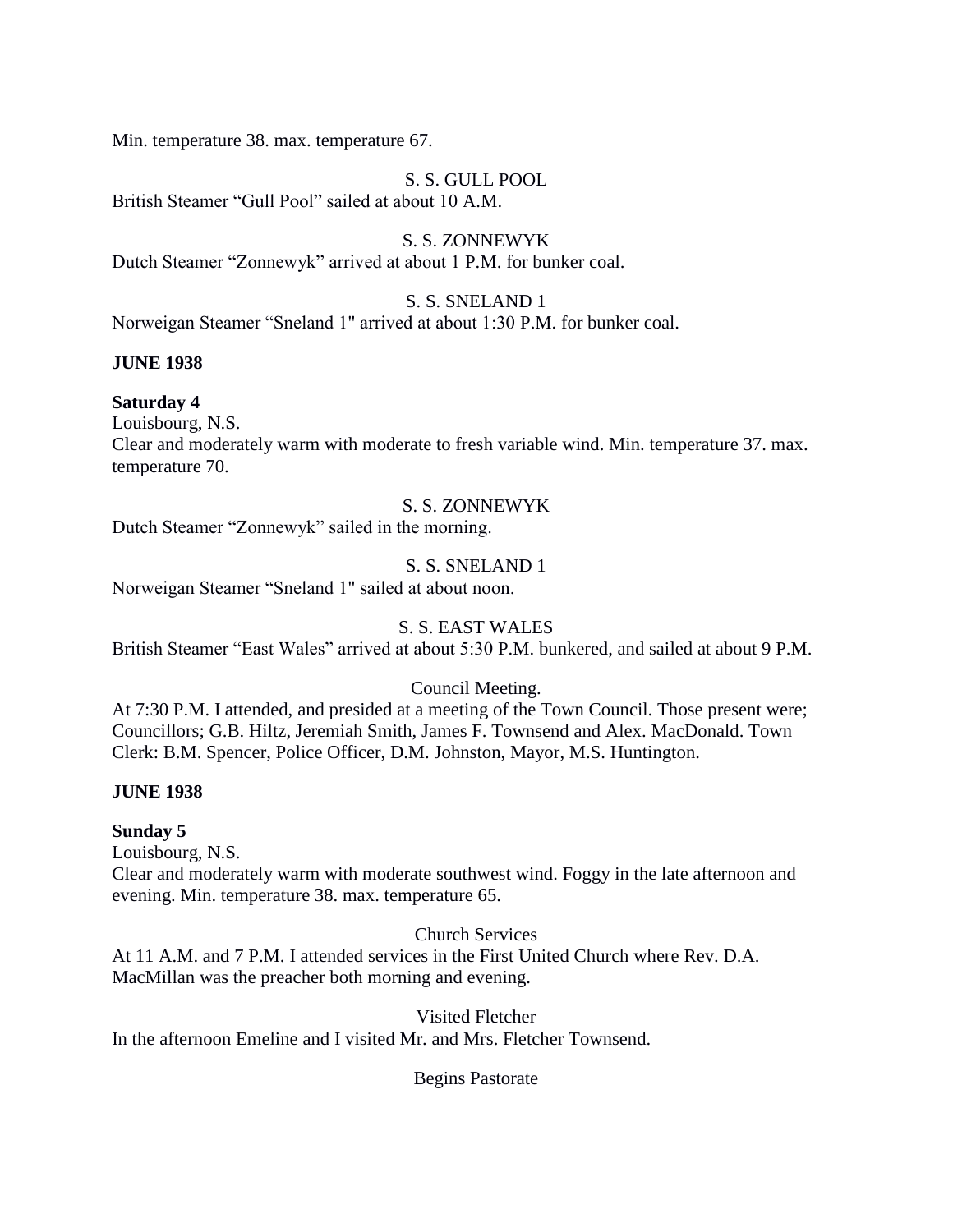Min. temperature 38. max. temperature 67.

S. S. GULL POOL

British Steamer "Gull Pool" sailed at about 10 A.M.

S. S. ZONNEWYK

Dutch Steamer "Zonnewyk" arrived at about 1 P.M. for bunker coal.

S. S. SNELAND 1

Norweigan Steamer "Sneland 1" arrived at about 1:30 P.M. for bunker coal.

**JUNE 1938**

**Saturday 4**

Louisbourg, N.S.

Clear and moderately warm with moderate to fresh variable wind. Min. temperature 37. max. temperature 70.

S. S. ZONNEWYK

Dutch Steamer "Zonnewyk" sailed in the morning.

S. S. SNELAND 1

Norweigan Steamer "Sneland 1" sailed at about noon.

S. S. EAST WALES

British Steamer "East Wales" arrived at about 5:30 P.M. bunkered, and sailed at about 9 P.M.

Council Meeting.

At 7:30 P.M. I attended, and presided at a meeting of the Town Council. Those present were; Councillors; G.B. Hiltz, Jeremiah Smith, James F. Townsend and Alex. MacDonald. Town Clerk: B.M. Spencer, Police Officer, D.M. Johnston, Mayor, M.S. Huntington.

**JUNE 1938**

**Sunday 5**

Louisbourg, N.S.

Clear and moderately warm with moderate southwest wind. Foggy in the late afternoon and evening. Min. temperature 38. max. temperature 65.

Church Services

At 11 A.M. and 7 P.M. I attended services in the First United Church where Rev. D.A. MacMillan was the preacher both morning and evening.

Visited Fletcher

In the afternoon Emeline and I visited Mr. and Mrs. Fletcher Townsend.

Begins Pastorate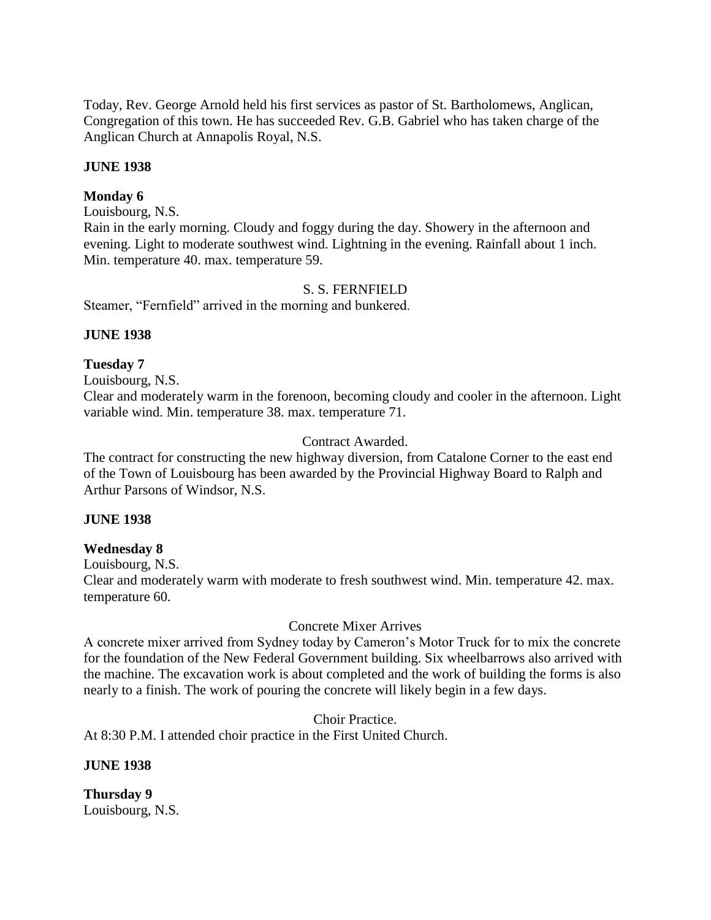Today, Rev. George Arnold held his first services as pastor of St. Bartholomews, Anglican, Congregation of this town. He has succeeded Rev. G.B. Gabriel who has taken charge of the Anglican Church at Annapolis Royal, N.S.

**JUNE 1938**

**Monday 6**

Louisbourg, N.S.

Rain in the early morning. Cloudy and foggy during the day. Showery in the afternoon and evening. Light to moderate southwest wind. Lightning in the evening. Rainfall about 1 inch. Min. temperature 40. max. temperature 59.

S. S. FERNFIELD

Steamer, "Fernfield" arrived in the morning and bunkered.

**JUNE 1938**

**Tuesday 7**

Louisbourg, N.S.

Clear and moderately warm in the forenoon, becoming cloudy and cooler in the afternoon. Light variable wind. Min. temperature 38. max. temperature 71.

Contract Awarded.

The contract for constructing the new highway diversion, from Catalone Corner to the east end of the Town of Louisbourg has been awarded by the Provincial Highway Board to Ralph and Arthur Parsons of Windsor, N.S.

**JUNE 1938**

**Wednesday 8**

Louisbourg, N.S.

Clear and moderately warm with moderate to fresh southwest wind. Min. temperature 42. max. temperature 60.

Concrete Mixer Arrives

A concrete mixer arrived from Sydney today by Cameron's Motor Truck for to mix the concrete for the foundation of the New Federal Government building. Six wheelbarrows also arrived with the machine. The excavation work is about completed and the work of building the forms is also nearly to a finish. The work of pouring the concrete will likely begin in a few days.

Choir Practice.

At 8:30 P.M. I attended choir practice in the First United Church.

**JUNE 1938**

**Thursday 9**

Louisbourg, N.S.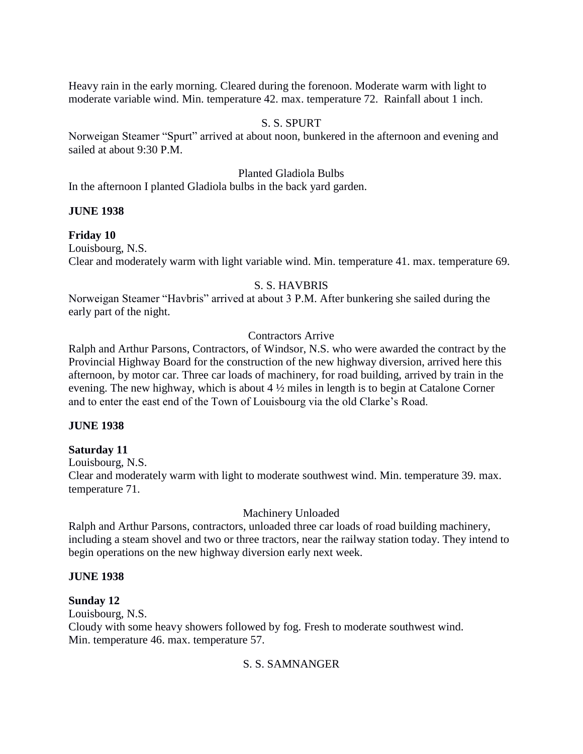Heavy rain in the early morning. Cleared during the forenoon. Moderate warm with light to moderate variable wind. Min. temperature 42. max. temperature 72. Rainfall about 1 inch.

S. S. SPURT

Norweigan Steamer "Spurt" arrived at about noon, bunkered in the afternoon and evening and sailed at about 9:30 P.M.

Planted Gladiola Bulbs

In the afternoon I planted Gladiola bulbs in the back yard garden.

**JUNE 1938**

**Friday 10**

Louisbourg, N.S.

Clear and moderately warm with light variable wind. Min. temperature 41. max. temperature 69.

S. S. HAVBRIS

Norweigan Steamer "Havbris" arrived at about 3 P.M. After bunkering she sailed during the early part of the night.

Contractors Arrive

Ralph and Arthur Parsons, Contractors, of Windsor, N.S. who were awarded the contract by the Provincial Highway Board for the construction of the new highway diversion, arrived here this afternoon, by motor car. Three car loads of machinery, for road building, arrived by train in the evening. The new highway, which is about 4 ½ miles in length is to begin at Catalone Corner and to enter the east end of the Town of Louisbourg via the old Clarke's Road.

**JUNE 1938**

**Saturday 11**

Louisbourg, N.S.

Clear and moderately warm with light to moderate southwest wind. Min. temperature 39. max. temperature 71.

Machinery Unloaded

Ralph and Arthur Parsons, contractors, unloaded three car loads of road building machinery, including a steam shovel and two or three tractors, near the railway station today. They intend to begin operations on the new highway diversion early next week.

**JUNE 1938**

**Sunday 12**

Louisbourg, N.S.

Cloudy with some heavy showers followed by fog. Fresh to moderate southwest wind.
Min. temperature 46. max. temperature 57.

S. S. SAMNANGER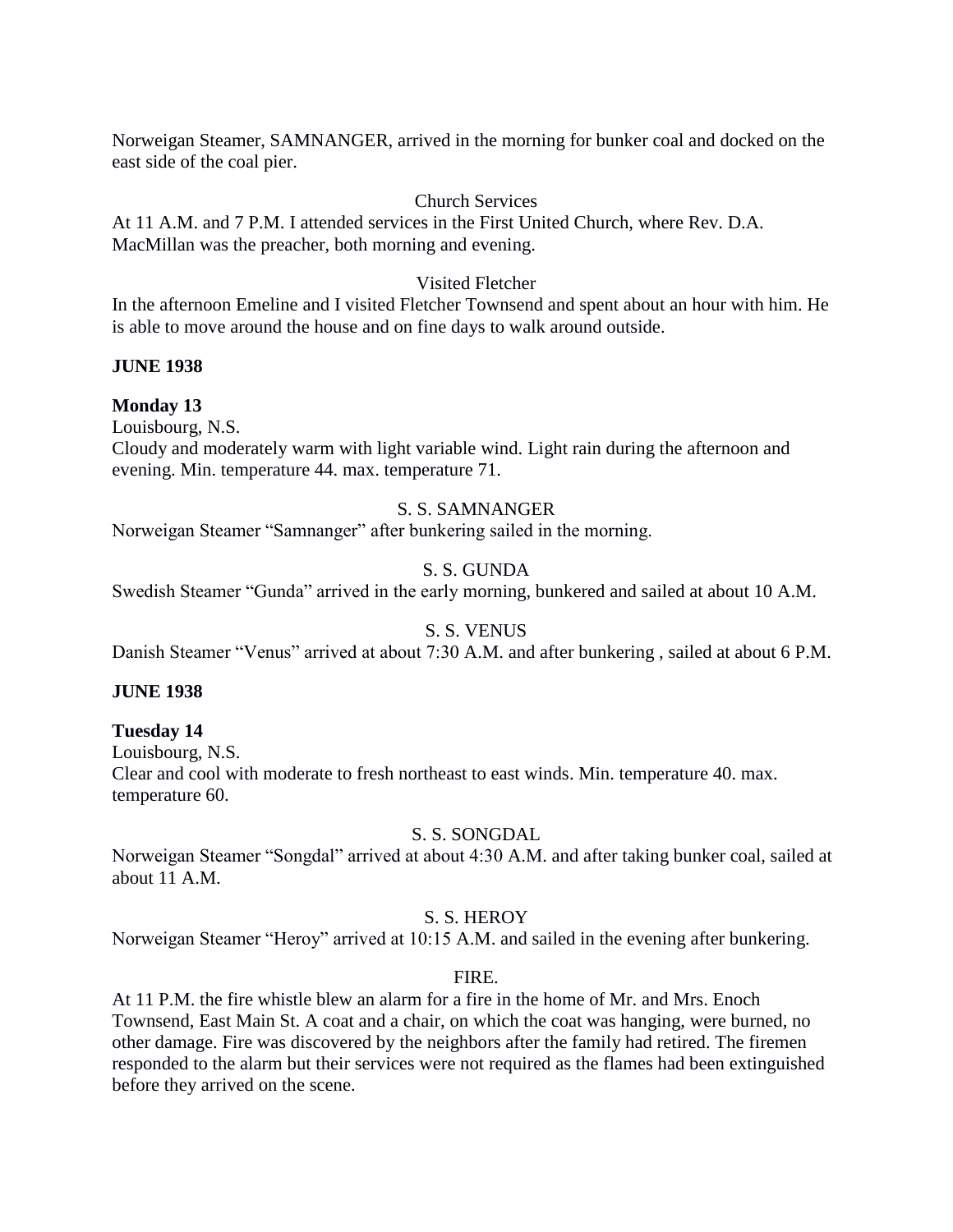Norweigan Steamer, SAMNANGER, arrived in the morning for bunker coal and docked on the east side of the coal pier.

Church Services

At 11 A.M. and 7 P.M. I attended services in the First United Church, where Rev. D.A. MacMillan was the preacher, both morning and evening.

Visited Fletcher

In the afternoon Emeline and I visited Fletcher Townsend and spent about an hour with him. He is able to move around the house and on fine days to walk around outside.

**JUNE 1938**

**Monday 13**

Louisbourg, N.S.

Cloudy and moderately warm with light variable wind. Light rain during the afternoon and evening. Min. temperature 44. max. temperature 71.

S. S. SAMNANGER

Norweigan Steamer "Samnanger" after bunkering sailed in the morning.

S. S. GUNDA

Swedish Steamer "Gunda" arrived in the early morning, bunkered and sailed at about 10 A.M.

S. S. VENUS

Danish Steamer "Venus" arrived at about 7:30 A.M. and after bunkering , sailed at about 6 P.M.

**JUNE 1938**

**Tuesday 14**

Louisbourg, N.S.

Clear and cool with moderate to fresh northeast to east winds. Min. temperature 40. max. temperature 60.

S. S. SONGDAL

Norweigan Steamer "Songdal" arrived at about 4:30 A.M. and after taking bunker coal, sailed at about 11 A.M.

S. S. HEROY

Norweigan Steamer "Heroy" arrived at 10:15 A.M. and sailed in the evening after bunkering.

FIRE.

At 11 P.M. the fire whistle blew an alarm for a fire in the home of Mr. and Mrs. Enoch Townsend, East Main St. A coat and a chair, on which the coat was hanging, were burned, no other damage. Fire was discovered by the neighbors after the family had retired. The firemen responded to the alarm but their services were not required as the flames had been extinguished before they arrived on the scene.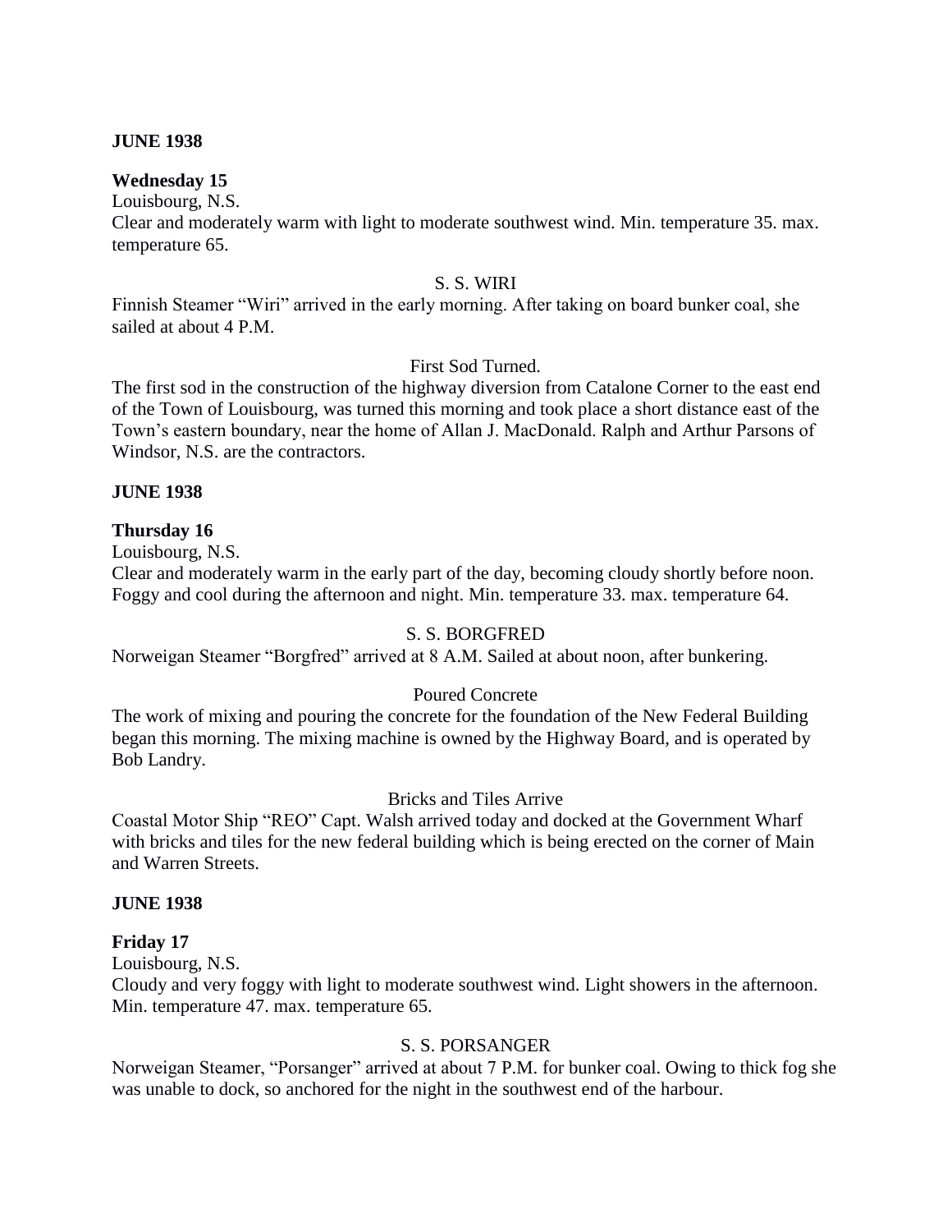**JUNE 1938**

**Wednesday 15**

Louisbourg, N.S.
Clear and moderately warm with light to moderate southwest wind. Min. temperature 35. max. temperature 65.

S. S. WIRI

Finnish Steamer "Wiri" arrived in the early morning. After taking on board bunker coal, she sailed at about 4 P.M.

First Sod Turned.

The first sod in the construction of the highway diversion from Catalone Corner to the east end of the Town of Louisbourg, was turned this morning and took place a short distance east of the Town's eastern boundary, near the home of Allan J. MacDonald. Ralph and Arthur Parsons of Windsor, N.S. are the contractors.

**JUNE 1938**

**Thursday 16**

Louisbourg, N.S.
Clear and moderately warm in the early part of the day, becoming cloudy shortly before noon. Foggy and cool during the afternoon and night. Min. temperature 33. max. temperature 64.

S. S. BORGFRED

Norweigan Steamer "Borgfred" arrived at 8 A.M. Sailed at about noon, after bunkering.

Poured Concrete

The work of mixing and pouring the concrete for the foundation of the New Federal Building began this morning. The mixing machine is owned by the Highway Board, and is operated by Bob Landry.

Bricks and Tiles Arrive

Coastal Motor Ship "REO" Capt. Walsh arrived today and docked at the Government Wharf with bricks and tiles for the new federal building which is being erected on the corner of Main and Warren Streets.

**JUNE 1938**

**Friday 17**

Louisbourg, N.S.
Cloudy and very foggy with light to moderate southwest wind. Light showers in the afternoon. Min. temperature 47. max. temperature 65.

S. S. PORSANGER

Norweigan Steamer, "Porsanger" arrived at about 7 P.M. for bunker coal. Owing to thick fog she was unable to dock, so anchored for the night in the southwest end of the harbour.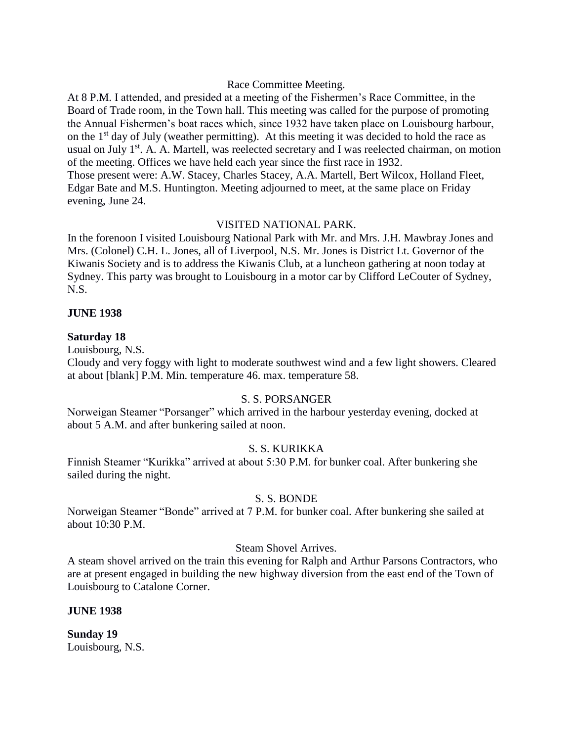Race Committee Meeting.

At 8 P.M. I attended, and presided at a meeting of the Fishermen's Race Committee, in the Board of Trade room, in the Town hall. This meeting was called for the purpose of promoting the Annual Fishermen's boat races which, since 1932 have taken place on Louisbourg harbour, on the 1st day of July (weather permitting). At this meeting it was decided to hold the race as usual on July 1st. A. A. Martell, was reelected secretary and I was reelected chairman, on motion of the meeting. Offices we have held each year since the first race in 1932.

Those present were: A.W. Stacey, Charles Stacey, A.A. Martell, Bert Wilcox, Holland Fleet, Edgar Bate and M.S. Huntington. Meeting adjourned to meet, at the same place on Friday evening, June 24.

VISITED NATIONAL PARK.

In the forenoon I visited Louisbourg National Park with Mr. and Mrs. J.H. Mawbray Jones and Mrs. (Colonel) C.H. L. Jones, all of Liverpool, N.S. Mr. Jones is District Lt. Governor of the Kiwanis Society and is to address the Kiwanis Club, at a luncheon gathering at noon today at Sydney. This party was brought to Louisbourg in a motor car by Clifford LeCouter of Sydney, N.S.

**JUNE 1938**

**Saturday 18**

Louisbourg, N.S.

Cloudy and very foggy with light to moderate southwest wind and a few light showers. Cleared at about [blank] P.M. Min. temperature 46. max. temperature 58.

S. S. PORSANGER

Norweigan Steamer "Porsanger" which arrived in the harbour yesterday evening, docked at about 5 A.M. and after bunkering sailed at noon.

S. S. KURIKKA

Finnish Steamer "Kurikka" arrived at about 5:30 P.M. for bunker coal. After bunkering she sailed during the night.

S. S. BONDE

Norweigan Steamer "Bonde" arrived at 7 P.M. for bunker coal. After bunkering she sailed at about 10:30 P.M.

Steam Shovel Arrives.

A steam shovel arrived on the train this evening for Ralph and Arthur Parsons Contractors, who are at present engaged in building the new highway diversion from the east end of the Town of Louisbourg to Catalone Corner.

**JUNE 1938**

**Sunday 19**

Louisbourg, N.S.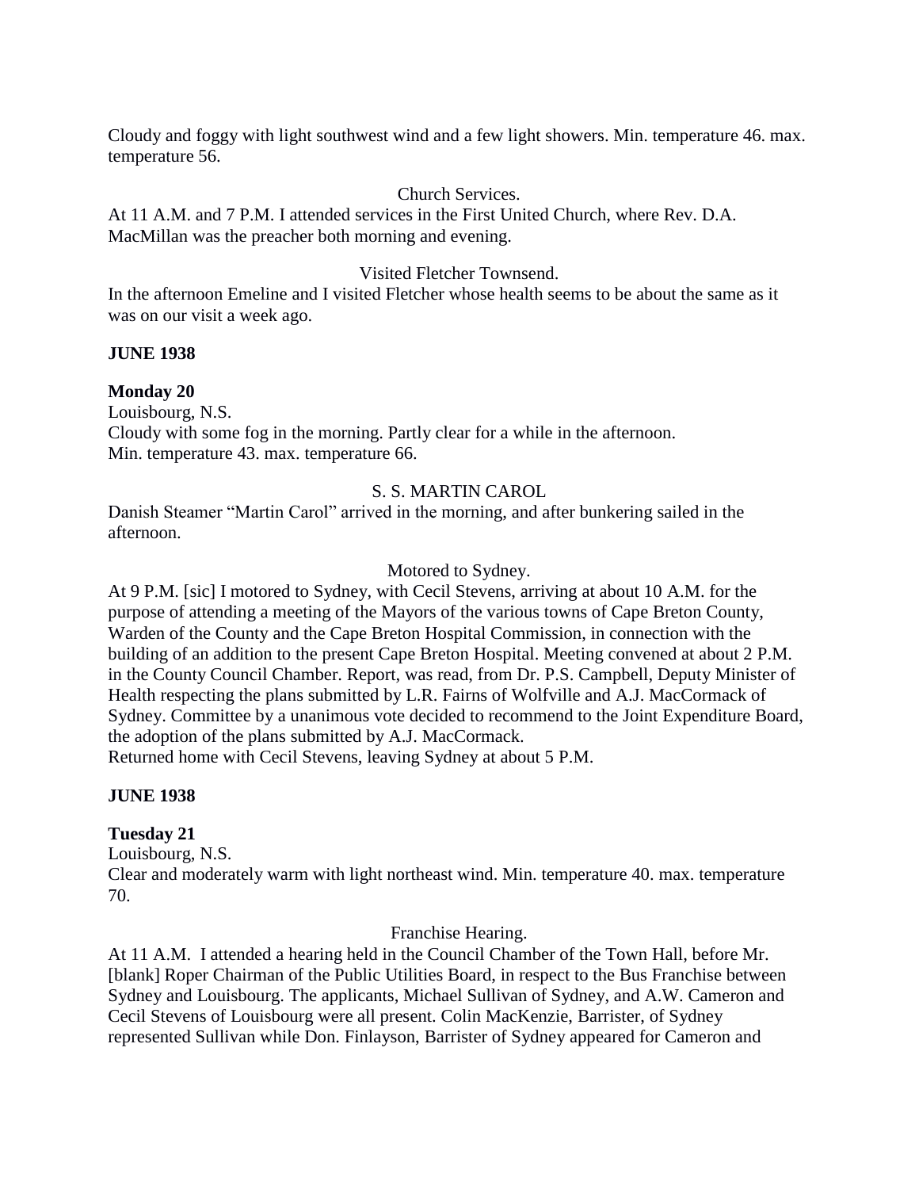Cloudy and foggy with light southwest wind and a few light showers. Min. temperature 46. max. temperature 56.

Church Services.

At 11 A.M. and 7 P.M. I attended services in the First United Church, where Rev. D.A. MacMillan was the preacher both morning and evening.

Visited Fletcher Townsend.

In the afternoon Emeline and I visited Fletcher whose health seems to be about the same as it was on our visit a week ago.

**JUNE 1938**

**Monday 20**

Louisbourg, N.S.

Cloudy with some fog in the morning. Partly clear for a while in the afternoon.
Min. temperature 43. max. temperature 66.

S. S. MARTIN CAROL

Danish Steamer "Martin Carol" arrived in the morning, and after bunkering sailed in the afternoon.

Motored to Sydney.

At 9 P.M. [sic] I motored to Sydney, with Cecil Stevens, arriving at about 10 A.M. for the purpose of attending a meeting of the Mayors of the various towns of Cape Breton County, Warden of the County and the Cape Breton Hospital Commission, in connection with the building of an addition to the present Cape Breton Hospital. Meeting convened at about 2 P.M. in the County Council Chamber. Report, was read, from Dr. P.S. Campbell, Deputy Minister of Health respecting the plans submitted by L.R. Fairns of Wolfville and A.J. MacCormack of Sydney. Committee by a unanimous vote decided to recommend to the Joint Expenditure Board, the adoption of the plans submitted by A.J. MacCormack.

Returned home with Cecil Stevens, leaving Sydney at about 5 P.M.

**JUNE 1938**

**Tuesday 21**

Louisbourg, N.S.

Clear and moderately warm with light northeast wind. Min. temperature 40. max. temperature 70.

Franchise Hearing.

At 11 A.M. I attended a hearing held in the Council Chamber of the Town Hall, before Mr. [blank] Roper Chairman of the Public Utilities Board, in respect to the Bus Franchise between Sydney and Louisbourg. The applicants, Michael Sullivan of Sydney, and A.W. Cameron and Cecil Stevens of Louisbourg were all present. Colin MacKenzie, Barrister, of Sydney represented Sullivan while Don. Finlayson, Barrister of Sydney appeared for Cameron and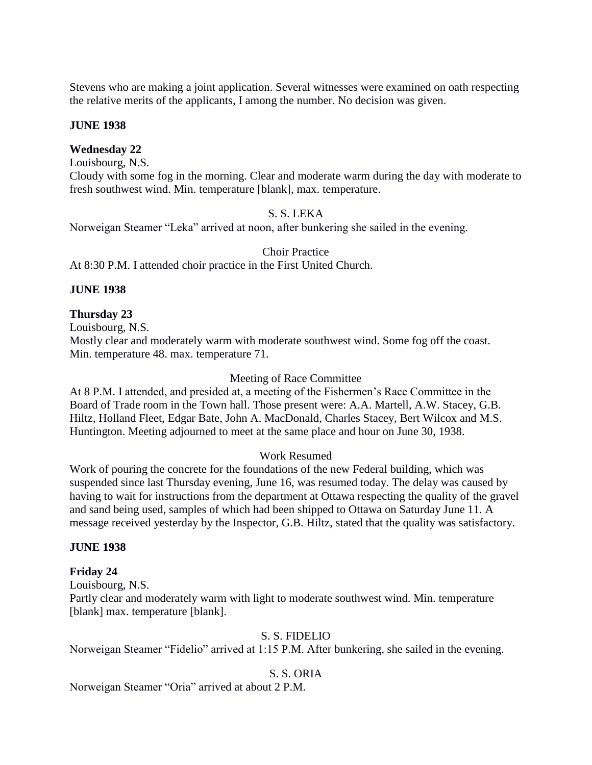Stevens who are making a joint application. Several witnesses were examined on oath respecting the relative merits of the applicants, I among the number. No decision was given.

**JUNE 1938**

**Wednesday 22**

Louisbourg, N.S.

Cloudy with some fog in the morning. Clear and moderate warm during the day with moderate to fresh southwest wind. Min. temperature [blank], max. temperature.

S. S. LEKA

Norweigan Steamer "Leka" arrived at noon, after bunkering she sailed in the evening.

Choir Practice

At 8:30 P.M. I attended choir practice in the First United Church.

**JUNE 1938**

**Thursday 23**

Louisbourg, N.S.

Mostly clear and moderately warm with moderate southwest wind. Some fog off the coast. Min. temperature 48. max. temperature 71.

Meeting of Race Committee

At 8 P.M. I attended, and presided at, a meeting of the Fishermen's Race Committee in the Board of Trade room in the Town hall. Those present were: A.A. Martell, A.W. Stacey, G.B. Hiltz, Holland Fleet, Edgar Bate, John A. MacDonald, Charles Stacey, Bert Wilcox and M.S. Huntington. Meeting adjourned to meet at the same place and hour on June 30, 1938.

Work Resumed

Work of pouring the concrete for the foundations of the new Federal building, which was suspended since last Thursday evening, June 16, was resumed today. The delay was caused by having to wait for instructions from the department at Ottawa respecting the quality of the gravel and sand being used, samples of which had been shipped to Ottawa on Saturday June 11. A message received yesterday by the Inspector, G.B. Hiltz, stated that the quality was satisfactory.

**JUNE 1938**

**Friday 24**

Louisbourg, N.S.

Partly clear and moderately warm with light to moderate southwest wind. Min. temperature [blank] max. temperature [blank].

S. S. FIDELIO

Norweigan Steamer "Fidelio" arrived at 1:15 P.M. After bunkering, she sailed in the evening.

S. S. ORIA

Norweigan Steamer "Oria" arrived at about 2 P.M.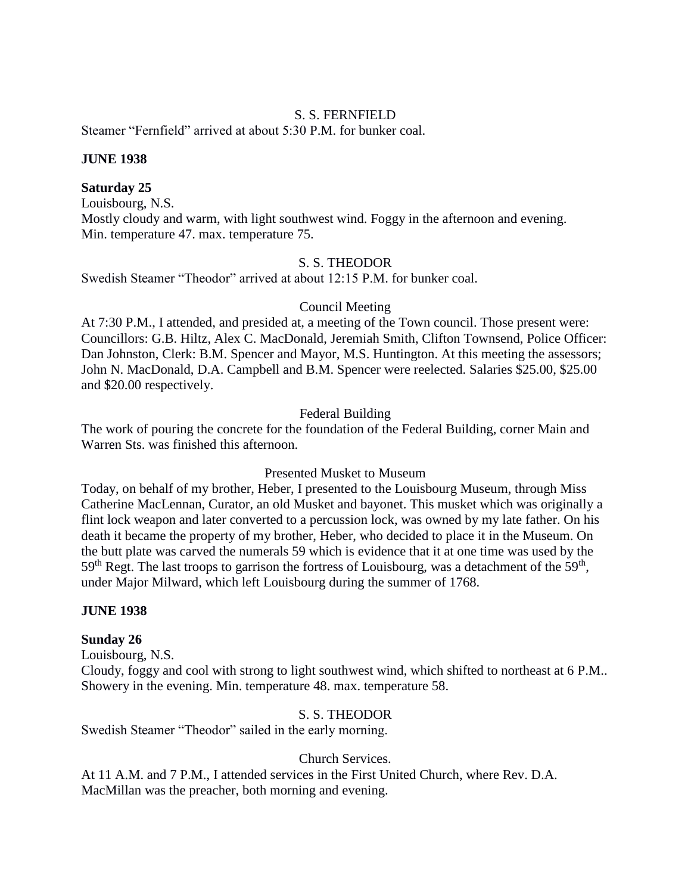S. S. FERNFIELD

Steamer "Fernfield" arrived at about 5:30 P.M. for bunker coal.

**JUNE 1938**

**Saturday 25**

Louisbourg, N.S.

Mostly cloudy and warm, with light southwest wind. Foggy in the afternoon and evening. Min. temperature 47. max. temperature 75.

S. S. THEODOR

Swedish Steamer "Theodor" arrived at about 12:15 P.M. for bunker coal.

Council Meeting

At 7:30 P.M., I attended, and presided at, a meeting of the Town council. Those present were: Councillors: G.B. Hiltz, Alex C. MacDonald, Jeremiah Smith, Clifton Townsend, Police Officer: Dan Johnston, Clerk: B.M. Spencer and Mayor, M.S. Huntington. At this meeting the assessors; John N. MacDonald, D.A. Campbell and B.M. Spencer were reelected. Salaries $25.00, $25.00 and $20.00 respectively.

Federal Building

The work of pouring the concrete for the foundation of the Federal Building, corner Main and Warren Sts. was finished this afternoon.

Presented Musket to Museum

Today, on behalf of my brother, Heber, I presented to the Louisbourg Museum, through Miss Catherine MacLennan, Curator, an old Musket and bayonet. This musket which was originally a flint lock weapon and later converted to a percussion lock, was owned by my late father. On his death it became the property of my brother, Heber, who decided to place it in the Museum. On the butt plate was carved the numerals 59 which is evidence that it at one time was used by the 59th Regt. The last troops to garrison the fortress of Louisbourg, was a detachment of the 59th, under Major Milward, which left Louisbourg during the summer of 1768.

**JUNE 1938**

**Sunday 26**

Louisbourg, N.S.

Cloudy, foggy and cool with strong to light southwest wind, which shifted to northeast at 6 P.M.. Showery in the evening. Min. temperature 48. max. temperature 58.

S. S. THEODOR

Swedish Steamer "Theodor" sailed in the early morning.

Church Services.

At 11 A.M. and 7 P.M., I attended services in the First United Church, where Rev. D.A. MacMillan was the preacher, both morning and evening.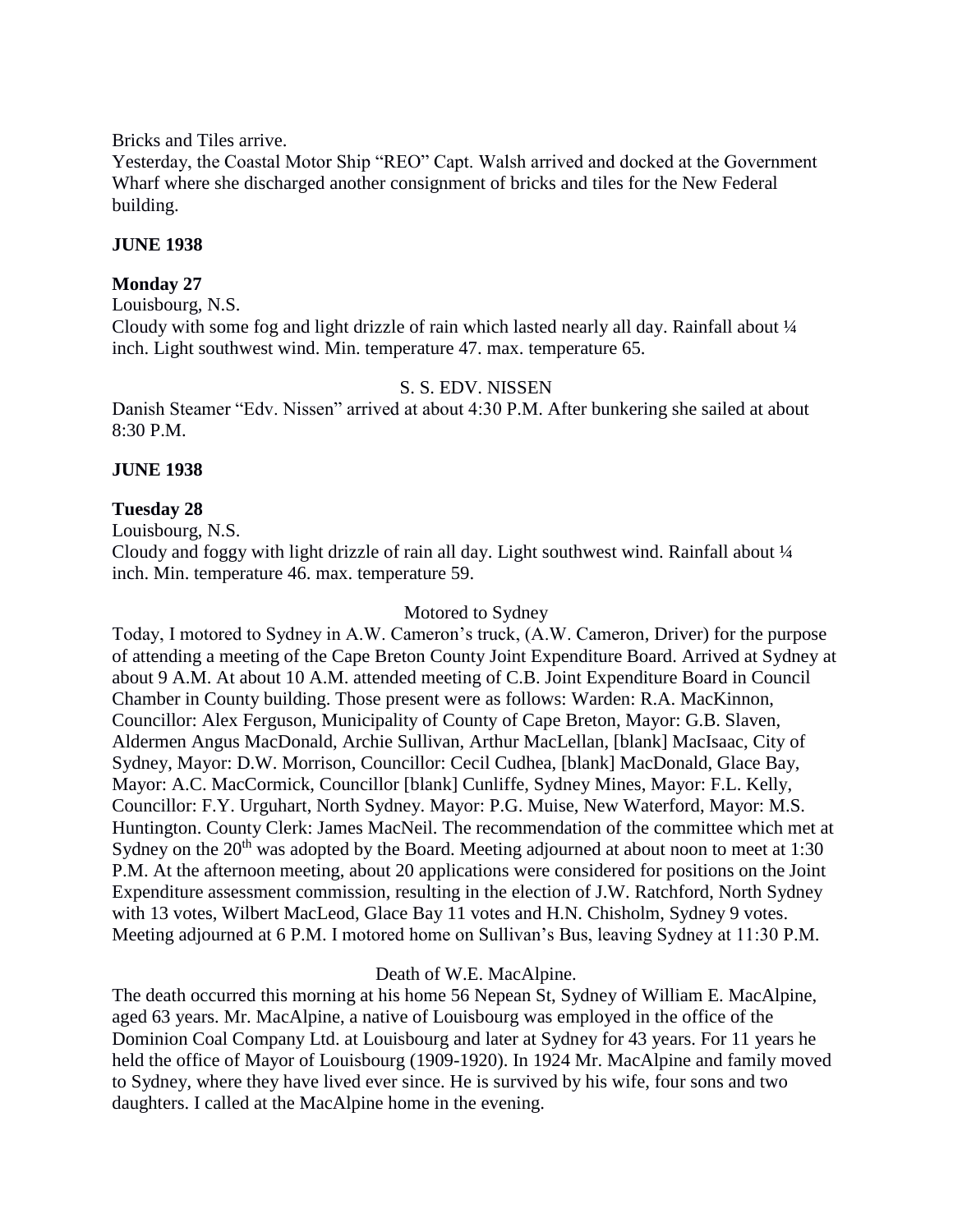Bricks and Tiles arrive.
Yesterday, the Coastal Motor Ship "REO" Capt. Walsh arrived and docked at the Government Wharf where she discharged another consignment of bricks and tiles for the New Federal building.

**JUNE 1938**

**Monday 27**

Louisbourg, N.S.
Cloudy with some fog and light drizzle of rain which lasted nearly all day. Rainfall about ¼ inch. Light southwest wind. Min. temperature 47. max. temperature 65.

S. S. EDV. NISSEN

Danish Steamer "Edv. Nissen" arrived at about 4:30 P.M. After bunkering she sailed at about 8:30 P.M.

**JUNE 1938**

**Tuesday 28**

Louisbourg, N.S.
Cloudy and foggy with light drizzle of rain all day. Light southwest wind. Rainfall about ¼ inch. Min. temperature 46. max. temperature 59.

Motored to Sydney

Today, I motored to Sydney in A.W. Cameron's truck, (A.W. Cameron, Driver) for the purpose of attending a meeting of the Cape Breton County Joint Expenditure Board. Arrived at Sydney at about 9 A.M. At about 10 A.M. attended meeting of C.B. Joint Expenditure Board in Council Chamber in County building. Those present were as follows: Warden: R.A. MacKinnon, Councillor: Alex Ferguson, Municipality of County of Cape Breton, Mayor: G.B. Slaven, Aldermen Angus MacDonald, Archie Sullivan, Arthur MacLellan, [blank] MacIsaac, City of Sydney, Mayor: D.W. Morrison, Councillor: Cecil Cudhea, [blank] MacDonald, Glace Bay, Mayor: A.C. MacCormick, Councillor [blank] Cunliffe, Sydney Mines, Mayor: F.L. Kelly, Councillor: F.Y. Urguhart, North Sydney. Mayor: P.G. Muise, New Waterford, Mayor: M.S. Huntington. County Clerk: James MacNeil. The recommendation of the committee which met at Sydney on the 20th was adopted by the Board. Meeting adjourned at about noon to meet at 1:30 P.M. At the afternoon meeting, about 20 applications were considered for positions on the Joint Expenditure assessment commission, resulting in the election of J.W. Ratchford, North Sydney with 13 votes, Wilbert MacLeod, Glace Bay 11 votes and H.N. Chisholm, Sydney 9 votes. Meeting adjourned at 6 P.M. I motored home on Sullivan's Bus, leaving Sydney at 11:30 P.M.

Death of W.E. MacAlpine.

The death occurred this morning at his home 56 Nepean St, Sydney of William E. MacAlpine, aged 63 years. Mr. MacAlpine, a native of Louisbourg was employed in the office of the Dominion Coal Company Ltd. at Louisbourg and later at Sydney for 43 years. For 11 years he held the office of Mayor of Louisbourg (1909-1920). In 1924 Mr. MacAlpine and family moved to Sydney, where they have lived ever since. He is survived by his wife, four sons and two daughters. I called at the MacAlpine home in the evening.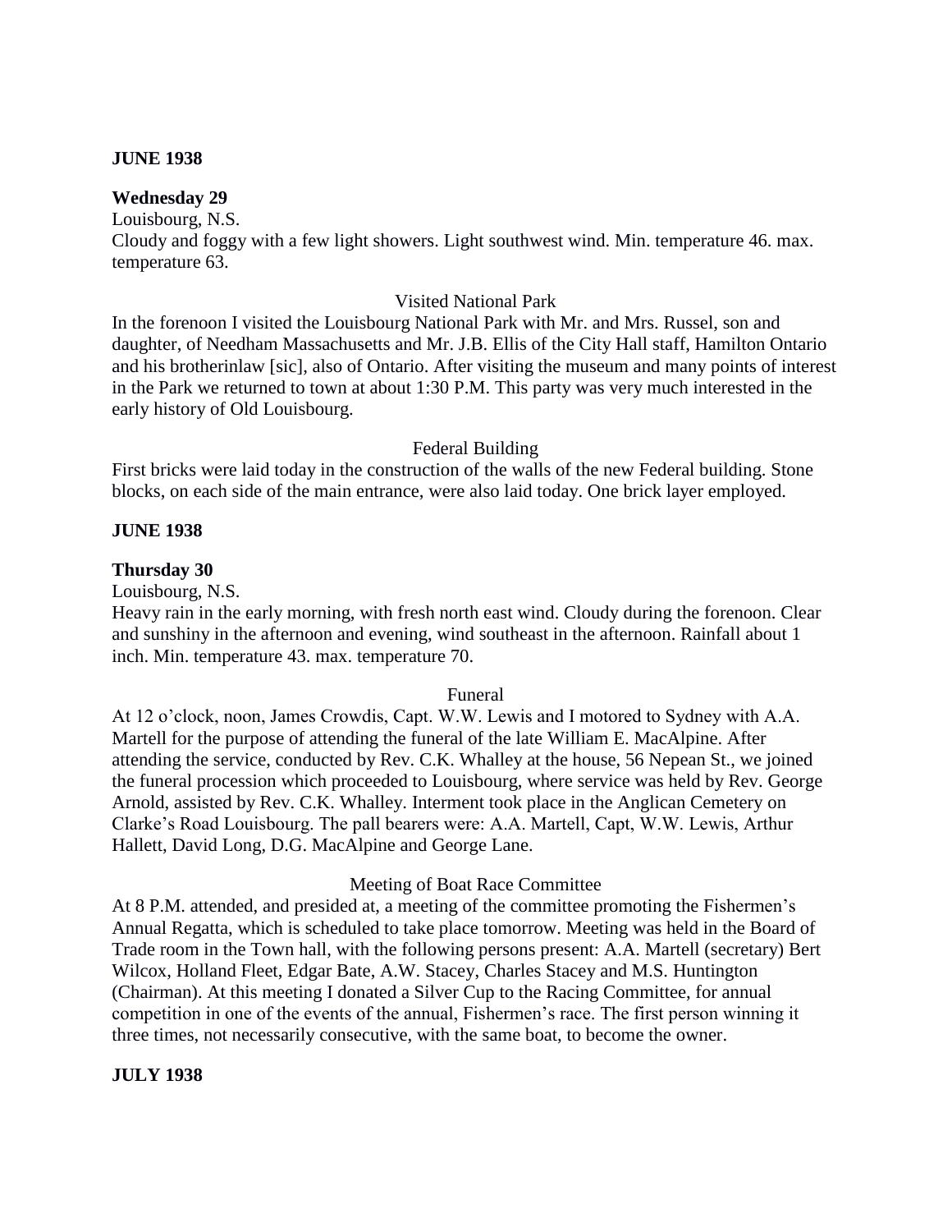**JUNE 1938**

**Wednesday 29**

Louisbourg, N.S.

Cloudy and foggy with a few light showers. Light southwest wind. Min. temperature 46. max. temperature 63.

Visited National Park

In the forenoon I visited the Louisbourg National Park with Mr. and Mrs. Russel, son and daughter, of Needham Massachusetts and Mr. J.B. Ellis of the City Hall staff, Hamilton Ontario and his brotherinlaw [sic], also of Ontario. After visiting the museum and many points of interest in the Park we returned to town at about 1:30 P.M. This party was very much interested in the early history of Old Louisbourg.

Federal Building

First bricks were laid today in the construction of the walls of the new Federal building. Stone blocks, on each side of the main entrance, were also laid today. One brick layer employed.

**JUNE 1938**

**Thursday 30**

Louisbourg, N.S.

Heavy rain in the early morning, with fresh north east wind. Cloudy during the forenoon. Clear and sunshiny in the afternoon and evening, wind southeast in the afternoon. Rainfall about 1 inch. Min. temperature 43. max. temperature 70.

Funeral

At 12 o'clock, noon, James Crowdis, Capt. W.W. Lewis and I motored to Sydney with A.A. Martell for the purpose of attending the funeral of the late William E. MacAlpine. After attending the service, conducted by Rev. C.K. Whalley at the house, 56 Nepean St., we joined the funeral procession which proceeded to Louisbourg, where service was held by Rev. George Arnold, assisted by Rev. C.K. Whalley. Interment took place in the Anglican Cemetery on Clarke's Road Louisbourg. The pall bearers were: A.A. Martell, Capt, W.W. Lewis, Arthur Hallett, David Long, D.G. MacAlpine and George Lane.

Meeting of Boat Race Committee

At 8 P.M. attended, and presided at, a meeting of the committee promoting the Fishermen's Annual Regatta, which is scheduled to take place tomorrow. Meeting was held in the Board of Trade room in the Town hall, with the following persons present: A.A. Martell (secretary) Bert Wilcox, Holland Fleet, Edgar Bate, A.W. Stacey, Charles Stacey and M.S. Huntington (Chairman). At this meeting I donated a Silver Cup to the Racing Committee, for annual competition in one of the events of the annual, Fishermen's race. The first person winning it three times, not necessarily consecutive, with the same boat, to become the owner.

**JULY 1938**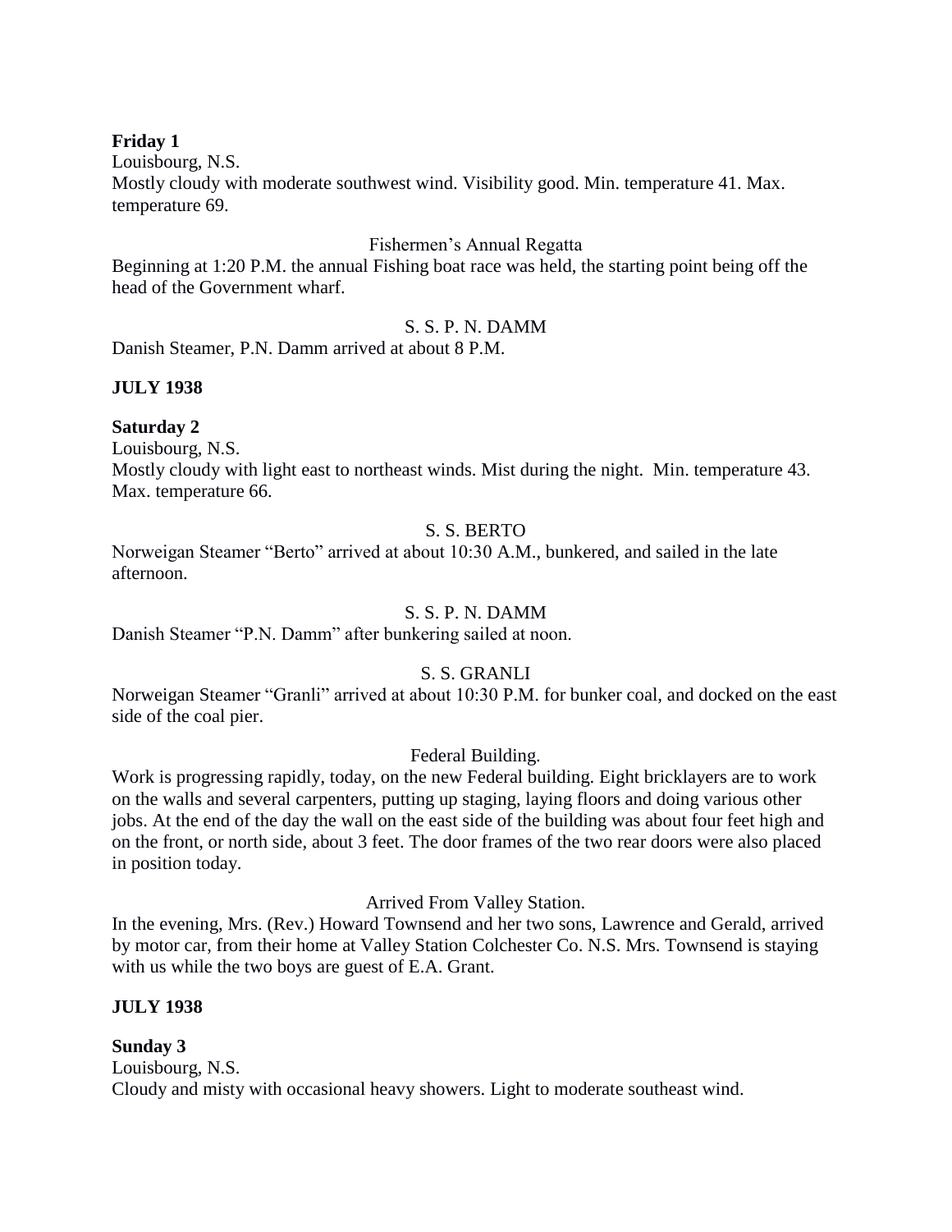**Friday 1**

Louisbourg, N.S.

Mostly cloudy with moderate southwest wind. Visibility good. Min. temperature 41. Max. temperature 69.

Fishermen's Annual Regatta

Beginning at 1:20 P.M. the annual Fishing boat race was held, the starting point being off the head of the Government wharf.

S. S. P. N. DAMM

Danish Steamer, P.N. Damm arrived at about 8 P.M.

**JULY 1938**

**Saturday 2**

Louisbourg, N.S.

Mostly cloudy with light east to northeast winds. Mist during the night. Min. temperature 43. Max. temperature 66.

S. S. BERTO

Norweigan Steamer "Berto" arrived at about 10:30 A.M., bunkered, and sailed in the late afternoon.

S. S. P. N. DAMM

Danish Steamer "P.N. Damm" after bunkering sailed at noon.

S. S. GRANLI

Norweigan Steamer "Granli" arrived at about 10:30 P.M. for bunker coal, and docked on the east side of the coal pier.

Federal Building.

Work is progressing rapidly, today, on the new Federal building. Eight bricklayers are to work on the walls and several carpenters, putting up staging, laying floors and doing various other jobs. At the end of the day the wall on the east side of the building was about four feet high and on the front, or north side, about 3 feet. The door frames of the two rear doors were also placed in position today.

Arrived From Valley Station.

In the evening, Mrs. (Rev.) Howard Townsend and her two sons, Lawrence and Gerald, arrived by motor car, from their home at Valley Station Colchester Co. N.S. Mrs. Townsend is staying with us while the two boys are guest of E.A. Grant.

**JULY 1938**

**Sunday 3**

Louisbourg, N.S.

Cloudy and misty with occasional heavy showers. Light to moderate southeast wind.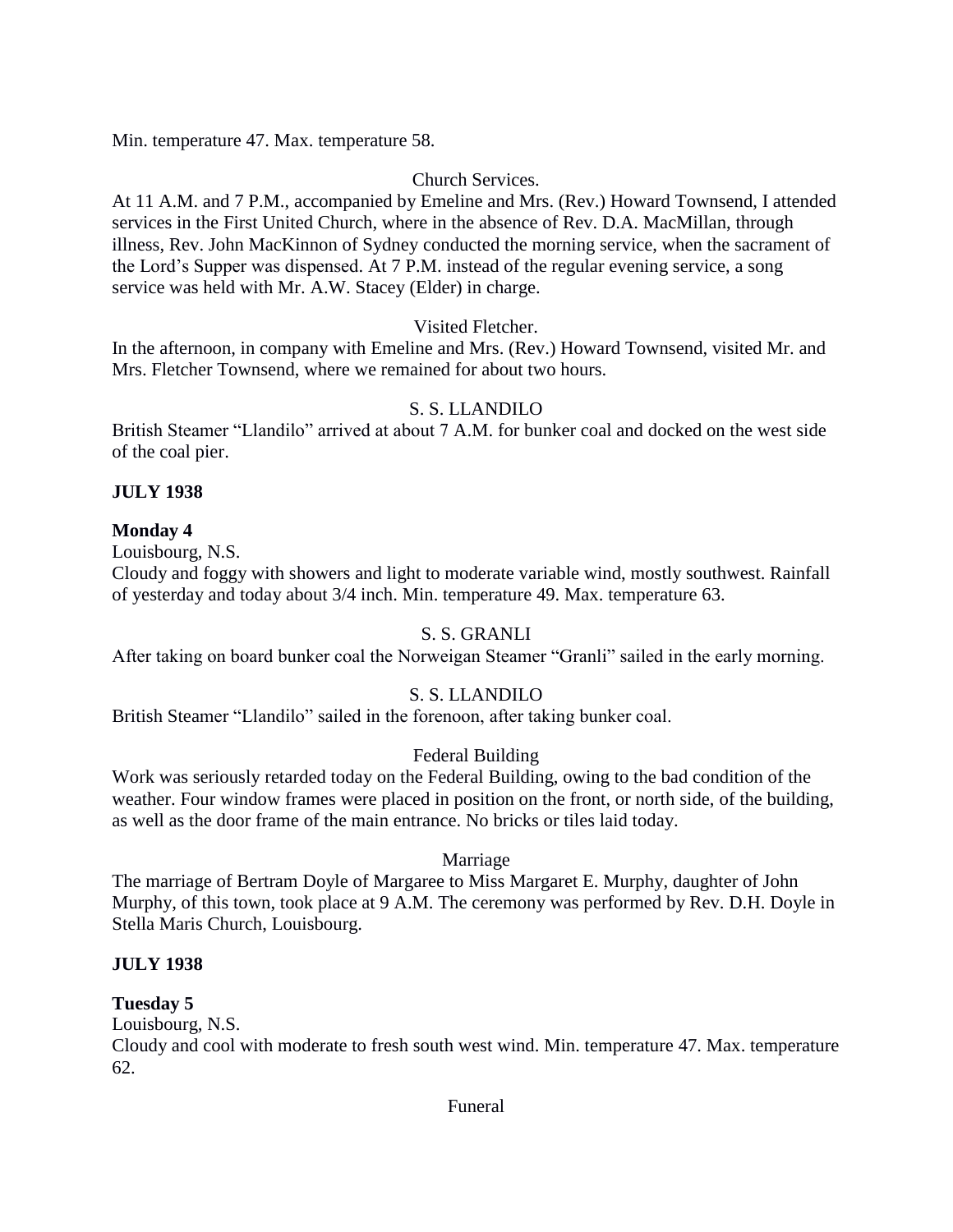Min. temperature 47. Max. temperature 58.

Church Services.

At 11 A.M. and 7 P.M., accompanied by Emeline and Mrs. (Rev.) Howard Townsend, I attended services in the First United Church, where in the absence of Rev. D.A. MacMillan, through illness, Rev. John MacKinnon of Sydney conducted the morning service, when the sacrament of the Lord's Supper was dispensed. At 7 P.M. instead of the regular evening service, a song service was held with Mr. A.W. Stacey (Elder) in charge.

Visited Fletcher.

In the afternoon, in company with Emeline and Mrs. (Rev.) Howard Townsend, visited Mr. and Mrs. Fletcher Townsend, where we remained for about two hours.

S. S. LLANDILO

British Steamer "Llandilo" arrived at about 7 A.M. for bunker coal and docked on the west side of the coal pier.

**JULY 1938**

**Monday 4**

Louisbourg, N.S.

Cloudy and foggy with showers and light to moderate variable wind, mostly southwest. Rainfall of yesterday and today about 3/4 inch. Min. temperature 49. Max. temperature 63.

S. S. GRANLI

After taking on board bunker coal the Norweigan Steamer "Granli" sailed in the early morning.

S. S. LLANDILO

British Steamer "Llandilo" sailed in the forenoon, after taking bunker coal.

Federal Building

Work was seriously retarded today on the Federal Building, owing to the bad condition of the weather. Four window frames were placed in position on the front, or north side, of the building, as well as the door frame of the main entrance. No bricks or tiles laid today.

Marriage

The marriage of Bertram Doyle of Margaree to Miss Margaret E. Murphy, daughter of John Murphy, of this town, took place at 9 A.M. The ceremony was performed by Rev. D.H. Doyle in Stella Maris Church, Louisbourg.

**JULY 1938**

**Tuesday 5**

Louisbourg, N.S.

Cloudy and cool with moderate to fresh south west wind. Min. temperature 47. Max. temperature 62.

Funeral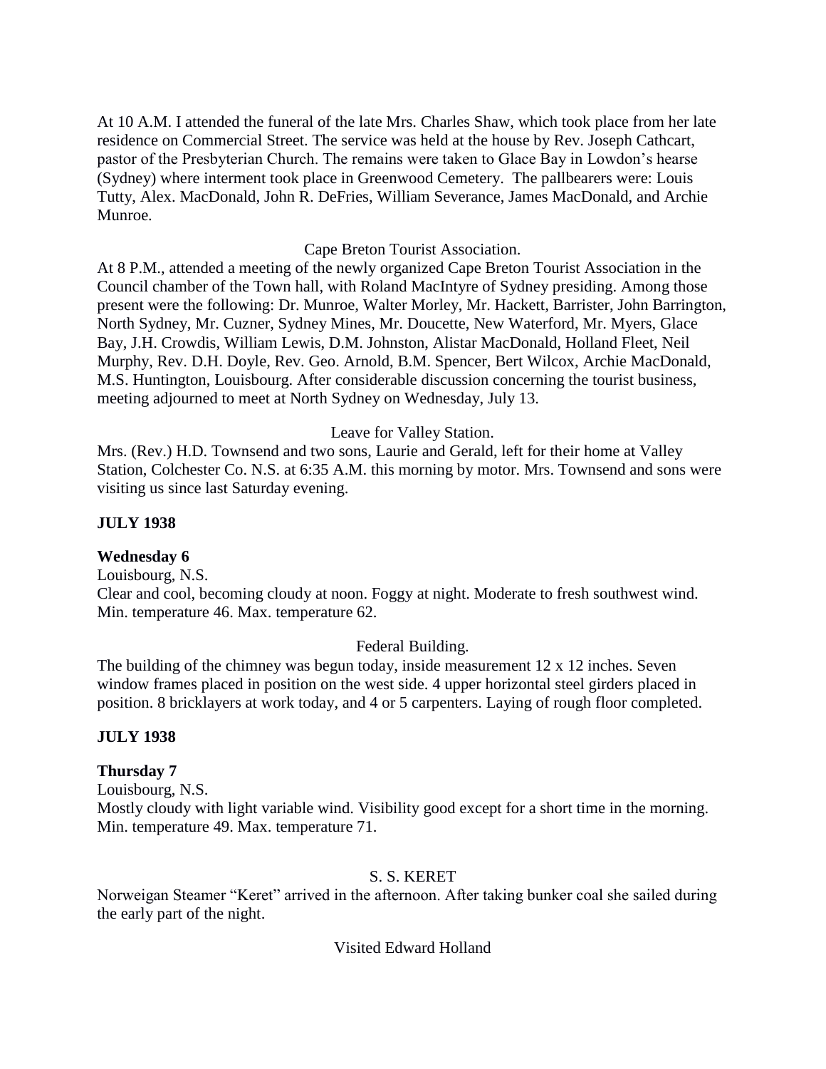At 10 A.M. I attended the funeral of the late Mrs. Charles Shaw, which took place from her late residence on Commercial Street. The service was held at the house by Rev. Joseph Cathcart, pastor of the Presbyterian Church. The remains were taken to Glace Bay in Lowdon's hearse (Sydney) where interment took place in Greenwood Cemetery. The pallbearers were: Louis Tutty, Alex. MacDonald, John R. DeFries, William Severance, James MacDonald, and Archie Munroe.

Cape Breton Tourist Association.

At 8 P.M., attended a meeting of the newly organized Cape Breton Tourist Association in the Council chamber of the Town hall, with Roland MacIntyre of Sydney presiding. Among those present were the following: Dr. Munroe, Walter Morley, Mr. Hackett, Barrister, John Barrington, North Sydney, Mr. Cuzner, Sydney Mines, Mr. Doucette, New Waterford, Mr. Myers, Glace Bay, J.H. Crowdis, William Lewis, D.M. Johnston, Alistar MacDonald, Holland Fleet, Neil Murphy, Rev. D.H. Doyle, Rev. Geo. Arnold, B.M. Spencer, Bert Wilcox, Archie MacDonald, M.S. Huntington, Louisbourg. After considerable discussion concerning the tourist business, meeting adjourned to meet at North Sydney on Wednesday, July 13.

Leave for Valley Station.

Mrs. (Rev.) H.D. Townsend and two sons, Laurie and Gerald, left for their home at Valley Station, Colchester Co. N.S. at 6:35 A.M. this morning by motor. Mrs. Townsend and sons were visiting us since last Saturday evening.

**JULY 1938**

**Wednesday 6**

Louisbourg, N.S.

Clear and cool, becoming cloudy at noon. Foggy at night. Moderate to fresh southwest wind. Min. temperature 46. Max. temperature 62.

Federal Building.

The building of the chimney was begun today, inside measurement 12 x 12 inches. Seven window frames placed in position on the west side. 4 upper horizontal steel girders placed in position. 8 bricklayers at work today, and 4 or 5 carpenters. Laying of rough floor completed.

**JULY 1938**

**Thursday 7**

Louisbourg, N.S.

Mostly cloudy with light variable wind. Visibility good except for a short time in the morning. Min. temperature 49. Max. temperature 71.

S. S. KERET

Norweigan Steamer "Keret" arrived in the afternoon. After taking bunker coal she sailed during the early part of the night.

Visited Edward Holland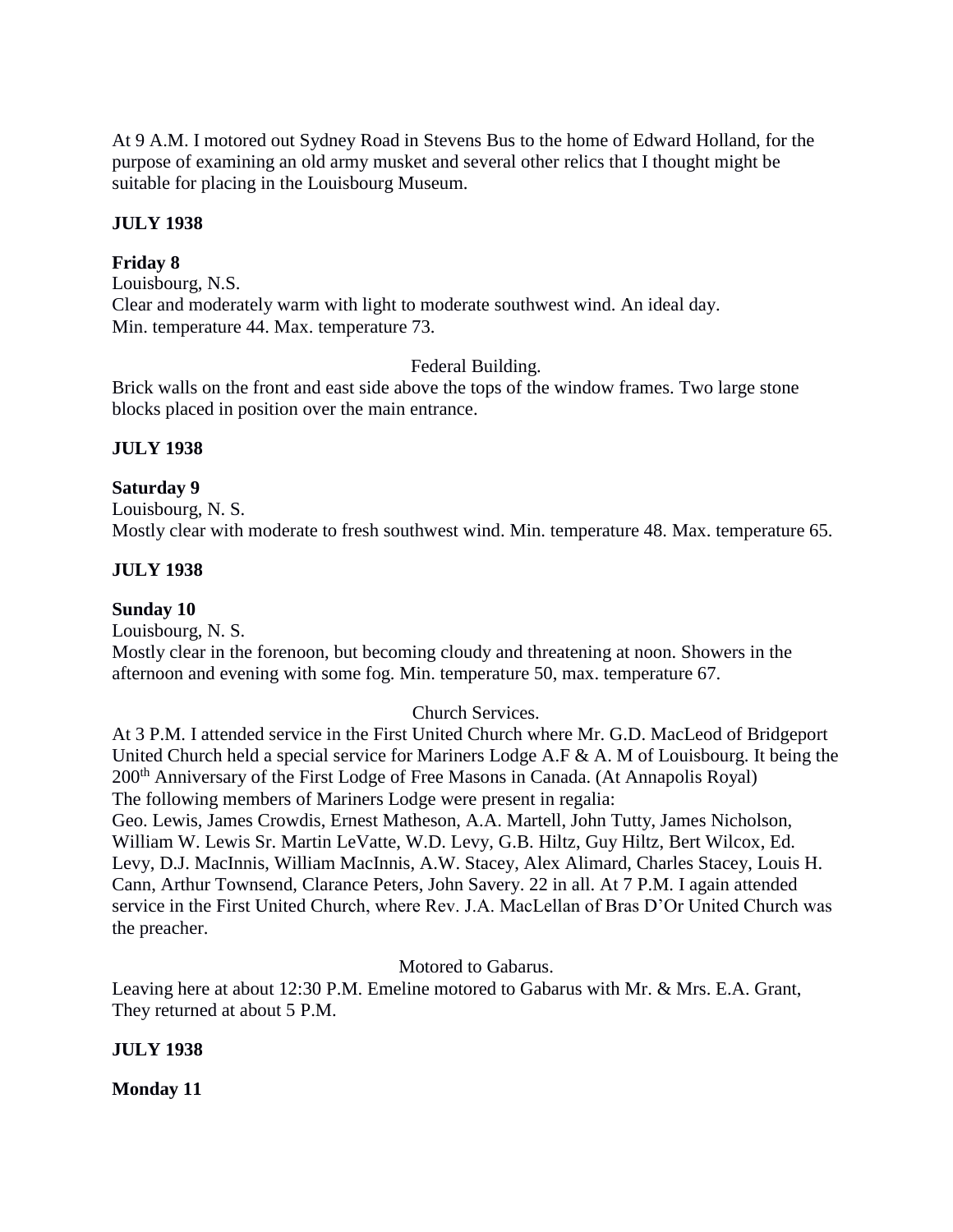At 9 A.M. I motored out Sydney Road in Stevens Bus to the home of Edward Holland, for the purpose of examining an old army musket and several other relics that I thought might be suitable for placing in the Louisbourg Museum.

**JULY 1938**

**Friday 8**

Louisbourg, N.S.

Clear and moderately warm with light to moderate southwest wind. An ideal day.

Min. temperature 44. Max. temperature 73.

Federal Building.

Brick walls on the front and east side above the tops of the window frames. Two large stone blocks placed in position over the main entrance.

**JULY 1938**

**Saturday 9**

Louisbourg, N. S.

Mostly clear with moderate to fresh southwest wind. Min. temperature 48. Max. temperature 65.

**JULY 1938**

**Sunday 10**

Louisbourg, N. S.

Mostly clear in the forenoon, but becoming cloudy and threatening at noon. Showers in the afternoon and evening with some fog. Min. temperature 50, max. temperature 67.

Church Services.

At 3 P.M. I attended service in the First United Church where Mr. G.D. MacLeod of Bridgeport United Church held a special service for Mariners Lodge A.F & A. M of Louisbourg. It being the 200th Anniversary of the First Lodge of Free Masons in Canada. (At Annapolis Royal)

The following members of Mariners Lodge were present in regalia:

Geo. Lewis, James Crowdis, Ernest Matheson, A.A. Martell, John Tutty, James Nicholson, William W. Lewis Sr. Martin LeVatte, W.D. Levy, G.B. Hiltz, Guy Hiltz, Bert Wilcox, Ed. Levy, D.J. MacInnis, William MacInnis, A.W. Stacey, Alex Alimard, Charles Stacey, Louis H. Cann, Arthur Townsend, Clarance Peters, John Savery. 22 in all. At 7 P.M. I again attended service in the First United Church, where Rev. J.A. MacLellan of Bras D'Or United Church was the preacher.

Motored to Gabarus.

Leaving here at about 12:30 P.M. Emeline motored to Gabarus with Mr. & Mrs. E.A. Grant, They returned at about 5 P.M.

**JULY 1938**

**Monday 11**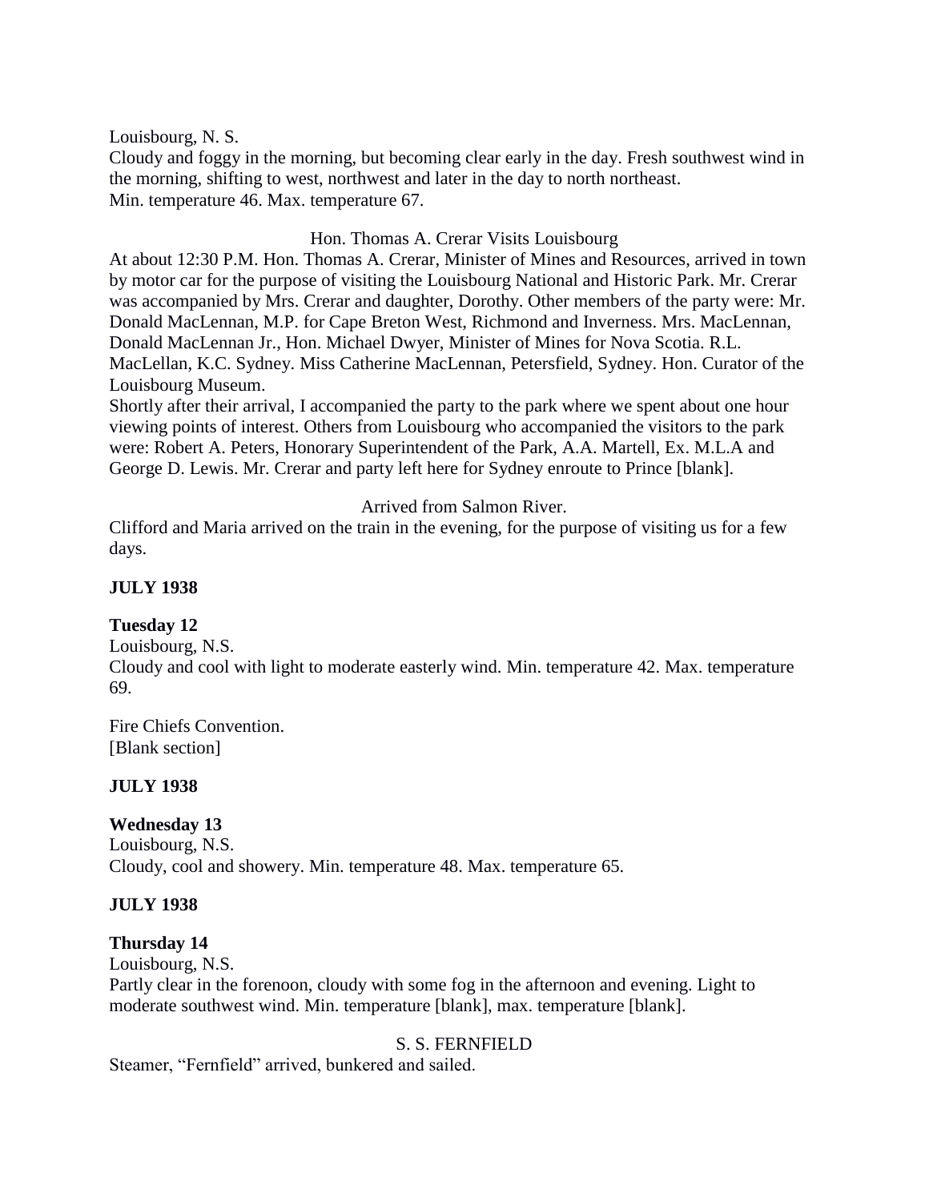Louisbourg, N. S.
Cloudy and foggy in the morning, but becoming clear early in the day. Fresh southwest wind in the morning, shifting to west, northwest and later in the day to north northeast.
Min. temperature 46. Max. temperature 67.

Hon. Thomas A. Crerar Visits Louisbourg

At about 12:30 P.M. Hon. Thomas A. Crerar, Minister of Mines and Resources, arrived in town by motor car for the purpose of visiting the Louisbourg National and Historic Park. Mr. Crerar was accompanied by Mrs. Crerar and daughter, Dorothy. Other members of the party were: Mr. Donald MacLennan, M.P. for Cape Breton West, Richmond and Inverness. Mrs. MacLennan, Donald MacLennan Jr., Hon. Michael Dwyer, Minister of Mines for Nova Scotia. R.L. MacLellan, K.C. Sydney. Miss Catherine MacLennan, Petersfield, Sydney. Hon. Curator of the Louisbourg Museum.
Shortly after their arrival, I accompanied the party to the park where we spent about one hour viewing points of interest. Others from Louisbourg who accompanied the visitors to the park were: Robert A. Peters, Honorary Superintendent of the Park, A.A. Martell, Ex. M.L.A and George D. Lewis. Mr. Crerar and party left here for Sydney enroute to Prince [blank].

Arrived from Salmon River.

Clifford and Maria arrived on the train in the evening, for the purpose of visiting us for a few days.

**JULY 1938**

**Tuesday 12**
Louisbourg, N.S.
Cloudy and cool with light to moderate easterly wind. Min. temperature 42. Max. temperature 69.

Fire Chiefs Convention.
[Blank section]

**JULY 1938**

**Wednesday 13**
Louisbourg, N.S.
Cloudy, cool and showery. Min. temperature 48. Max. temperature 65.

**JULY 1938**

**Thursday 14**
Louisbourg, N.S.
Partly clear in the forenoon, cloudy with some fog in the afternoon and evening. Light to moderate southwest wind. Min. temperature [blank], max. temperature [blank].

S. S. FERNFIELD

Steamer, "Fernfield" arrived, bunkered and sailed.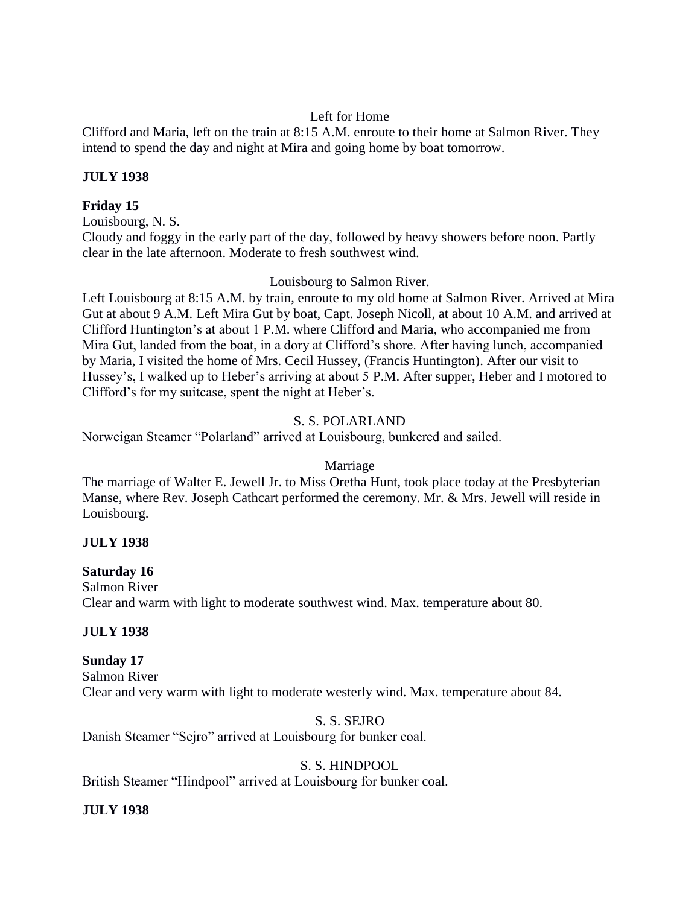Left for Home

Clifford and Maria, left on the train at 8:15 A.M. enroute to their home at Salmon River. They intend to spend the day and night at Mira and going home by boat tomorrow.

**JULY 1938**

**Friday 15**

Louisbourg, N. S.

Cloudy and foggy in the early part of the day, followed by heavy showers before noon. Partly clear in the late afternoon. Moderate to fresh southwest wind.

Louisbourg to Salmon River.

Left Louisbourg at 8:15 A.M. by train, enroute to my old home at Salmon River. Arrived at Mira Gut at about 9 A.M. Left Mira Gut by boat, Capt. Joseph Nicoll, at about 10 A.M. and arrived at Clifford Huntington's at about 1 P.M. where Clifford and Maria, who accompanied me from Mira Gut, landed from the boat, in a dory at Clifford's shore. After having lunch, accompanied by Maria, I visited the home of Mrs. Cecil Hussey, (Francis Huntington). After our visit to Hussey's, I walked up to Heber's arriving at about 5 P.M. After supper, Heber and I motored to Clifford's for my suitcase, spent the night at Heber's.

S. S. POLARLAND

Norweigan Steamer "Polarland" arrived at Louisbourg, bunkered and sailed.

Marriage

The marriage of Walter E. Jewell Jr. to Miss Oretha Hunt, took place today at the Presbyterian Manse, where Rev. Joseph Cathcart performed the ceremony. Mr. & Mrs. Jewell will reside in Louisbourg.

**JULY 1938**

**Saturday 16**

Salmon River

Clear and warm with light to moderate southwest wind. Max. temperature about 80.

**JULY 1938**

**Sunday 17**

Salmon River

Clear and very warm with light to moderate westerly wind. Max. temperature about 84.

S. S. SEJRO

Danish Steamer "Sejro" arrived at Louisbourg for bunker coal.

S. S. HINDPOOL

British Steamer "Hindpool" arrived at Louisbourg for bunker coal.

**JULY 1938**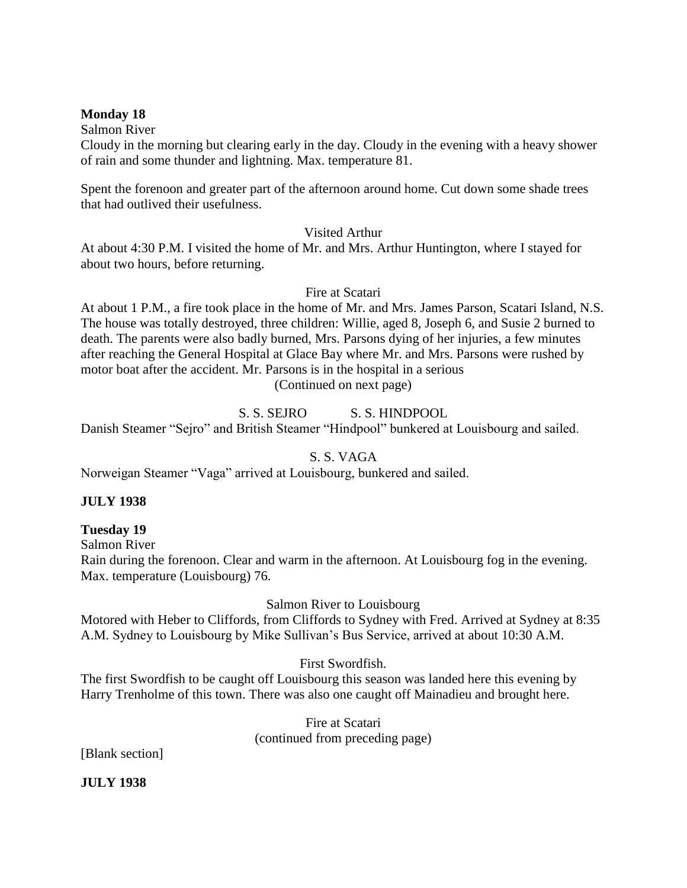**Monday 18**

Salmon River

Cloudy in the morning but clearing early in the day. Cloudy in the evening with a heavy shower of rain and some thunder and lightning. Max. temperature 81.

Spent the forenoon and greater part of the afternoon around home. Cut down some shade trees that had outlived their usefulness.

Visited Arthur

At about 4:30 P.M. I visited the home of Mr. and Mrs. Arthur Huntington, where I stayed for about two hours, before returning.

Fire at Scatari

At about 1 P.M., a fire took place in the home of Mr. and Mrs. James Parson, Scatari Island, N.S. The house was totally destroyed, three children: Willie, aged 8, Joseph 6, and Susie 2 burned to death. The parents were also badly burned, Mrs. Parsons dying of her injuries, a few minutes after reaching the General Hospital at Glace Bay where Mr. and Mrs. Parsons were rushed by motor boat after the accident. Mr. Parsons is in the hospital in a serious

(Continued on next page)

S. S. SEJRO S. S. HINDPOOL

Danish Steamer "Sejro" and British Steamer "Hindpool" bunkered at Louisbourg and sailed.

S. S. VAGA

Norweigan Steamer "Vaga" arrived at Louisbourg, bunkered and sailed.

**JULY 1938**

**Tuesday 19**

Salmon River

Rain during the forenoon. Clear and warm in the afternoon. At Louisbourg fog in the evening. Max. temperature (Louisbourg) 76.

Salmon River to Louisbourg

Motored with Heber to Cliffords, from Cliffords to Sydney with Fred. Arrived at Sydney at 8:35 A.M. Sydney to Louisbourg by Mike Sullivan's Bus Service, arrived at about 10:30 A.M.

First Swordfish.

The first Swordfish to be caught off Louisbourg this season was landed here this evening by Harry Trenholme of this town. There was also one caught off Mainadieu and brought here.

Fire at Scatari

(continued from preceding page)

[Blank section]

**JULY 1938**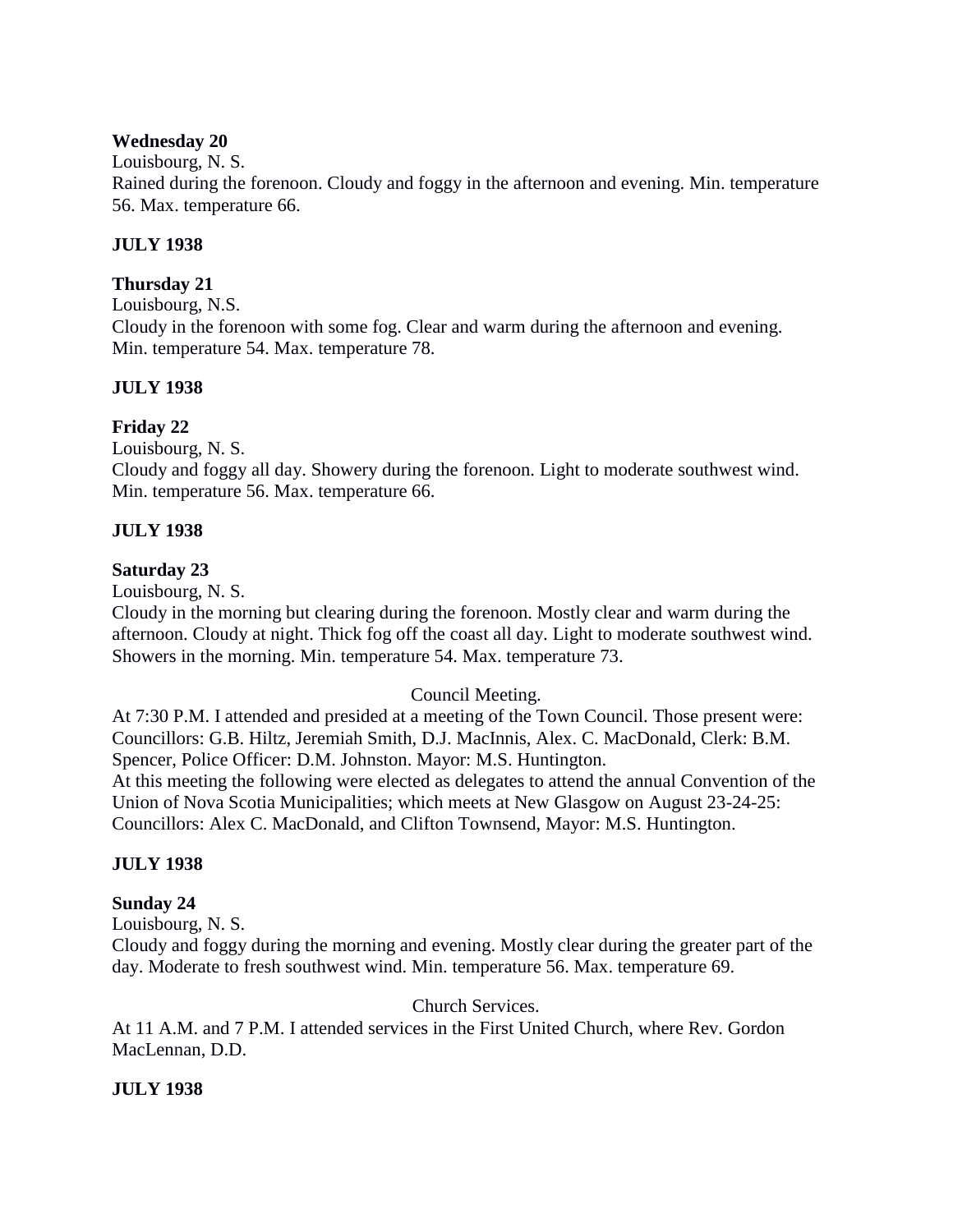**Wednesday 20**

Louisbourg, N. S.

Rained during the forenoon. Cloudy and foggy in the afternoon and evening. Min. temperature 56. Max. temperature 66.

**JULY 1938**

**Thursday 21**

Louisbourg, N.S.

Cloudy in the forenoon with some fog. Clear and warm during the afternoon and evening. Min. temperature 54. Max. temperature 78.

**JULY 1938**

**Friday 22**

Louisbourg, N. S.

Cloudy and foggy all day. Showery during the forenoon. Light to moderate southwest wind. Min. temperature 56. Max. temperature 66.

**JULY 1938**

**Saturday 23**

Louisbourg, N. S.

Cloudy in the morning but clearing during the forenoon. Mostly clear and warm during the afternoon. Cloudy at night. Thick fog off the coast all day. Light to moderate southwest wind. Showers in the morning. Min. temperature 54. Max. temperature 73.

Council Meeting.

At 7:30 P.M. I attended and presided at a meeting of the Town Council. Those present were: Councillors: G.B. Hiltz, Jeremiah Smith, D.J. MacInnis, Alex. C. MacDonald, Clerk: B.M. Spencer, Police Officer: D.M. Johnston. Mayor: M.S. Huntington.

At this meeting the following were elected as delegates to attend the annual Convention of the Union of Nova Scotia Municipalities; which meets at New Glasgow on August 23-24-25: Councillors: Alex C. MacDonald, and Clifton Townsend, Mayor: M.S. Huntington.

**JULY 1938**

**Sunday 24**

Louisbourg, N. S.

Cloudy and foggy during the morning and evening. Mostly clear during the greater part of the day. Moderate to fresh southwest wind. Min. temperature 56. Max. temperature 69.

Church Services.

At 11 A.M. and 7 P.M. I attended services in the First United Church, where Rev. Gordon MacLennan, D.D.

**JULY 1938**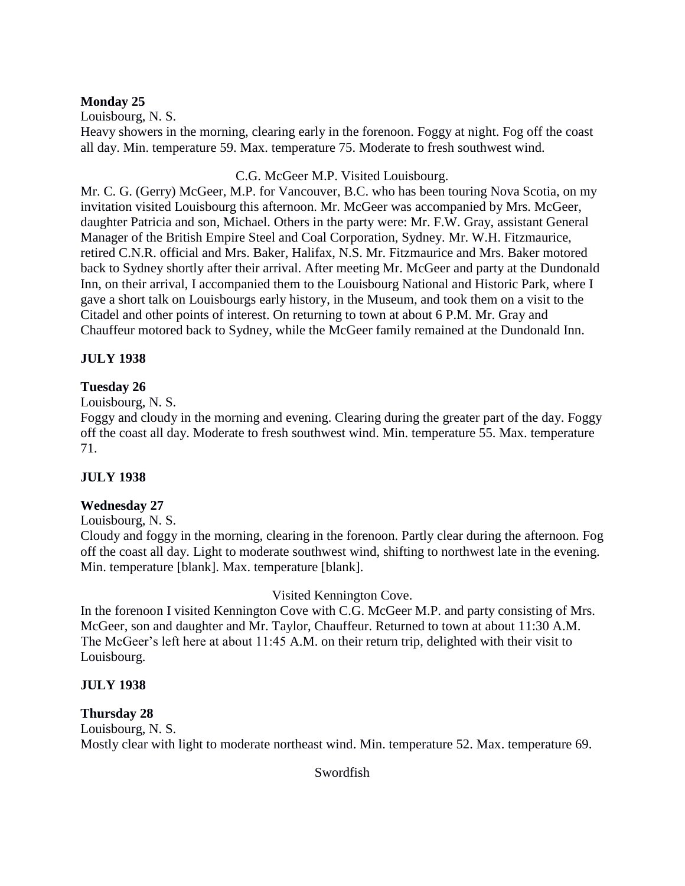**Monday 25**

Louisbourg, N. S.

Heavy showers in the morning, clearing early in the forenoon. Foggy at night. Fog off the coast all day. Min. temperature 59. Max. temperature 75. Moderate to fresh southwest wind.

C.G. McGeer M.P. Visited Louisbourg.

Mr. C. G. (Gerry) McGeer, M.P. for Vancouver, B.C. who has been touring Nova Scotia, on my invitation visited Louisbourg this afternoon. Mr. McGeer was accompanied by Mrs. McGeer, daughter Patricia and son, Michael. Others in the party were: Mr. F.W. Gray, assistant General Manager of the British Empire Steel and Coal Corporation, Sydney. Mr. W.H. Fitzmaurice, retired C.N.R. official and Mrs. Baker, Halifax, N.S. Mr. Fitzmaurice and Mrs. Baker motored back to Sydney shortly after their arrival. After meeting Mr. McGeer and party at the Dundonald Inn, on their arrival, I accompanied them to the Louisbourg National and Historic Park, where I gave a short talk on Louisbourgs early history, in the Museum, and took them on a visit to the Citadel and other points of interest. On returning to town at about 6 P.M. Mr. Gray and Chauffeur motored back to Sydney, while the McGeer family remained at the Dundonald Inn.

**JULY 1938**

**Tuesday 26**

Louisbourg, N. S.

Foggy and cloudy in the morning and evening. Clearing during the greater part of the day. Foggy off the coast all day. Moderate to fresh southwest wind. Min. temperature 55. Max. temperature 71.

**JULY 1938**

**Wednesday 27**

Louisbourg, N. S.

Cloudy and foggy in the morning, clearing in the forenoon. Partly clear during the afternoon. Fog off the coast all day. Light to moderate southwest wind, shifting to northwest late in the evening. Min. temperature [blank]. Max. temperature [blank].

Visited Kennington Cove.

In the forenoon I visited Kennington Cove with C.G. McGeer M.P. and party consisting of Mrs. McGeer, son and daughter and Mr. Taylor, Chauffeur. Returned to town at about 11:30 A.M. The McGeer's left here at about 11:45 A.M. on their return trip, delighted with their visit to Louisbourg.

**JULY 1938**

**Thursday 28**

Louisbourg, N. S.

Mostly clear with light to moderate northeast wind. Min. temperature 52. Max. temperature 69.

Swordfish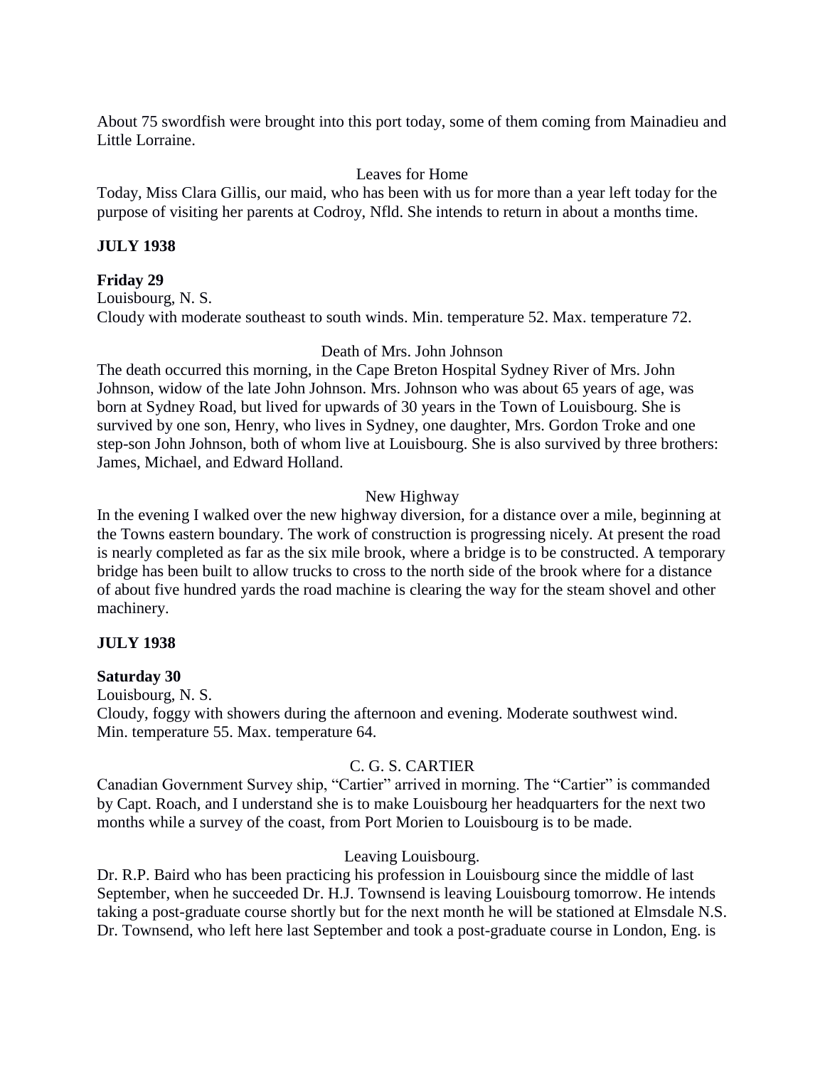About 75 swordfish were brought into this port today, some of them coming from Mainadieu and Little Lorraine.

Leaves for Home

Today, Miss Clara Gillis, our maid, who has been with us for more than a year left today for the purpose of visiting her parents at Codroy, Nfld. She intends to return in about a months time.

**JULY 1938**

**Friday 29**

Louisbourg, N. S.

Cloudy with moderate southeast to south winds. Min. temperature 52. Max. temperature 72.

Death of Mrs. John Johnson

The death occurred this morning, in the Cape Breton Hospital Sydney River of Mrs. John Johnson, widow of the late John Johnson. Mrs. Johnson who was about 65 years of age, was born at Sydney Road, but lived for upwards of 30 years in the Town of Louisbourg. She is survived by one son, Henry, who lives in Sydney, one daughter, Mrs. Gordon Troke and one step-son John Johnson, both of whom live at Louisbourg. She is also survived by three brothers: James, Michael, and Edward Holland.

New Highway

In the evening I walked over the new highway diversion, for a distance over a mile, beginning at the Towns eastern boundary. The work of construction is progressing nicely. At present the road is nearly completed as far as the six mile brook, where a bridge is to be constructed. A temporary bridge has been built to allow trucks to cross to the north side of the brook where for a distance of about five hundred yards the road machine is clearing the way for the steam shovel and other machinery.

**JULY 1938**

**Saturday 30**

Louisbourg, N. S.

Cloudy, foggy with showers during the afternoon and evening. Moderate southwest wind. Min. temperature 55. Max. temperature 64.

C. G. S. CARTIER

Canadian Government Survey ship, "Cartier" arrived in morning. The "Cartier" is commanded by Capt. Roach, and I understand she is to make Louisbourg her headquarters for the next two months while a survey of the coast, from Port Morien to Louisbourg is to be made.

Leaving Louisbourg.

Dr. R.P. Baird who has been practicing his profession in Louisbourg since the middle of last September, when he succeeded Dr. H.J. Townsend is leaving Louisbourg tomorrow. He intends taking a post-graduate course shortly but for the next month he will be stationed at Elmsdale N.S. Dr. Townsend, who left here last September and took a post-graduate course in London, Eng. is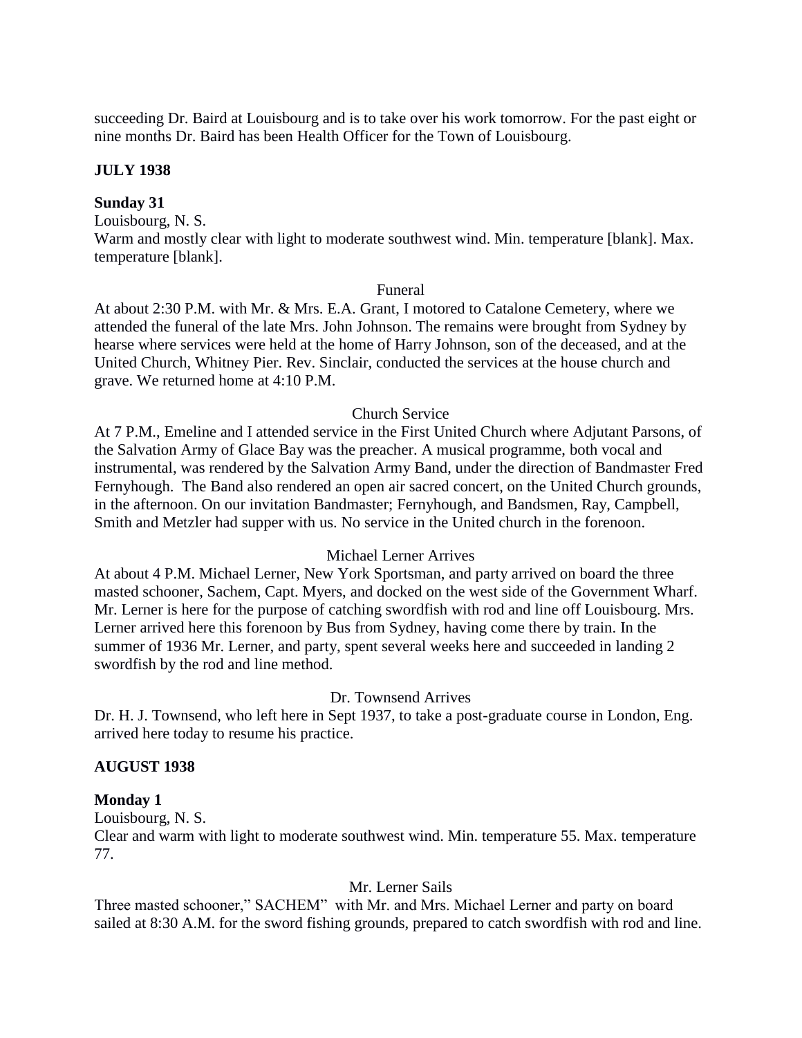succeeding Dr. Baird at Louisbourg and is to take over his work tomorrow. For the past eight or nine months Dr. Baird has been Health Officer for the Town of Louisbourg.

**JULY 1938**

**Sunday 31**

Louisbourg, N. S.

Warm and mostly clear with light to moderate southwest wind. Min. temperature [blank]. Max. temperature [blank].

Funeral

At about 2:30 P.M. with Mr. & Mrs. E.A. Grant, I motored to Catalone Cemetery, where we attended the funeral of the late Mrs. John Johnson. The remains were brought from Sydney by hearse where services were held at the home of Harry Johnson, son of the deceased, and at the United Church, Whitney Pier. Rev. Sinclair, conducted the services at the house church and grave. We returned home at 4:10 P.M.

Church Service

At 7 P.M., Emeline and I attended service in the First United Church where Adjutant Parsons, of the Salvation Army of Glace Bay was the preacher. A musical programme, both vocal and instrumental, was rendered by the Salvation Army Band, under the direction of Bandmaster Fred Fernyhough. The Band also rendered an open air sacred concert, on the United Church grounds, in the afternoon. On our invitation Bandmaster; Fernyhough, and Bandsmen, Ray, Campbell, Smith and Metzler had supper with us. No service in the United church in the forenoon.

Michael Lerner Arrives

At about 4 P.M. Michael Lerner, New York Sportsman, and party arrived on board the three masted schooner, Sachem, Capt. Myers, and docked on the west side of the Government Wharf. Mr. Lerner is here for the purpose of catching swordfish with rod and line off Louisbourg. Mrs. Lerner arrived here this forenoon by Bus from Sydney, having come there by train. In the summer of 1936 Mr. Lerner, and party, spent several weeks here and succeeded in landing 2 swordfish by the rod and line method.

Dr. Townsend Arrives

Dr. H. J. Townsend, who left here in Sept 1937, to take a post-graduate course in London, Eng. arrived here today to resume his practice.

**AUGUST 1938**

**Monday 1**

Louisbourg, N. S.

Clear and warm with light to moderate southwest wind. Min. temperature 55. Max. temperature 77.

Mr. Lerner Sails

Three masted schooner," SACHEM" with Mr. and Mrs. Michael Lerner and party on board sailed at 8:30 A.M. for the sword fishing grounds, prepared to catch swordfish with rod and line.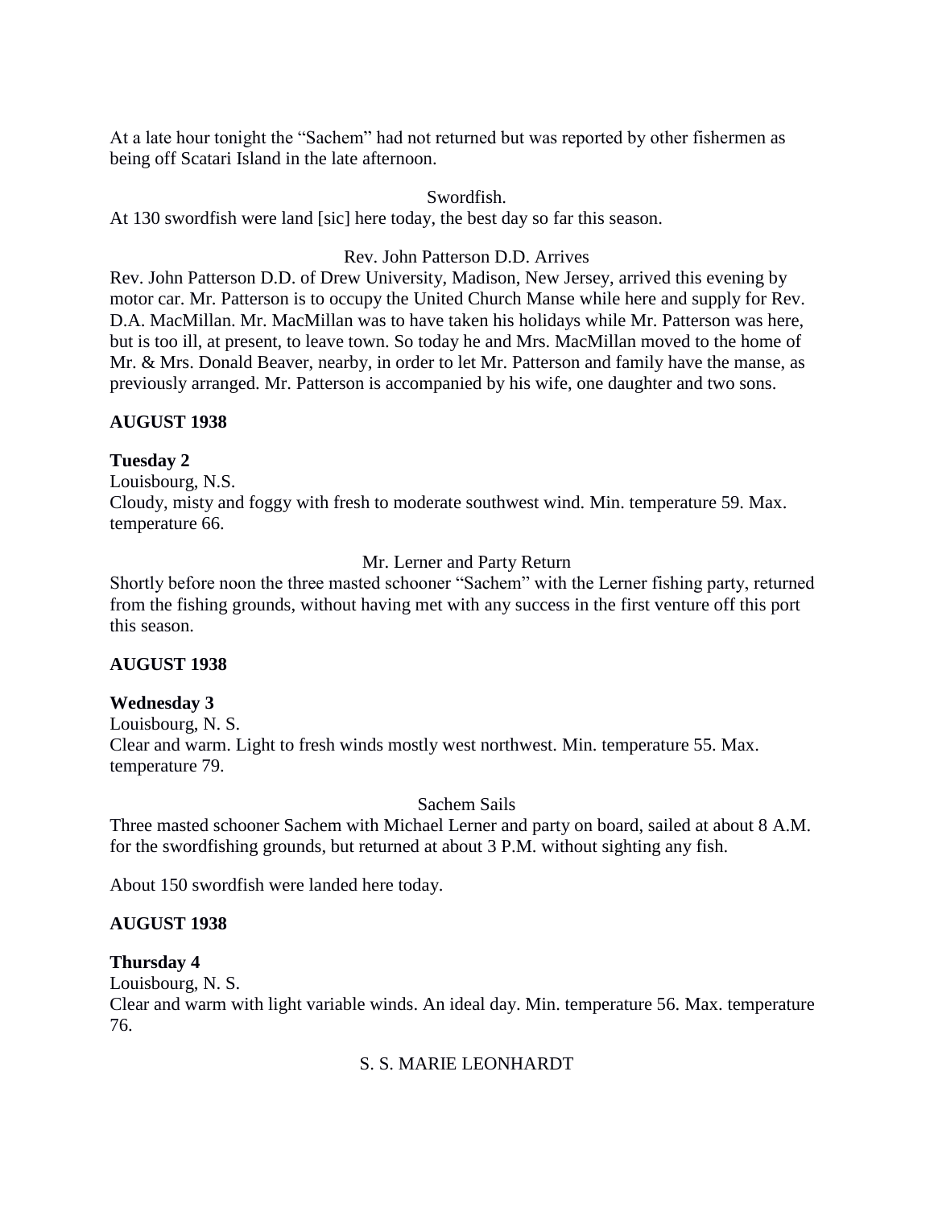At a late hour tonight the "Sachem" had not returned but was reported by other fishermen as being off Scatari Island in the late afternoon.

Swordfish.

At 130 swordfish were land [sic] here today, the best day so far this season.

Rev. John Patterson D.D. Arrives

Rev. John Patterson D.D. of Drew University, Madison, New Jersey, arrived this evening by motor car. Mr. Patterson is to occupy the United Church Manse while here and supply for Rev. D.A. MacMillan. Mr. MacMillan was to have taken his holidays while Mr. Patterson was here, but is too ill, at present, to leave town. So today he and Mrs. MacMillan moved to the home of Mr. & Mrs. Donald Beaver, nearby, in order to let Mr. Patterson and family have the manse, as previously arranged. Mr. Patterson is accompanied by his wife, one daughter and two sons.

**AUGUST 1938**

**Tuesday 2**

Louisbourg, N.S.

Cloudy, misty and foggy with fresh to moderate southwest wind. Min. temperature 59. Max. temperature 66.

Mr. Lerner and Party Return

Shortly before noon the three masted schooner "Sachem" with the Lerner fishing party, returned from the fishing grounds, without having met with any success in the first venture off this port this season.

**AUGUST 1938**

**Wednesday 3**

Louisbourg, N. S.

Clear and warm. Light to fresh winds mostly west northwest. Min. temperature 55. Max. temperature 79.

Sachem Sails

Three masted schooner Sachem with Michael Lerner and party on board, sailed at about 8 A.M. for the swordfishing grounds, but returned at about 3 P.M. without sighting any fish.

About 150 swordfish were landed here today.

**AUGUST 1938**

**Thursday 4**

Louisbourg, N. S.

Clear and warm with light variable winds. An ideal day. Min. temperature 56. Max. temperature 76.

S. S. MARIE LEONHARDT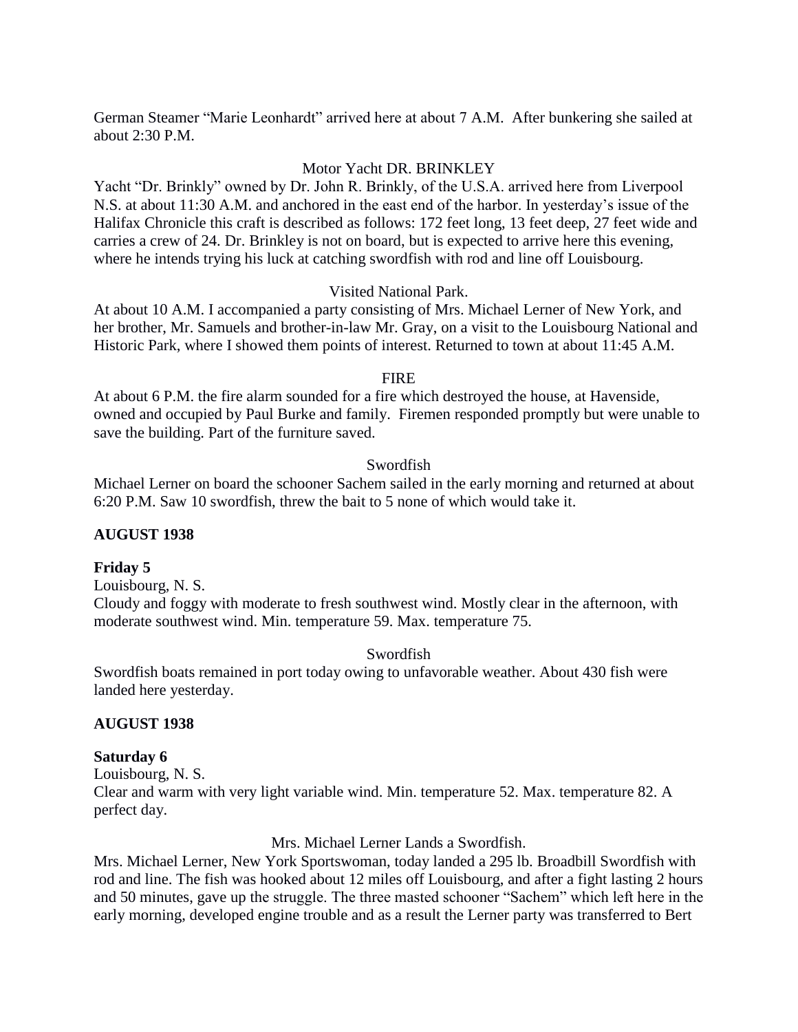German Steamer "Marie Leonhardt" arrived here at about 7 A.M. After bunkering she sailed at about 2:30 P.M.

Motor Yacht DR. BRINKLEY

Yacht "Dr. Brinkly" owned by Dr. John R. Brinkly, of the U.S.A. arrived here from Liverpool N.S. at about 11:30 A.M. and anchored in the east end of the harbor. In yesterday's issue of the Halifax Chronicle this craft is described as follows: 172 feet long, 13 feet deep, 27 feet wide and carries a crew of 24. Dr. Brinkley is not on board, but is expected to arrive here this evening, where he intends trying his luck at catching swordfish with rod and line off Louisbourg.

Visited National Park.

At about 10 A.M. I accompanied a party consisting of Mrs. Michael Lerner of New York, and her brother, Mr. Samuels and brother-in-law Mr. Gray, on a visit to the Louisbourg National and Historic Park, where I showed them points of interest. Returned to town at about 11:45 A.M.

FIRE

At about 6 P.M. the fire alarm sounded for a fire which destroyed the house, at Havenside, owned and occupied by Paul Burke and family. Firemen responded promptly but were unable to save the building. Part of the furniture saved.

Swordfish

Michael Lerner on board the schooner Sachem sailed in the early morning and returned at about 6:20 P.M. Saw 10 swordfish, threw the bait to 5 none of which would take it.

**AUGUST 1938**

**Friday 5**

Louisbourg, N. S.

Cloudy and foggy with moderate to fresh southwest wind. Mostly clear in the afternoon, with moderate southwest wind. Min. temperature 59. Max. temperature 75.

Swordfish

Swordfish boats remained in port today owing to unfavorable weather. About 430 fish were landed here yesterday.

**AUGUST 1938**

**Saturday 6**

Louisbourg, N. S.

Clear and warm with very light variable wind. Min. temperature 52. Max. temperature 82. A perfect day.

Mrs. Michael Lerner Lands a Swordfish.

Mrs. Michael Lerner, New York Sportswoman, today landed a 295 lb. Broadbill Swordfish with rod and line. The fish was hooked about 12 miles off Louisbourg, and after a fight lasting 2 hours and 50 minutes, gave up the struggle. The three masted schooner "Sachem" which left here in the early morning, developed engine trouble and as a result the Lerner party was transferred to Bert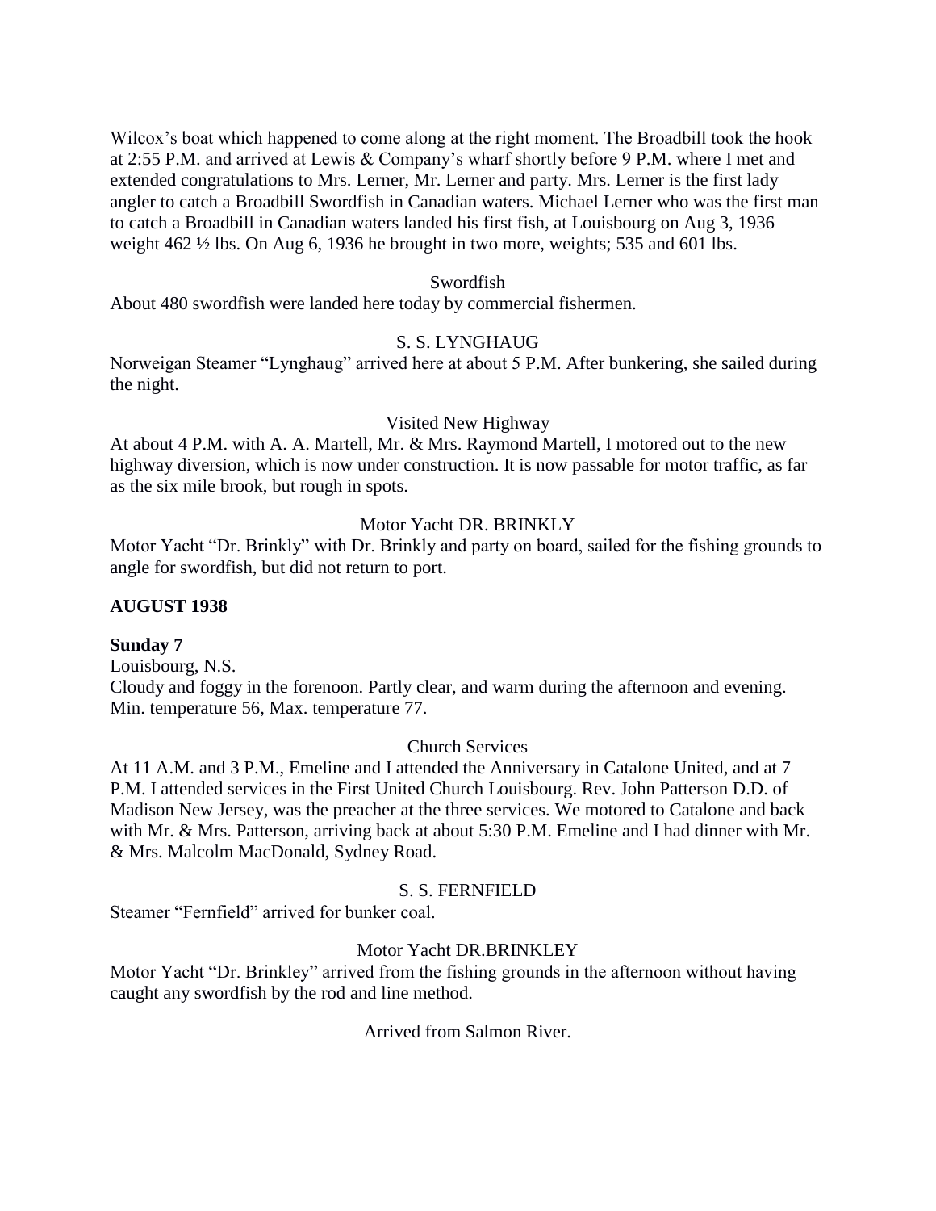Wilcox's boat which happened to come along at the right moment. The Broadbill took the hook at 2:55 P.M. and arrived at Lewis & Company's wharf shortly before 9 P.M. where I met and extended congratulations to Mrs. Lerner, Mr. Lerner and party. Mrs. Lerner is the first lady angler to catch a Broadbill Swordfish in Canadian waters. Michael Lerner who was the first man to catch a Broadbill in Canadian waters landed his first fish, at Louisbourg on Aug 3, 1936 weight 462 ½ lbs. On Aug 6, 1936 he brought in two more, weights; 535 and 601 lbs.

Swordfish

About 480 swordfish were landed here today by commercial fishermen.

S. S. LYNGHAUG

Norweigan Steamer "Lynghaug" arrived here at about 5 P.M. After bunkering, she sailed during the night.

Visited New Highway

At about 4 P.M. with A. A. Martell, Mr. & Mrs. Raymond Martell, I motored out to the new highway diversion, which is now under construction. It is now passable for motor traffic, as far as the six mile brook, but rough in spots.

Motor Yacht DR. BRINKLY

Motor Yacht "Dr. Brinkly" with Dr. Brinkly and party on board, sailed for the fishing grounds to angle for swordfish, but did not return to port.

**AUGUST 1938**

**Sunday 7**

Louisbourg, N.S.

Cloudy and foggy in the forenoon. Partly clear, and warm during the afternoon and evening. Min. temperature 56, Max. temperature 77.

Church Services

At 11 A.M. and 3 P.M., Emeline and I attended the Anniversary in Catalone United, and at 7 P.M. I attended services in the First United Church Louisbourg. Rev. John Patterson D.D. of Madison New Jersey, was the preacher at the three services. We motored to Catalone and back with Mr. & Mrs. Patterson, arriving back at about 5:30 P.M. Emeline and I had dinner with Mr. & Mrs. Malcolm MacDonald, Sydney Road.

S. S. FERNFIELD

Steamer "Fernfield" arrived for bunker coal.

Motor Yacht DR.BRINKLEY

Motor Yacht "Dr. Brinkley" arrived from the fishing grounds in the afternoon without having caught any swordfish by the rod and line method.

Arrived from Salmon River.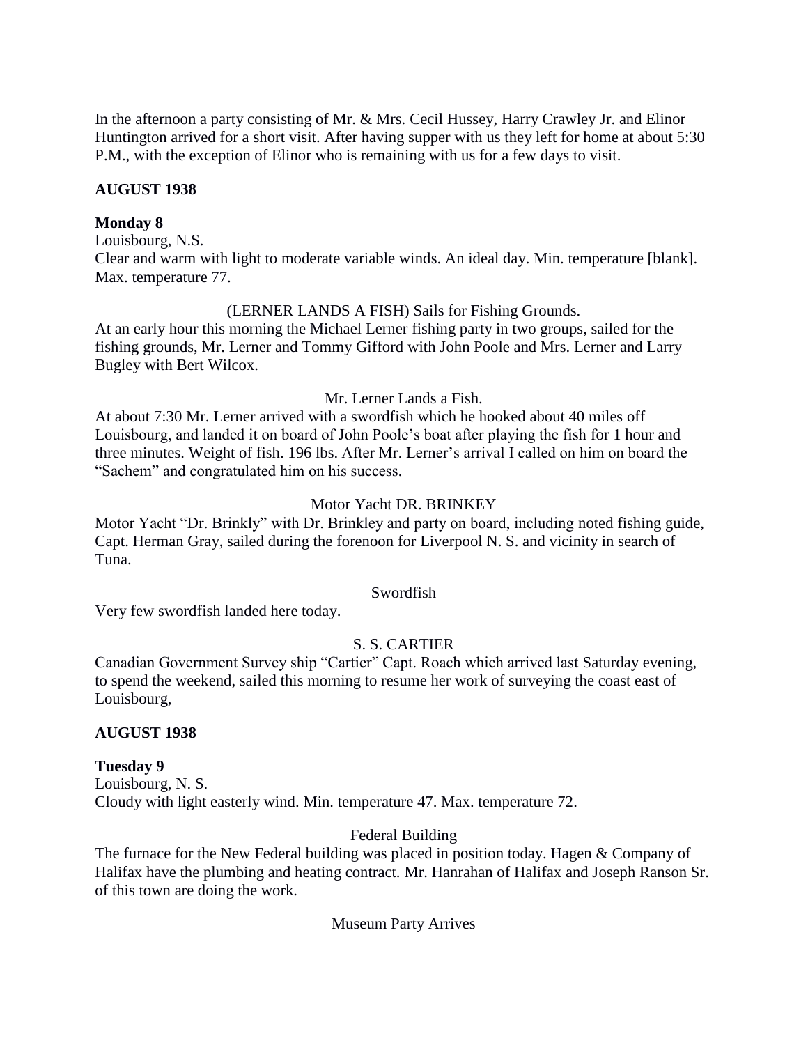In the afternoon a party consisting of Mr. & Mrs. Cecil Hussey, Harry Crawley Jr. and Elinor Huntington arrived for a short visit. After having supper with us they left for home at about 5:30 P.M., with the exception of Elinor who is remaining with us for a few days to visit.

**AUGUST 1938**

**Monday 8**

Louisbourg, N.S.

Clear and warm with light to moderate variable winds. An ideal day. Min. temperature [blank]. Max. temperature 77.

(LERNER LANDS A FISH) Sails for Fishing Grounds.

At an early hour this morning the Michael Lerner fishing party in two groups, sailed for the fishing grounds, Mr. Lerner and Tommy Gifford with John Poole and Mrs. Lerner and Larry Bugley with Bert Wilcox.

Mr. Lerner Lands a Fish.

At about 7:30 Mr. Lerner arrived with a swordfish which he hooked about 40 miles off Louisbourg, and landed it on board of John Poole's boat after playing the fish for 1 hour and three minutes. Weight of fish. 196 lbs. After Mr. Lerner's arrival I called on him on board the "Sachem" and congratulated him on his success.

Motor Yacht DR. BRINKEY

Motor Yacht "Dr. Brinkly" with Dr. Brinkley and party on board, including noted fishing guide, Capt. Herman Gray, sailed during the forenoon for Liverpool N. S. and vicinity in search of Tuna.

Swordfish

Very few swordfish landed here today.

S. S. CARTIER

Canadian Government Survey ship "Cartier" Capt. Roach which arrived last Saturday evening, to spend the weekend, sailed this morning to resume her work of surveying the coast east of Louisbourg,

**AUGUST 1938**

**Tuesday 9**

Louisbourg, N. S.

Cloudy with light easterly wind. Min. temperature 47. Max. temperature 72.

Federal Building

The furnace for the New Federal building was placed in position today. Hagen & Company of Halifax have the plumbing and heating contract. Mr. Hanrahan of Halifax and Joseph Ranson Sr. of this town are doing the work.

Museum Party Arrives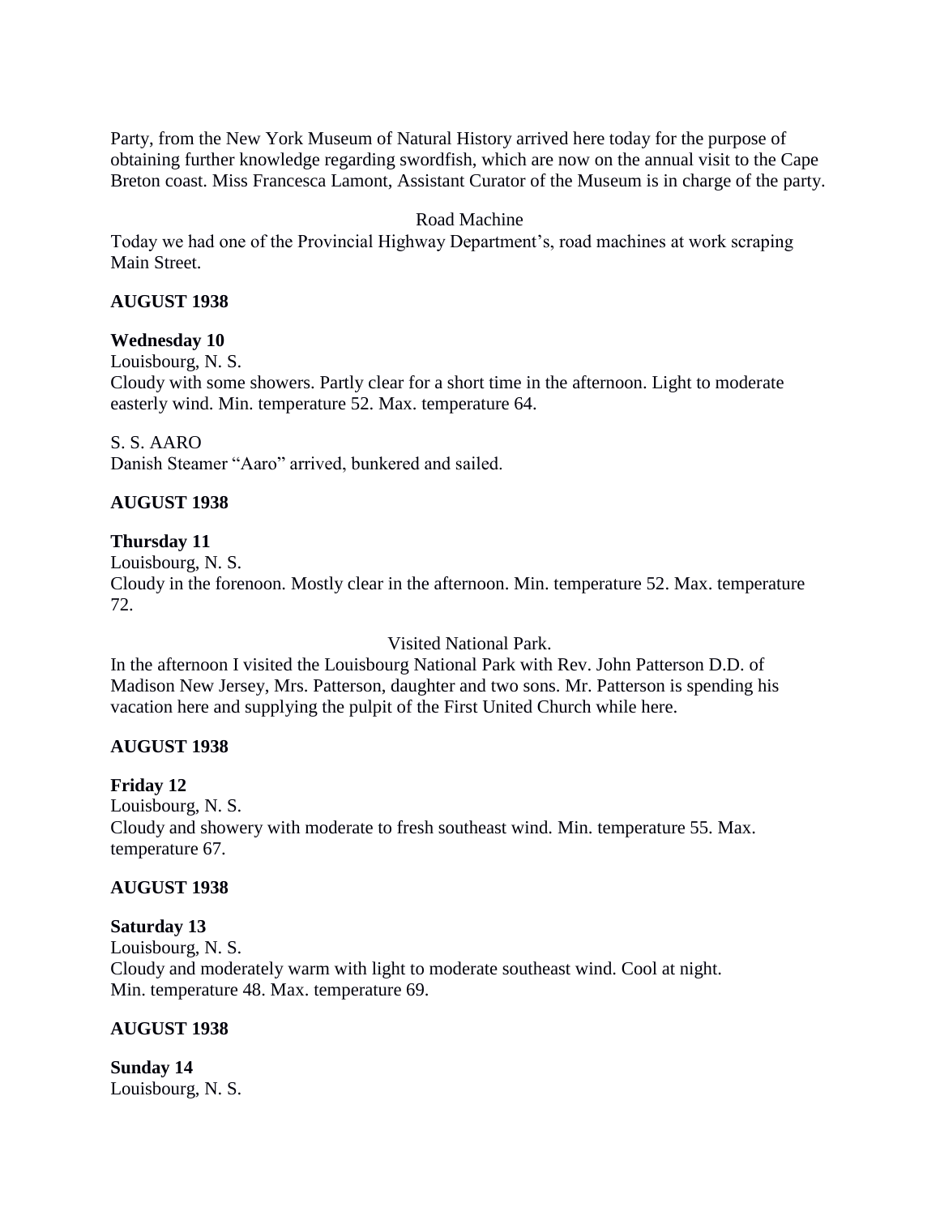Party, from the New York Museum of Natural History arrived here today for the purpose of obtaining further knowledge regarding swordfish, which are now on the annual visit to the Cape Breton coast. Miss Francesca Lamont, Assistant Curator of the Museum is in charge of the party.

Road Machine

Today we had one of the Provincial Highway Department's, road machines at work scraping Main Street.

**AUGUST 1938**

**Wednesday 10**

Louisbourg, N. S.

Cloudy with some showers. Partly clear for a short time in the afternoon. Light to moderate easterly wind. Min. temperature 52. Max. temperature 64.

S. S. AARO

Danish Steamer "Aaro" arrived, bunkered and sailed.

**AUGUST 1938**

**Thursday 11**

Louisbourg, N. S.

Cloudy in the forenoon. Mostly clear in the afternoon. Min. temperature 52. Max. temperature 72.

Visited National Park.

In the afternoon I visited the Louisbourg National Park with Rev. John Patterson D.D. of Madison New Jersey, Mrs. Patterson, daughter and two sons. Mr. Patterson is spending his vacation here and supplying the pulpit of the First United Church while here.

**AUGUST 1938**

**Friday 12**

Louisbourg, N. S.

Cloudy and showery with moderate to fresh southeast wind. Min. temperature 55. Max. temperature 67.

**AUGUST 1938**

**Saturday 13**

Louisbourg, N. S.

Cloudy and moderately warm with light to moderate southeast wind. Cool at night. Min. temperature 48. Max. temperature 69.

**AUGUST 1938**

**Sunday 14**

Louisbourg, N. S.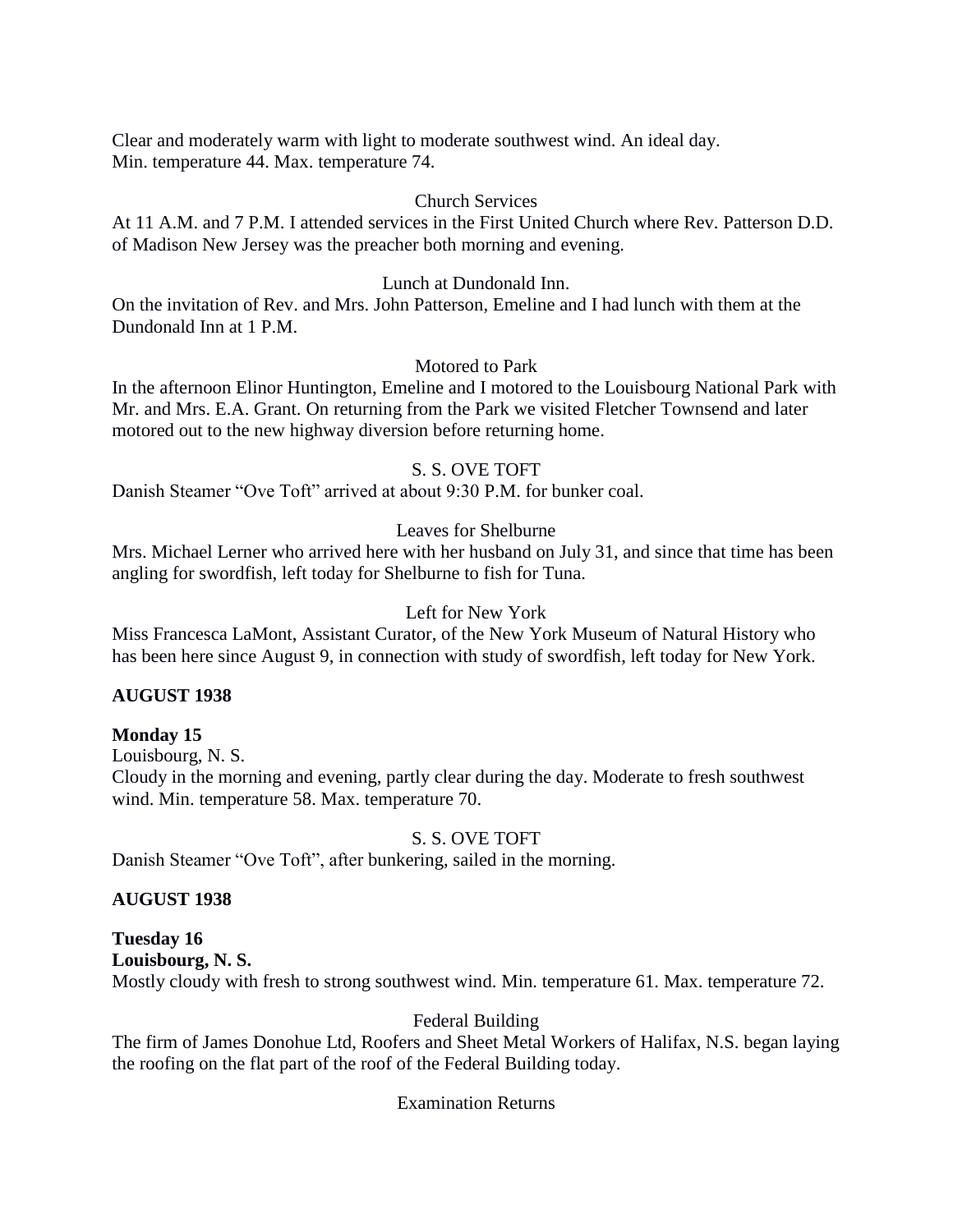Clear and moderately warm with light to moderate southwest wind. An ideal day.
Min. temperature 44. Max. temperature 74.

Church Services

At 11 A.M. and 7 P.M. I attended services in the First United Church where Rev. Patterson D.D. of Madison New Jersey was the preacher both morning and evening.

Lunch at Dundonald Inn.

On the invitation of Rev. and Mrs. John Patterson, Emeline and I had lunch with them at the Dundonald Inn at 1 P.M.

Motored to Park

In the afternoon Elinor Huntington, Emeline and I motored to the Louisbourg National Park with Mr. and Mrs. E.A. Grant. On returning from the Park we visited Fletcher Townsend and later motored out to the new highway diversion before returning home.

S. S. OVE TOFT

Danish Steamer "Ove Toft" arrived at about 9:30 P.M. for bunker coal.

Leaves for Shelburne

Mrs. Michael Lerner who arrived here with her husband on July 31, and since that time has been angling for swordfish, left today for Shelburne to fish for Tuna.

Left for New York

Miss Francesca LaMont, Assistant Curator, of the New York Museum of Natural History who has been here since August 9, in connection with study of swordfish, left today for New York.

**AUGUST 1938**

**Monday 15**

Louisbourg, N. S.

Cloudy in the morning and evening, partly clear during the day. Moderate to fresh southwest wind. Min. temperature 58. Max. temperature 70.

S. S. OVE TOFT

Danish Steamer "Ove Toft", after bunkering, sailed in the morning.

**AUGUST 1938**

**Tuesday 16**

**Louisbourg, N. S.**

Mostly cloudy with fresh to strong southwest wind. Min. temperature 61. Max. temperature 72.

Federal Building

The firm of James Donohue Ltd, Roofers and Sheet Metal Workers of Halifax, N.S. began laying the roofing on the flat part of the roof of the Federal Building today.

Examination Returns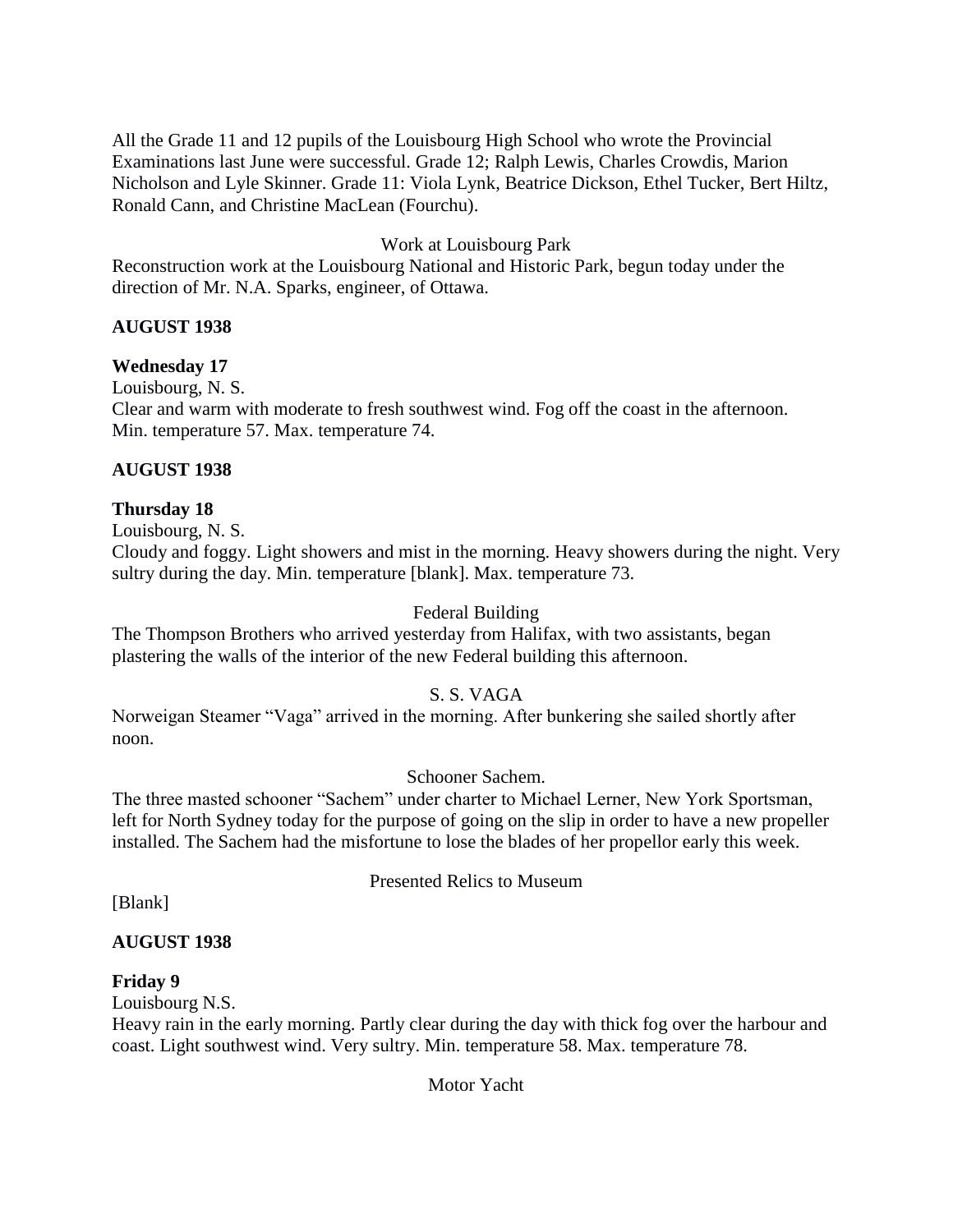All the Grade 11 and 12 pupils of the Louisbourg High School who wrote the Provincial Examinations last June were successful. Grade 12; Ralph Lewis, Charles Crowdis, Marion Nicholson and Lyle Skinner. Grade 11: Viola Lynk, Beatrice Dickson, Ethel Tucker, Bert Hiltz, Ronald Cann, and Christine MacLean (Fourchu).

Work at Louisbourg Park

Reconstruction work at the Louisbourg National and Historic Park, begun today under the direction of Mr. N.A. Sparks, engineer, of Ottawa.

**AUGUST 1938**

**Wednesday 17**

Louisbourg, N. S.

Clear and warm with moderate to fresh southwest wind. Fog off the coast in the afternoon. Min. temperature 57. Max. temperature 74.

**AUGUST 1938**

**Thursday 18**

Louisbourg, N. S.

Cloudy and foggy. Light showers and mist in the morning. Heavy showers during the night. Very sultry during the day. Min. temperature [blank]. Max. temperature 73.

Federal Building

The Thompson Brothers who arrived yesterday from Halifax, with two assistants, began plastering the walls of the interior of the new Federal building this afternoon.

S. S. VAGA

Norweigan Steamer “Vaga” arrived in the morning. After bunkering she sailed shortly after noon.

Schooner Sachem.

The three masted schooner “Sachem” under charter to Michael Lerner, New York Sportsman, left for North Sydney today for the purpose of going on the slip in order to have a new propeller installed. The Sachem had the misfortune to lose the blades of her propellor early this week.

Presented Relics to Museum

[Blank]

**AUGUST 1938**

**Friday 9**

Louisbourg N.S.

Heavy rain in the early morning. Partly clear during the day with thick fog over the harbour and coast. Light southwest wind. Very sultry. Min. temperature 58. Max. temperature 78.

Motor Yacht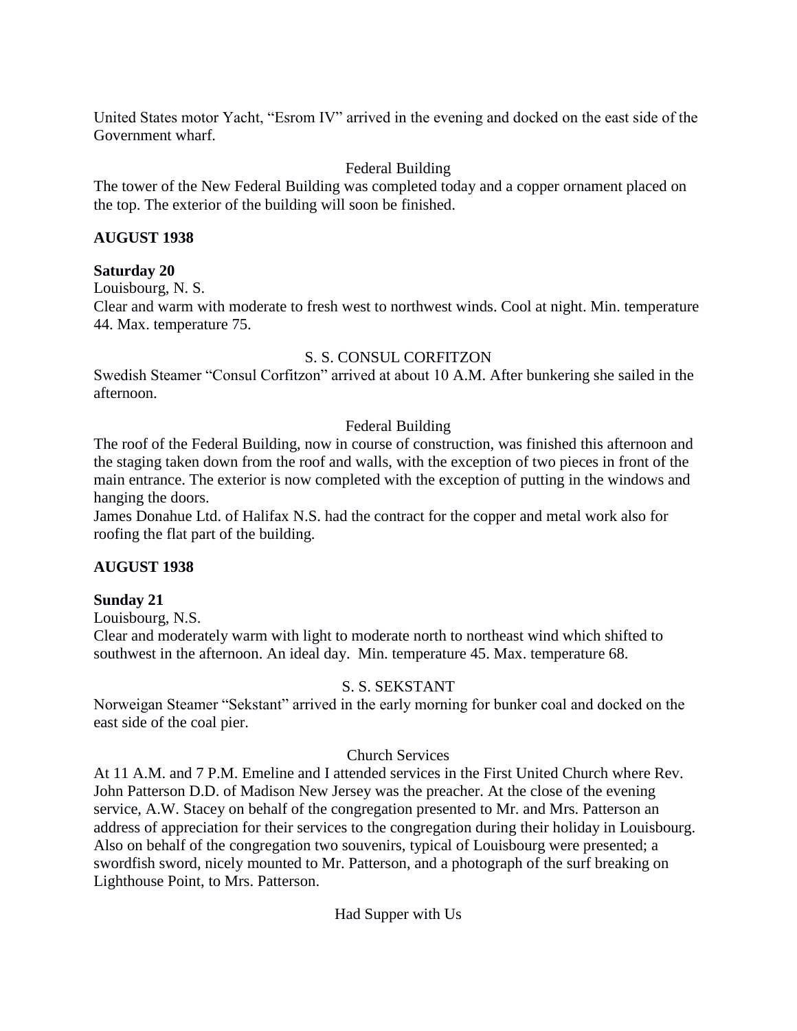United States motor Yacht, "Esrom IV" arrived in the evening and docked on the east side of the Government wharf.

Federal Building

The tower of the New Federal Building was completed today and a copper ornament placed on the top. The exterior of the building will soon be finished.

**AUGUST 1938**

**Saturday 20**

Louisbourg, N. S.

Clear and warm with moderate to fresh west to northwest winds. Cool at night. Min. temperature 44. Max. temperature 75.

S. S. CONSUL CORFITZON

Swedish Steamer "Consul Corfitzon" arrived at about 10 A.M. After bunkering she sailed in the afternoon.

Federal Building

The roof of the Federal Building, now in course of construction, was finished this afternoon and the staging taken down from the roof and walls, with the exception of two pieces in front of the main entrance. The exterior is now completed with the exception of putting in the windows and hanging the doors.

James Donahue Ltd. of Halifax N.S. had the contract for the copper and metal work also for roofing the flat part of the building.

**AUGUST 1938**

**Sunday 21**

Louisbourg, N.S.

Clear and moderately warm with light to moderate north to northeast wind which shifted to southwest in the afternoon. An ideal day. Min. temperature 45. Max. temperature 68.

S. S. SEKSTANT

Norweigan Steamer "Sekstant" arrived in the early morning for bunker coal and docked on the east side of the coal pier.

Church Services

At 11 A.M. and 7 P.M. Emeline and I attended services in the First United Church where Rev. John Patterson D.D. of Madison New Jersey was the preacher. At the close of the evening service, A.W. Stacey on behalf of the congregation presented to Mr. and Mrs. Patterson an address of appreciation for their services to the congregation during their holiday in Louisbourg. Also on behalf of the congregation two souvenirs, typical of Louisbourg were presented; a swordfish sword, nicely mounted to Mr. Patterson, and a photograph of the surf breaking on Lighthouse Point, to Mrs. Patterson.

Had Supper with Us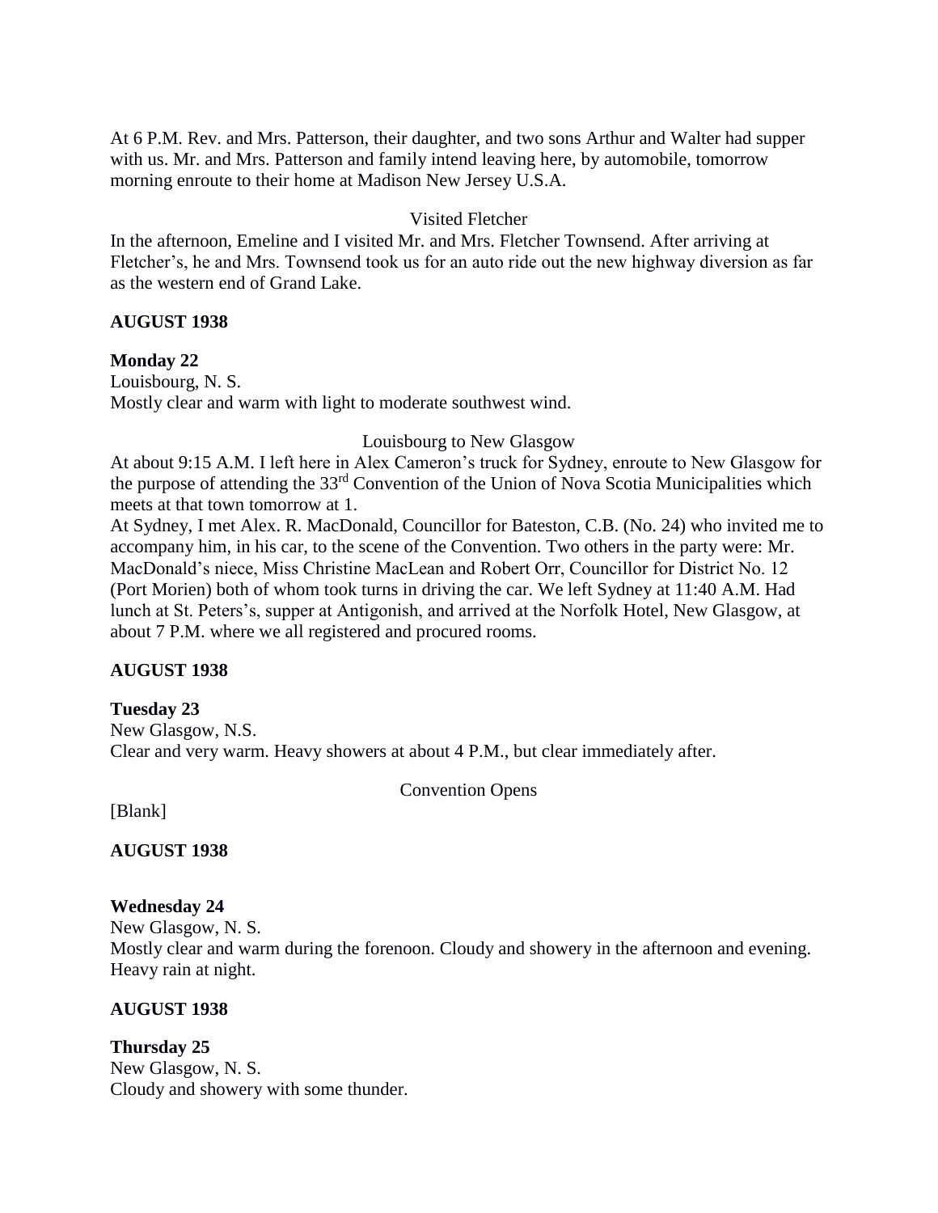At 6 P.M. Rev. and Mrs. Patterson, their daughter, and two sons Arthur and Walter had supper with us. Mr. and Mrs. Patterson and family intend leaving here, by automobile, tomorrow morning enroute to their home at Madison New Jersey U.S.A.

Visited Fletcher

In the afternoon, Emeline and I visited Mr. and Mrs. Fletcher Townsend. After arriving at Fletcher's, he and Mrs. Townsend took us for an auto ride out the new highway diversion as far as the western end of Grand Lake.

**AUGUST 1938**

**Monday 22**

Louisbourg, N. S.

Mostly clear and warm with light to moderate southwest wind.

Louisbourg to New Glasgow

At about 9:15 A.M. I left here in Alex Cameron's truck for Sydney, enroute to New Glasgow for the purpose of attending the 33rd Convention of the Union of Nova Scotia Municipalities which meets at that town tomorrow at 1.

At Sydney, I met Alex. R. MacDonald, Councillor for Bateston, C.B. (No. 24) who invited me to accompany him, in his car, to the scene of the Convention. Two others in the party were: Mr. MacDonald's niece, Miss Christine MacLean and Robert Orr, Councillor for District No. 12 (Port Morien) both of whom took turns in driving the car. We left Sydney at 11:40 A.M. Had lunch at St. Peters's, supper at Antigonish, and arrived at the Norfolk Hotel, New Glasgow, at about 7 P.M. where we all registered and procured rooms.

**AUGUST 1938**

**Tuesday 23**

New Glasgow, N.S.

Clear and very warm. Heavy showers at about 4 P.M., but clear immediately after.

Convention Opens

[Blank]

**AUGUST 1938**

**Wednesday 24**

New Glasgow, N. S.

Mostly clear and warm during the forenoon. Cloudy and showery in the afternoon and evening. Heavy rain at night.

**AUGUST 1938**

**Thursday 25**

New Glasgow, N. S.

Cloudy and showery with some thunder.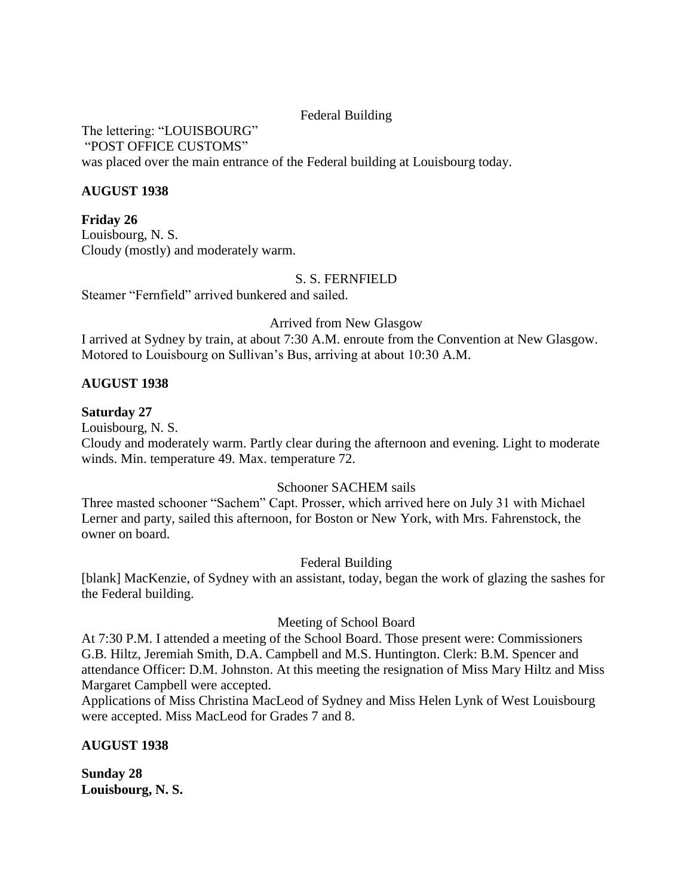Federal Building

The lettering: "LOUISBOURG"
"POST OFFICE CUSTOMS"
was placed over the main entrance of the Federal building at Louisbourg today.

**AUGUST 1938**

**Friday 26**
Louisbourg, N. S.
Cloudy (mostly) and moderately warm.

S. S. FERNFIELD

Steamer "Fernfield" arrived bunkered and sailed.

Arrived from New Glasgow

I arrived at Sydney by train, at about 7:30 A.M. enroute from the Convention at New Glasgow. Motored to Louisbourg on Sullivan's Bus, arriving at about 10:30 A.M.

**AUGUST 1938**

**Saturday 27**
Louisbourg, N. S.
Cloudy and moderately warm. Partly clear during the afternoon and evening. Light to moderate winds. Min. temperature 49. Max. temperature 72.

Schooner SACHEM sails

Three masted schooner "Sachem" Capt. Prosser, which arrived here on July 31 with Michael Lerner and party, sailed this afternoon, for Boston or New York, with Mrs. Fahrenstock, the owner on board.

Federal Building

[blank] MacKenzie, of Sydney with an assistant, today, began the work of glazing the sashes for the Federal building.

Meeting of School Board

At 7:30 P.M. I attended a meeting of the School Board. Those present were: Commissioners G.B. Hiltz, Jeremiah Smith, D.A. Campbell and M.S. Huntington. Clerk: B.M. Spencer and attendance Officer: D.M. Johnston. At this meeting the resignation of Miss Mary Hiltz and Miss Margaret Campbell were accepted.
Applications of Miss Christina MacLeod of Sydney and Miss Helen Lynk of West Louisbourg were accepted. Miss MacLeod for Grades 7 and 8.

**AUGUST 1938**

**Sunday 28**
**Louisbourg, N. S.**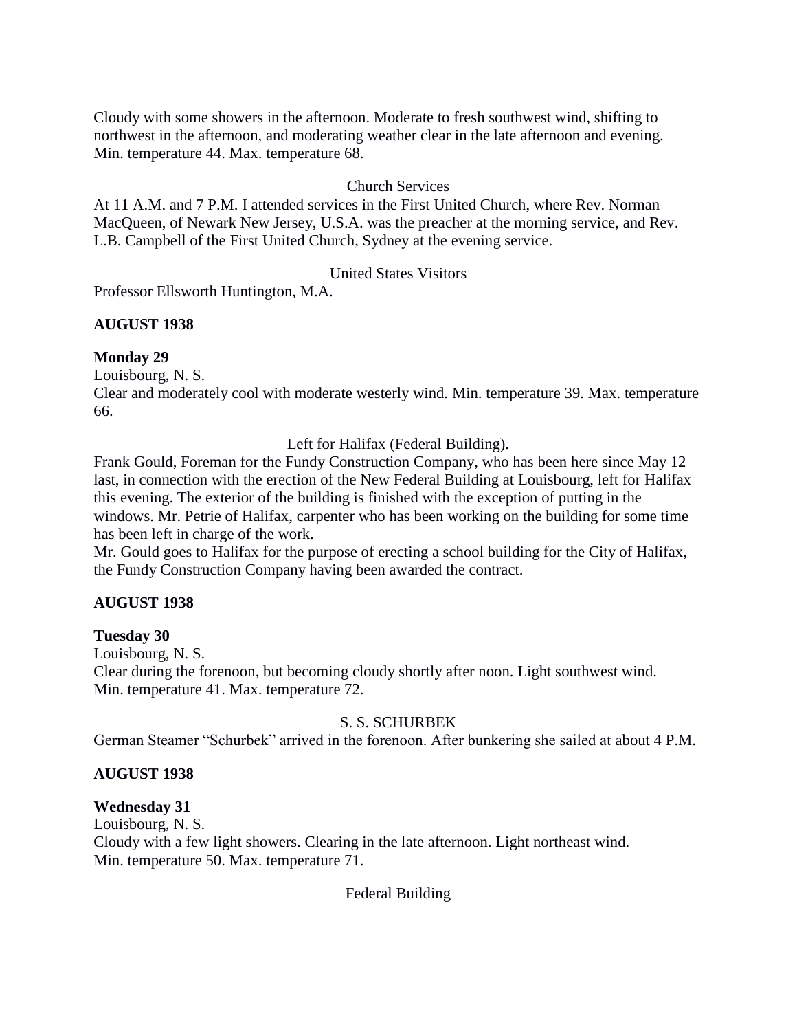Cloudy with some showers in the afternoon. Moderate to fresh southwest wind, shifting to northwest in the afternoon, and moderating weather clear in the late afternoon and evening. Min. temperature 44. Max. temperature 68.

Church Services

At 11 A.M. and 7 P.M. I attended services in the First United Church, where Rev. Norman MacQueen, of Newark New Jersey, U.S.A. was the preacher at the morning service, and Rev. L.B. Campbell of the First United Church, Sydney at the evening service.

United States Visitors

Professor Ellsworth Huntington, M.A.

**AUGUST 1938**

**Monday 29**

Louisbourg, N. S.

Clear and moderately cool with moderate westerly wind. Min. temperature 39. Max. temperature 66.

Left for Halifax (Federal Building).

Frank Gould, Foreman for the Fundy Construction Company, who has been here since May 12 last, in connection with the erection of the New Federal Building at Louisbourg, left for Halifax this evening. The exterior of the building is finished with the exception of putting in the windows. Mr. Petrie of Halifax, carpenter who has been working on the building for some time has been left in charge of the work.

Mr. Gould goes to Halifax for the purpose of erecting a school building for the City of Halifax, the Fundy Construction Company having been awarded the contract.

**AUGUST 1938**

**Tuesday 30**

Louisbourg, N. S.

Clear during the forenoon, but becoming cloudy shortly after noon. Light southwest wind. Min. temperature 41. Max. temperature 72.

S. S. SCHURBEK

German Steamer "Schurbek" arrived in the forenoon. After bunkering she sailed at about 4 P.M.

**AUGUST 1938**

**Wednesday 31**

Louisbourg, N. S.

Cloudy with a few light showers. Clearing in the late afternoon. Light northeast wind. Min. temperature 50. Max. temperature 71.

Federal Building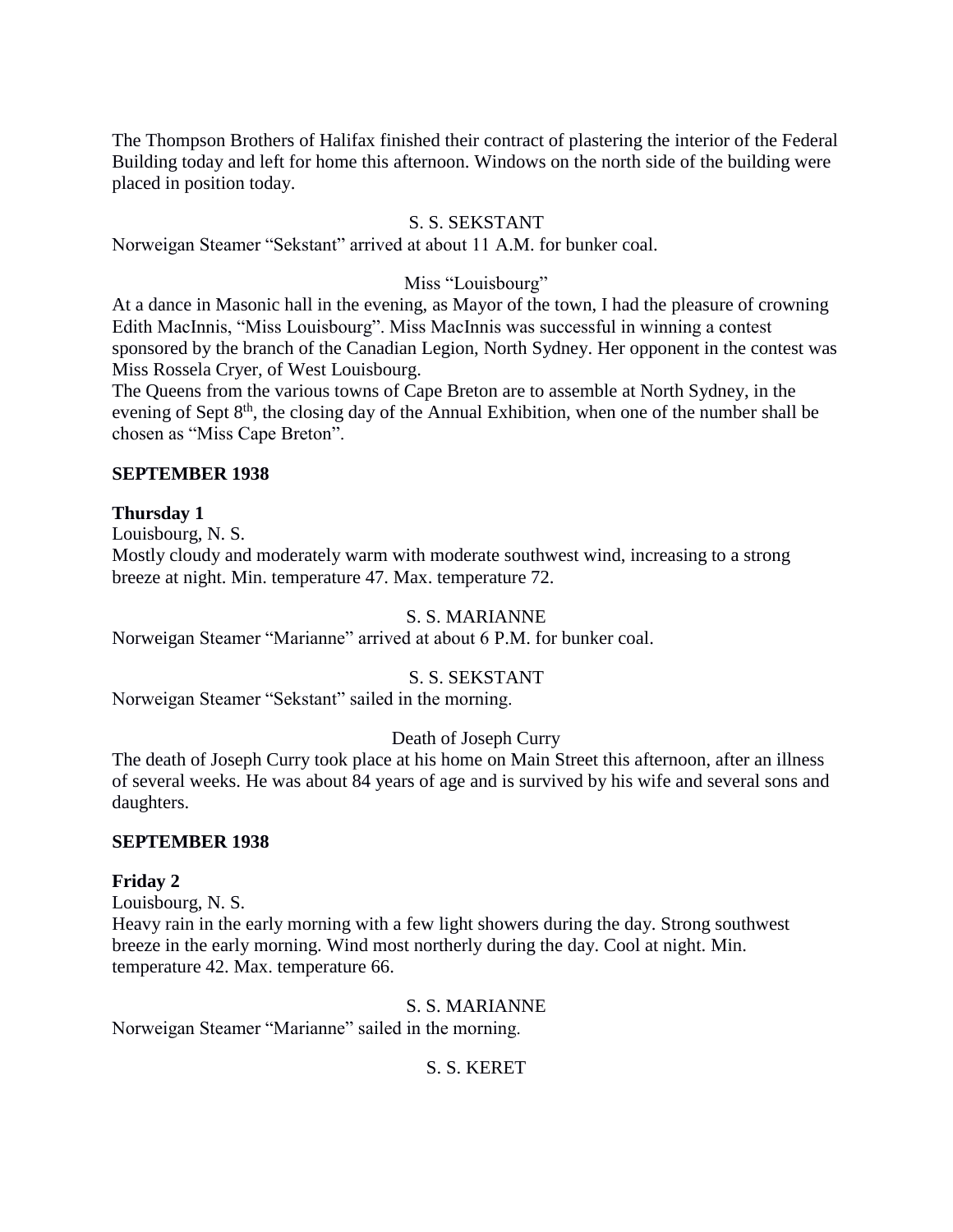The Thompson Brothers of Halifax finished their contract of plastering the interior of the Federal Building today and left for home this afternoon. Windows on the north side of the building were placed in position today.

S. S. SEKSTANT

Norweigan Steamer "Sekstant" arrived at about 11 A.M. for bunker coal.

Miss "Louisbourg"

At a dance in Masonic hall in the evening, as Mayor of the town, I had the pleasure of crowning Edith MacInnis, "Miss Louisbourg". Miss MacInnis was successful in winning a contest sponsored by the branch of the Canadian Legion, North Sydney. Her opponent in the contest was Miss Rossela Cryer, of West Louisbourg.

The Queens from the various towns of Cape Breton are to assemble at North Sydney, in the evening of Sept 8th, the closing day of the Annual Exhibition, when one of the number shall be chosen as "Miss Cape Breton".

**SEPTEMBER 1938**

**Thursday 1**

Louisbourg, N. S.

Mostly cloudy and moderately warm with moderate southwest wind, increasing to a strong breeze at night. Min. temperature 47. Max. temperature 72.

S. S. MARIANNE

Norweigan Steamer "Marianne" arrived at about 6 P.M. for bunker coal.

S. S. SEKSTANT

Norweigan Steamer "Sekstant" sailed in the morning.

Death of Joseph Curry

The death of Joseph Curry took place at his home on Main Street this afternoon, after an illness of several weeks. He was about 84 years of age and is survived by his wife and several sons and daughters.

**SEPTEMBER 1938**

**Friday 2**

Louisbourg, N. S.

Heavy rain in the early morning with a few light showers during the day. Strong southwest breeze in the early morning. Wind most northerly during the day. Cool at night. Min. temperature 42. Max. temperature 66.

S. S. MARIANNE

Norweigan Steamer "Marianne" sailed in the morning.

S. S. KERET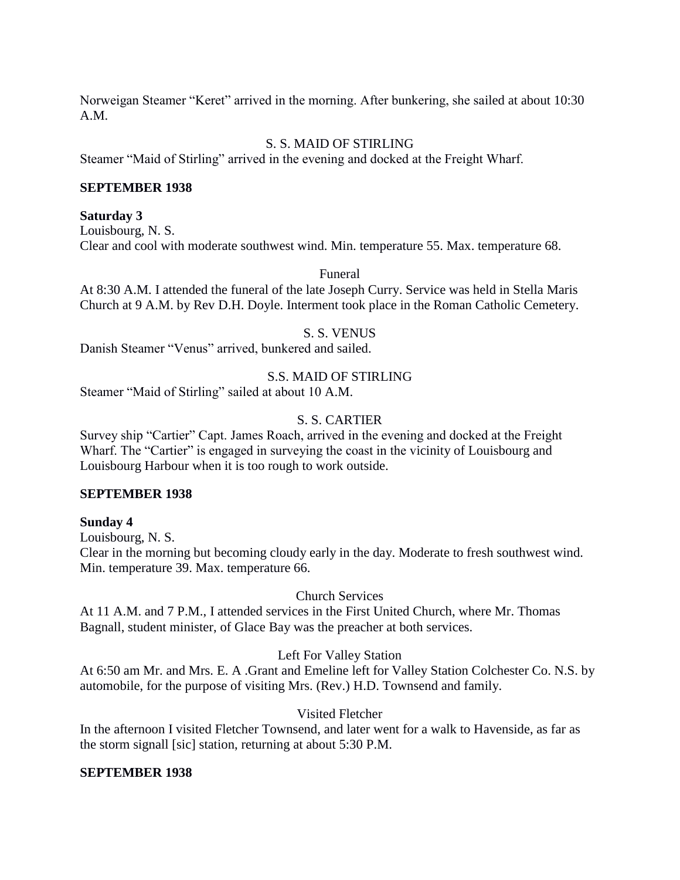Norweigan Steamer "Keret" arrived in the morning. After bunkering, she sailed at about 10:30 A.M.

S. S. MAID OF STIRLING

Steamer "Maid of Stirling" arrived in the evening and docked at the Freight Wharf.

**SEPTEMBER 1938**

**Saturday 3**

Louisbourg, N. S.

Clear and cool with moderate southwest wind. Min. temperature 55. Max. temperature 68.

Funeral

At 8:30 A.M. I attended the funeral of the late Joseph Curry. Service was held in Stella Maris Church at 9 A.M. by Rev D.H. Doyle. Interment took place in the Roman Catholic Cemetery.

S. S. VENUS

Danish Steamer "Venus" arrived, bunkered and sailed.

S.S. MAID OF STIRLING

Steamer "Maid of Stirling" sailed at about 10 A.M.

S. S. CARTIER

Survey ship "Cartier" Capt. James Roach, arrived in the evening and docked at the Freight Wharf. The "Cartier" is engaged in surveying the coast in the vicinity of Louisbourg and Louisbourg Harbour when it is too rough to work outside.

**SEPTEMBER 1938**

**Sunday 4**

Louisbourg, N. S.

Clear in the morning but becoming cloudy early in the day. Moderate to fresh southwest wind. Min. temperature 39. Max. temperature 66.

Church Services

At 11 A.M. and 7 P.M., I attended services in the First United Church, where Mr. Thomas Bagnall, student minister, of Glace Bay was the preacher at both services.

Left For Valley Station

At 6:50 am Mr. and Mrs. E. A .Grant and Emeline left for Valley Station Colchester Co. N.S. by automobile, for the purpose of visiting Mrs. (Rev.) H.D. Townsend and family.

Visited Fletcher

In the afternoon I visited Fletcher Townsend, and later went for a walk to Havenside, as far as the storm signall [sic] station, returning at about 5:30 P.M.

**SEPTEMBER 1938**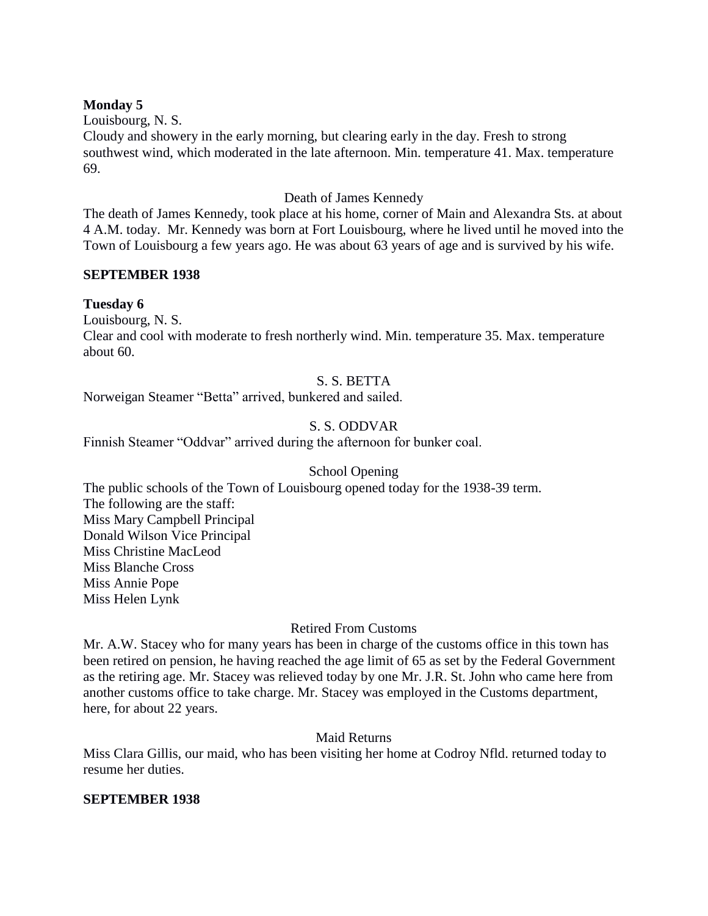**Monday 5**

Louisbourg, N. S.

Cloudy and showery in the early morning, but clearing early in the day. Fresh to strong southwest wind, which moderated in the late afternoon. Min. temperature 41. Max. temperature 69.

Death of James Kennedy

The death of James Kennedy, took place at his home, corner of Main and Alexandra Sts. at about 4 A.M. today. Mr. Kennedy was born at Fort Louisbourg, where he lived until he moved into the Town of Louisbourg a few years ago. He was about 63 years of age and is survived by his wife.

**SEPTEMBER 1938**

**Tuesday 6**

Louisbourg, N. S.

Clear and cool with moderate to fresh northerly wind. Min. temperature 35. Max. temperature about 60.

S. S. BETTA

Norweigan Steamer "Betta" arrived, bunkered and sailed.

S. S. ODDVAR

Finnish Steamer "Oddvar" arrived during the afternoon for bunker coal.

School Opening

The public schools of the Town of Louisbourg opened today for the 1938-39 term.
The following are the staff:
Miss Mary Campbell Principal
Donald Wilson Vice Principal
Miss Christine MacLeod
Miss Blanche Cross
Miss Annie Pope
Miss Helen Lynk

Retired From Customs

Mr. A.W. Stacey who for many years has been in charge of the customs office in this town has been retired on pension, he having reached the age limit of 65 as set by the Federal Government as the retiring age. Mr. Stacey was relieved today by one Mr. J.R. St. John who came here from another customs office to take charge. Mr. Stacey was employed in the Customs department, here, for about 22 years.

Maid Returns

Miss Clara Gillis, our maid, who has been visiting her home at Codroy Nfld. returned today to resume her duties.

**SEPTEMBER 1938**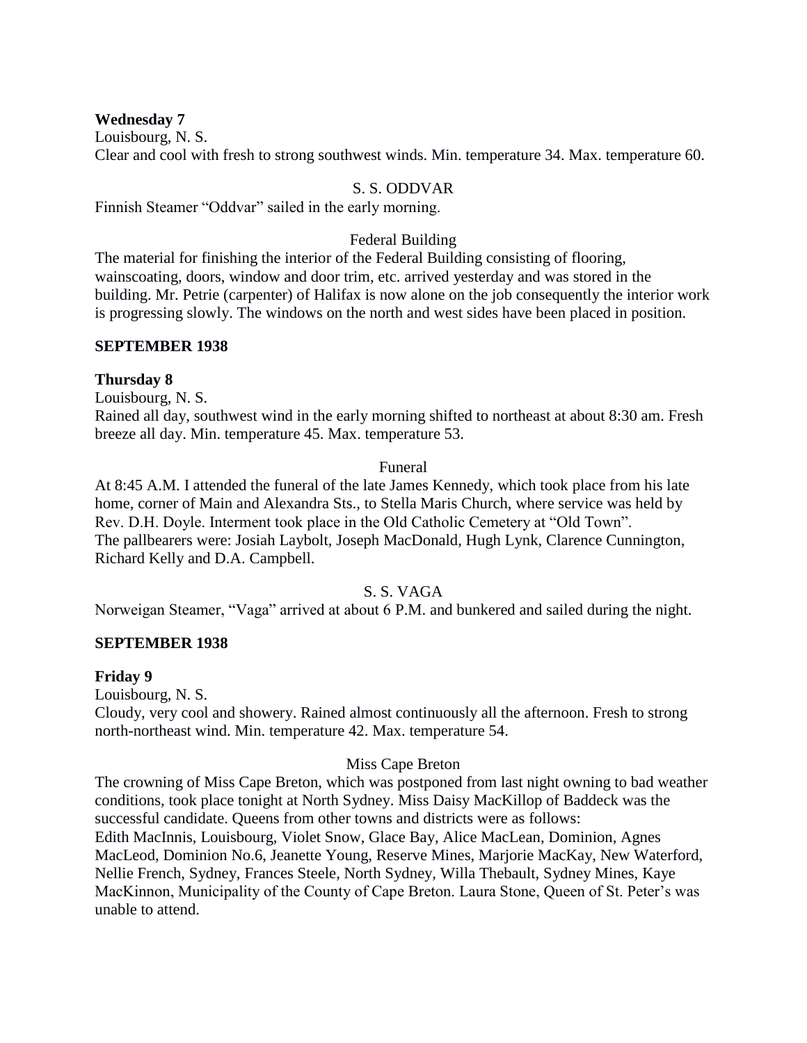**Wednesday 7**

Louisbourg, N. S.

Clear and cool with fresh to strong southwest winds. Min. temperature 34. Max. temperature 60.

S. S. ODDVAR

Finnish Steamer "Oddvar" sailed in the early morning.

Federal Building

The material for finishing the interior of the Federal Building consisting of flooring, wainscoating, doors, window and door trim, etc. arrived yesterday and was stored in the building. Mr. Petrie (carpenter) of Halifax is now alone on the job consequently the interior work is progressing slowly. The windows on the north and west sides have been placed in position.

**SEPTEMBER 1938**

**Thursday 8**

Louisbourg, N. S.

Rained all day, southwest wind in the early morning shifted to northeast at about 8:30 am. Fresh breeze all day. Min. temperature 45. Max. temperature 53.

Funeral

At 8:45 A.M. I attended the funeral of the late James Kennedy, which took place from his late home, corner of Main and Alexandra Sts., to Stella Maris Church, where service was held by Rev. D.H. Doyle. Interment took place in the Old Catholic Cemetery at "Old Town".
The pallbearers were: Josiah Laybolt, Joseph MacDonald, Hugh Lynk, Clarence Cunnington, Richard Kelly and D.A. Campbell.

S. S. VAGA

Norweigan Steamer, "Vaga" arrived at about 6 P.M. and bunkered and sailed during the night.

**SEPTEMBER 1938**

**Friday 9**

Louisbourg, N. S.

Cloudy, very cool and showery. Rained almost continuously all the afternoon. Fresh to strong north-northeast wind. Min. temperature 42. Max. temperature 54.

Miss Cape Breton

The crowning of Miss Cape Breton, which was postponed from last night owning to bad weather conditions, took place tonight at North Sydney. Miss Daisy MacKillop of Baddeck was the successful candidate. Queens from other towns and districts were as follows:
Edith MacInnis, Louisbourg, Violet Snow, Glace Bay, Alice MacLean, Dominion, Agnes MacLeod, Dominion No.6, Jeanette Young, Reserve Mines, Marjorie MacKay, New Waterford, Nellie French, Sydney, Frances Steele, North Sydney, Willa Thebault, Sydney Mines, Kaye MacKinnon, Municipality of the County of Cape Breton. Laura Stone, Queen of St. Peter's was unable to attend.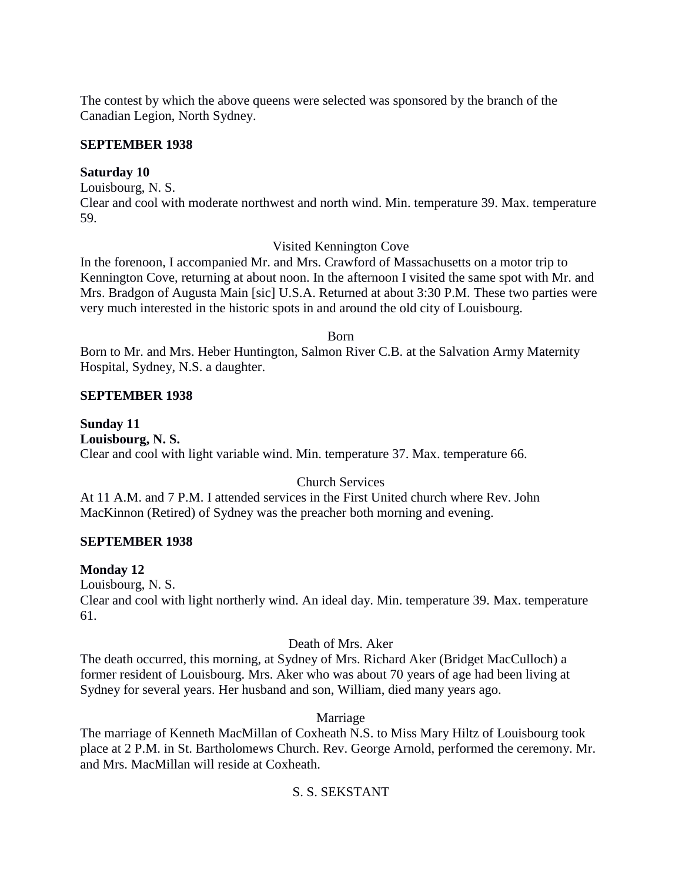The contest by which the above queens were selected was sponsored by the branch of the Canadian Legion, North Sydney.

**SEPTEMBER 1938**

**Saturday 10**

Louisbourg, N. S.

Clear and cool with moderate northwest and north wind. Min. temperature 39. Max. temperature 59.

Visited Kennington Cove

In the forenoon, I accompanied Mr. and Mrs. Crawford of Massachusetts on a motor trip to Kennington Cove, returning at about noon. In the afternoon I visited the same spot with Mr. and Mrs. Bradgon of Augusta Main [sic] U.S.A. Returned at about 3:30 P.M. These two parties were very much interested in the historic spots in and around the old city of Louisbourg.

Born

Born to Mr. and Mrs. Heber Huntington, Salmon River C.B. at the Salvation Army Maternity Hospital, Sydney, N.S. a daughter.

**SEPTEMBER 1938**

**Sunday 11**

**Louisbourg, N. S.**

Clear and cool with light variable wind. Min. temperature 37. Max. temperature 66.

Church Services

At 11 A.M. and 7 P.M. I attended services in the First United church where Rev. John MacKinnon (Retired) of Sydney was the preacher both morning and evening.

**SEPTEMBER 1938**

**Monday 12**

Louisbourg, N. S.

Clear and cool with light northerly wind. An ideal day. Min. temperature 39. Max. temperature 61.

Death of Mrs. Aker

The death occurred, this morning, at Sydney of Mrs. Richard Aker (Bridget MacCulloch) a former resident of Louisbourg. Mrs. Aker who was about 70 years of age had been living at Sydney for several years. Her husband and son, William, died many years ago.

Marriage

The marriage of Kenneth MacMillan of Coxheath N.S. to Miss Mary Hiltz of Louisbourg took place at 2 P.M. in St. Bartholomews Church. Rev. George Arnold, performed the ceremony. Mr. and Mrs. MacMillan will reside at Coxheath.

S. S. SEKSTANT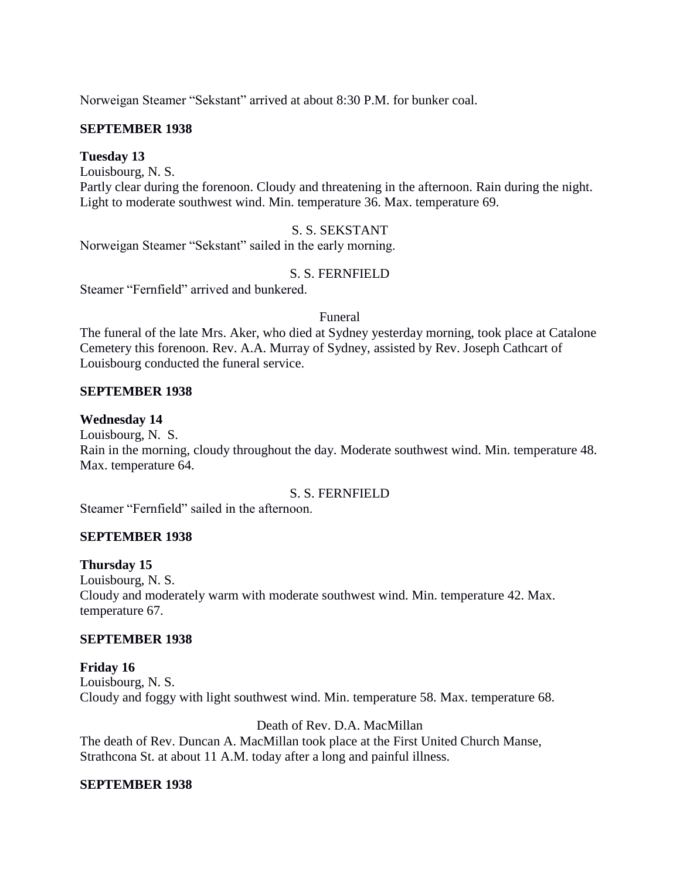Norweigan Steamer "Sekstant" arrived at about 8:30 P.M. for bunker coal.

**SEPTEMBER 1938**

**Tuesday 13**
Louisbourg, N. S.
Partly clear during the forenoon. Cloudy and threatening in the afternoon. Rain during the night. Light to moderate southwest wind. Min. temperature 36. Max. temperature 69.

S. S. SEKSTANT

Norweigan Steamer "Sekstant" sailed in the early morning.

S. S. FERNFIELD

Steamer "Fernfield" arrived and bunkered.

Funeral

The funeral of the late Mrs. Aker, who died at Sydney yesterday morning, took place at Catalone Cemetery this forenoon. Rev. A.A. Murray of Sydney, assisted by Rev. Joseph Cathcart of Louisbourg conducted the funeral service.

**SEPTEMBER 1938**

**Wednesday 14**
Louisbourg, N. S.
Rain in the morning, cloudy throughout the day. Moderate southwest wind. Min. temperature 48. Max. temperature 64.

S. S. FERNFIELD

Steamer "Fernfield" sailed in the afternoon.

**SEPTEMBER 1938**

**Thursday 15**
Louisbourg, N. S.
Cloudy and moderately warm with moderate southwest wind. Min. temperature 42. Max. temperature 67.

**SEPTEMBER 1938**

**Friday 16**
Louisbourg, N. S.
Cloudy and foggy with light southwest wind. Min. temperature 58. Max. temperature 68.

Death of Rev. D.A. MacMillan

The death of Rev. Duncan A. MacMillan took place at the First United Church Manse, Strathcona St. at about 11 A.M. today after a long and painful illness.

**SEPTEMBER 1938**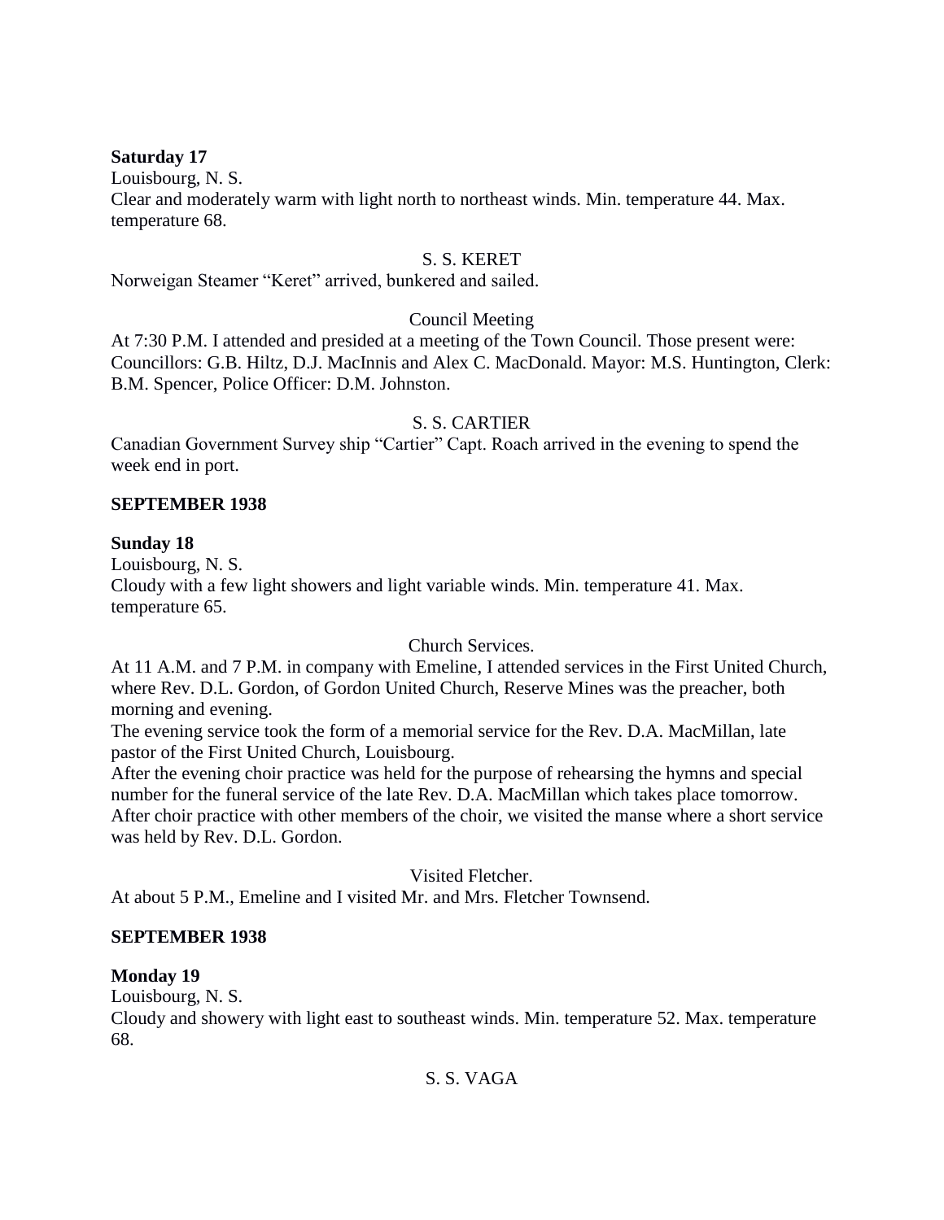**Saturday 17**

Louisbourg, N. S.

Clear and moderately warm with light north to northeast winds. Min. temperature 44. Max. temperature 68.

S. S. KERET

Norweigan Steamer "Keret" arrived, bunkered and sailed.

Council Meeting

At 7:30 P.M. I attended and presided at a meeting of the Town Council. Those present were: Councillors: G.B. Hiltz, D.J. MacInnis and Alex C. MacDonald. Mayor: M.S. Huntington, Clerk: B.M. Spencer, Police Officer: D.M. Johnston.

S. S. CARTIER

Canadian Government Survey ship "Cartier" Capt. Roach arrived in the evening to spend the week end in port.

**SEPTEMBER 1938**

**Sunday 18**

Louisbourg, N. S.

Cloudy with a few light showers and light variable winds. Min. temperature 41. Max. temperature 65.

Church Services.

At 11 A.M. and 7 P.M. in company with Emeline, I attended services in the First United Church, where Rev. D.L. Gordon, of Gordon United Church, Reserve Mines was the preacher, both morning and evening.

The evening service took the form of a memorial service for the Rev. D.A. MacMillan, late pastor of the First United Church, Louisbourg.

After the evening choir practice was held for the purpose of rehearsing the hymns and special number for the funeral service of the late Rev. D.A. MacMillan which takes place tomorrow. After choir practice with other members of the choir, we visited the manse where a short service was held by Rev. D.L. Gordon.

Visited Fletcher.

At about 5 P.M., Emeline and I visited Mr. and Mrs. Fletcher Townsend.

**SEPTEMBER 1938**

**Monday 19**

Louisbourg, N. S.

Cloudy and showery with light east to southeast winds. Min. temperature 52. Max. temperature 68.

S. S. VAGA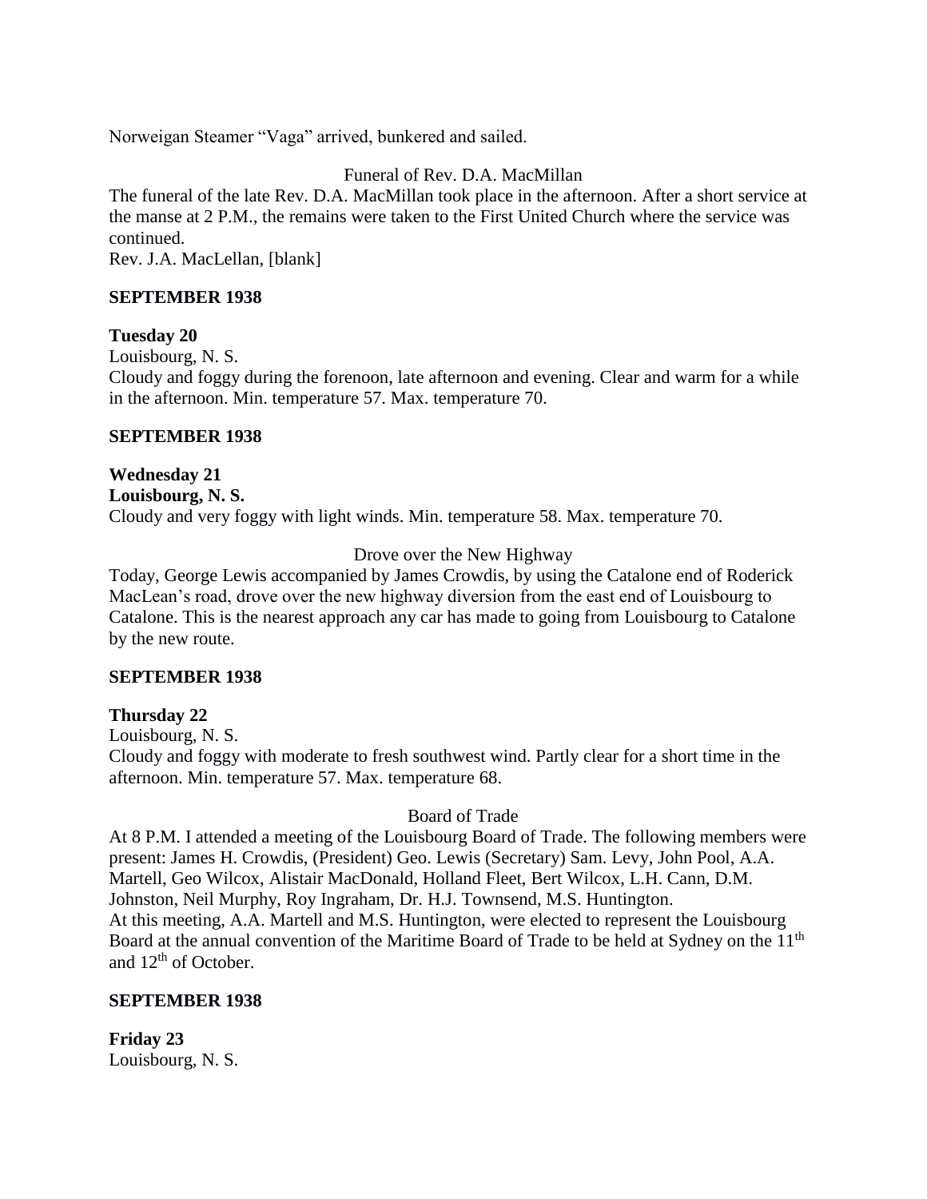Norweigan Steamer "Vaga" arrived, bunkered and sailed.

Funeral of Rev. D.A. MacMillan

The funeral of the late Rev. D.A. MacMillan took place in the afternoon. After a short service at the manse at 2 P.M., the remains were taken to the First United Church where the service was continued.
Rev. J.A. MacLellan, [blank]

**SEPTEMBER 1938**

**Tuesday 20**
Louisbourg, N. S.
Cloudy and foggy during the forenoon, late afternoon and evening. Clear and warm for a while in the afternoon. Min. temperature 57. Max. temperature 70.

**SEPTEMBER 1938**

**Wednesday 21**
**Louisbourg, N. S.**
Cloudy and very foggy with light winds. Min. temperature 58. Max. temperature 70.

Drove over the New Highway

Today, George Lewis accompanied by James Crowdis, by using the Catalone end of Roderick MacLean's road, drove over the new highway diversion from the east end of Louisbourg to Catalone. This is the nearest approach any car has made to going from Louisbourg to Catalone by the new route.

**SEPTEMBER 1938**

**Thursday 22**
Louisbourg, N. S.
Cloudy and foggy with moderate to fresh southwest wind. Partly clear for a short time in the afternoon. Min. temperature 57. Max. temperature 68.

Board of Trade

At 8 P.M. I attended a meeting of the Louisbourg Board of Trade. The following members were present: James H. Crowdis, (President) Geo. Lewis (Secretary) Sam. Levy, John Pool, A.A. Martell, Geo Wilcox, Alistair MacDonald, Holland Fleet, Bert Wilcox, L.H. Cann, D.M. Johnston, Neil Murphy, Roy Ingraham, Dr. H.J. Townsend, M.S. Huntington.
At this meeting, A.A. Martell and M.S. Huntington, were elected to represent the Louisbourg Board at the annual convention of the Maritime Board of Trade to be held at Sydney on the 11th and 12th of October.

**SEPTEMBER 1938**

**Friday 23**
Louisbourg, N. S.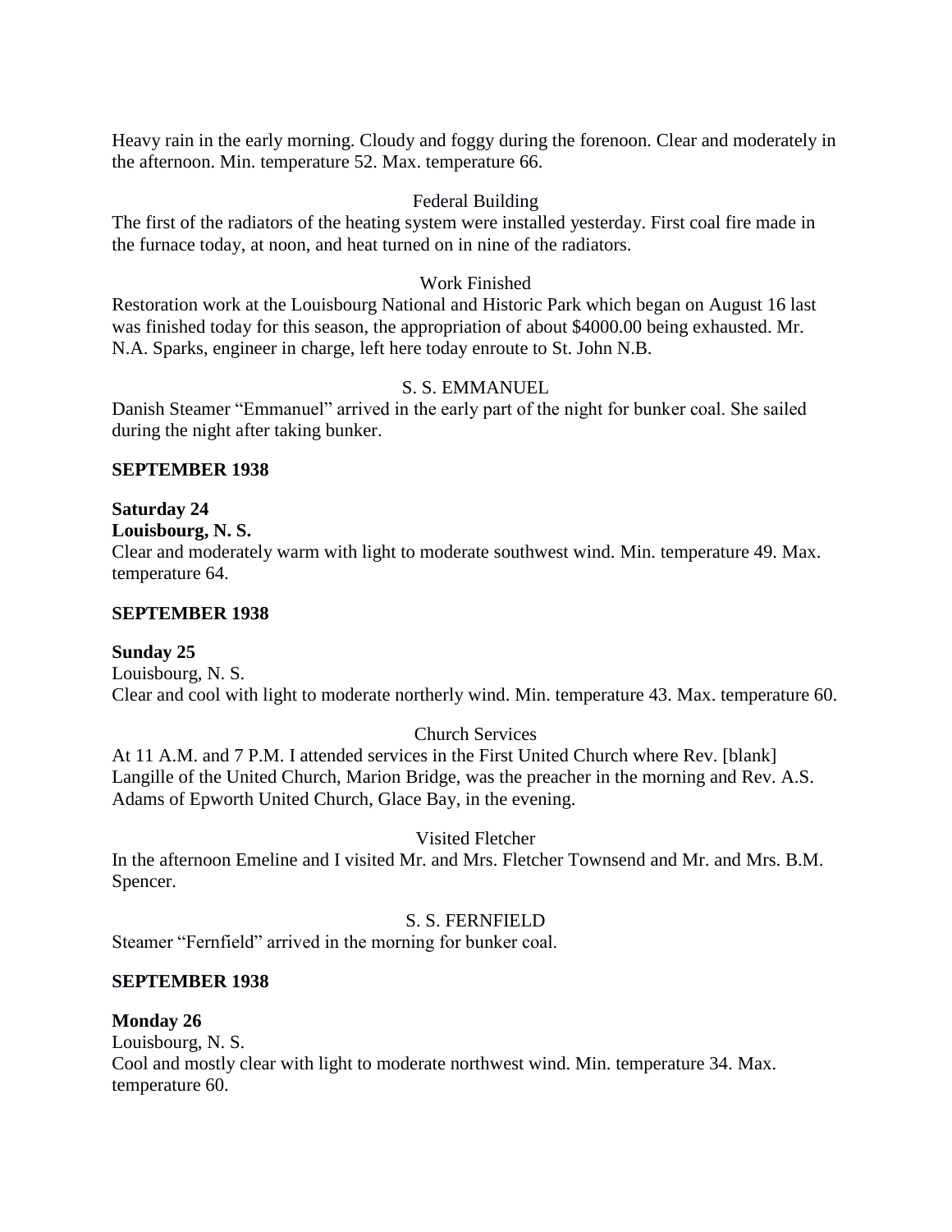Heavy rain in the early morning. Cloudy and foggy during the forenoon. Clear and moderately in the afternoon. Min. temperature 52. Max. temperature 66.

Federal Building

The first of the radiators of the heating system were installed yesterday. First coal fire made in the furnace today, at noon, and heat turned on in nine of the radiators.

Work Finished

Restoration work at the Louisbourg National and Historic Park which began on August 16 last was finished today for this season, the appropriation of about $4000.00 being exhausted. Mr. N.A. Sparks, engineer in charge, left here today enroute to St. John N.B.

S. S. EMMANUEL

Danish Steamer "Emmanuel" arrived in the early part of the night for bunker coal. She sailed during the night after taking bunker.

**SEPTEMBER 1938**

**Saturday 24**
**Louisbourg, N. S.**
Clear and moderately warm with light to moderate southwest wind. Min. temperature 49. Max. temperature 64.

**SEPTEMBER 1938**

**Sunday 25**
Louisbourg, N. S.
Clear and cool with light to moderate northerly wind. Min. temperature 43. Max. temperature 60.

Church Services

At 11 A.M. and 7 P.M. I attended services in the First United Church where Rev. [blank] Langille of the United Church, Marion Bridge, was the preacher in the morning and Rev. A.S. Adams of Epworth United Church, Glace Bay, in the evening.

Visited Fletcher

In the afternoon Emeline and I visited Mr. and Mrs. Fletcher Townsend and Mr. and Mrs. B.M. Spencer.

S. S. FERNFIELD

Steamer "Fernfield" arrived in the morning for bunker coal.

**SEPTEMBER 1938**

**Monday 26**
Louisbourg, N. S.
Cool and mostly clear with light to moderate northwest wind. Min. temperature 34. Max. temperature 60.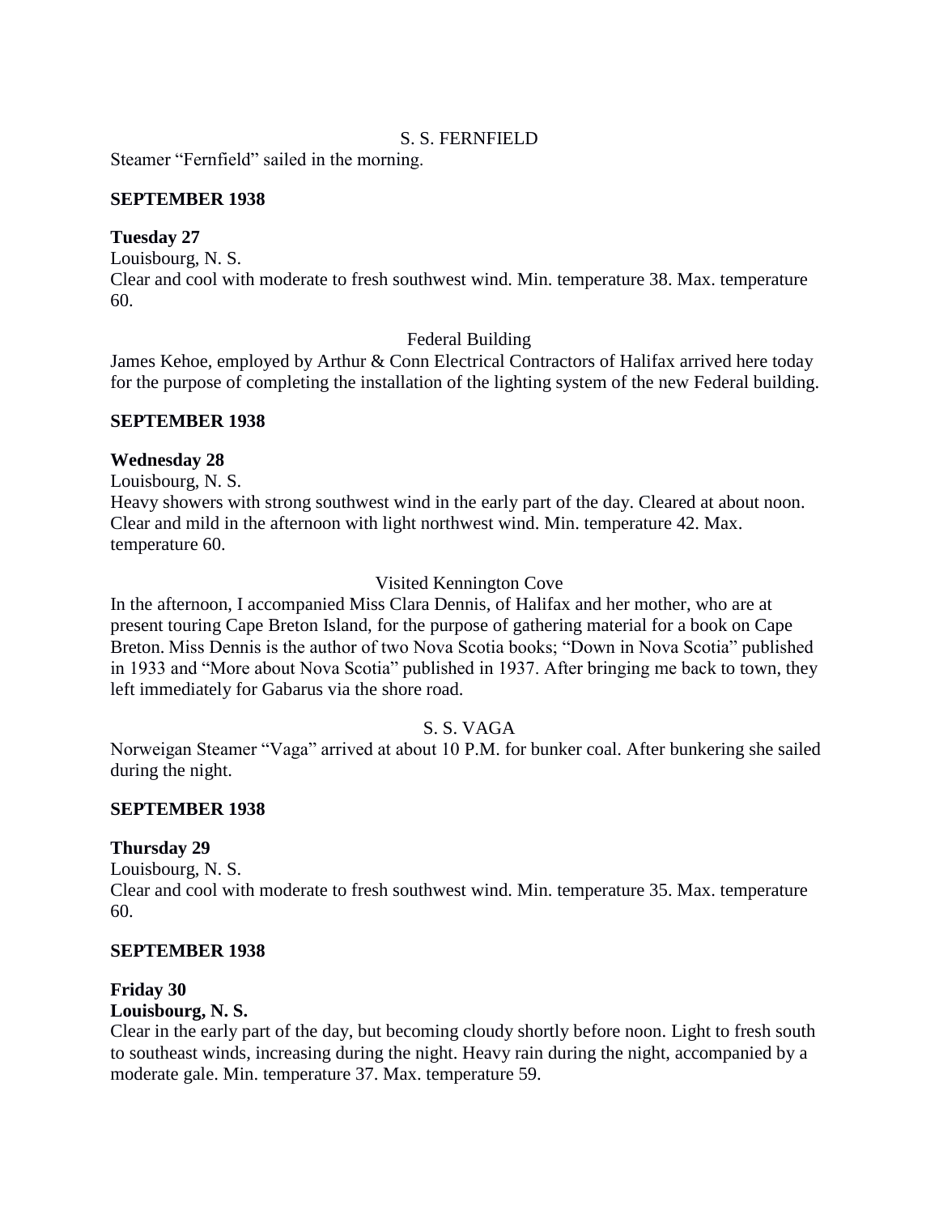S. S. FERNFIELD

Steamer "Fernfield" sailed in the morning.

**SEPTEMBER 1938**

**Tuesday 27**

Louisbourg, N. S.

Clear and cool with moderate to fresh southwest wind. Min. temperature 38. Max. temperature 60.

Federal Building

James Kehoe, employed by Arthur & Conn Electrical Contractors of Halifax arrived here today for the purpose of completing the installation of the lighting system of the new Federal building.

**SEPTEMBER 1938**

**Wednesday 28**

Louisbourg, N. S.

Heavy showers with strong southwest wind in the early part of the day. Cleared at about noon. Clear and mild in the afternoon with light northwest wind. Min. temperature 42. Max. temperature 60.

Visited Kennington Cove

In the afternoon, I accompanied Miss Clara Dennis, of Halifax and her mother, who are at present touring Cape Breton Island, for the purpose of gathering material for a book on Cape Breton. Miss Dennis is the author of two Nova Scotia books; "Down in Nova Scotia" published in 1933 and "More about Nova Scotia" published in 1937. After bringing me back to town, they left immediately for Gabarus via the shore road.

S. S. VAGA

Norweigan Steamer "Vaga" arrived at about 10 P.M. for bunker coal. After bunkering she sailed during the night.

**SEPTEMBER 1938**

**Thursday 29**

Louisbourg, N. S.

Clear and cool with moderate to fresh southwest wind. Min. temperature 35. Max. temperature 60.

**SEPTEMBER 1938**

**Friday 30**

**Louisbourg, N. S.**

Clear in the early part of the day, but becoming cloudy shortly before noon. Light to fresh south to southeast winds, increasing during the night. Heavy rain during the night, accompanied by a moderate gale. Min. temperature 37. Max. temperature 59.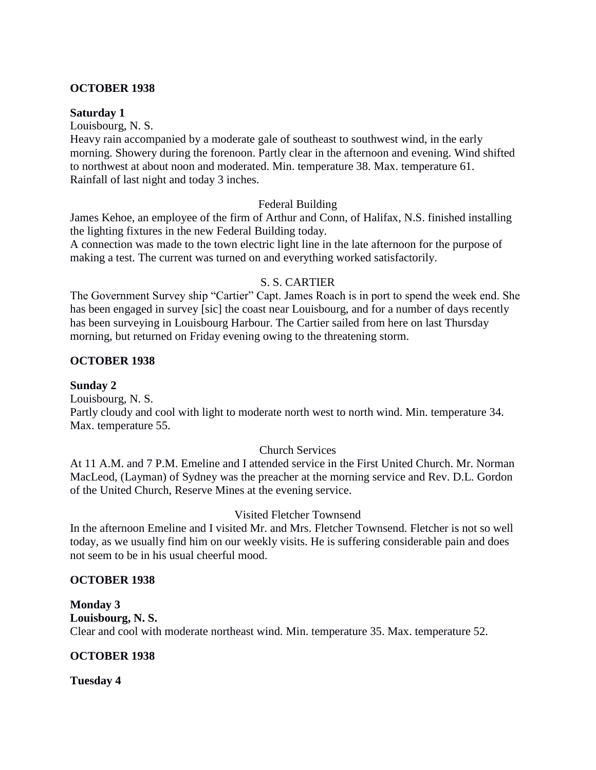**OCTOBER 1938**

**Saturday 1**

Louisbourg, N. S.

Heavy rain accompanied by a moderate gale of southeast to southwest wind, in the early morning. Showery during the forenoon. Partly clear in the afternoon and evening. Wind shifted to northwest at about noon and moderated. Min. temperature 38. Max. temperature 61. Rainfall of last night and today 3 inches.

Federal Building

James Kehoe, an employee of the firm of Arthur and Conn, of Halifax, N.S. finished installing the lighting fixtures in the new Federal Building today.

A connection was made to the town electric light line in the late afternoon for the purpose of making a test. The current was turned on and everything worked satisfactorily.

S. S. CARTIER

The Government Survey ship "Cartier" Capt. James Roach is in port to spend the week end. She has been engaged in survey [sic] the coast near Louisbourg, and for a number of days recently has been surveying in Louisbourg Harbour. The Cartier sailed from here on last Thursday morning, but returned on Friday evening owing to the threatening storm.

**OCTOBER 1938**

**Sunday 2**

Louisbourg, N. S.

Partly cloudy and cool with light to moderate north west to north wind. Min. temperature 34. Max. temperature 55.

Church Services

At 11 A.M. and 7 P.M. Emeline and I attended service in the First United Church. Mr. Norman MacLeod, (Layman) of Sydney was the preacher at the morning service and Rev. D.L. Gordon of the United Church, Reserve Mines at the evening service.

Visited Fletcher Townsend

In the afternoon Emeline and I visited Mr. and Mrs. Fletcher Townsend. Fletcher is not so well today, as we usually find him on our weekly visits. He is suffering considerable pain and does not seem to be in his usual cheerful mood.

**OCTOBER 1938**

**Monday 3**

**Louisbourg, N. S.**

Clear and cool with moderate northeast wind. Min. temperature 35. Max. temperature 52.

**OCTOBER 1938**

**Tuesday 4**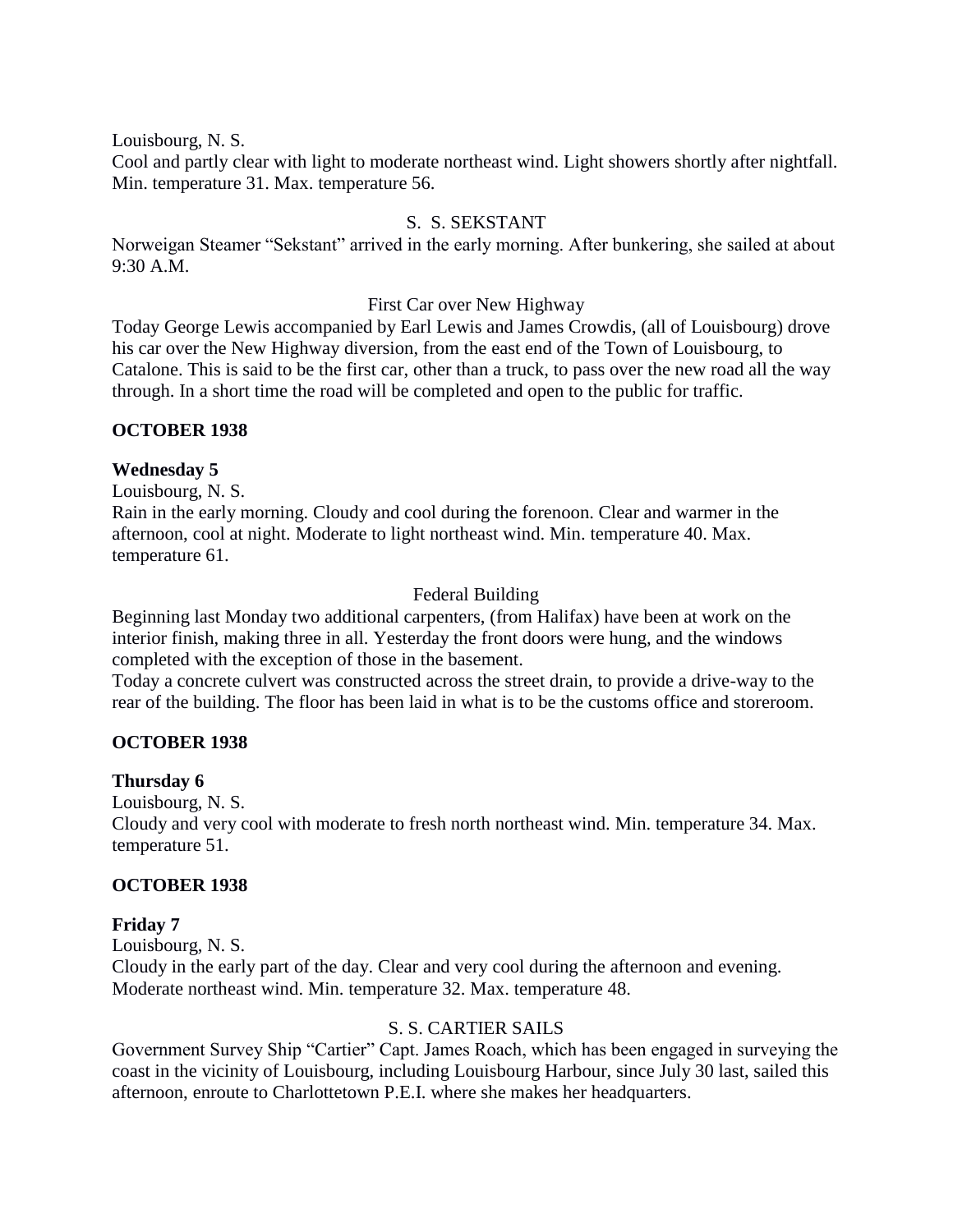Louisbourg, N. S.
Cool and partly clear with light to moderate northeast wind. Light showers shortly after nightfall. Min. temperature 31. Max. temperature 56.

S. S. SEKSTANT

Norweigan Steamer "Sekstant" arrived in the early morning. After bunkering, she sailed at about 9:30 A.M.

First Car over New Highway

Today George Lewis accompanied by Earl Lewis and James Crowdis, (all of Louisbourg) drove his car over the New Highway diversion, from the east end of the Town of Louisbourg, to Catalone. This is said to be the first car, other than a truck, to pass over the new road all the way through. In a short time the road will be completed and open to the public for traffic.

**OCTOBER 1938**

**Wednesday 5**

Louisbourg, N. S.
Rain in the early morning. Cloudy and cool during the forenoon. Clear and warmer in the afternoon, cool at night. Moderate to light northeast wind. Min. temperature 40. Max. temperature 61.

Federal Building

Beginning last Monday two additional carpenters, (from Halifax) have been at work on the interior finish, making three in all. Yesterday the front doors were hung, and the windows completed with the exception of those in the basement.
Today a concrete culvert was constructed across the street drain, to provide a drive-way to the rear of the building. The floor has been laid in what is to be the customs office and storeroom.

**OCTOBER 1938**

**Thursday 6**

Louisbourg, N. S.
Cloudy and very cool with moderate to fresh north northeast wind. Min. temperature 34. Max. temperature 51.

**OCTOBER 1938**

**Friday 7**

Louisbourg, N. S.
Cloudy in the early part of the day. Clear and very cool during the afternoon and evening. Moderate northeast wind. Min. temperature 32. Max. temperature 48.

S. S. CARTIER SAILS

Government Survey Ship "Cartier" Capt. James Roach, which has been engaged in surveying the coast in the vicinity of Louisbourg, including Louisbourg Harbour, since July 30 last, sailed this afternoon, enroute to Charlottetown P.E.I. where she makes her headquarters.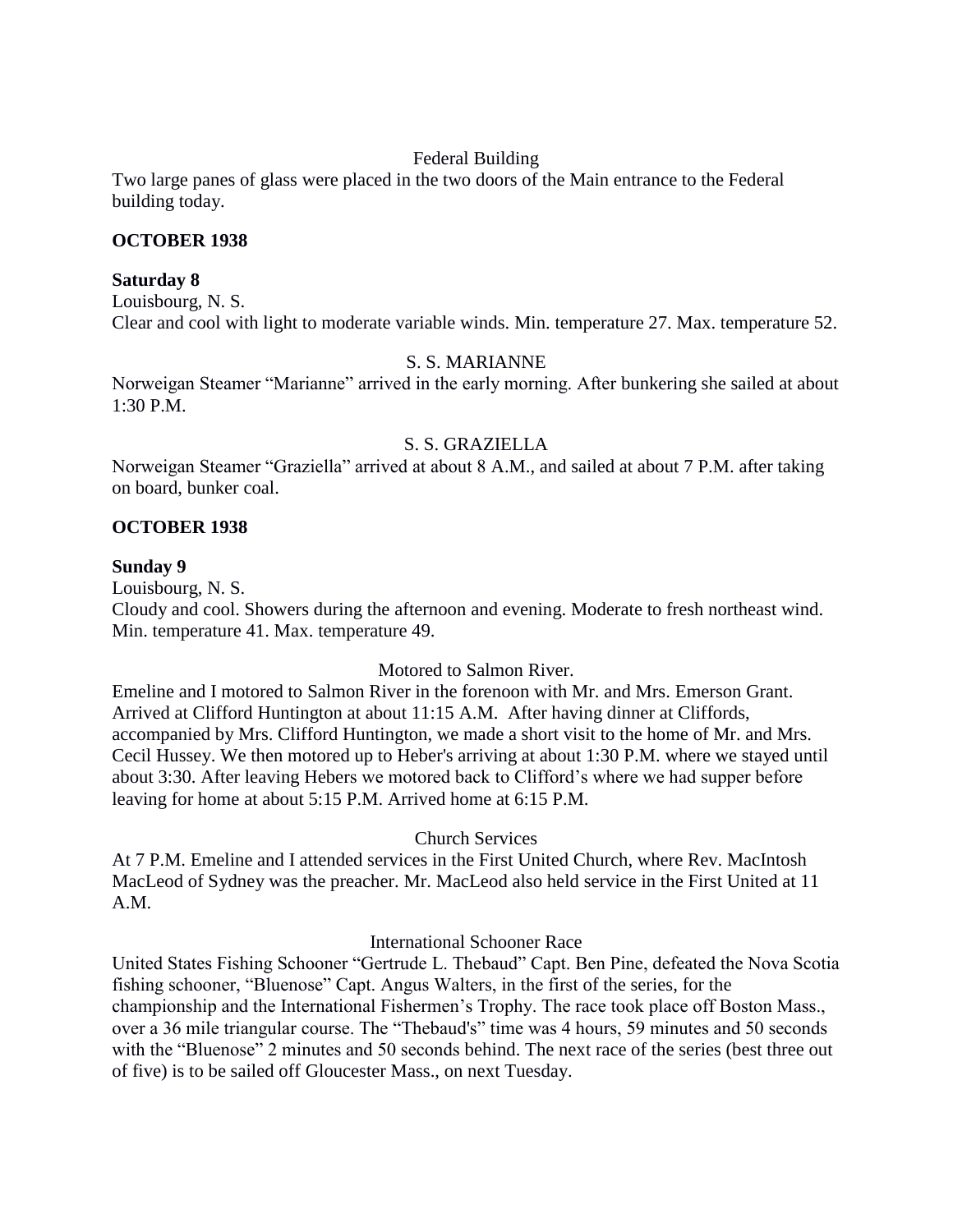Federal Building

Two large panes of glass were placed in the two doors of the Main entrance to the Federal building today.

**OCTOBER 1938**

**Saturday 8**

Louisbourg, N. S.

Clear and cool with light to moderate variable winds. Min. temperature 27. Max. temperature 52.

S. S. MARIANNE

Norweigan Steamer "Marianne" arrived in the early morning. After bunkering she sailed at about 1:30 P.M.

S. S. GRAZIELLA

Norweigan Steamer "Graziella" arrived at about 8 A.M., and sailed at about 7 P.M. after taking on board, bunker coal.

**OCTOBER 1938**

**Sunday 9**

Louisbourg, N. S.

Cloudy and cool. Showers during the afternoon and evening. Moderate to fresh northeast wind. Min. temperature 41. Max. temperature 49.

Motored to Salmon River.

Emeline and I motored to Salmon River in the forenoon with Mr. and Mrs. Emerson Grant. Arrived at Clifford Huntington at about 11:15 A.M. After having dinner at Cliffords, accompanied by Mrs. Clifford Huntington, we made a short visit to the home of Mr. and Mrs. Cecil Hussey. We then motored up to Heber's arriving at about 1:30 P.M. where we stayed until about 3:30. After leaving Hebers we motored back to Clifford's where we had supper before leaving for home at about 5:15 P.M. Arrived home at 6:15 P.M.

Church Services

At 7 P.M. Emeline and I attended services in the First United Church, where Rev. MacIntosh MacLeod of Sydney was the preacher. Mr. MacLeod also held service in the First United at 11 A.M.

International Schooner Race

United States Fishing Schooner "Gertrude L. Thebaud" Capt. Ben Pine, defeated the Nova Scotia fishing schooner, "Bluenose" Capt. Angus Walters, in the first of the series, for the championship and the International Fishermen's Trophy. The race took place off Boston Mass., over a 36 mile triangular course. The "Thebaud's" time was 4 hours, 59 minutes and 50 seconds with the "Bluenose" 2 minutes and 50 seconds behind. The next race of the series (best three out of five) is to be sailed off Gloucester Mass., on next Tuesday.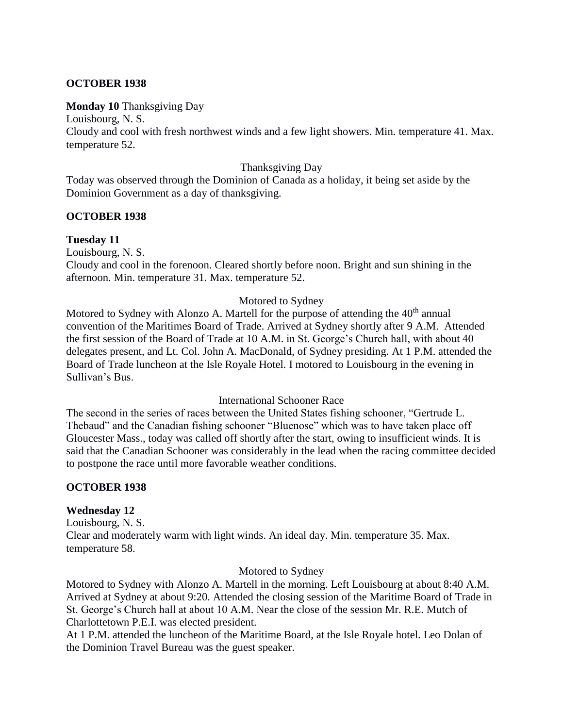**OCTOBER 1938**

**Monday 10** Thanksgiving Day

Louisbourg, N. S.

Cloudy and cool with fresh northwest winds and a few light showers. Min. temperature 41. Max. temperature 52.

Thanksgiving Day

Today was observed through the Dominion of Canada as a holiday, it being set aside by the Dominion Government as a day of thanksgiving.

**OCTOBER 1938**

**Tuesday 11**

Louisbourg, N. S.

Cloudy and cool in the forenoon. Cleared shortly before noon. Bright and sun shining in the afternoon. Min. temperature 31. Max. temperature 52.

Motored to Sydney

Motored to Sydney with Alonzo A. Martell for the purpose of attending the 40th annual convention of the Maritimes Board of Trade. Arrived at Sydney shortly after 9 A.M. Attended the first session of the Board of Trade at 10 A.M. in St. George's Church hall, with about 40 delegates present, and Lt. Col. John A. MacDonald, of Sydney presiding. At 1 P.M. attended the Board of Trade luncheon at the Isle Royale Hotel. I motored to Louisbourg in the evening in Sullivan's Bus.

International Schooner Race

The second in the series of races between the United States fishing schooner, "Gertrude L. Thebaud" and the Canadian fishing schooner "Bluenose" which was to have taken place off Gloucester Mass., today was called off shortly after the start, owing to insufficient winds. It is said that the Canadian Schooner was considerably in the lead when the racing committee decided to postpone the race until more favorable weather conditions.

**OCTOBER 1938**

**Wednesday 12**

Louisbourg, N. S.

Clear and moderately warm with light winds. An ideal day. Min. temperature 35. Max. temperature 58.

Motored to Sydney

Motored to Sydney with Alonzo A. Martell in the morning. Left Louisbourg at about 8:40 A.M. Arrived at Sydney at about 9:20. Attended the closing session of the Maritime Board of Trade in St. George's Church hall at about 10 A.M. Near the close of the session Mr. R.E. Mutch of Charlottetown P.E.I. was elected president.

At 1 P.M. attended the luncheon of the Maritime Board, at the Isle Royale hotel. Leo Dolan of the Dominion Travel Bureau was the guest speaker.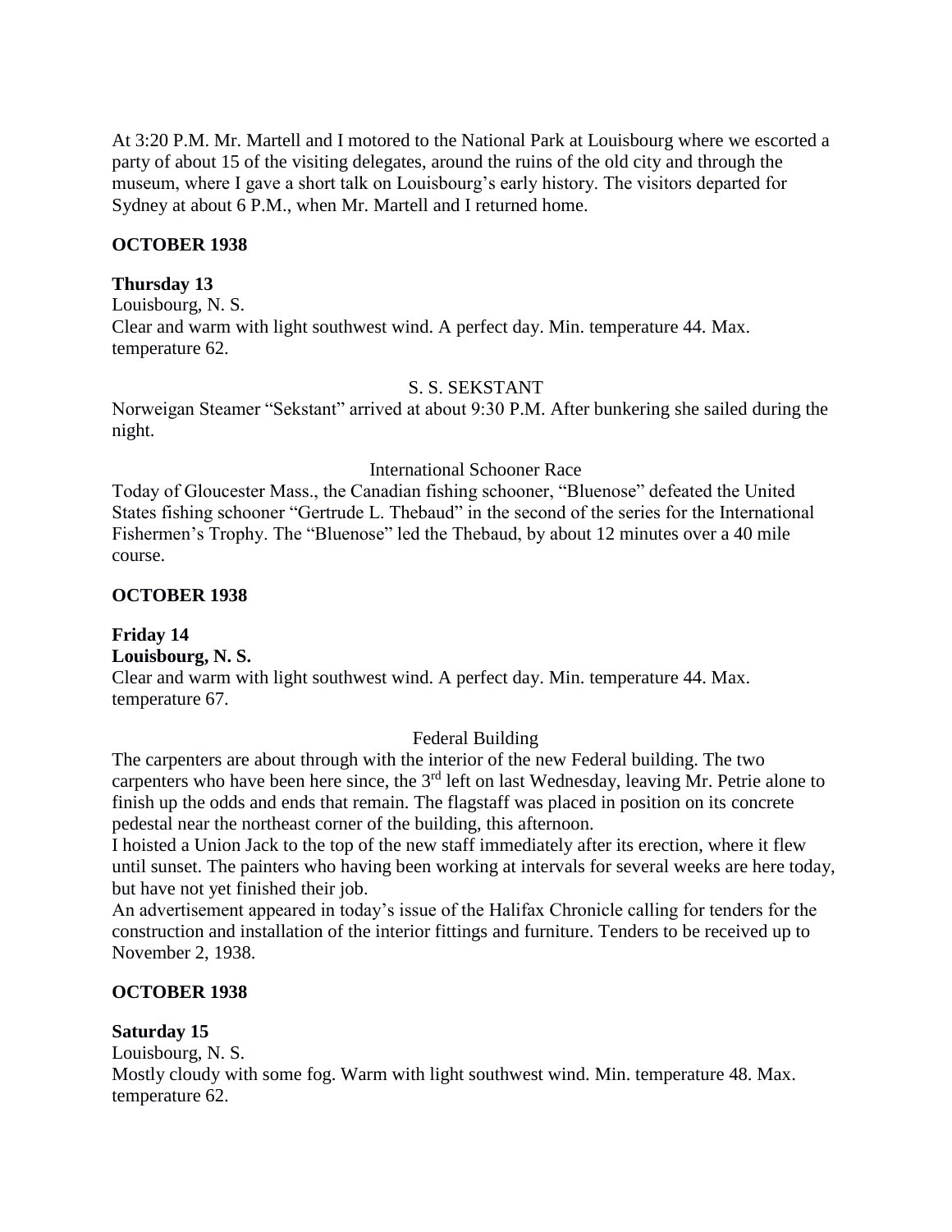At 3:20 P.M. Mr. Martell and I motored to the National Park at Louisbourg where we escorted a party of about 15 of the visiting delegates, around the ruins of the old city and through the museum, where I gave a short talk on Louisbourg's early history. The visitors departed for Sydney at about 6 P.M., when Mr. Martell and I returned home.

**OCTOBER 1938**

**Thursday 13**
Louisbourg, N. S.
Clear and warm with light southwest wind. A perfect day. Min. temperature 44. Max. temperature 62.

S. S. SEKSTANT

Norweigan Steamer "Sekstant" arrived at about 9:30 P.M. After bunkering she sailed during the night.

International Schooner Race

Today of Gloucester Mass., the Canadian fishing schooner, "Bluenose" defeated the United States fishing schooner "Gertrude L. Thebaud" in the second of the series for the International Fishermen's Trophy. The "Bluenose" led the Thebaud, by about 12 minutes over a 40 mile course.

**OCTOBER 1938**

**Friday 14**
**Louisbourg, N. S.**
Clear and warm with light southwest wind. A perfect day. Min. temperature 44. Max. temperature 67.

Federal Building

The carpenters are about through with the interior of the new Federal building. The two carpenters who have been here since, the 3rd left on last Wednesday, leaving Mr. Petrie alone to finish up the odds and ends that remain. The flagstaff was placed in position on its concrete pedestal near the northeast corner of the building, this afternoon.
I hoisted a Union Jack to the top of the new staff immediately after its erection, where it flew until sunset. The painters who having been working at intervals for several weeks are here today, but have not yet finished their job.
An advertisement appeared in today's issue of the Halifax Chronicle calling for tenders for the construction and installation of the interior fittings and furniture. Tenders to be received up to November 2, 1938.

**OCTOBER 1938**

**Saturday 15**
Louisbourg, N. S.
Mostly cloudy with some fog. Warm with light southwest wind. Min. temperature 48. Max. temperature 62.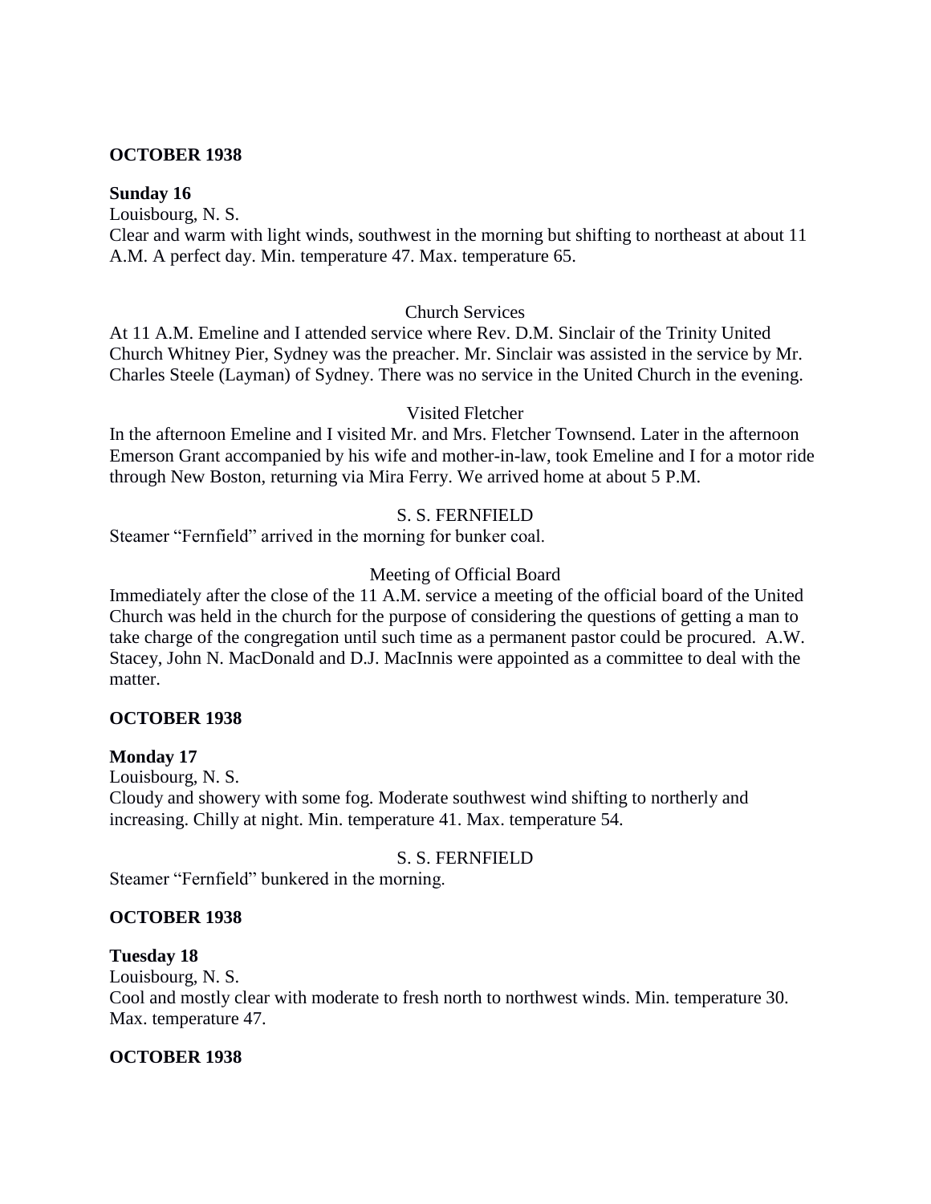**OCTOBER 1938**

**Sunday 16**

Louisbourg, N. S.

Clear and warm with light winds, southwest in the morning but shifting to northeast at about 11 A.M. A perfect day. Min. temperature 47. Max. temperature 65.

Church Services

At 11 A.M. Emeline and I attended service where Rev. D.M. Sinclair of the Trinity United Church Whitney Pier, Sydney was the preacher. Mr. Sinclair was assisted in the service by Mr. Charles Steele (Layman) of Sydney. There was no service in the United Church in the evening.

Visited Fletcher

In the afternoon Emeline and I visited Mr. and Mrs. Fletcher Townsend. Later in the afternoon Emerson Grant accompanied by his wife and mother-in-law, took Emeline and I for a motor ride through New Boston, returning via Mira Ferry. We arrived home at about 5 P.M.

S. S. FERNFIELD

Steamer "Fernfield" arrived in the morning for bunker coal.

Meeting of Official Board

Immediately after the close of the 11 A.M. service a meeting of the official board of the United Church was held in the church for the purpose of considering the questions of getting a man to take charge of the congregation until such time as a permanent pastor could be procured. A.W. Stacey, John N. MacDonald and D.J. MacInnis were appointed as a committee to deal with the matter.

**OCTOBER 1938**

**Monday 17**

Louisbourg, N. S.

Cloudy and showery with some fog. Moderate southwest wind shifting to northerly and increasing. Chilly at night. Min. temperature 41. Max. temperature 54.

S. S. FERNFIELD

Steamer "Fernfield" bunkered in the morning.

**OCTOBER 1938**

**Tuesday 18**

Louisbourg, N. S.

Cool and mostly clear with moderate to fresh north to northwest winds. Min. temperature 30. Max. temperature 47.

**OCTOBER 1938**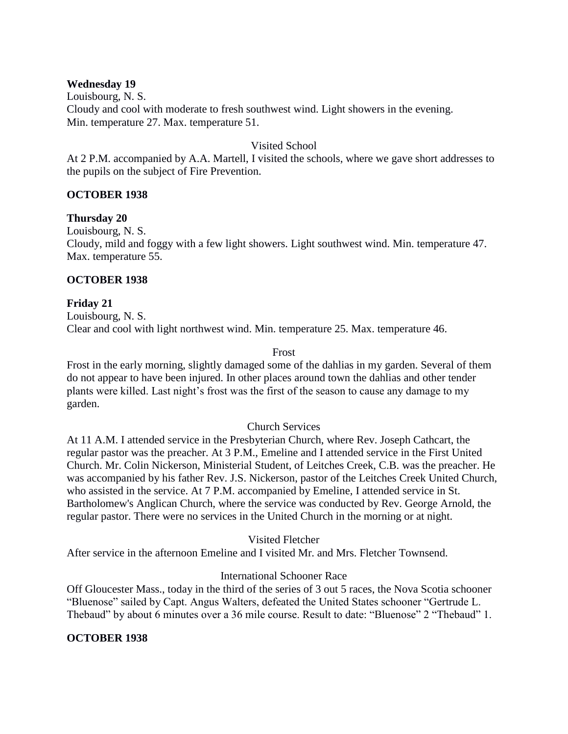**Wednesday 19**

Louisbourg, N. S.

Cloudy and cool with moderate to fresh southwest wind. Light showers in the evening. Min. temperature 27. Max. temperature 51.

Visited School

At 2 P.M. accompanied by A.A. Martell, I visited the schools, where we gave short addresses to the pupils on the subject of Fire Prevention.

**OCTOBER 1938**

**Thursday 20**

Louisbourg, N. S.

Cloudy, mild and foggy with a few light showers. Light southwest wind. Min. temperature 47. Max. temperature 55.

**OCTOBER 1938**

**Friday 21**

Louisbourg, N. S.

Clear and cool with light northwest wind. Min. temperature 25. Max. temperature 46.

Frost

Frost in the early morning, slightly damaged some of the dahlias in my garden. Several of them do not appear to have been injured. In other places around town the dahlias and other tender plants were killed. Last night's frost was the first of the season to cause any damage to my garden.

Church Services

At 11 A.M. I attended service in the Presbyterian Church, where Rev. Joseph Cathcart, the regular pastor was the preacher. At 3 P.M., Emeline and I attended service in the First United Church. Mr. Colin Nickerson, Ministerial Student, of Leitches Creek, C.B. was the preacher. He was accompanied by his father Rev. J.S. Nickerson, pastor of the Leitches Creek United Church, who assisted in the service. At 7 P.M. accompanied by Emeline, I attended service in St. Bartholomew's Anglican Church, where the service was conducted by Rev. George Arnold, the regular pastor. There were no services in the United Church in the morning or at night.

Visited Fletcher

After service in the afternoon Emeline and I visited Mr. and Mrs. Fletcher Townsend.

International Schooner Race

Off Gloucester Mass., today in the third of the series of 3 out 5 races, the Nova Scotia schooner "Bluenose" sailed by Capt. Angus Walters, defeated the United States schooner "Gertrude L. Thebaud" by about 6 minutes over a 36 mile course. Result to date: "Bluenose" 2 "Thebaud" 1.

**OCTOBER 1938**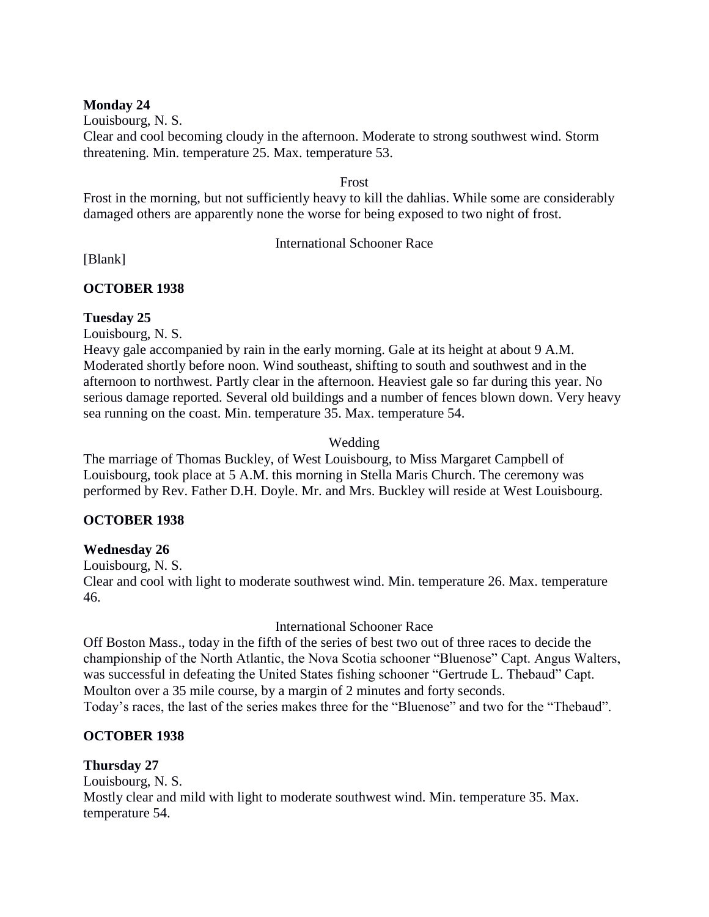**Monday 24**

Louisbourg, N. S.

Clear and cool becoming cloudy in the afternoon. Moderate to strong southwest wind. Storm threatening. Min. temperature 25. Max. temperature 53.

Frost

Frost in the morning, but not sufficiently heavy to kill the dahlias. While some are considerably damaged others are apparently none the worse for being exposed to two night of frost.

International Schooner Race

[Blank]

**OCTOBER 1938**

**Tuesday 25**

Louisbourg, N. S.

Heavy gale accompanied by rain in the early morning. Gale at its height at about 9 A.M. Moderated shortly before noon. Wind southeast, shifting to south and southwest and in the afternoon to northwest. Partly clear in the afternoon. Heaviest gale so far during this year. No serious damage reported. Several old buildings and a number of fences blown down. Very heavy sea running on the coast. Min. temperature 35. Max. temperature 54.

Wedding

The marriage of Thomas Buckley, of West Louisbourg, to Miss Margaret Campbell of Louisbourg, took place at 5 A.M. this morning in Stella Maris Church. The ceremony was performed by Rev. Father D.H. Doyle. Mr. and Mrs. Buckley will reside at West Louisbourg.

**OCTOBER 1938**

**Wednesday 26**

Louisbourg, N. S.

Clear and cool with light to moderate southwest wind. Min. temperature 26. Max. temperature 46.

International Schooner Race

Off Boston Mass., today in the fifth of the series of best two out of three races to decide the championship of the North Atlantic, the Nova Scotia schooner "Bluenose" Capt. Angus Walters, was successful in defeating the United States fishing schooner "Gertrude L. Thebaud" Capt. Moulton over a 35 mile course, by a margin of 2 minutes and forty seconds.
Today's races, the last of the series makes three for the "Bluenose" and two for the "Thebaud".

**OCTOBER 1938**

**Thursday 27**

Louisbourg, N. S.

Mostly clear and mild with light to moderate southwest wind. Min. temperature 35. Max. temperature 54.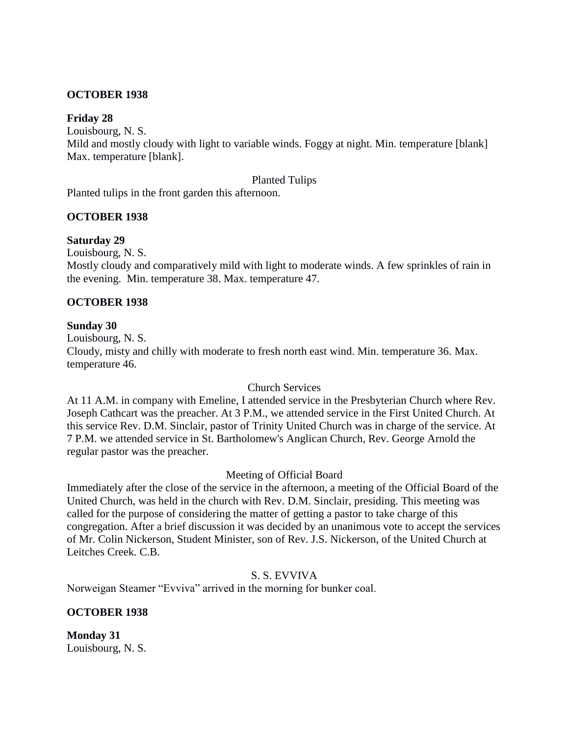**OCTOBER 1938**

**Friday 28**

Louisbourg, N. S.

Mild and mostly cloudy with light to variable winds. Foggy at night. Min. temperature [blank] Max. temperature [blank].

Planted Tulips

Planted tulips in the front garden this afternoon.

**OCTOBER 1938**

**Saturday 29**

Louisbourg, N. S.

Mostly cloudy and comparatively mild with light to moderate winds. A few sprinkles of rain in the evening. Min. temperature 38. Max. temperature 47.

**OCTOBER 1938**

**Sunday 30**

Louisbourg, N. S.

Cloudy, misty and chilly with moderate to fresh north east wind. Min. temperature 36. Max. temperature 46.

Church Services

At 11 A.M. in company with Emeline, I attended service in the Presbyterian Church where Rev. Joseph Cathcart was the preacher. At 3 P.M., we attended service in the First United Church. At this service Rev. D.M. Sinclair, pastor of Trinity United Church was in charge of the service. At 7 P.M. we attended service in St. Bartholomew's Anglican Church, Rev. George Arnold the regular pastor was the preacher.

Meeting of Official Board

Immediately after the close of the service in the afternoon, a meeting of the Official Board of the United Church, was held in the church with Rev. D.M. Sinclair, presiding. This meeting was called for the purpose of considering the matter of getting a pastor to take charge of this congregation. After a brief discussion it was decided by an unanimous vote to accept the services of Mr. Colin Nickerson, Student Minister, son of Rev. J.S. Nickerson, of the United Church at Leitches Creek. C.B.

S. S. EVVIVA

Norweigan Steamer "Evviva" arrived in the morning for bunker coal.

**OCTOBER 1938**

**Monday 31**

Louisbourg, N. S.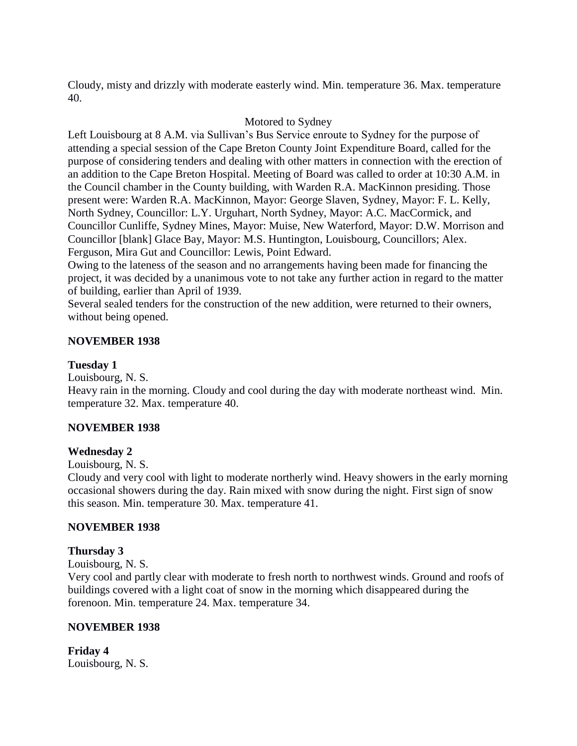Cloudy, misty and drizzly with moderate easterly wind. Min. temperature 36. Max. temperature 40.

Motored to Sydney

Left Louisbourg at 8 A.M. via Sullivan's Bus Service enroute to Sydney for the purpose of attending a special session of the Cape Breton County Joint Expenditure Board, called for the purpose of considering tenders and dealing with other matters in connection with the erection of an addition to the Cape Breton Hospital. Meeting of Board was called to order at 10:30 A.M. in the Council chamber in the County building, with Warden R.A. MacKinnon presiding. Those present were: Warden R.A. MacKinnon, Mayor: George Slaven, Sydney, Mayor: F. L. Kelly, North Sydney, Councillor: L.Y. Urguhart, North Sydney, Mayor: A.C. MacCormick, and Councillor Cunliffe, Sydney Mines, Mayor: Muise, New Waterford, Mayor: D.W. Morrison and Councillor [blank] Glace Bay, Mayor: M.S. Huntington, Louisbourg, Councillors; Alex. Ferguson, Mira Gut and Councillor: Lewis, Point Edward.

Owing to the lateness of the season and no arrangements having been made for financing the project, it was decided by a unanimous vote to not take any further action in regard to the matter of building, earlier than April of 1939.

Several sealed tenders for the construction of the new addition, were returned to their owners, without being opened.

**NOVEMBER 1938**

**Tuesday 1**

Louisbourg, N. S.

Heavy rain in the morning. Cloudy and cool during the day with moderate northeast wind. Min. temperature 32. Max. temperature 40.

**NOVEMBER 1938**

**Wednesday 2**

Louisbourg, N. S.

Cloudy and very cool with light to moderate northerly wind. Heavy showers in the early morning occasional showers during the day. Rain mixed with snow during the night. First sign of snow this season. Min. temperature 30. Max. temperature 41.

**NOVEMBER 1938**

**Thursday 3**

Louisbourg, N. S.

Very cool and partly clear with moderate to fresh north to northwest winds. Ground and roofs of buildings covered with a light coat of snow in the morning which disappeared during the forenoon. Min. temperature 24. Max. temperature 34.

**NOVEMBER 1938**

**Friday 4**

Louisbourg, N. S.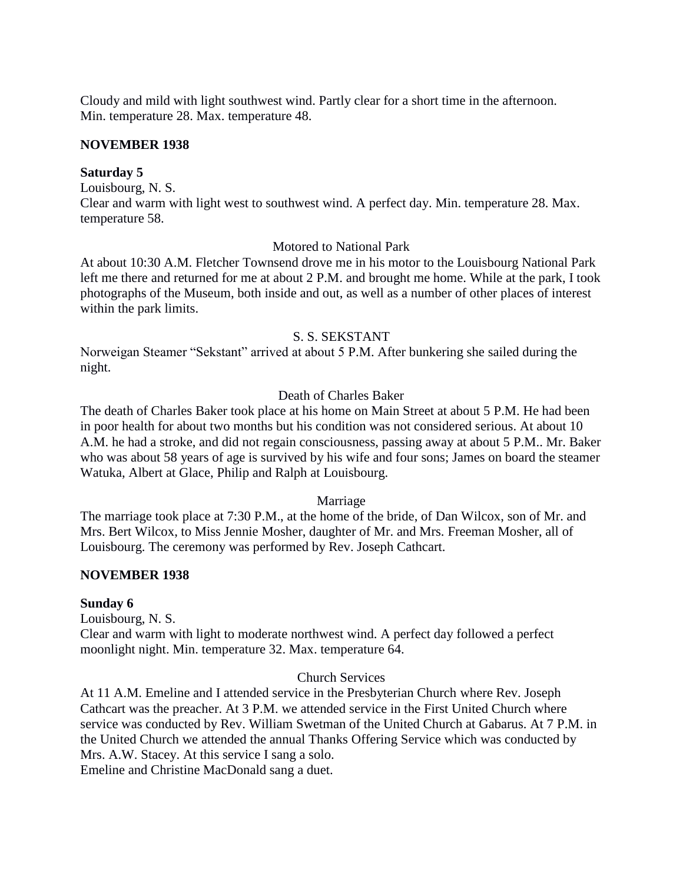Cloudy and mild with light southwest wind. Partly clear for a short time in the afternoon. Min. temperature 28. Max. temperature 48.

**NOVEMBER 1938**

**Saturday 5**

Louisbourg, N. S.

Clear and warm with light west to southwest wind. A perfect day. Min. temperature 28. Max. temperature 58.

Motored to National Park

At about 10:30 A.M. Fletcher Townsend drove me in his motor to the Louisbourg National Park left me there and returned for me at about 2 P.M. and brought me home. While at the park, I took photographs of the Museum, both inside and out, as well as a number of other places of interest within the park limits.

S. S. SEKSTANT

Norweigan Steamer "Sekstant" arrived at about 5 P.M. After bunkering she sailed during the night.

Death of Charles Baker

The death of Charles Baker took place at his home on Main Street at about 5 P.M. He had been in poor health for about two months but his condition was not considered serious. At about 10 A.M. he had a stroke, and did not regain consciousness, passing away at about 5 P.M.. Mr. Baker who was about 58 years of age is survived by his wife and four sons; James on board the steamer Watuka, Albert at Glace, Philip and Ralph at Louisbourg.

Marriage

The marriage took place at 7:30 P.M., at the home of the bride, of Dan Wilcox, son of Mr. and Mrs. Bert Wilcox, to Miss Jennie Mosher, daughter of Mr. and Mrs. Freeman Mosher, all of Louisbourg. The ceremony was performed by Rev. Joseph Cathcart.

**NOVEMBER 1938**

**Sunday 6**

Louisbourg, N. S.

Clear and warm with light to moderate northwest wind. A perfect day followed a perfect moonlight night. Min. temperature 32. Max. temperature 64.

Church Services

At 11 A.M. Emeline and I attended service in the Presbyterian Church where Rev. Joseph Cathcart was the preacher. At 3 P.M. we attended service in the First United Church where service was conducted by Rev. William Swetman of the United Church at Gabarus. At 7 P.M. in the United Church we attended the annual Thanks Offering Service which was conducted by Mrs. A.W. Stacey. At this service I sang a solo.

Emeline and Christine MacDonald sang a duet.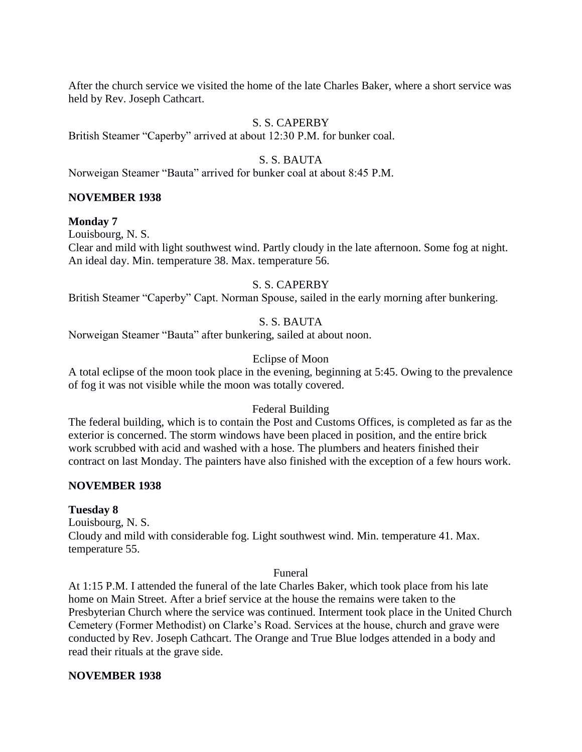After the church service we visited the home of the late Charles Baker, where a short service was held by Rev. Joseph Cathcart.

S. S. CAPERBY

British Steamer "Caperby" arrived at about 12:30 P.M. for bunker coal.

S. S. BAUTA

Norweigan Steamer "Bauta" arrived for bunker coal at about 8:45 P.M.

**NOVEMBER 1938**

**Monday 7**

Louisbourg, N. S.

Clear and mild with light southwest wind. Partly cloudy in the late afternoon. Some fog at night. An ideal day. Min. temperature 38. Max. temperature 56.

S. S. CAPERBY

British Steamer "Caperby" Capt. Norman Spouse, sailed in the early morning after bunkering.

S. S. BAUTA

Norweigan Steamer "Bauta" after bunkering, sailed at about noon.

Eclipse of Moon

A total eclipse of the moon took place in the evening, beginning at 5:45. Owing to the prevalence of fog it was not visible while the moon was totally covered.

Federal Building

The federal building, which is to contain the Post and Customs Offices, is completed as far as the exterior is concerned. The storm windows have been placed in position, and the entire brick work scrubbed with acid and washed with a hose. The plumbers and heaters finished their contract on last Monday. The painters have also finished with the exception of a few hours work.

**NOVEMBER 1938**

**Tuesday 8**

Louisbourg, N. S.

Cloudy and mild with considerable fog. Light southwest wind. Min. temperature 41. Max. temperature 55.

Funeral

At 1:15 P.M. I attended the funeral of the late Charles Baker, which took place from his late home on Main Street. After a brief service at the house the remains were taken to the Presbyterian Church where the service was continued. Interment took place in the United Church Cemetery (Former Methodist) on Clarke's Road. Services at the house, church and grave were conducted by Rev. Joseph Cathcart. The Orange and True Blue lodges attended in a body and read their rituals at the grave side.

**NOVEMBER 1938**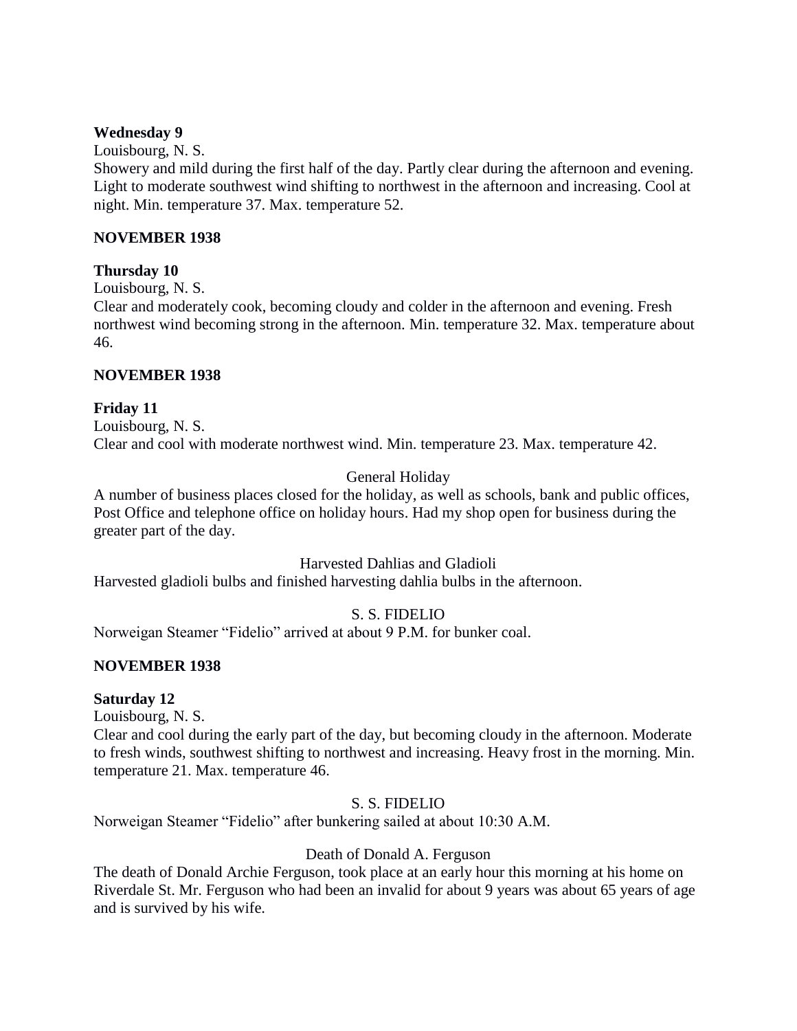**Wednesday 9**

Louisbourg, N. S.

Showery and mild during the first half of the day. Partly clear during the afternoon and evening. Light to moderate southwest wind shifting to northwest in the afternoon and increasing. Cool at night. Min. temperature 37. Max. temperature 52.

**NOVEMBER 1938**

**Thursday 10**

Louisbourg, N. S.

Clear and moderately cook, becoming cloudy and colder in the afternoon and evening. Fresh northwest wind becoming strong in the afternoon. Min. temperature 32. Max. temperature about 46.

**NOVEMBER 1938**

**Friday 11**

Louisbourg, N. S.

Clear and cool with moderate northwest wind. Min. temperature 23. Max. temperature 42.

General Holiday

A number of business places closed for the holiday, as well as schools, bank and public offices, Post Office and telephone office on holiday hours. Had my shop open for business during the greater part of the day.

Harvested Dahlias and Gladioli

Harvested gladioli bulbs and finished harvesting dahlia bulbs in the afternoon.

S. S. FIDELIO

Norweigan Steamer "Fidelio" arrived at about 9 P.M. for bunker coal.

**NOVEMBER 1938**

**Saturday 12**

Louisbourg, N. S.

Clear and cool during the early part of the day, but becoming cloudy in the afternoon. Moderate to fresh winds, southwest shifting to northwest and increasing. Heavy frost in the morning. Min. temperature 21. Max. temperature 46.

S. S. FIDELIO

Norweigan Steamer "Fidelio" after bunkering sailed at about 10:30 A.M.

Death of Donald A. Ferguson

The death of Donald Archie Ferguson, took place at an early hour this morning at his home on Riverdale St. Mr. Ferguson who had been an invalid for about 9 years was about 65 years of age and is survived by his wife.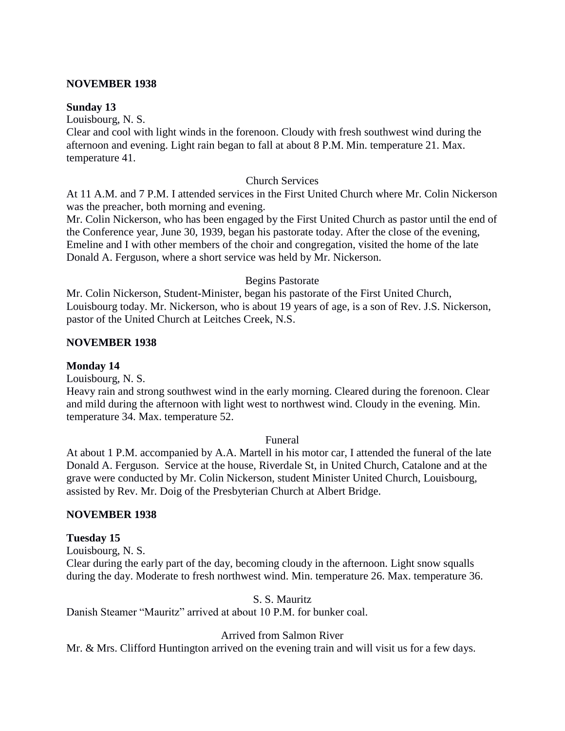**NOVEMBER 1938**

**Sunday 13**

Louisbourg, N. S.

Clear and cool with light winds in the forenoon. Cloudy with fresh southwest wind during the afternoon and evening. Light rain began to fall at about 8 P.M. Min. temperature 21. Max. temperature 41.

Church Services

At 11 A.M. and 7 P.M. I attended services in the First United Church where Mr. Colin Nickerson was the preacher, both morning and evening.

Mr. Colin Nickerson, who has been engaged by the First United Church as pastor until the end of the Conference year, June 30, 1939, began his pastorate today. After the close of the evening, Emeline and I with other members of the choir and congregation, visited the home of the late Donald A. Ferguson, where a short service was held by Mr. Nickerson.

Begins Pastorate

Mr. Colin Nickerson, Student-Minister, began his pastorate of the First United Church, Louisbourg today. Mr. Nickerson, who is about 19 years of age, is a son of Rev. J.S. Nickerson, pastor of the United Church at Leitches Creek, N.S.

**NOVEMBER 1938**

**Monday 14**

Louisbourg, N. S.

Heavy rain and strong southwest wind in the early morning. Cleared during the forenoon. Clear and mild during the afternoon with light west to northwest wind. Cloudy in the evening. Min. temperature 34. Max. temperature 52.

Funeral

At about 1 P.M. accompanied by A.A. Martell in his motor car, I attended the funeral of the late Donald A. Ferguson. Service at the house, Riverdale St, in United Church, Catalone and at the grave were conducted by Mr. Colin Nickerson, student Minister United Church, Louisbourg, assisted by Rev. Mr. Doig of the Presbyterian Church at Albert Bridge.

**NOVEMBER 1938**

**Tuesday 15**

Louisbourg, N. S.

Clear during the early part of the day, becoming cloudy in the afternoon. Light snow squalls during the day. Moderate to fresh northwest wind. Min. temperature 26. Max. temperature 36.

S. S. Mauritz

Danish Steamer "Mauritz" arrived at about 10 P.M. for bunker coal.

Arrived from Salmon River

Mr. & Mrs. Clifford Huntington arrived on the evening train and will visit us for a few days.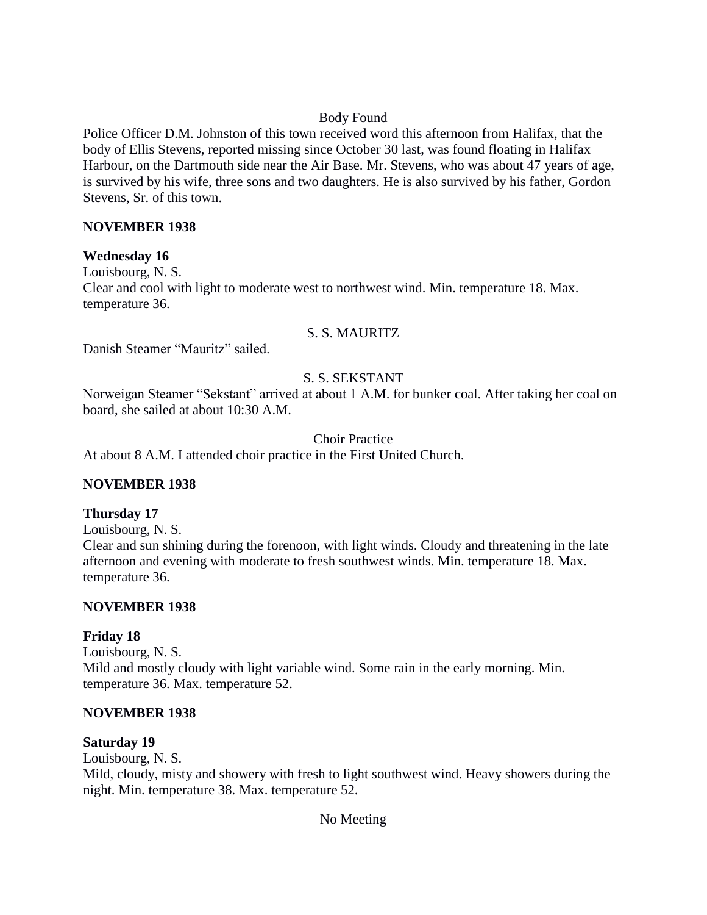Body Found

Police Officer D.M. Johnston of this town received word this afternoon from Halifax, that the body of Ellis Stevens, reported missing since October 30 last, was found floating in Halifax Harbour, on the Dartmouth side near the Air Base. Mr. Stevens, who was about 47 years of age, is survived by his wife, three sons and two daughters. He is also survived by his father, Gordon Stevens, Sr. of this town.

**NOVEMBER 1938**

**Wednesday 16**

Louisbourg, N. S.

Clear and cool with light to moderate west to northwest wind. Min. temperature 18. Max. temperature 36.

S. S. MAURITZ

Danish Steamer "Mauritz" sailed.

S. S. SEKSTANT

Norweigan Steamer "Sekstant" arrived at about 1 A.M. for bunker coal. After taking her coal on board, she sailed at about 10:30 A.M.

Choir Practice

At about 8 A.M. I attended choir practice in the First United Church.

**NOVEMBER 1938**

**Thursday 17**

Louisbourg, N. S.

Clear and sun shining during the forenoon, with light winds. Cloudy and threatening in the late afternoon and evening with moderate to fresh southwest winds. Min. temperature 18. Max. temperature 36.

**NOVEMBER 1938**

**Friday 18**

Louisbourg, N. S.

Mild and mostly cloudy with light variable wind. Some rain in the early morning. Min. temperature 36. Max. temperature 52.

**NOVEMBER 1938**

**Saturday 19**

Louisbourg, N. S.

Mild, cloudy, misty and showery with fresh to light southwest wind. Heavy showers during the night. Min. temperature 38. Max. temperature 52.

No Meeting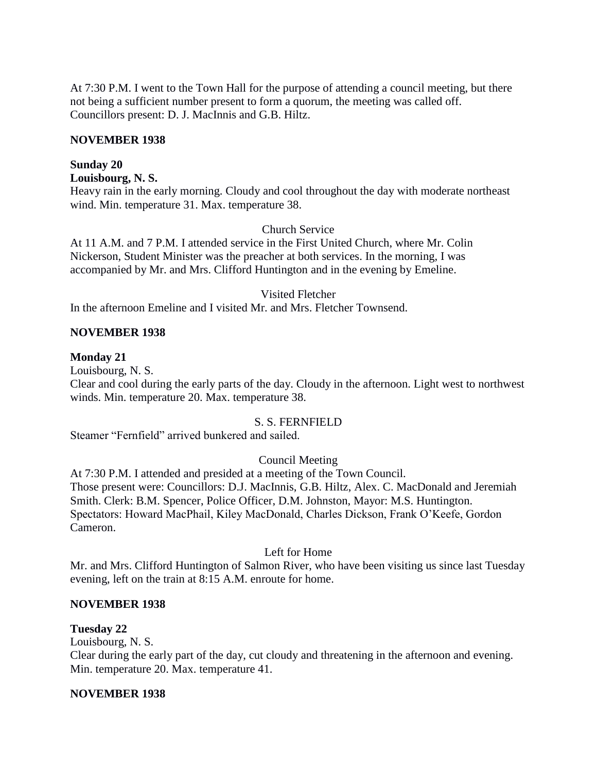At 7:30 P.M. I went to the Town Hall for the purpose of attending a council meeting, but there not being a sufficient number present to form a quorum, the meeting was called off. Councillors present: D. J. MacInnis and G.B. Hiltz.

**NOVEMBER 1938**

**Sunday 20**
**Louisbourg, N. S.**
Heavy rain in the early morning. Cloudy and cool throughout the day with moderate northeast wind. Min. temperature 31. Max. temperature 38.

Church Service

At 11 A.M. and 7 P.M. I attended service in the First United Church, where Mr. Colin Nickerson, Student Minister was the preacher at both services. In the morning, I was accompanied by Mr. and Mrs. Clifford Huntington and in the evening by Emeline.

Visited Fletcher

In the afternoon Emeline and I visited Mr. and Mrs. Fletcher Townsend.

**NOVEMBER 1938**

**Monday 21**
Louisbourg, N. S.
Clear and cool during the early parts of the day. Cloudy in the afternoon. Light west to northwest winds. Min. temperature 20. Max. temperature 38.

S. S. FERNFIELD

Steamer "Fernfield" arrived bunkered and sailed.

Council Meeting

At 7:30 P.M. I attended and presided at a meeting of the Town Council.
Those present were: Councillors: D.J. MacInnis, G.B. Hiltz, Alex. C. MacDonald and Jeremiah Smith. Clerk: B.M. Spencer, Police Officer, D.M. Johnston, Mayor: M.S. Huntington. Spectators: Howard MacPhail, Kiley MacDonald, Charles Dickson, Frank O'Keefe, Gordon Cameron.

Left for Home

Mr. and Mrs. Clifford Huntington of Salmon River, who have been visiting us since last Tuesday evening, left on the train at 8:15 A.M. enroute for home.

**NOVEMBER 1938**

**Tuesday 22**
Louisbourg, N. S.
Clear during the early part of the day, cut cloudy and threatening in the afternoon and evening. Min. temperature 20. Max. temperature 41.

**NOVEMBER 1938**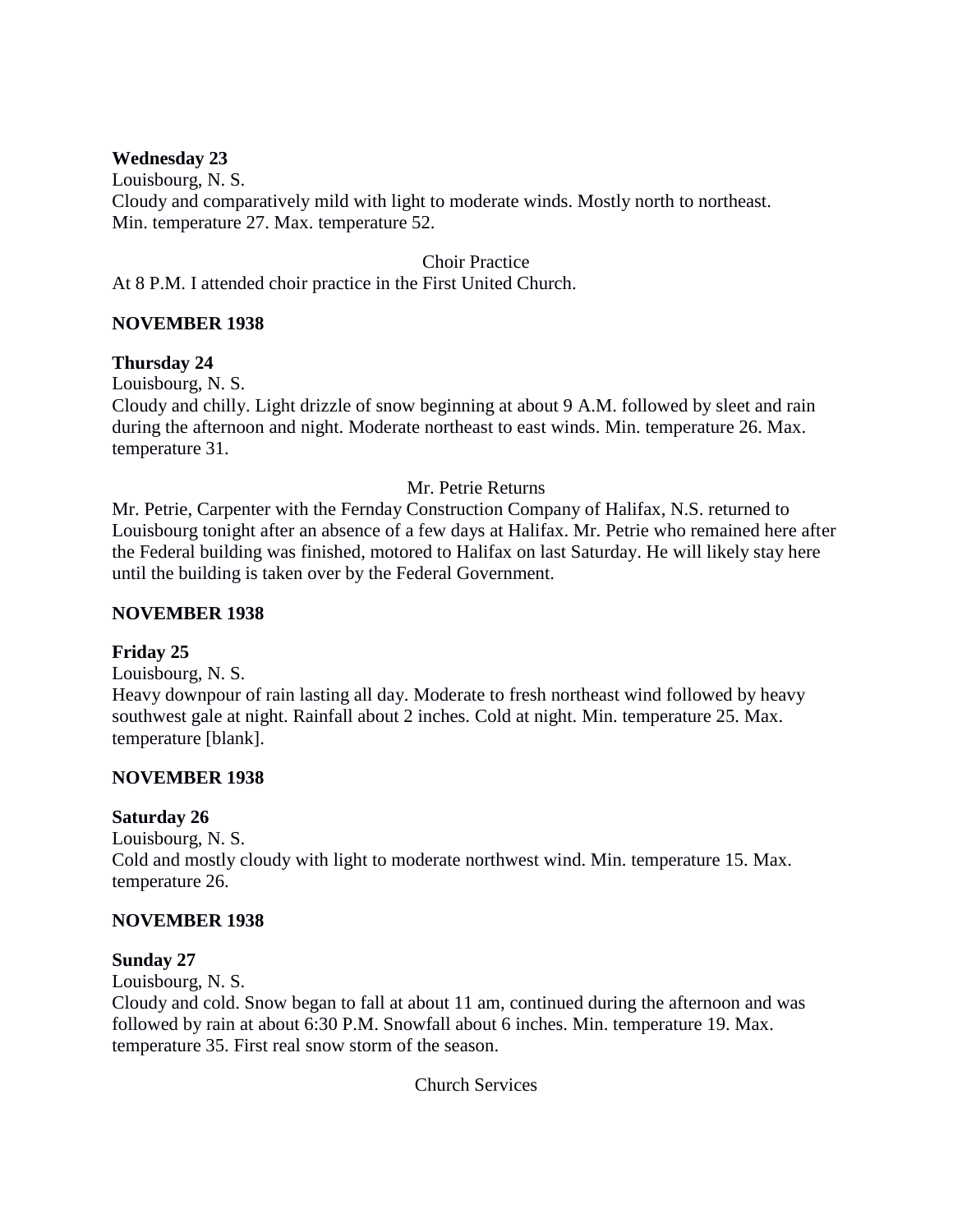**Wednesday 23**

Louisbourg, N. S.

Cloudy and comparatively mild with light to moderate winds. Mostly north to northeast. Min. temperature 27. Max. temperature 52.

Choir Practice

At 8 P.M. I attended choir practice in the First United Church.

**NOVEMBER 1938**

**Thursday 24**

Louisbourg, N. S.

Cloudy and chilly. Light drizzle of snow beginning at about 9 A.M. followed by sleet and rain during the afternoon and night. Moderate northeast to east winds. Min. temperature 26. Max. temperature 31.

Mr. Petrie Returns

Mr. Petrie, Carpenter with the Fernday Construction Company of Halifax, N.S. returned to Louisbourg tonight after an absence of a few days at Halifax. Mr. Petrie who remained here after the Federal building was finished, motored to Halifax on last Saturday. He will likely stay here until the building is taken over by the Federal Government.

**NOVEMBER 1938**

**Friday 25**

Louisbourg, N. S.

Heavy downpour of rain lasting all day. Moderate to fresh northeast wind followed by heavy southwest gale at night. Rainfall about 2 inches. Cold at night. Min. temperature 25. Max. temperature [blank].

**NOVEMBER 1938**

**Saturday 26**

Louisbourg, N. S.

Cold and mostly cloudy with light to moderate northwest wind. Min. temperature 15. Max. temperature 26.

**NOVEMBER 1938**

**Sunday 27**

Louisbourg, N. S.

Cloudy and cold. Snow began to fall at about 11 am, continued during the afternoon and was followed by rain at about 6:30 P.M. Snowfall about 6 inches. Min. temperature 19. Max. temperature 35. First real snow storm of the season.

Church Services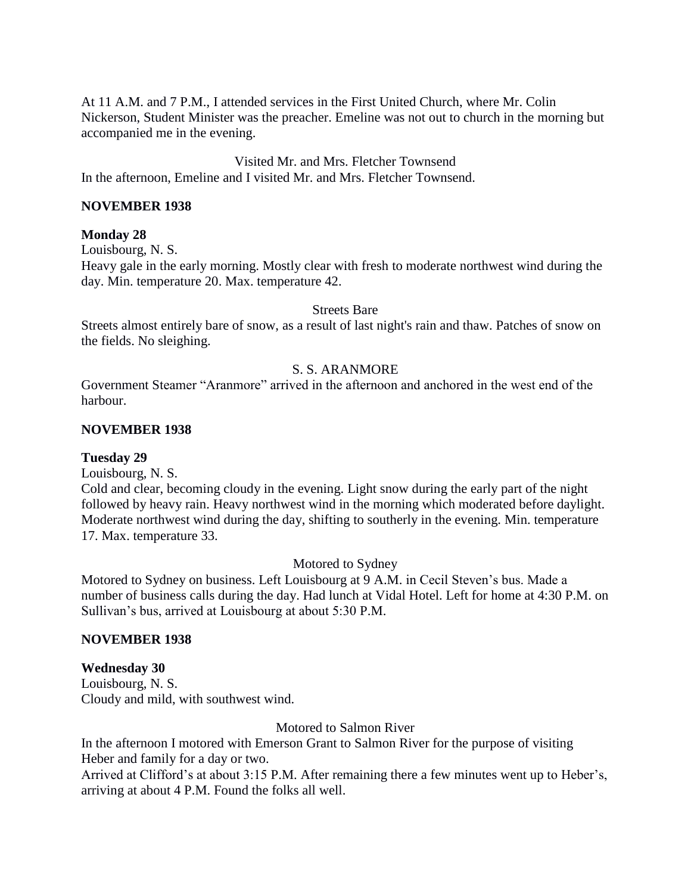At 11 A.M. and 7 P.M., I attended services in the First United Church, where Mr. Colin Nickerson, Student Minister was the preacher. Emeline was not out to church in the morning but accompanied me in the evening.

Visited Mr. and Mrs. Fletcher Townsend

In the afternoon, Emeline and I visited Mr. and Mrs. Fletcher Townsend.

**NOVEMBER 1938**

**Monday 28**

Louisbourg, N. S.

Heavy gale in the early morning. Mostly clear with fresh to moderate northwest wind during the day. Min. temperature 20. Max. temperature 42.

Streets Bare

Streets almost entirely bare of snow, as a result of last night's rain and thaw. Patches of snow on the fields. No sleighing.

S. S. ARANMORE

Government Steamer "Aranmore" arrived in the afternoon and anchored in the west end of the harbour.

**NOVEMBER 1938**

**Tuesday 29**

Louisbourg, N. S.

Cold and clear, becoming cloudy in the evening. Light snow during the early part of the night followed by heavy rain. Heavy northwest wind in the morning which moderated before daylight. Moderate northwest wind during the day, shifting to southerly in the evening. Min. temperature 17. Max. temperature 33.

Motored to Sydney

Motored to Sydney on business. Left Louisbourg at 9 A.M. in Cecil Steven's bus. Made a number of business calls during the day. Had lunch at Vidal Hotel. Left for home at 4:30 P.M. on Sullivan's bus, arrived at Louisbourg at about 5:30 P.M.

**NOVEMBER 1938**

**Wednesday 30**

Louisbourg, N. S.

Cloudy and mild, with southwest wind.

Motored to Salmon River

In the afternoon I motored with Emerson Grant to Salmon River for the purpose of visiting Heber and family for a day or two.

Arrived at Clifford's at about 3:15 P.M. After remaining there a few minutes went up to Heber's, arriving at about 4 P.M. Found the folks all well.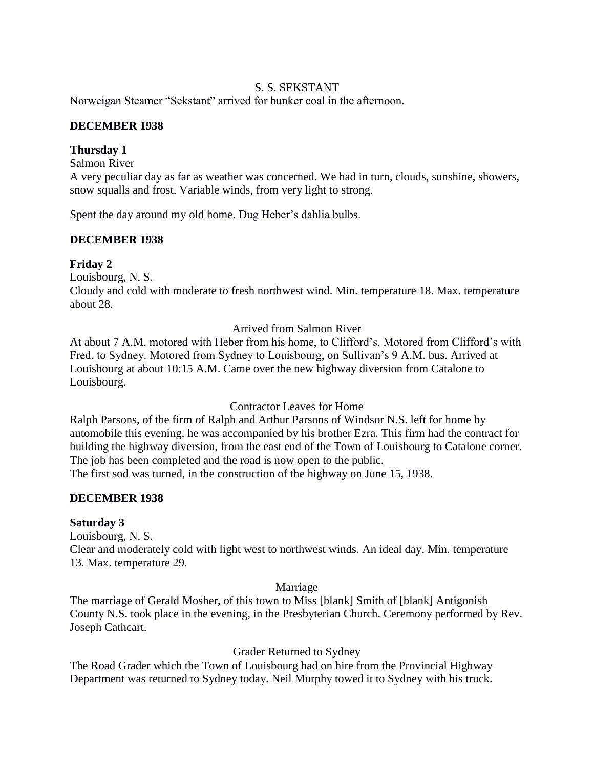S. S. SEKSTANT

Norweigan Steamer "Sekstant" arrived for bunker coal in the afternoon.

**DECEMBER 1938**

**Thursday 1**

Salmon River

A very peculiar day as far as weather was concerned. We had in turn, clouds, sunshine, showers, snow squalls and frost. Variable winds, from very light to strong.

Spent the day around my old home. Dug Heber's dahlia bulbs.

**DECEMBER 1938**

**Friday 2**

Louisbourg, N. S.

Cloudy and cold with moderate to fresh northwest wind. Min. temperature 18. Max. temperature about 28.

Arrived from Salmon River

At about 7 A.M. motored with Heber from his home, to Clifford's. Motored from Clifford's with Fred, to Sydney. Motored from Sydney to Louisbourg, on Sullivan's 9 A.M. bus. Arrived at Louisbourg at about 10:15 A.M. Came over the new highway diversion from Catalone to Louisbourg.

Contractor Leaves for Home

Ralph Parsons, of the firm of Ralph and Arthur Parsons of Windsor N.S. left for home by automobile this evening, he was accompanied by his brother Ezra. This firm had the contract for building the highway diversion, from the east end of the Town of Louisbourg to Catalone corner. The job has been completed and the road is now open to the public.

The first sod was turned, in the construction of the highway on June 15, 1938.

**DECEMBER 1938**

**Saturday 3**

Louisbourg, N. S.

Clear and moderately cold with light west to northwest winds. An ideal day. Min. temperature 13. Max. temperature 29.

Marriage

The marriage of Gerald Mosher, of this town to Miss [blank] Smith of [blank] Antigonish County N.S. took place in the evening, in the Presbyterian Church. Ceremony performed by Rev. Joseph Cathcart.

Grader Returned to Sydney

The Road Grader which the Town of Louisbourg had on hire from the Provincial Highway Department was returned to Sydney today. Neil Murphy towed it to Sydney with his truck.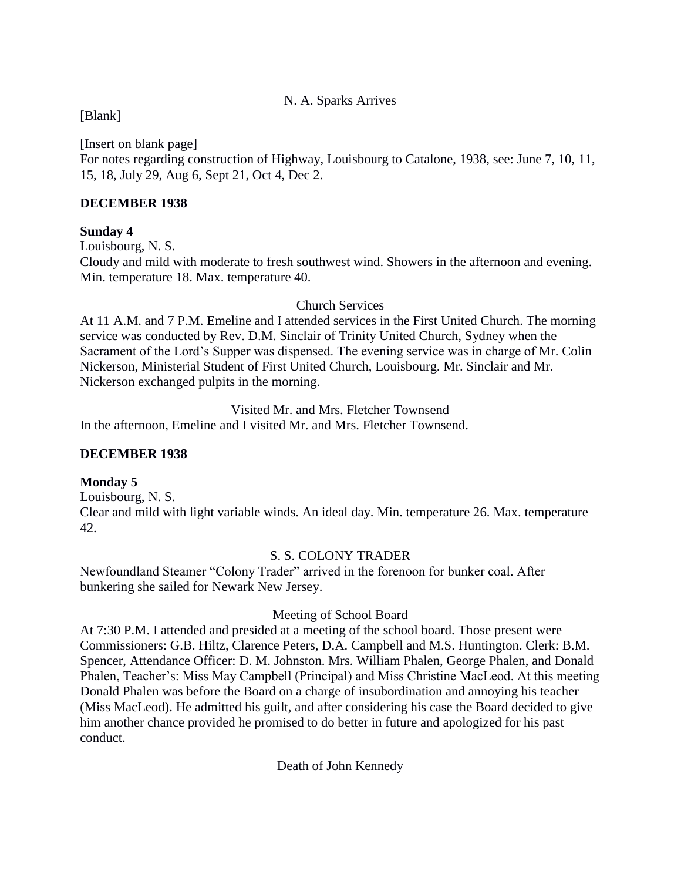N. A. Sparks Arrives

[Blank]

[Insert on blank page]
For notes regarding construction of Highway, Louisbourg to Catalone, 1938, see: June 7, 10, 11, 15, 18, July 29, Aug 6, Sept 21, Oct 4, Dec 2.

**DECEMBER 1938**

**Sunday 4**
Louisbourg, N. S.
Cloudy and mild with moderate to fresh southwest wind. Showers in the afternoon and evening. Min. temperature 18. Max. temperature 40.

Church Services
At 11 A.M. and 7 P.M. Emeline and I attended services in the First United Church. The morning service was conducted by Rev. D.M. Sinclair of Trinity United Church, Sydney when the Sacrament of the Lord's Supper was dispensed. The evening service was in charge of Mr. Colin Nickerson, Ministerial Student of First United Church, Louisbourg. Mr. Sinclair and Mr. Nickerson exchanged pulpits in the morning.

Visited Mr. and Mrs. Fletcher Townsend
In the afternoon, Emeline and I visited Mr. and Mrs. Fletcher Townsend.

**DECEMBER 1938**

**Monday 5**
Louisbourg, N. S.
Clear and mild with light variable winds. An ideal day. Min. temperature 26. Max. temperature 42.

S. S. COLONY TRADER
Newfoundland Steamer "Colony Trader" arrived in the forenoon for bunker coal. After bunkering she sailed for Newark New Jersey.

Meeting of School Board
At 7:30 P.M. I attended and presided at a meeting of the school board. Those present were Commissioners: G.B. Hiltz, Clarence Peters, D.A. Campbell and M.S. Huntington. Clerk: B.M. Spencer, Attendance Officer: D. M. Johnston. Mrs. William Phalen, George Phalen, and Donald Phalen, Teacher's: Miss May Campbell (Principal) and Miss Christine MacLeod. At this meeting Donald Phalen was before the Board on a charge of insubordination and annoying his teacher (Miss MacLeod). He admitted his guilt, and after considering his case the Board decided to give him another chance provided he promised to do better in future and apologized for his past conduct.

Death of John Kennedy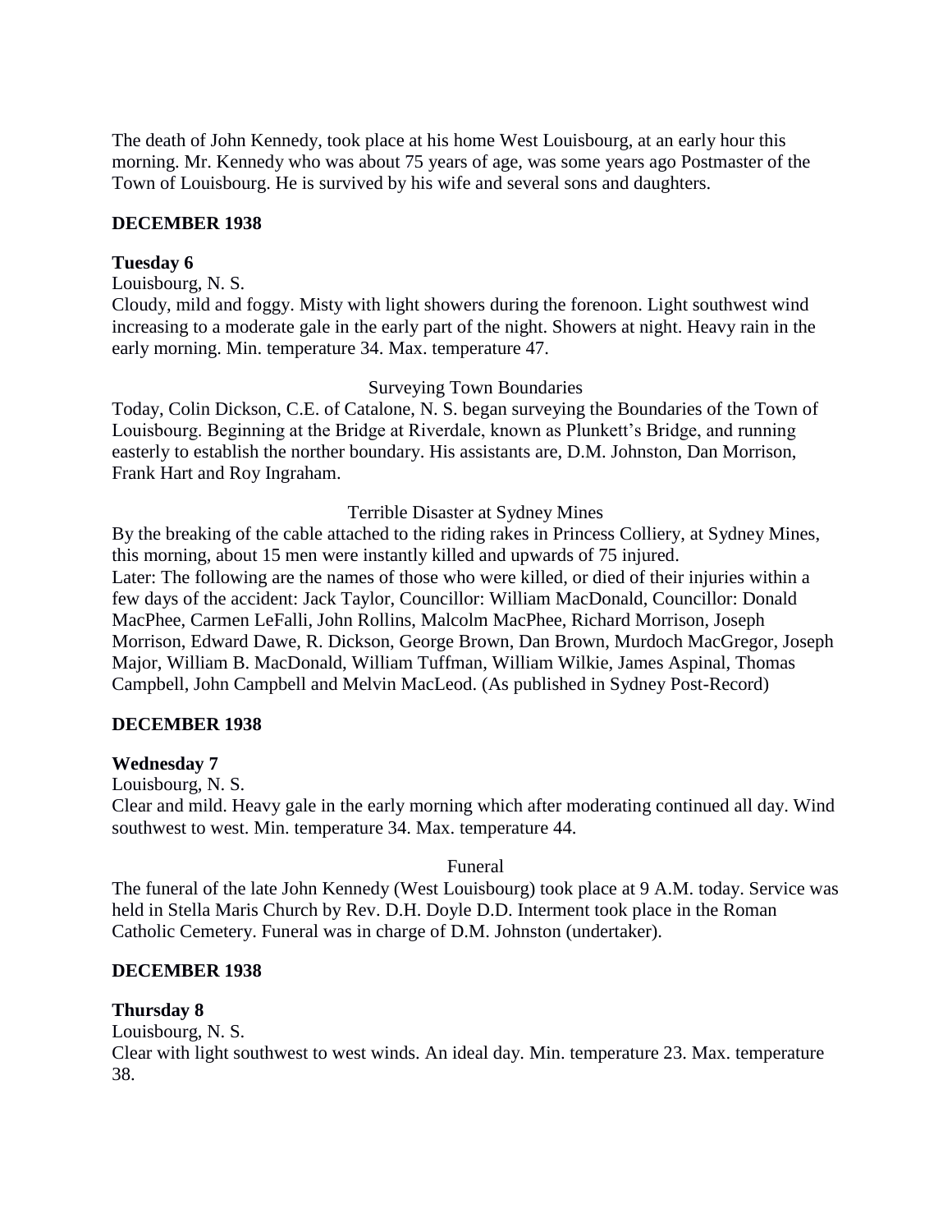The death of John Kennedy, took place at his home West Louisbourg, at an early hour this morning. Mr. Kennedy who was about 75 years of age, was some years ago Postmaster of the Town of Louisbourg. He is survived by his wife and several sons and daughters.

**DECEMBER 1938**

**Tuesday 6**

Louisbourg, N. S.

Cloudy, mild and foggy. Misty with light showers during the forenoon. Light southwest wind increasing to a moderate gale in the early part of the night. Showers at night. Heavy rain in the early morning. Min. temperature 34. Max. temperature 47.

Surveying Town Boundaries

Today, Colin Dickson, C.E. of Catalone, N. S. began surveying the Boundaries of the Town of Louisbourg. Beginning at the Bridge at Riverdale, known as Plunkett's Bridge, and running easterly to establish the norther boundary. His assistants are, D.M. Johnston, Dan Morrison, Frank Hart and Roy Ingraham.

Terrible Disaster at Sydney Mines

By the breaking of the cable attached to the riding rakes in Princess Colliery, at Sydney Mines, this morning, about 15 men were instantly killed and upwards of 75 injured.

Later: The following are the names of those who were killed, or died of their injuries within a few days of the accident: Jack Taylor, Councillor: William MacDonald, Councillor: Donald MacPhee, Carmen LeFalli, John Rollins, Malcolm MacPhee, Richard Morrison, Joseph Morrison, Edward Dawe, R. Dickson, George Brown, Dan Brown, Murdoch MacGregor, Joseph Major, William B. MacDonald, William Tuffman, William Wilkie, James Aspinal, Thomas Campbell, John Campbell and Melvin MacLeod. (As published in Sydney Post-Record)

**DECEMBER 1938**

**Wednesday 7**

Louisbourg, N. S.

Clear and mild. Heavy gale in the early morning which after moderating continued all day. Wind southwest to west. Min. temperature 34. Max. temperature 44.

Funeral

The funeral of the late John Kennedy (West Louisbourg) took place at 9 A.M. today. Service was held in Stella Maris Church by Rev. D.H. Doyle D.D. Interment took place in the Roman Catholic Cemetery. Funeral was in charge of D.M. Johnston (undertaker).

**DECEMBER 1938**

**Thursday 8**

Louisbourg, N. S.

Clear with light southwest to west winds. An ideal day. Min. temperature 23. Max. temperature 38.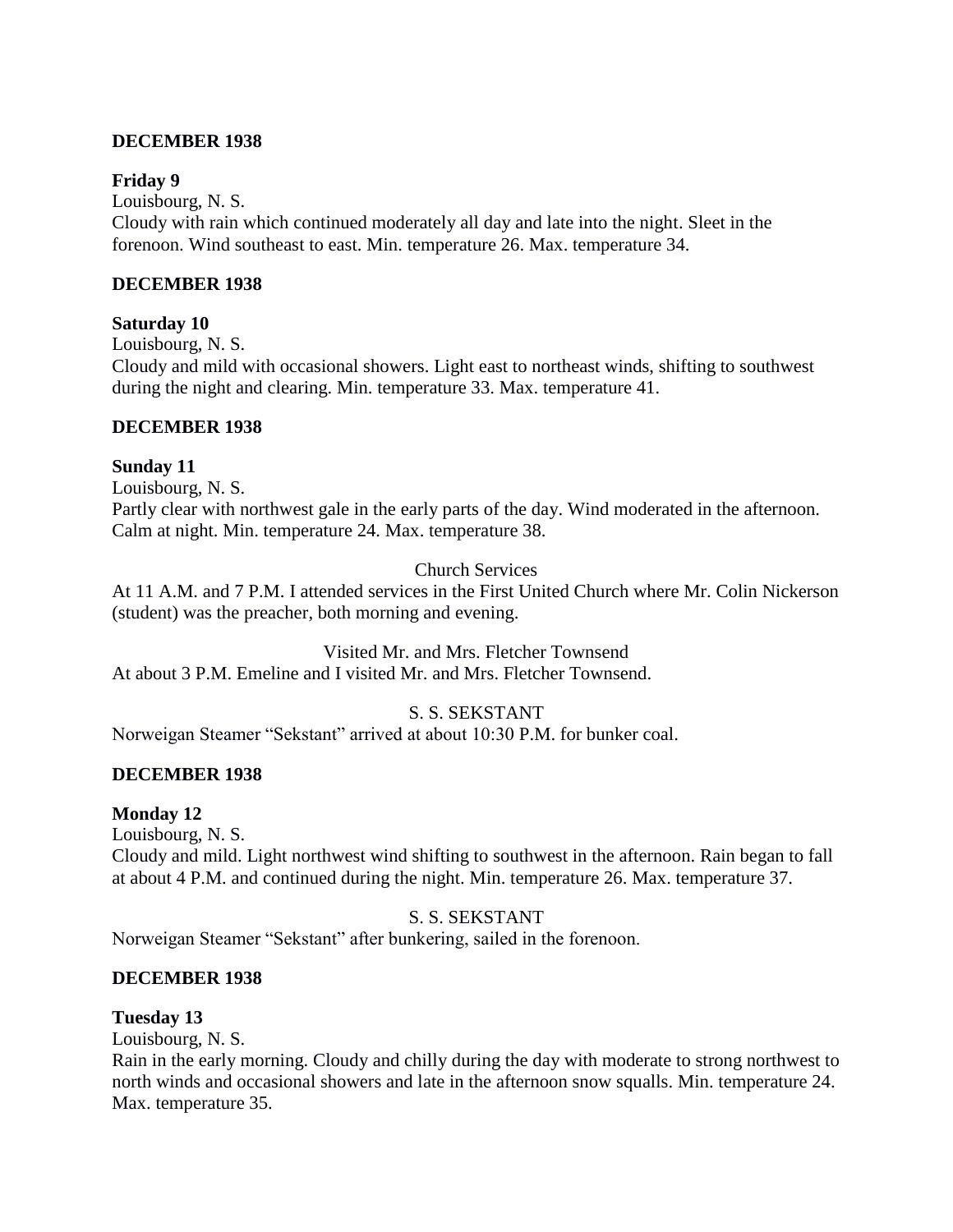## DECEMBER 1938

**Friday 9**

Louisbourg, N. S.

Cloudy with rain which continued moderately all day and late into the night. Sleet in the forenoon. Wind southeast to east. Min. temperature 26. Max. temperature 34.

## DECEMBER 1938

**Saturday 10**

Louisbourg, N. S.

Cloudy and mild with occasional showers. Light east to northeast winds, shifting to southwest during the night and clearing. Min. temperature 33. Max. temperature 41.

## DECEMBER 1938

**Sunday 11**

Louisbourg, N. S.

Partly clear with northwest gale in the early parts of the day. Wind moderated in the afternoon. Calm at night. Min. temperature 24. Max. temperature 38.

Church Services

At 11 A.M. and 7 P.M. I attended services in the First United Church where Mr. Colin Nickerson (student) was the preacher, both morning and evening.

Visited Mr. and Mrs. Fletcher Townsend

At about 3 P.M. Emeline and I visited Mr. and Mrs. Fletcher Townsend.

S. S. SEKSTANT

Norweigan Steamer "Sekstant" arrived at about 10:30 P.M. for bunker coal.

## DECEMBER 1938

**Monday 12**

Louisbourg, N. S.

Cloudy and mild. Light northwest wind shifting to southwest in the afternoon. Rain began to fall at about 4 P.M. and continued during the night. Min. temperature 26. Max. temperature 37.

S. S. SEKSTANT

Norweigan Steamer "Sekstant" after bunkering, sailed in the forenoon.

## DECEMBER 1938

**Tuesday 13**

Louisbourg, N. S.

Rain in the early morning. Cloudy and chilly during the day with moderate to strong northwest to north winds and occasional showers and late in the afternoon snow squalls. Min. temperature 24. Max. temperature 35.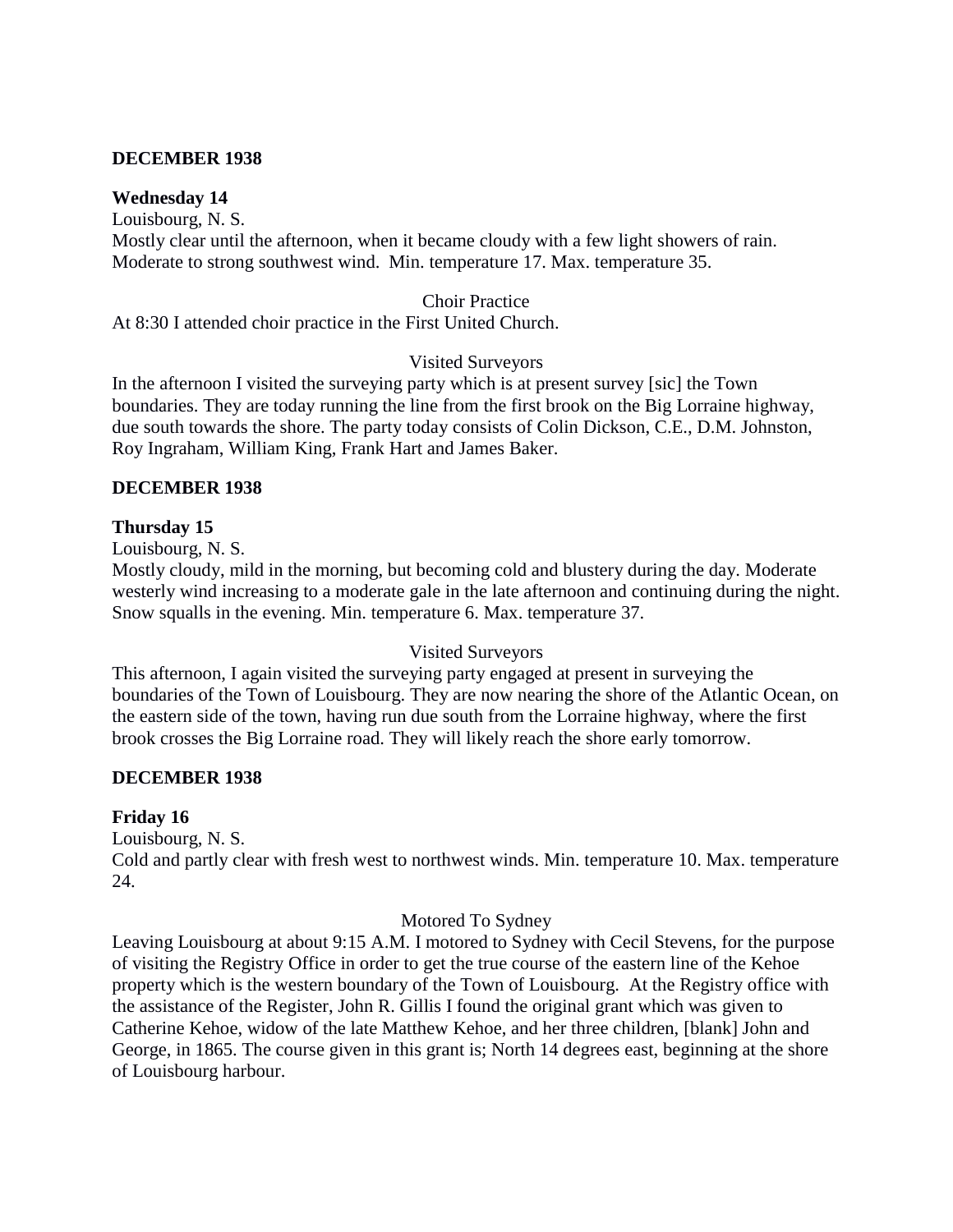**DECEMBER 1938**

**Wednesday 14**

Louisbourg, N. S.

Mostly clear until the afternoon, when it became cloudy with a few light showers of rain. Moderate to strong southwest wind. Min. temperature 17. Max. temperature 35.

Choir Practice

At 8:30 I attended choir practice in the First United Church.

Visited Surveyors

In the afternoon I visited the surveying party which is at present survey [sic] the Town boundaries. They are today running the line from the first brook on the Big Lorraine highway, due south towards the shore. The party today consists of Colin Dickson, C.E., D.M. Johnston, Roy Ingraham, William King, Frank Hart and James Baker.

**DECEMBER 1938**

**Thursday 15**

Louisbourg, N. S.

Mostly cloudy, mild in the morning, but becoming cold and blustery during the day. Moderate westerly wind increasing to a moderate gale in the late afternoon and continuing during the night. Snow squalls in the evening. Min. temperature 6. Max. temperature 37.

Visited Surveyors

This afternoon, I again visited the surveying party engaged at present in surveying the boundaries of the Town of Louisbourg. They are now nearing the shore of the Atlantic Ocean, on the eastern side of the town, having run due south from the Lorraine highway, where the first brook crosses the Big Lorraine road. They will likely reach the shore early tomorrow.

**DECEMBER 1938**

**Friday 16**

Louisbourg, N. S.

Cold and partly clear with fresh west to northwest winds. Min. temperature 10. Max. temperature 24.

Motored To Sydney

Leaving Louisbourg at about 9:15 A.M. I motored to Sydney with Cecil Stevens, for the purpose of visiting the Registry Office in order to get the true course of the eastern line of the Kehoe property which is the western boundary of the Town of Louisbourg. At the Registry office with the assistance of the Register, John R. Gillis I found the original grant which was given to Catherine Kehoe, widow of the late Matthew Kehoe, and her three children, [blank] John and George, in 1865. The course given in this grant is; North 14 degrees east, beginning at the shore of Louisbourg harbour.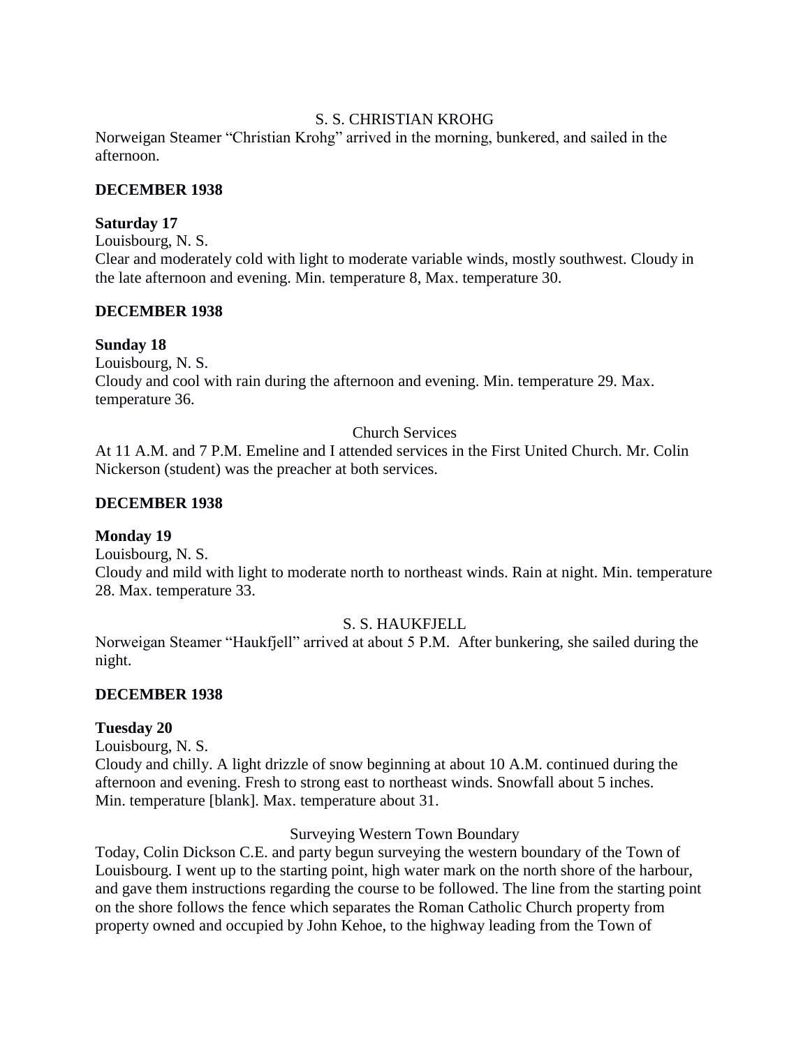S. S. CHRISTIAN KROHG

Norweigan Steamer "Christian Krohg" arrived in the morning, bunkered, and sailed in the afternoon.

**DECEMBER 1938**

**Saturday 17**

Louisbourg, N. S.

Clear and moderately cold with light to moderate variable winds, mostly southwest. Cloudy in the late afternoon and evening. Min. temperature 8, Max. temperature 30.

**DECEMBER 1938**

**Sunday 18**

Louisbourg, N. S.

Cloudy and cool with rain during the afternoon and evening. Min. temperature 29. Max. temperature 36.

Church Services

At 11 A.M. and 7 P.M. Emeline and I attended services in the First United Church. Mr. Colin Nickerson (student) was the preacher at both services.

**DECEMBER 1938**

**Monday 19**

Louisbourg, N. S.

Cloudy and mild with light to moderate north to northeast winds. Rain at night. Min. temperature 28. Max. temperature 33.

S. S. HAUKFJELL

Norweigan Steamer "Haukfjell" arrived at about 5 P.M. After bunkering, she sailed during the night.

**DECEMBER 1938**

**Tuesday 20**

Louisbourg, N. S.

Cloudy and chilly. A light drizzle of snow beginning at about 10 A.M. continued during the afternoon and evening. Fresh to strong east to northeast winds. Snowfall about 5 inches. Min. temperature [blank]. Max. temperature about 31.

Surveying Western Town Boundary

Today, Colin Dickson C.E. and party begun surveying the western boundary of the Town of Louisbourg. I went up to the starting point, high water mark on the north shore of the harbour, and gave them instructions regarding the course to be followed. The line from the starting point on the shore follows the fence which separates the Roman Catholic Church property from property owned and occupied by John Kehoe, to the highway leading from the Town of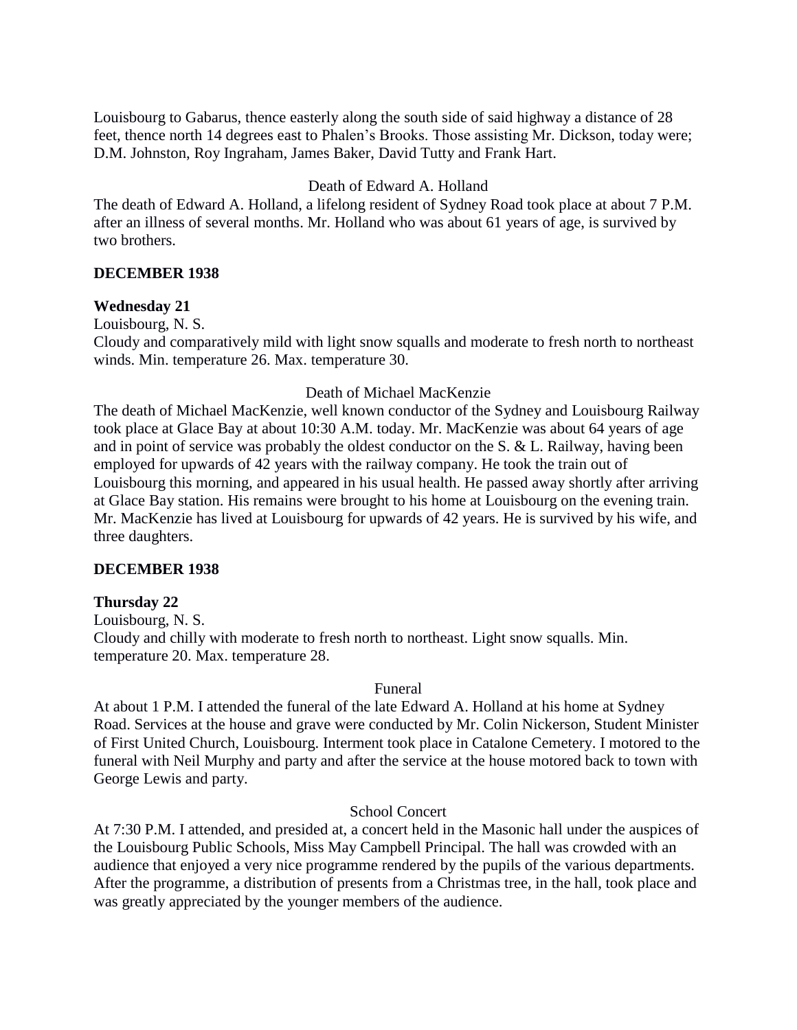Louisbourg to Gabarus, thence easterly along the south side of said highway a distance of 28 feet, thence north 14 degrees east to Phalen's Brooks. Those assisting Mr. Dickson, today were; D.M. Johnston, Roy Ingraham, James Baker, David Tutty and Frank Hart.

Death of Edward A. Holland

The death of Edward A. Holland, a lifelong resident of Sydney Road took place at about 7 P.M. after an illness of several months. Mr. Holland who was about 61 years of age, is survived by two brothers.

**DECEMBER 1938**

**Wednesday 21**

Louisbourg, N. S.

Cloudy and comparatively mild with light snow squalls and moderate to fresh north to northeast winds. Min. temperature 26. Max. temperature 30.

Death of Michael MacKenzie

The death of Michael MacKenzie, well known conductor of the Sydney and Louisbourg Railway took place at Glace Bay at about 10:30 A.M. today. Mr. MacKenzie was about 64 years of age and in point of service was probably the oldest conductor on the S. & L. Railway, having been employed for upwards of 42 years with the railway company. He took the train out of Louisbourg this morning, and appeared in his usual health. He passed away shortly after arriving at Glace Bay station. His remains were brought to his home at Louisbourg on the evening train. Mr. MacKenzie has lived at Louisbourg for upwards of 42 years. He is survived by his wife, and three daughters.

**DECEMBER 1938**

**Thursday 22**

Louisbourg, N. S.

Cloudy and chilly with moderate to fresh north to northeast. Light snow squalls. Min. temperature 20. Max. temperature 28.

Funeral

At about 1 P.M. I attended the funeral of the late Edward A. Holland at his home at Sydney Road. Services at the house and grave were conducted by Mr. Colin Nickerson, Student Minister of First United Church, Louisbourg. Interment took place in Catalone Cemetery. I motored to the funeral with Neil Murphy and party and after the service at the house motored back to town with George Lewis and party.

School Concert

At 7:30 P.M. I attended, and presided at, a concert held in the Masonic hall under the auspices of the Louisbourg Public Schools, Miss May Campbell Principal. The hall was crowded with an audience that enjoyed a very nice programme rendered by the pupils of the various departments. After the programme, a distribution of presents from a Christmas tree, in the hall, took place and was greatly appreciated by the younger members of the audience.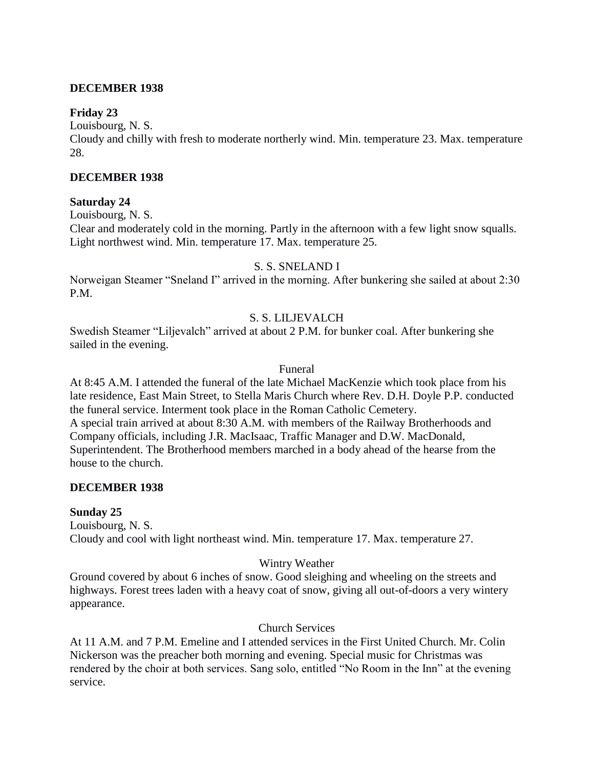**DECEMBER 1938**

**Friday 23**

Louisbourg, N. S.

Cloudy and chilly with fresh to moderate northerly wind. Min. temperature 23. Max. temperature 28.

**DECEMBER 1938**

**Saturday 24**

Louisbourg, N. S.

Clear and moderately cold in the morning. Partly in the afternoon with a few light snow squalls. Light northwest wind. Min. temperature 17. Max. temperature 25.

S. S. SNELAND I

Norweigan Steamer "Sneland I" arrived in the morning. After bunkering she sailed at about 2:30 P.M.

S. S. LILJEVALCH

Swedish Steamer "Liljevalch" arrived at about 2 P.M. for bunker coal. After bunkering she sailed in the evening.

Funeral

At 8:45 A.M. I attended the funeral of the late Michael MacKenzie which took place from his late residence, East Main Street, to Stella Maris Church where Rev. D.H. Doyle P.P. conducted the funeral service. Interment took place in the Roman Catholic Cemetery.

A special train arrived at about 8:30 A.M. with members of the Railway Brotherhoods and Company officials, including J.R. MacIsaac, Traffic Manager and D.W. MacDonald, Superintendent. The Brotherhood members marched in a body ahead of the hearse from the house to the church.

**DECEMBER 1938**

**Sunday 25**

Louisbourg, N. S.

Cloudy and cool with light northeast wind. Min. temperature 17. Max. temperature 27.

Wintry Weather

Ground covered by about 6 inches of snow. Good sleighing and wheeling on the streets and highways. Forest trees laden with a heavy coat of snow, giving all out-of-doors a very wintery appearance.

Church Services

At 11 A.M. and 7 P.M. Emeline and I attended services in the First United Church. Mr. Colin Nickerson was the preacher both morning and evening. Special music for Christmas was rendered by the choir at both services. Sang solo, entitled "No Room in the Inn" at the evening service.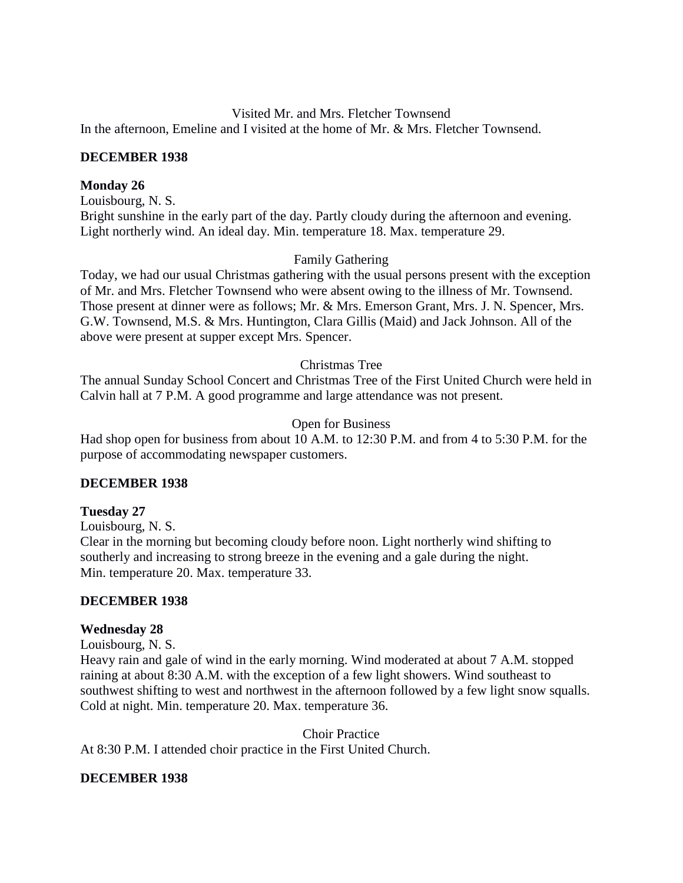Visited Mr. and Mrs. Fletcher Townsend

In the afternoon, Emeline and I visited at the home of Mr. & Mrs. Fletcher Townsend.

**DECEMBER 1938**

**Monday 26**

Louisbourg, N. S.

Bright sunshine in the early part of the day. Partly cloudy during the afternoon and evening. Light northerly wind. An ideal day. Min. temperature 18. Max. temperature 29.

Family Gathering

Today, we had our usual Christmas gathering with the usual persons present with the exception of Mr. and Mrs. Fletcher Townsend who were absent owing to the illness of Mr. Townsend. Those present at dinner were as follows; Mr. & Mrs. Emerson Grant, Mrs. J. N. Spencer, Mrs. G.W. Townsend, M.S. & Mrs. Huntington, Clara Gillis (Maid) and Jack Johnson. All of the above were present at supper except Mrs. Spencer.

Christmas Tree

The annual Sunday School Concert and Christmas Tree of the First United Church were held in Calvin hall at 7 P.M. A good programme and large attendance was not present.

Open for Business

Had shop open for business from about 10 A.M. to 12:30 P.M. and from 4 to 5:30 P.M. for the purpose of accommodating newspaper customers.

**DECEMBER 1938**

**Tuesday 27**

Louisbourg, N. S.

Clear in the morning but becoming cloudy before noon. Light northerly wind shifting to southerly and increasing to strong breeze in the evening and a gale during the night. Min. temperature 20. Max. temperature 33.

**DECEMBER 1938**

**Wednesday 28**

Louisbourg, N. S.

Heavy rain and gale of wind in the early morning. Wind moderated at about 7 A.M. stopped raining at about 8:30 A.M. with the exception of a few light showers. Wind southeast to southwest shifting to west and northwest in the afternoon followed by a few light snow squalls. Cold at night. Min. temperature 20. Max. temperature 36.

Choir Practice

At 8:30 P.M. I attended choir practice in the First United Church.

**DECEMBER 1938**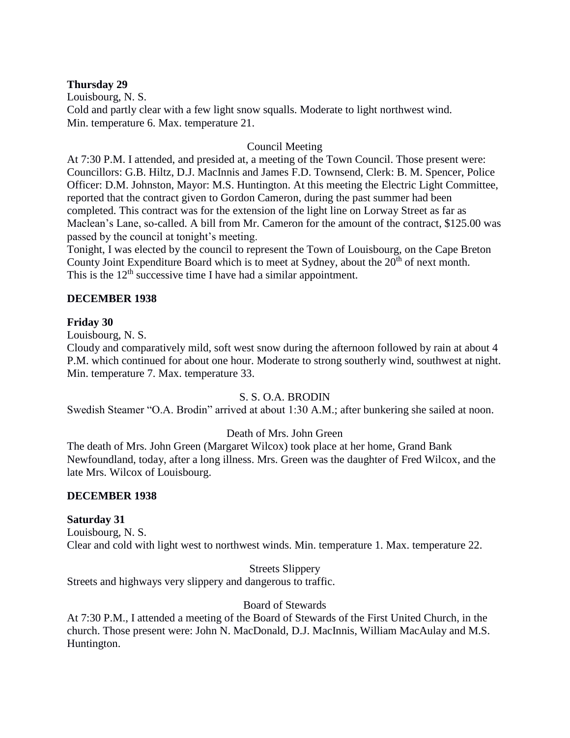**Thursday 29**

Louisbourg, N. S.

Cold and partly clear with a few light snow squalls. Moderate to light northwest wind.
Min. temperature 6. Max. temperature 21.

Council Meeting

At 7:30 P.M. I attended, and presided at, a meeting of the Town Council. Those present were: Councillors: G.B. Hiltz, D.J. MacInnis and James F.D. Townsend, Clerk: B. M. Spencer, Police Officer: D.M. Johnston, Mayor: M.S. Huntington. At this meeting the Electric Light Committee, reported that the contract given to Gordon Cameron, during the past summer had been completed. This contract was for the extension of the light line on Lorway Street as far as Maclean's Lane, so-called. A bill from Mr. Cameron for the amount of the contract, $125.00 was passed by the council at tonight's meeting.

Tonight, I was elected by the council to represent the Town of Louisbourg, on the Cape Breton County Joint Expenditure Board which is to meet at Sydney, about the 20th of next month. This is the 12th successive time I have had a similar appointment.

**DECEMBER 1938**

**Friday 30**

Louisbourg, N. S.

Cloudy and comparatively mild, soft west snow during the afternoon followed by rain at about 4 P.M. which continued for about one hour. Moderate to strong southerly wind, southwest at night.
Min. temperature 7. Max. temperature 33.

S. S. O.A. BRODIN

Swedish Steamer "O.A. Brodin" arrived at about 1:30 A.M.; after bunkering she sailed at noon.

Death of Mrs. John Green

The death of Mrs. John Green (Margaret Wilcox) took place at her home, Grand Bank Newfoundland, today, after a long illness. Mrs. Green was the daughter of Fred Wilcox, and the late Mrs. Wilcox of Louisbourg.

**DECEMBER 1938**

**Saturday 31**

Louisbourg, N. S.

Clear and cold with light west to northwest winds. Min. temperature 1. Max. temperature 22.

Streets Slippery

Streets and highways very slippery and dangerous to traffic.

Board of Stewards

At 7:30 P.M., I attended a meeting of the Board of Stewards of the First United Church, in the church. Those present were: John N. MacDonald, D.J. MacInnis, William MacAulay and M.S. Huntington.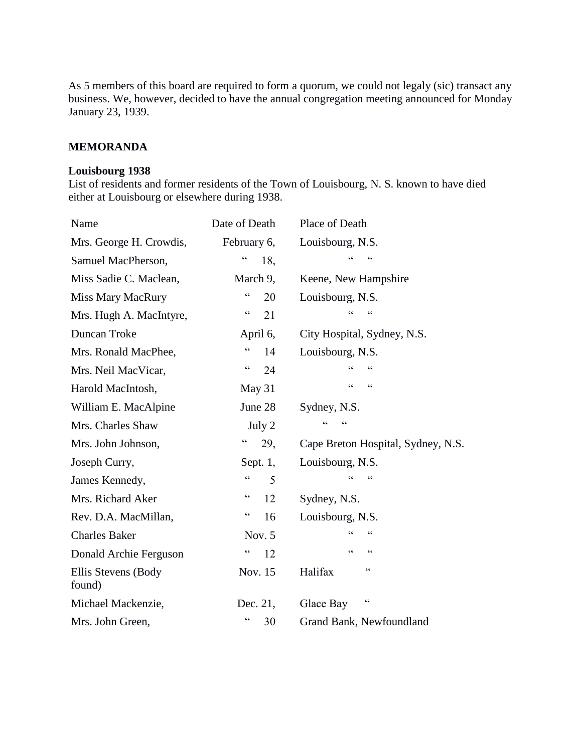As 5 members of this board are required to form a quorum, we could not legaly (sic) transact any business. We, however, decided to have the annual congregation meeting announced for Monday January 23, 1939.

**MEMORANDA**

**Louisbourg 1938**
List of residents and former residents of the Town of Louisbourg, N. S. known to have died either at Louisbourg or elsewhere during 1938.

| Name | Date of Death | Place of Death |
|---|---|---|
| Mrs. George H. Crowdis, | February 6, | Louisbourg, N.S. |
| Samuel MacPherson, | " 18, | " " |
| Miss Sadie C. Maclean, | March 9, | Keene, New Hampshire |
| Miss Mary MacRury | " 20 | Louisbourg, N.S. |
| Mrs. Hugh A. MacIntyre, | " 21 | " " |
| Duncan Troke | April 6, | City Hospital, Sydney, N.S. |
| Mrs. Ronald MacPhee, | " 14 | Louisbourg, N.S. |
| Mrs. Neil MacVicar, | " 24 | " " |
| Harold MacIntosh, | May 31 | " " |
| William E. MacAlpine | June 28 | Sydney, N.S. |
| Mrs. Charles Shaw | July 2 | " " |
| Mrs. John Johnson, | " 29, | Cape Breton Hospital, Sydney, N.S. |
| Joseph Curry, | Sept. 1, | Louisbourg, N.S. |
| James Kennedy, | " 5 | " " |
| Mrs. Richard Aker | " 12 | Sydney, N.S. |
| Rev. D.A. MacMillan, | " 16 | Louisbourg, N.S. |
| Charles Baker | Nov. 5 | " " |
| Donald Archie Ferguson | " 12 | " " |
| Ellis Stevens (Body found) | Nov. 15 | Halifax " |
| Michael Mackenzie, | Dec. 21, | Glace Bay " |
| Mrs. John Green, | " 30 | Grand Bank, Newfoundland |